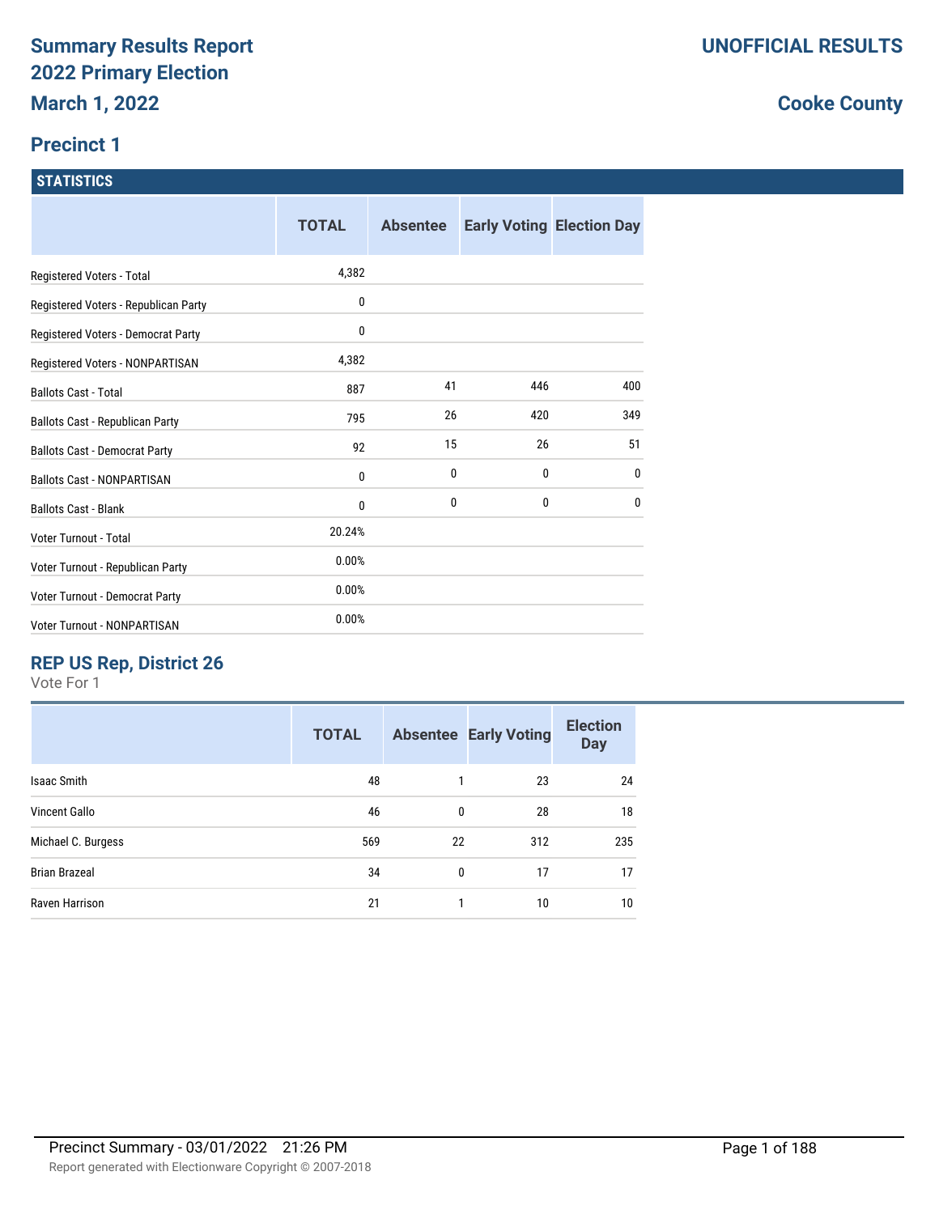# Summary Results Report
# 2022 Primary Election
## March 1, 2022

**UNOFFICIAL RESULTS**

**Cooke County**

## Precinct 1

### STATISTICS

| | TOTAL | Absentee | Early Voting | Election Day |
|---|---|---|---|---|
| Registered Voters - Total | 4,382 | | | |
| Registered Voters - Republican Party | 0 | | | |
| Registered Voters - Democrat Party | 0 | | | |
| Registered Voters - NONPARTISAN | 4,382 | | | |
| Ballots Cast - Total | 887 | 41 | 446 | 400 |
| Ballots Cast - Republican Party | 795 | 26 | 420 | 349 |
| Ballots Cast - Democrat Party | 92 | 15 | 26 | 51 |
| Ballots Cast - NONPARTISAN | 0 | 0 | 0 | 0 |
| Ballots Cast - Blank | 0 | 0 | 0 | 0 |
| Voter Turnout - Total | 20.24% | | | |
| Voter Turnout - Republican Party | 0.00% | | | |
| Voter Turnout - Democrat Party | 0.00% | | | |
| Voter Turnout - NONPARTISAN | 0.00% | | | |

### REP US Rep, District 26

Vote For 1

| | TOTAL | Absentee | Early Voting | Election Day |
|---|---|---|---|---|
| Isaac Smith | 48 | 1 | 23 | 24 |
| Vincent Gallo | 46 | 0 | 28 | 18 |
| Michael C. Burgess | 569 | 22 | 312 | 235 |
| Brian Brazeal | 34 | 0 | 17 | 17 |
| Raven Harrison | 21 | 1 | 10 | 10 |

Precinct Summary - 03/01/2022 21:26 PM

Report generated with Electionware Copyright © 2007-2018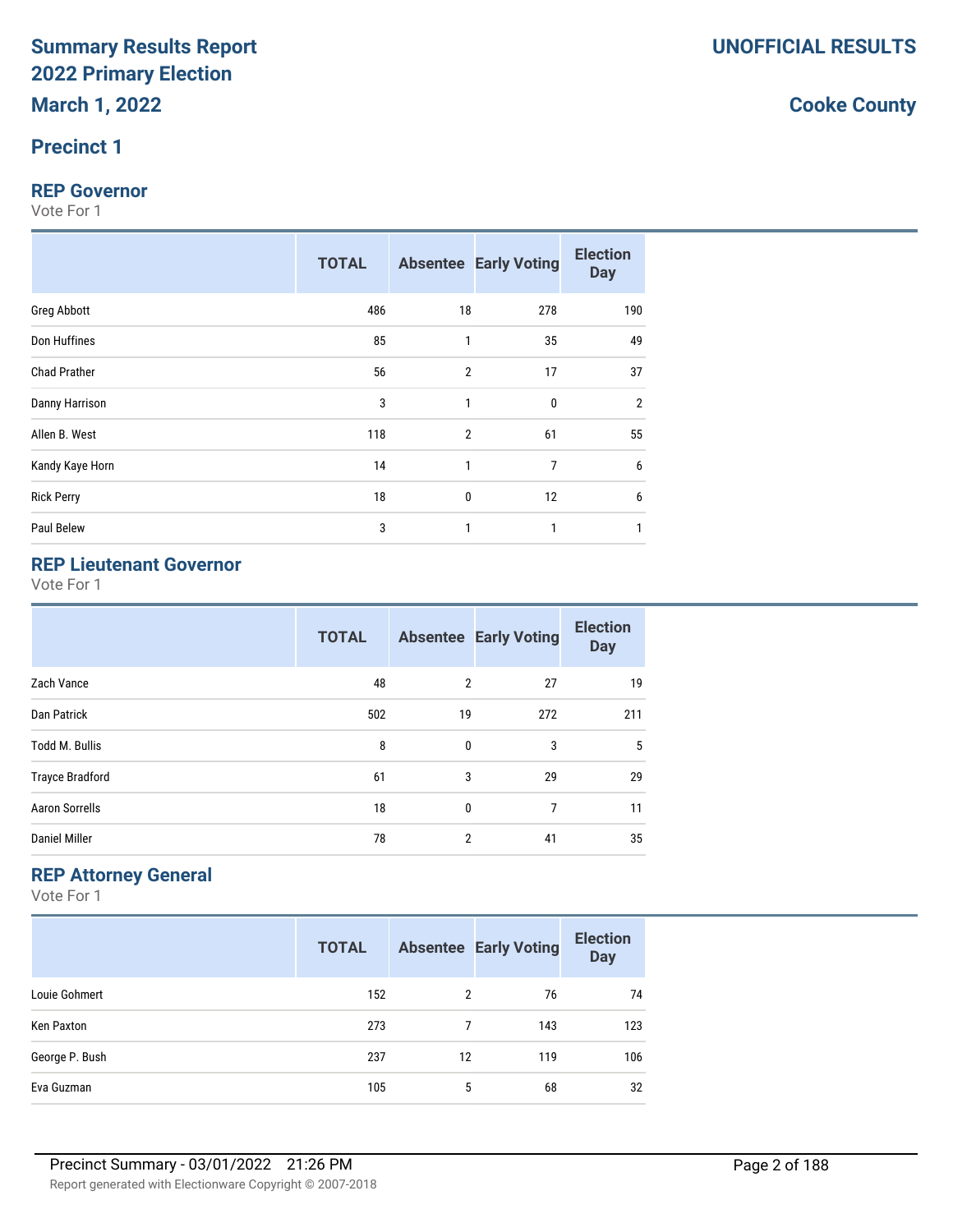# Summary Results Report
# 2022 Primary Election
# March 1, 2022

**UNOFFICIAL RESULTS**

**Cooke County**

## Precinct 1

### REP Governor

Vote For 1

| | TOTAL | Absentee | Early Voting | Election Day |
|---|---|---|---|---|
| Greg Abbott | 486 | 18 | 278 | 190 |
| Don Huffines | 85 | 1 | 35 | 49 |
| Chad Prather | 56 | 2 | 17 | 37 |
| Danny Harrison | 3 | 1 | 0 | 2 |
| Allen B. West | 118 | 2 | 61 | 55 |
| Kandy Kaye Horn | 14 | 1 | 7 | 6 |
| Rick Perry | 18 | 0 | 12 | 6 |
| Paul Belew | 3 | 1 | 1 | 1 |

### REP Lieutenant Governor

Vote For 1

| | TOTAL | Absentee | Early Voting | Election Day |
|---|---|---|---|---|
| Zach Vance | 48 | 2 | 27 | 19 |
| Dan Patrick | 502 | 19 | 272 | 211 |
| Todd M. Bullis | 8 | 0 | 3 | 5 |
| Trayce Bradford | 61 | 3 | 29 | 29 |
| Aaron Sorrells | 18 | 0 | 7 | 11 |
| Daniel Miller | 78 | 2 | 41 | 35 |

### REP Attorney General

Vote For 1

| | TOTAL | Absentee | Early Voting | Election Day |
|---|---|---|---|---|
| Louie Gohmert | 152 | 2 | 76 | 74 |
| Ken Paxton | 273 | 7 | 143 | 123 |
| George P. Bush | 237 | 12 | 119 | 106 |
| Eva Guzman | 105 | 5 | 68 | 32 |

Precinct Summary - 03/01/2022 21:26 PM

Report generated with Electionware Copyright © 2007-2018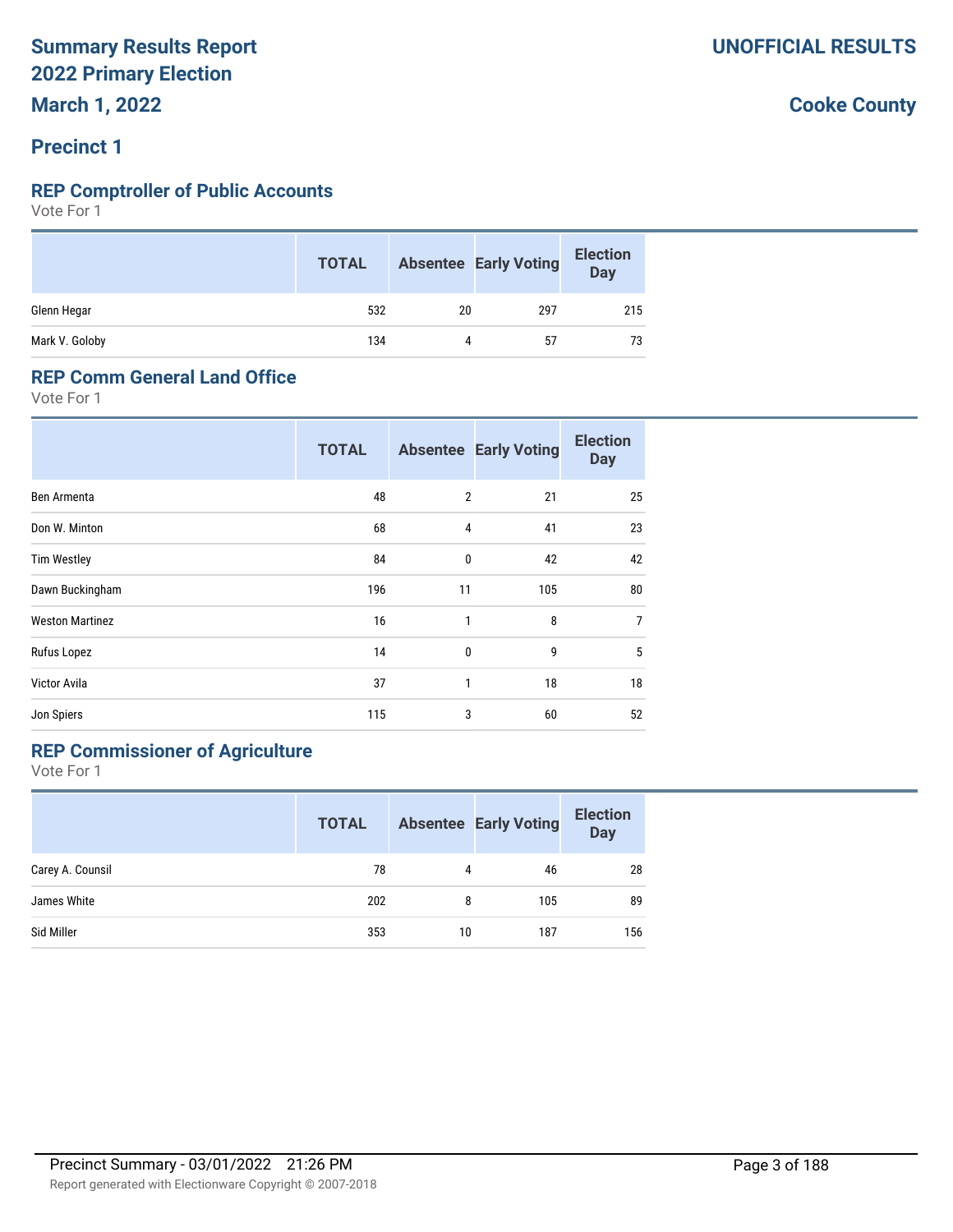# Summary Results Report
# 2022 Primary Election
### March 1, 2022

**UNOFFICIAL RESULTS**

**Cooke County**

## Precinct 1

### REP Comptroller of Public Accounts

Vote For 1

| | TOTAL | Absentee | Early Voting | Election Day |
|---|---|---|---|---|
| Glenn Hegar | 532 | 20 | 297 | 215 |
| Mark V. Goloby | 134 | 4 | 57 | 73 |

### REP Comm General Land Office

Vote For 1

| | TOTAL | Absentee | Early Voting | Election Day |
|---|---|---|---|---|
| Ben Armenta | 48 | 2 | 21 | 25 |
| Don W. Minton | 68 | 4 | 41 | 23 |
| Tim Westley | 84 | 0 | 42 | 42 |
| Dawn Buckingham | 196 | 11 | 105 | 80 |
| Weston Martinez | 16 | 1 | 8 | 7 |
| Rufus Lopez | 14 | 0 | 9 | 5 |
| Victor Avila | 37 | 1 | 18 | 18 |
| Jon Spiers | 115 | 3 | 60 | 52 |

### REP Commissioner of Agriculture

Vote For 1

| | TOTAL | Absentee | Early Voting | Election Day |
|---|---|---|---|---|
| Carey A. Counsil | 78 | 4 | 46 | 28 |
| James White | 202 | 8 | 105 | 89 |
| Sid Miller | 353 | 10 | 187 | 156 |

Precinct Summary - 03/01/2022 21:26 PM

Report generated with Electionware Copyright © 2007-2018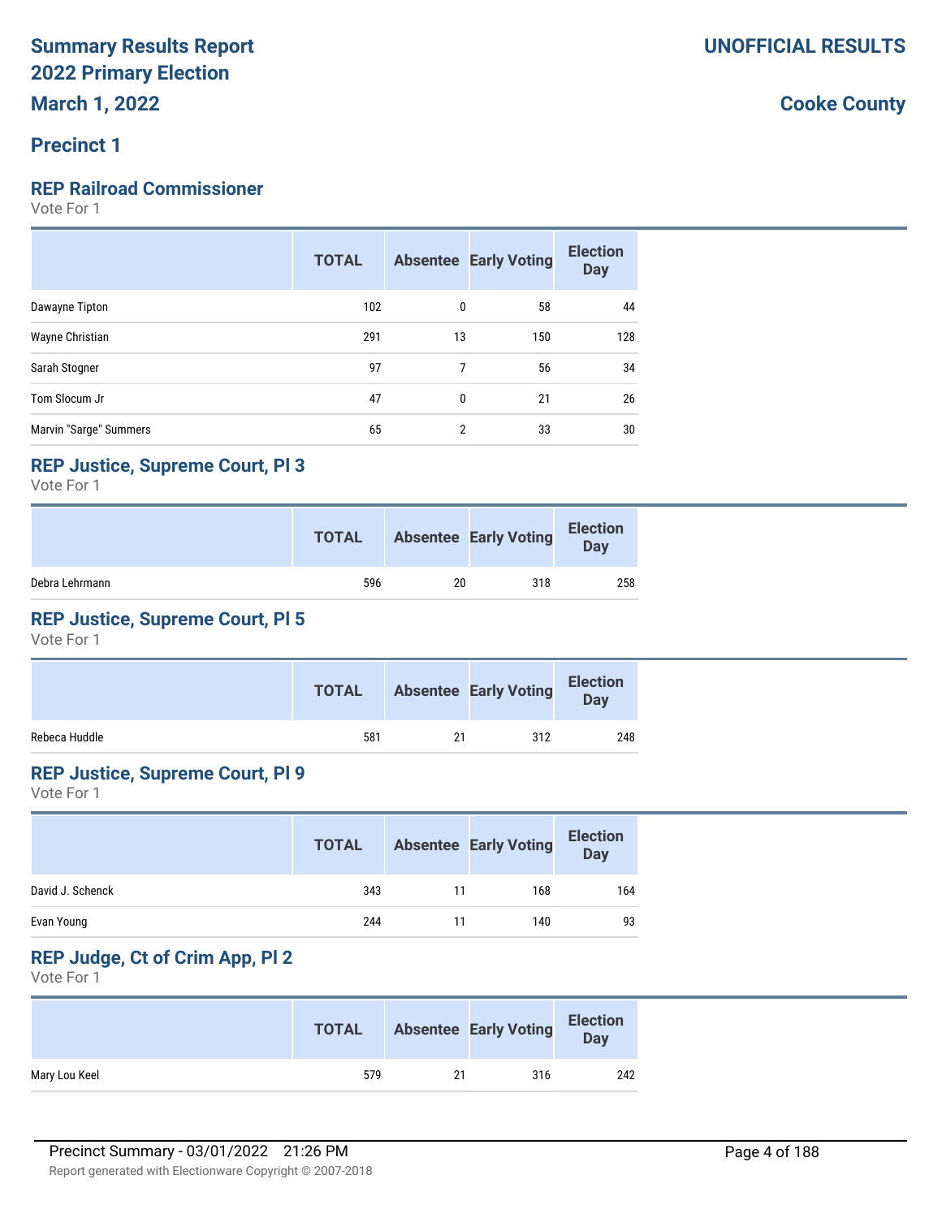# Summary Results Report
# 2022 Primary Election
# March 1, 2022

**UNOFFICIAL RESULTS**

**Cooke County**

## Precinct 1

### REP Railroad Commissioner

Vote For 1

| | TOTAL | Absentee | Early Voting | Election Day |
|---|---|---|---|---|
| Dawayne Tipton | 102 | 0 | 58 | 44 |
| Wayne Christian | 291 | 13 | 150 | 128 |
| Sarah Stogner | 97 | 7 | 56 | 34 |
| Tom Slocum Jr | 47 | 0 | 21 | 26 |
| Marvin "Sarge" Summers | 65 | 2 | 33 | 30 |

### REP Justice, Supreme Court, Pl 3

Vote For 1

| | TOTAL | Absentee | Early Voting | Election Day |
|---|---|---|---|---|
| Debra Lehrmann | 596 | 20 | 318 | 258 |

### REP Justice, Supreme Court, Pl 5

Vote For 1

| | TOTAL | Absentee | Early Voting | Election Day |
|---|---|---|---|---|
| Rebeca Huddle | 581 | 21 | 312 | 248 |

### REP Justice, Supreme Court, Pl 9

Vote For 1

| | TOTAL | Absentee | Early Voting | Election Day |
|---|---|---|---|---|
| David J. Schenck | 343 | 11 | 168 | 164 |
| Evan Young | 244 | 11 | 140 | 93 |

### REP Judge, Ct of Crim App, Pl 2

Vote For 1

| | TOTAL | Absentee | Early Voting | Election Day |
|---|---|---|---|---|
| Mary Lou Keel | 579 | 21 | 316 | 242 |

Precinct Summary - 03/01/2022 21:26 PM

Report generated with Electionware Copyright © 2007-2018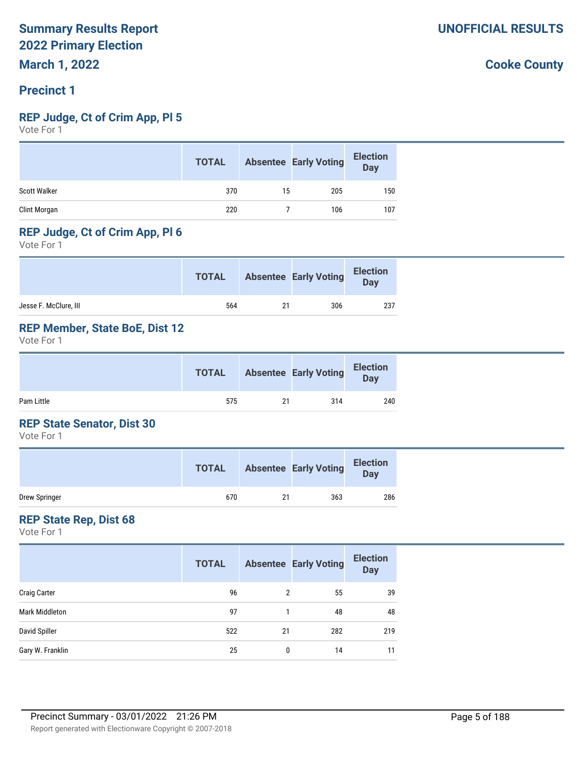# Summary Results Report
# 2022 Primary Election
# March 1, 2022

**UNOFFICIAL RESULTS**

**Cooke County**

## Precinct 1

### REP Judge, Ct of Crim App, Pl 5

Vote For 1

| | TOTAL | Absentee | Early Voting | Election Day |
|---|---|---|---|---|
| Scott Walker | 370 | 15 | 205 | 150 |
| Clint Morgan | 220 | 7 | 106 | 107 |

### REP Judge, Ct of Crim App, Pl 6

Vote For 1

| | TOTAL | Absentee | Early Voting | Election Day |
|---|---|---|---|---|
| Jesse F. McClure, III | 564 | 21 | 306 | 237 |

### REP Member, State BoE, Dist 12

Vote For 1

| | TOTAL | Absentee | Early Voting | Election Day |
|---|---|---|---|---|
| Pam Little | 575 | 21 | 314 | 240 |

### REP State Senator, Dist 30

Vote For 1

| | TOTAL | Absentee | Early Voting | Election Day |
|---|---|---|---|---|
| Drew Springer | 670 | 21 | 363 | 286 |

### REP State Rep, Dist 68

Vote For 1

| | TOTAL | Absentee | Early Voting | Election Day |
|---|---|---|---|---|
| Craig Carter | 96 | 2 | 55 | 39 |
| Mark Middleton | 97 | 1 | 48 | 48 |
| David Spiller | 522 | 21 | 282 | 219 |
| Gary W. Franklin | 25 | 0 | 14 | 11 |

Precinct Summary - 03/01/2022 21:26 PM

Report generated with Electionware Copyright © 2007-2018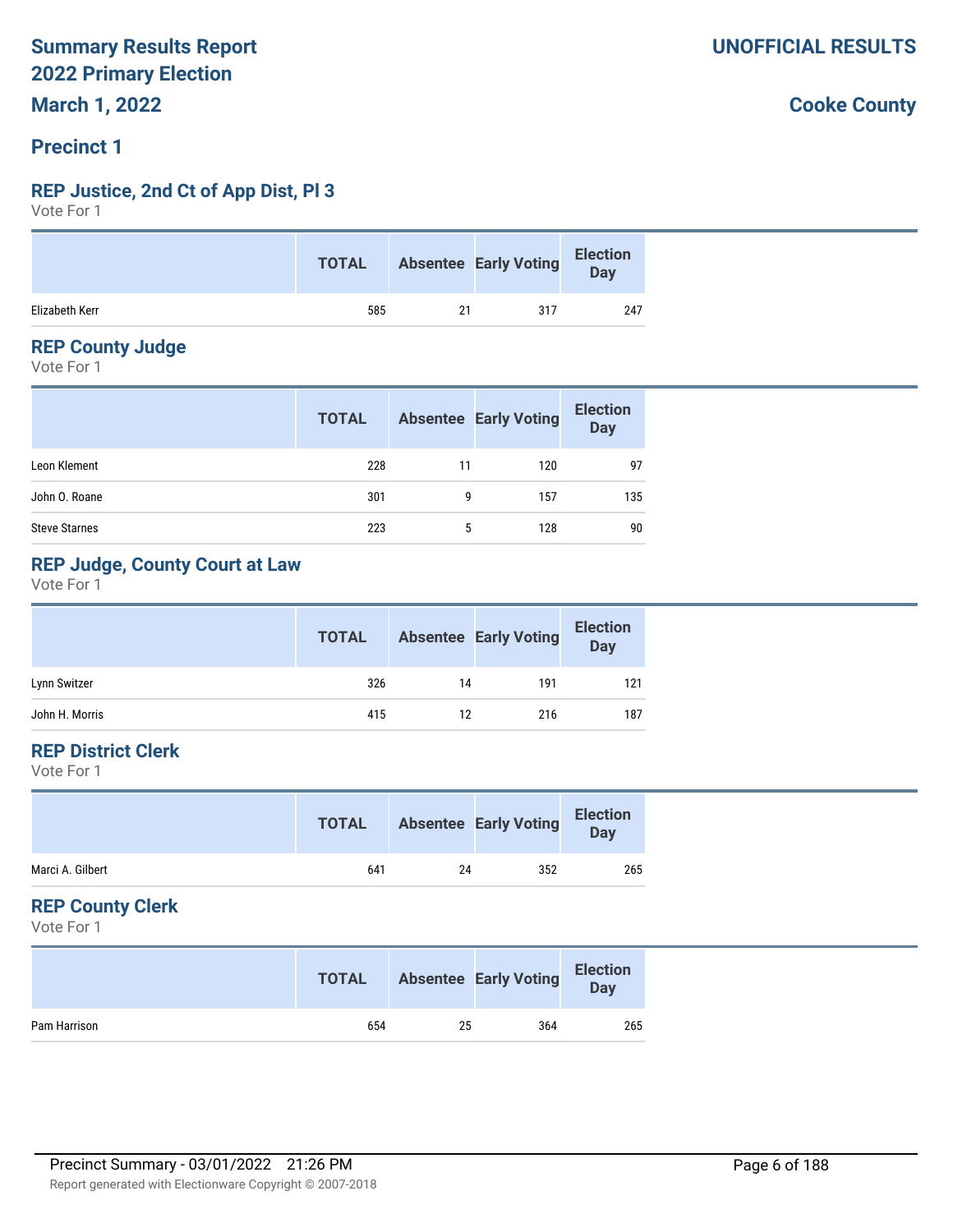# Summary Results Report
# 2022 Primary Election
# March 1, 2022

**UNOFFICIAL RESULTS**

**Cooke County**

## Precinct 1

### REP Justice, 2nd Ct of App Dist, Pl 3

Vote For 1

| | TOTAL | Absentee | Early Voting | Election Day |
|---|---|---|---|---|
| Elizabeth Kerr | 585 | 21 | 317 | 247 |

### REP County Judge

Vote For 1

| | TOTAL | Absentee | Early Voting | Election Day |
|---|---|---|---|---|
| Leon Klement | 228 | 11 | 120 | 97 |
| John O. Roane | 301 | 9 | 157 | 135 |
| Steve Starnes | 223 | 5 | 128 | 90 |

### REP Judge, County Court at Law

Vote For 1

| | TOTAL | Absentee | Early Voting | Election Day |
|---|---|---|---|---|
| Lynn Switzer | 326 | 14 | 191 | 121 |
| John H. Morris | 415 | 12 | 216 | 187 |

### REP District Clerk

Vote For 1

| | TOTAL | Absentee | Early Voting | Election Day |
|---|---|---|---|---|
| Marci A. Gilbert | 641 | 24 | 352 | 265 |

### REP County Clerk

Vote For 1

| | TOTAL | Absentee | Early Voting | Election Day |
|---|---|---|---|---|
| Pam Harrison | 654 | 25 | 364 | 265 |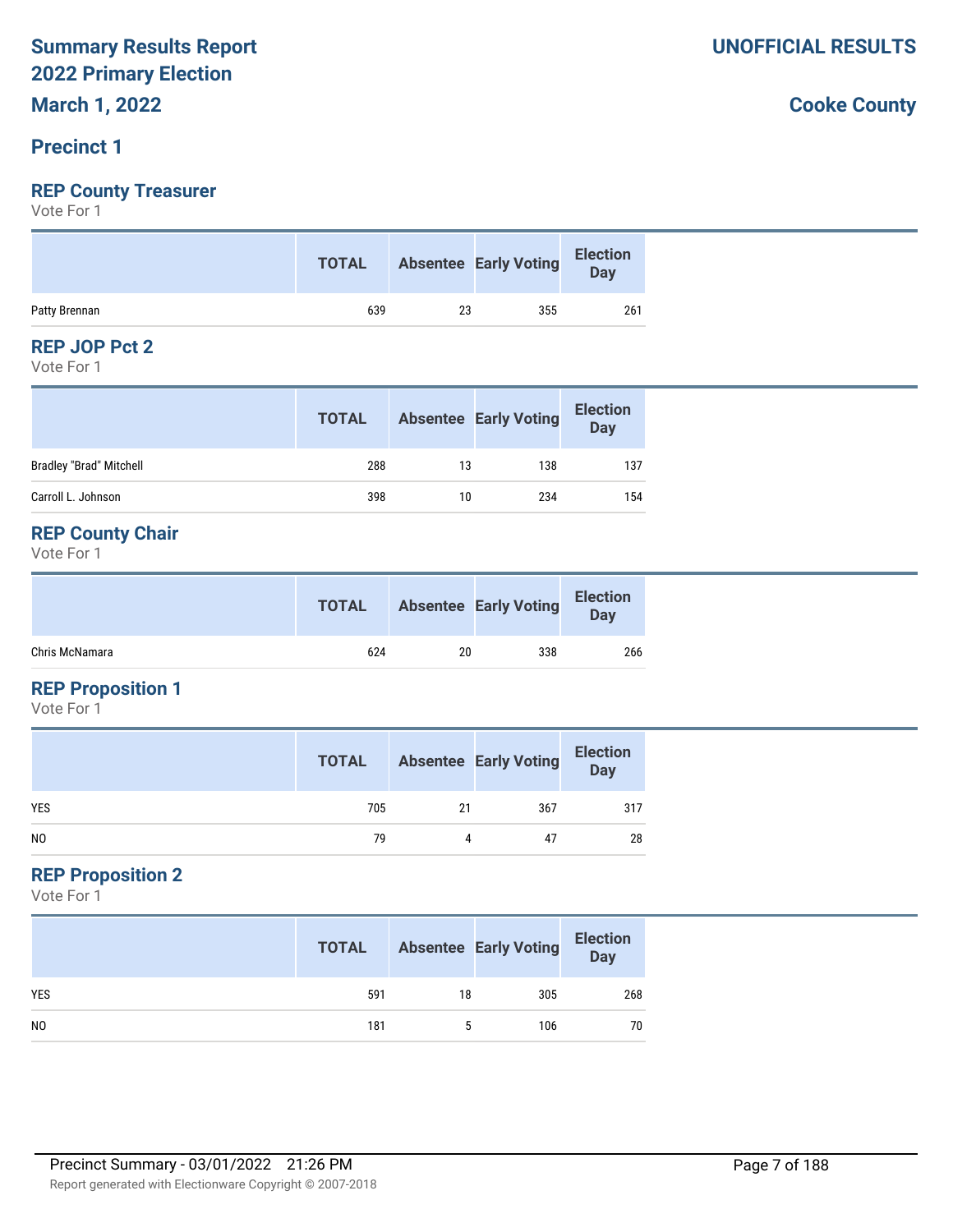# Summary Results Report
# 2022 Primary Election
# March 1, 2022

**UNOFFICIAL RESULTS**

**Cooke County**

## Precinct 1

### REP County Treasurer
Vote For 1

| | TOTAL | Absentee | Early Voting | Election Day |
|---|---|---|---|---|
| Patty Brennan | 639 | 23 | 355 | 261 |

### REP JOP Pct 2
Vote For 1

| | TOTAL | Absentee | Early Voting | Election Day |
|---|---|---|---|---|
| Bradley "Brad" Mitchell | 288 | 13 | 138 | 137 |
| Carroll L. Johnson | 398 | 10 | 234 | 154 |

### REP County Chair
Vote For 1

| | TOTAL | Absentee | Early Voting | Election Day |
|---|---|---|---|---|
| Chris McNamara | 624 | 20 | 338 | 266 |

### REP Proposition 1
Vote For 1

| | TOTAL | Absentee | Early Voting | Election Day |
|---|---|---|---|---|
| YES | 705 | 21 | 367 | 317 |
| NO | 79 | 4 | 47 | 28 |

### REP Proposition 2
Vote For 1

| | TOTAL | Absentee | Early Voting | Election Day |
|---|---|---|---|---|
| YES | 591 | 18 | 305 | 268 |
| NO | 181 | 5 | 106 | 70 |

Precinct Summary - 03/01/2022 21:26 PM

Report generated with Electionware Copyright © 2007-2018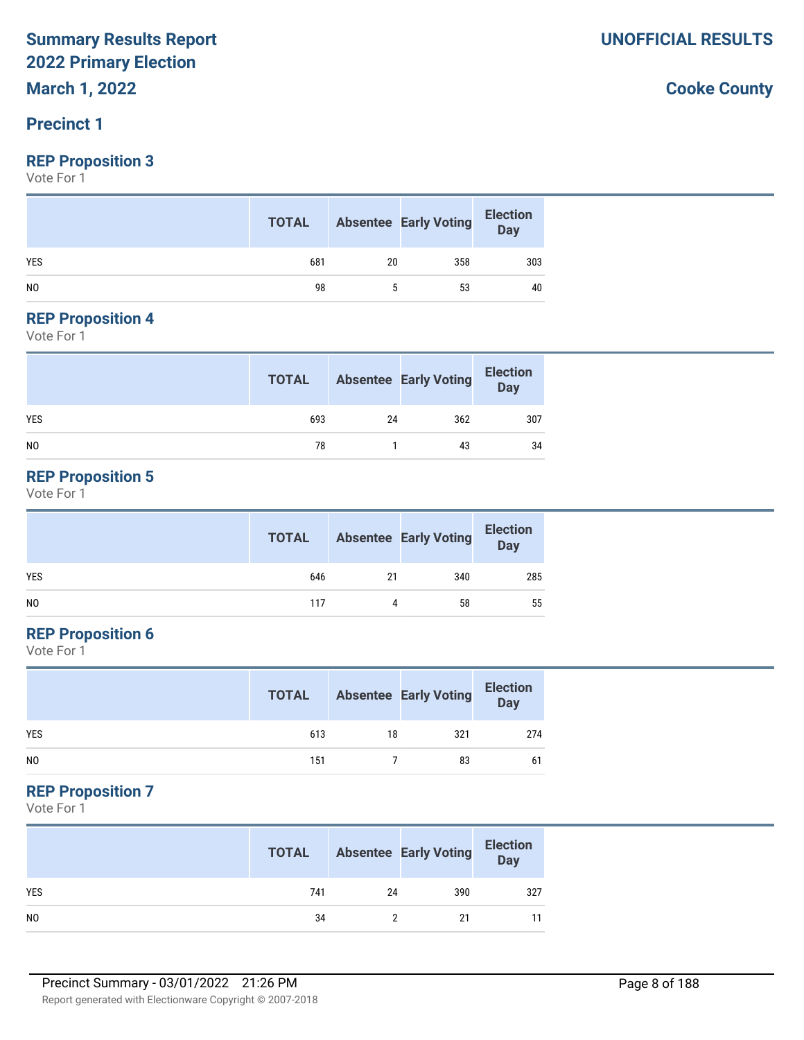# Summary Results Report
# 2022 Primary Election
# March 1, 2022

**UNOFFICIAL RESULTS**

**Cooke County**

## Precinct 1

### REP Proposition 3

Vote For 1

| | TOTAL | Absentee | Early Voting | Election Day |
|---|---|---|---|---|
| YES | 681 | 20 | 358 | 303 |
| NO | 98 | 5 | 53 | 40 |

### REP Proposition 4

Vote For 1

| | TOTAL | Absentee | Early Voting | Election Day |
|---|---|---|---|---|
| YES | 693 | 24 | 362 | 307 |
| NO | 78 | 1 | 43 | 34 |

### REP Proposition 5

Vote For 1

| | TOTAL | Absentee | Early Voting | Election Day |
|---|---|---|---|---|
| YES | 646 | 21 | 340 | 285 |
| NO | 117 | 4 | 58 | 55 |

### REP Proposition 6

Vote For 1

| | TOTAL | Absentee | Early Voting | Election Day |
|---|---|---|---|---|
| YES | 613 | 18 | 321 | 274 |
| NO | 151 | 7 | 83 | 61 |

### REP Proposition 7

Vote For 1

| | TOTAL | Absentee | Early Voting | Election Day |
|---|---|---|---|---|
| YES | 741 | 24 | 390 | 327 |
| NO | 34 | 2 | 21 | 11 |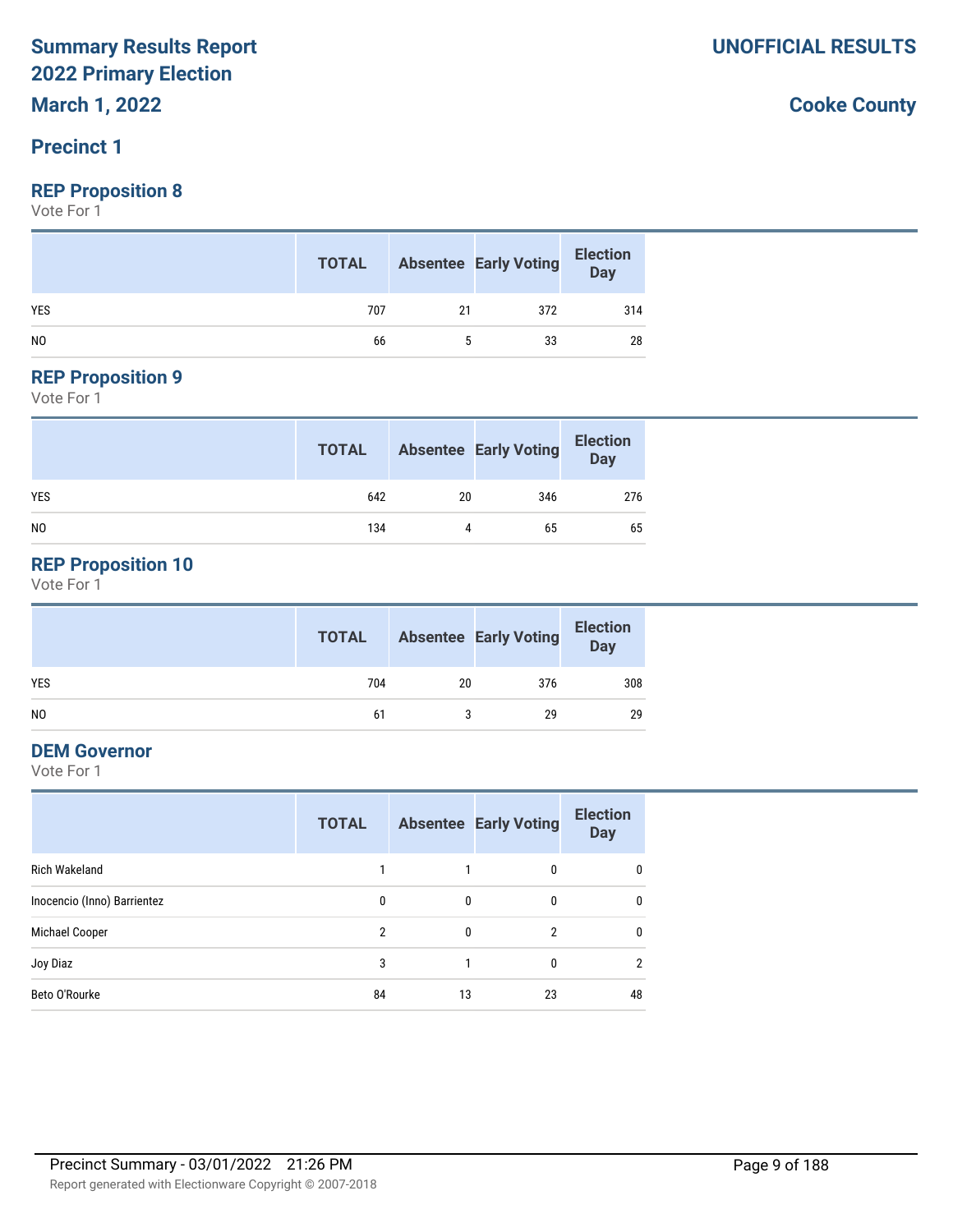# Summary Results Report
# 2022 Primary Election
# March 1, 2022

**UNOFFICIAL RESULTS**

**Cooke County**

## Precinct 1

### REP Proposition 8

Vote For 1

| | TOTAL | Absentee | Early Voting | Election Day |
|---|---|---|---|---|
| YES | 707 | 21 | 372 | 314 |
| NO | 66 | 5 | 33 | 28 |

### REP Proposition 9

Vote For 1

| | TOTAL | Absentee | Early Voting | Election Day |
|---|---|---|---|---|
| YES | 642 | 20 | 346 | 276 |
| NO | 134 | 4 | 65 | 65 |

### REP Proposition 10

Vote For 1

| | TOTAL | Absentee | Early Voting | Election Day |
|---|---|---|---|---|
| YES | 704 | 20 | 376 | 308 |
| NO | 61 | 3 | 29 | 29 |

### DEM Governor

Vote For 1

| | TOTAL | Absentee | Early Voting | Election Day |
|---|---|---|---|---|
| Rich Wakeland | 1 | 1 | 0 | 0 |
| Inocencio (Inno) Barrientez | 0 | 0 | 0 | 0 |
| Michael Cooper | 2 | 0 | 2 | 0 |
| Joy Diaz | 3 | 1 | 0 | 2 |
| Beto O'Rourke | 84 | 13 | 23 | 48 |

Precinct Summary - 03/01/2022 21:26 PM

Report generated with Electionware Copyright © 2007-2018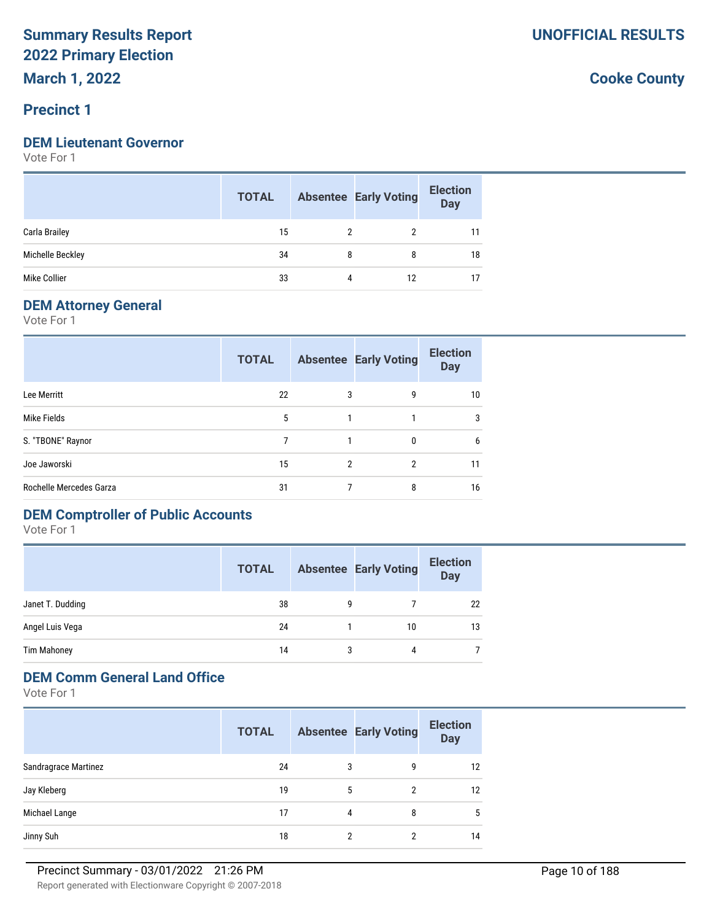# Summary Results Report
# 2022 Primary Election
# March 1, 2022

**UNOFFICIAL RESULTS**

**Cooke County**

## Precinct 1

### DEM Lieutenant Governor

Vote For 1

| | TOTAL | Absentee | Early Voting | Election Day |
|---|---|---|---|---|
| Carla Brailey | 15 | 2 | 2 | 11 |
| Michelle Beckley | 34 | 8 | 8 | 18 |
| Mike Collier | 33 | 4 | 12 | 17 |

### DEM Attorney General

Vote For 1

| | TOTAL | Absentee | Early Voting | Election Day |
|---|---|---|---|---|
| Lee Merritt | 22 | 3 | 9 | 10 |
| Mike Fields | 5 | 1 | 1 | 3 |
| S. "TBONE" Raynor | 7 | 1 | 0 | 6 |
| Joe Jaworski | 15 | 2 | 2 | 11 |
| Rochelle Mercedes Garza | 31 | 7 | 8 | 16 |

### DEM Comptroller of Public Accounts

Vote For 1

| | TOTAL | Absentee | Early Voting | Election Day |
|---|---|---|---|---|
| Janet T. Dudding | 38 | 9 | 7 | 22 |
| Angel Luis Vega | 24 | 1 | 10 | 13 |
| Tim Mahoney | 14 | 3 | 4 | 7 |

### DEM Comm General Land Office

Vote For 1

| | TOTAL | Absentee | Early Voting | Election Day |
|---|---|---|---|---|
| Sandragrace Martinez | 24 | 3 | 9 | 12 |
| Jay Kleberg | 19 | 5 | 2 | 12 |
| Michael Lange | 17 | 4 | 8 | 5 |
| Jinny Suh | 18 | 2 | 2 | 14 |

Precinct Summary - 03/01/2022 21:26 PM

Report generated with Electionware Copyright © 2007-2018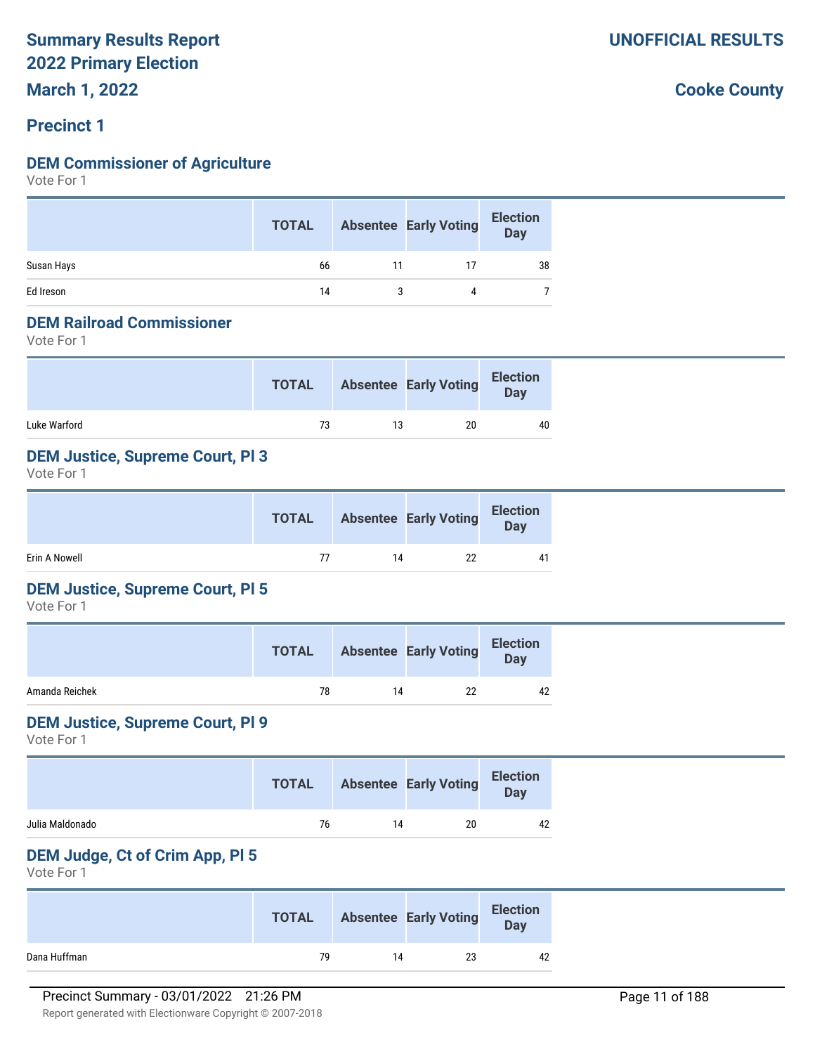# Summary Results Report
# 2022 Primary Election
# March 1, 2022

**UNOFFICIAL RESULTS**

**Cooke County**

## Precinct 1

### DEM Commissioner of Agriculture

Vote For 1

| | TOTAL | Absentee | Early Voting | Election Day |
|---|---|---|---|---|
| Susan Hays | 66 | 11 | 17 | 38 |
| Ed Ireson | 14 | 3 | 4 | 7 |

### DEM Railroad Commissioner

Vote For 1

| | TOTAL | Absentee | Early Voting | Election Day |
|---|---|---|---|---|
| Luke Warford | 73 | 13 | 20 | 40 |

### DEM Justice, Supreme Court, Pl 3

Vote For 1

| | TOTAL | Absentee | Early Voting | Election Day |
|---|---|---|---|---|
| Erin A Nowell | 77 | 14 | 22 | 41 |

### DEM Justice, Supreme Court, Pl 5

Vote For 1

| | TOTAL | Absentee | Early Voting | Election Day |
|---|---|---|---|---|
| Amanda Reichek | 78 | 14 | 22 | 42 |

### DEM Justice, Supreme Court, Pl 9

Vote For 1

| | TOTAL | Absentee | Early Voting | Election Day |
|---|---|---|---|---|
| Julia Maldonado | 76 | 14 | 20 | 42 |

### DEM Judge, Ct of Crim App, Pl 5

Vote For 1

| | TOTAL | Absentee | Early Voting | Election Day |
|---|---|---|---|---|
| Dana Huffman | 79 | 14 | 23 | 42 |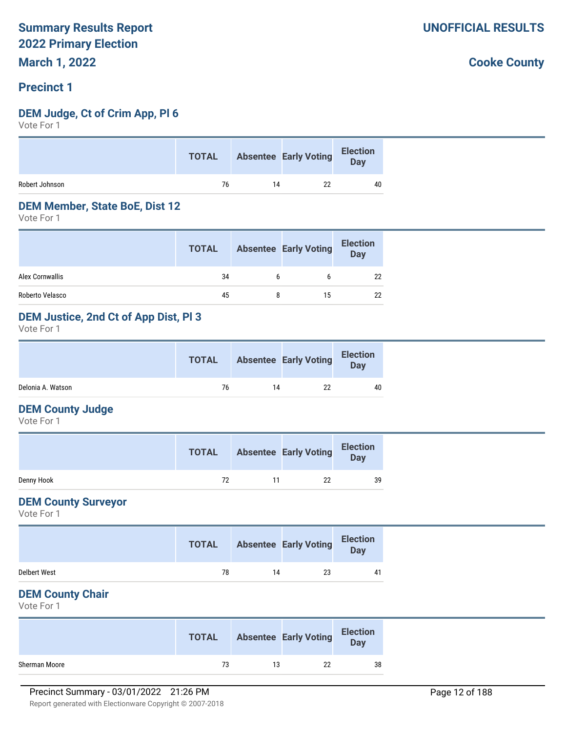# Summary Results Report
# 2022 Primary Election
# March 1, 2022

**UNOFFICIAL RESULTS**

**Cooke County**

## Precinct 1

### DEM Judge, Ct of Crim App, Pl 6

Vote For 1

| | TOTAL | Absentee | Early Voting | Election Day |
|---|---|---|---|---|
| Robert Johnson | 76 | 14 | 22 | 40 |

### DEM Member, State BoE, Dist 12

Vote For 1

| | TOTAL | Absentee | Early Voting | Election Day |
|---|---|---|---|---|
| Alex Cornwallis | 34 | 6 | 6 | 22 |
| Roberto Velasco | 45 | 8 | 15 | 22 |

### DEM Justice, 2nd Ct of App Dist, Pl 3

Vote For 1

| | TOTAL | Absentee | Early Voting | Election Day |
|---|---|---|---|---|
| Delonia A. Watson | 76 | 14 | 22 | 40 |

### DEM County Judge

Vote For 1

| | TOTAL | Absentee | Early Voting | Election Day |
|---|---|---|---|---|
| Denny Hook | 72 | 11 | 22 | 39 |

### DEM County Surveyor

Vote For 1

| | TOTAL | Absentee | Early Voting | Election Day |
|---|---|---|---|---|
| Delbert West | 78 | 14 | 23 | 41 |

### DEM County Chair

Vote For 1

| | TOTAL | Absentee | Early Voting | Election Day |
|---|---|---|---|---|
| Sherman Moore | 73 | 13 | 22 | 38 |

Precinct Summary - 03/01/2022 21:26 PM

Report generated with Electionware Copyright © 2007-2018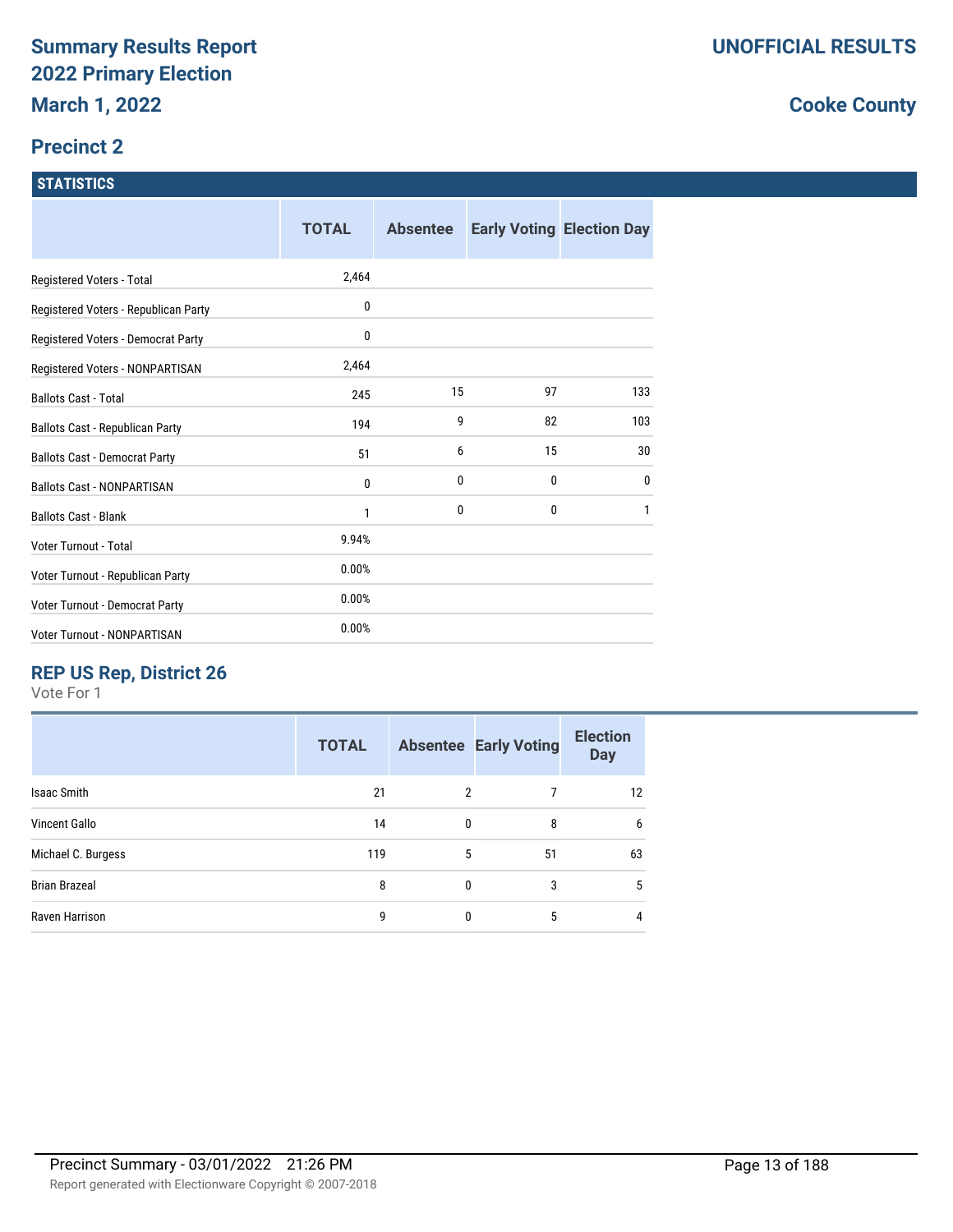# Summary Results Report
# 2022 Primary Election
**March 1, 2022**

**UNOFFICIAL RESULTS**

**Cooke County**

## Precinct 2

### STATISTICS

| | TOTAL | Absentee | Early Voting | Election Day |
|---|---|---|---|---|
| Registered Voters - Total | 2,464 | | | |
| Registered Voters - Republican Party | 0 | | | |
| Registered Voters - Democrat Party | 0 | | | |
| Registered Voters - NONPARTISAN | 2,464 | | | |
| Ballots Cast - Total | 245 | 15 | 97 | 133 |
| Ballots Cast - Republican Party | 194 | 9 | 82 | 103 |
| Ballots Cast - Democrat Party | 51 | 6 | 15 | 30 |
| Ballots Cast - NONPARTISAN | 0 | 0 | 0 | 0 |
| Ballots Cast - Blank | 1 | 0 | 0 | 1 |
| Voter Turnout - Total | 9.94% | | | |
| Voter Turnout - Republican Party | 0.00% | | | |
| Voter Turnout - Democrat Party | 0.00% | | | |
| Voter Turnout - NONPARTISAN | 0.00% | | | |

### REP US Rep, District 26

Vote For 1

| | TOTAL | Absentee | Early Voting | Election Day |
|---|---|---|---|---|
| Isaac Smith | 21 | 2 | 7 | 12 |
| Vincent Gallo | 14 | 0 | 8 | 6 |
| Michael C. Burgess | 119 | 5 | 51 | 63 |
| Brian Brazeal | 8 | 0 | 3 | 5 |
| Raven Harrison | 9 | 0 | 5 | 4 |

Precinct Summary - 03/01/2022 21:26 PM

Report generated with Electionware Copyright © 2007-2018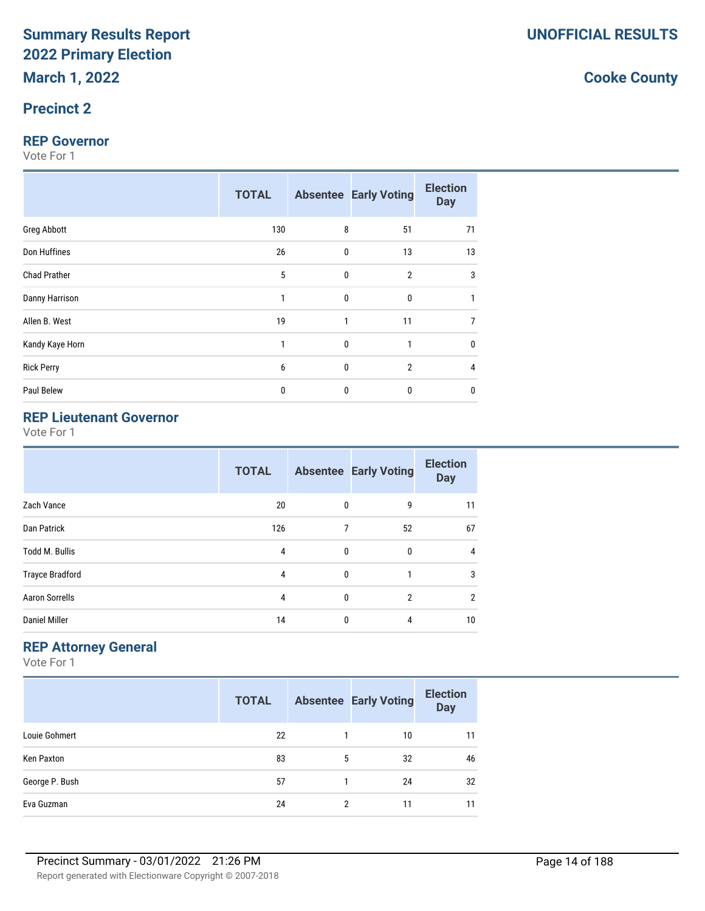# Summary Results Report 2022 Primary Election

**March 1, 2022**

**UNOFFICIAL RESULTS**

**Cooke County**

## Precinct 2

### REP Governor

Vote For 1

| | TOTAL | Absentee | Early Voting | Election Day |
|---|---|---|---|---|
| Greg Abbott | 130 | 8 | 51 | 71 |
| Don Huffines | 26 | 0 | 13 | 13 |
| Chad Prather | 5 | 0 | 2 | 3 |
| Danny Harrison | 1 | 0 | 0 | 1 |
| Allen B. West | 19 | 1 | 11 | 7 |
| Kandy Kaye Horn | 1 | 0 | 1 | 0 |
| Rick Perry | 6 | 0 | 2 | 4 |
| Paul Belew | 0 | 0 | 0 | 0 |

### REP Lieutenant Governor

Vote For 1

| | TOTAL | Absentee | Early Voting | Election Day |
|---|---|---|---|---|
| Zach Vance | 20 | 0 | 9 | 11 |
| Dan Patrick | 126 | 7 | 52 | 67 |
| Todd M. Bullis | 4 | 0 | 0 | 4 |
| Trayce Bradford | 4 | 0 | 1 | 3 |
| Aaron Sorrells | 4 | 0 | 2 | 2 |
| Daniel Miller | 14 | 0 | 4 | 10 |

### REP Attorney General

Vote For 1

| | TOTAL | Absentee | Early Voting | Election Day |
|---|---|---|---|---|
| Louie Gohmert | 22 | 1 | 10 | 11 |
| Ken Paxton | 83 | 5 | 32 | 46 |
| George P. Bush | 57 | 1 | 24 | 32 |
| Eva Guzman | 24 | 2 | 11 | 11 |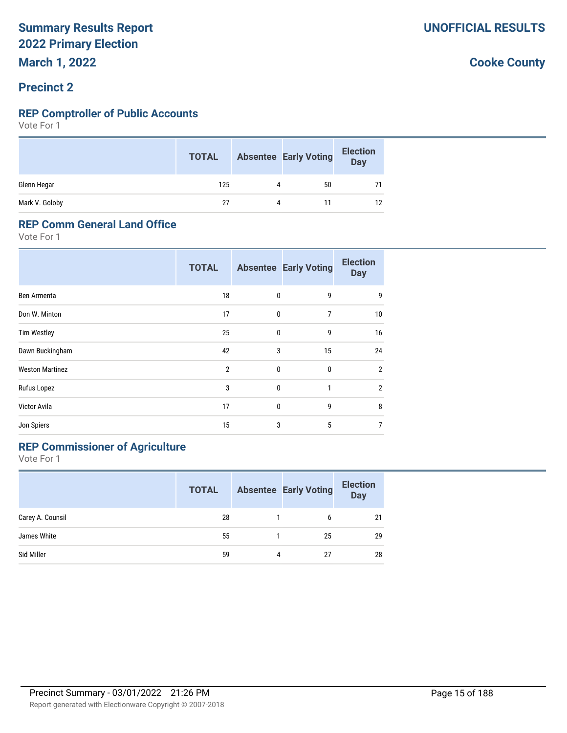# Summary Results Report
## 2022 Primary Election
## March 1, 2022

**UNOFFICIAL RESULTS**

**Cooke County**

## Precinct 2

### REP Comptroller of Public Accounts

Vote For 1

| | TOTAL | Absentee | Early Voting | Election Day |
|---|---|---|---|---|
| Glenn Hegar | 125 | 4 | 50 | 71 |
| Mark V. Goloby | 27 | 4 | 11 | 12 |

### REP Comm General Land Office

Vote For 1

| | TOTAL | Absentee | Early Voting | Election Day |
|---|---|---|---|---|
| Ben Armenta | 18 | 0 | 9 | 9 |
| Don W. Minton | 17 | 0 | 7 | 10 |
| Tim Westley | 25 | 0 | 9 | 16 |
| Dawn Buckingham | 42 | 3 | 15 | 24 |
| Weston Martinez | 2 | 0 | 0 | 2 |
| Rufus Lopez | 3 | 0 | 1 | 2 |
| Victor Avila | 17 | 0 | 9 | 8 |
| Jon Spiers | 15 | 3 | 5 | 7 |

### REP Commissioner of Agriculture

Vote For 1

| | TOTAL | Absentee | Early Voting | Election Day |
|---|---|---|---|---|
| Carey A. Counsil | 28 | 1 | 6 | 21 |
| James White | 55 | 1 | 25 | 29 |
| Sid Miller | 59 | 4 | 27 | 28 |

Precinct Summary - 03/01/2022 21:26 PM

Report generated with Electionware Copyright © 2007-2018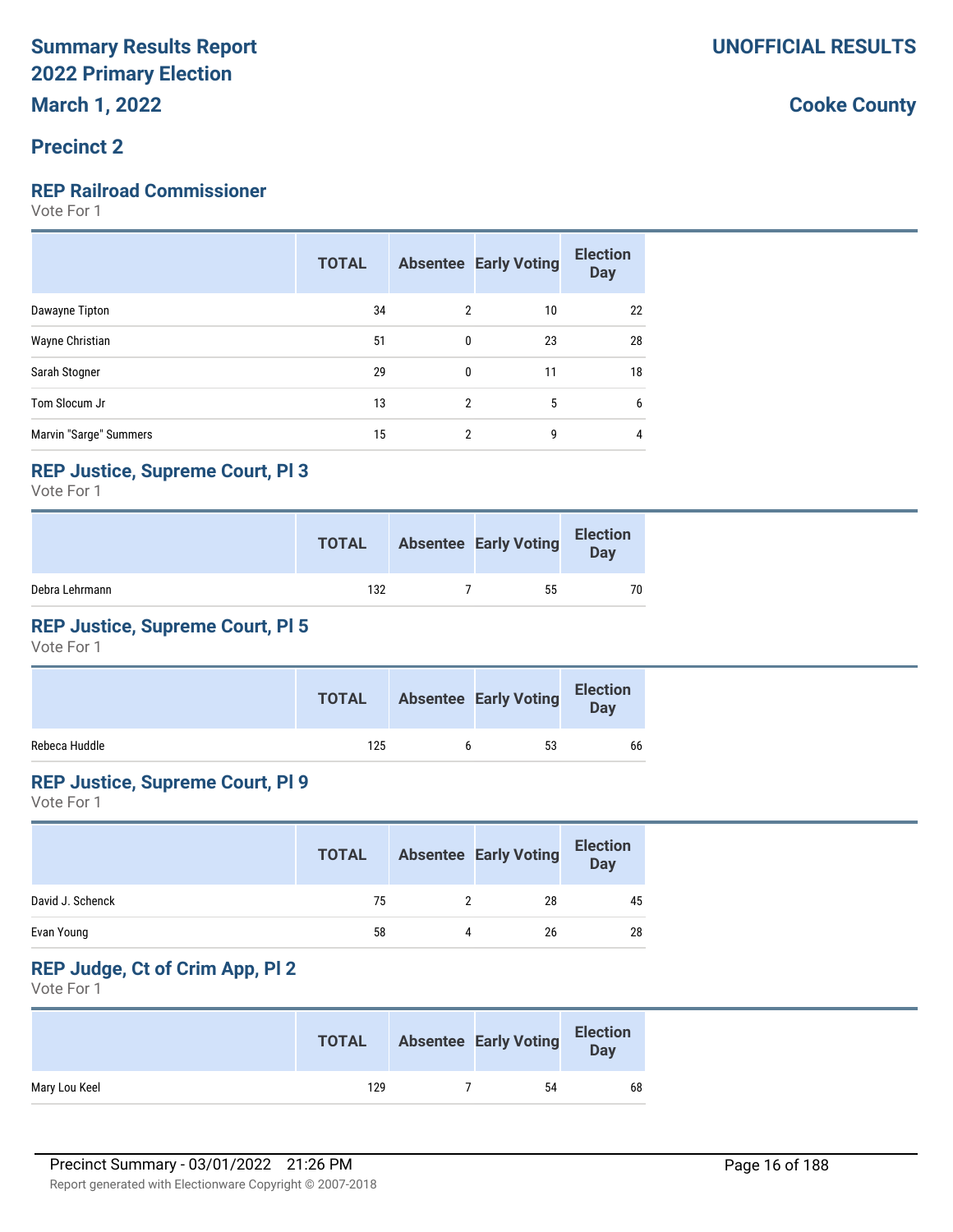# Summary Results Report
# 2022 Primary Election

**March 1, 2022**

**UNOFFICIAL RESULTS**

**Cooke County**

## Precinct 2

### REP Railroad Commissioner

Vote For 1

| | TOTAL | Absentee | Early Voting | Election Day |
|---|---|---|---|---|
| Dawayne Tipton | 34 | 2 | 10 | 22 |
| Wayne Christian | 51 | 0 | 23 | 28 |
| Sarah Stogner | 29 | 0 | 11 | 18 |
| Tom Slocum Jr | 13 | 2 | 5 | 6 |
| Marvin "Sarge" Summers | 15 | 2 | 9 | 4 |

### REP Justice, Supreme Court, Pl 3

Vote For 1

| | TOTAL | Absentee | Early Voting | Election Day |
|---|---|---|---|---|
| Debra Lehrmann | 132 | 7 | 55 | 70 |

### REP Justice, Supreme Court, Pl 5

Vote For 1

| | TOTAL | Absentee | Early Voting | Election Day |
|---|---|---|---|---|
| Rebeca Huddle | 125 | 6 | 53 | 66 |

### REP Justice, Supreme Court, Pl 9

Vote For 1

| | TOTAL | Absentee | Early Voting | Election Day |
|---|---|---|---|---|
| David J. Schenck | 75 | 2 | 28 | 45 |
| Evan Young | 58 | 4 | 26 | 28 |

### REP Judge, Ct of Crim App, Pl 2

Vote For 1

| | TOTAL | Absentee | Early Voting | Election Day |
|---|---|---|---|---|
| Mary Lou Keel | 129 | 7 | 54 | 68 |

Precinct Summary - 03/01/2022 21:26 PM

Report generated with Electionware Copyright © 2007-2018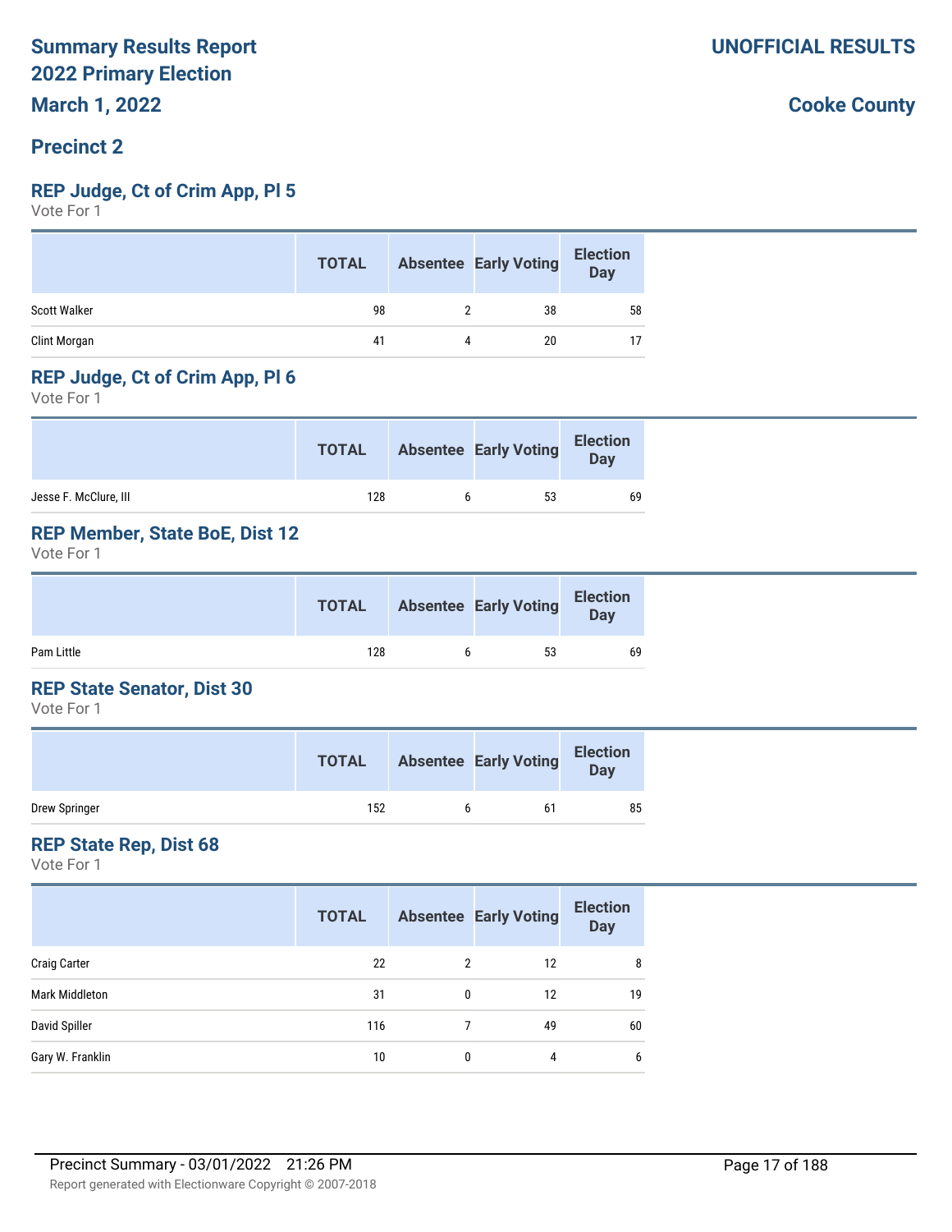# Summary Results Report
# 2022 Primary Election
# March 1, 2022

**UNOFFICIAL RESULTS**

**Cooke County**

## Precinct 2

### REP Judge, Ct of Crim App, Pl 5
Vote For 1

| | TOTAL | Absentee | Early Voting | Election Day |
|---|---|---|---|---|
| Scott Walker | 98 | 2 | 38 | 58 |
| Clint Morgan | 41 | 4 | 20 | 17 |

### REP Judge, Ct of Crim App, Pl 6
Vote For 1

| | TOTAL | Absentee | Early Voting | Election Day |
|---|---|---|---|---|
| Jesse F. McClure, III | 128 | 6 | 53 | 69 |

### REP Member, State BoE, Dist 12
Vote For 1

| | TOTAL | Absentee | Early Voting | Election Day |
|---|---|---|---|---|
| Pam Little | 128 | 6 | 53 | 69 |

### REP State Senator, Dist 30
Vote For 1

| | TOTAL | Absentee | Early Voting | Election Day |
|---|---|---|---|---|
| Drew Springer | 152 | 6 | 61 | 85 |

### REP State Rep, Dist 68
Vote For 1

| | TOTAL | Absentee | Early Voting | Election Day |
|---|---|---|---|---|
| Craig Carter | 22 | 2 | 12 | 8 |
| Mark Middleton | 31 | 0 | 12 | 19 |
| David Spiller | 116 | 7 | 49 | 60 |
| Gary W. Franklin | 10 | 0 | 4 | 6 |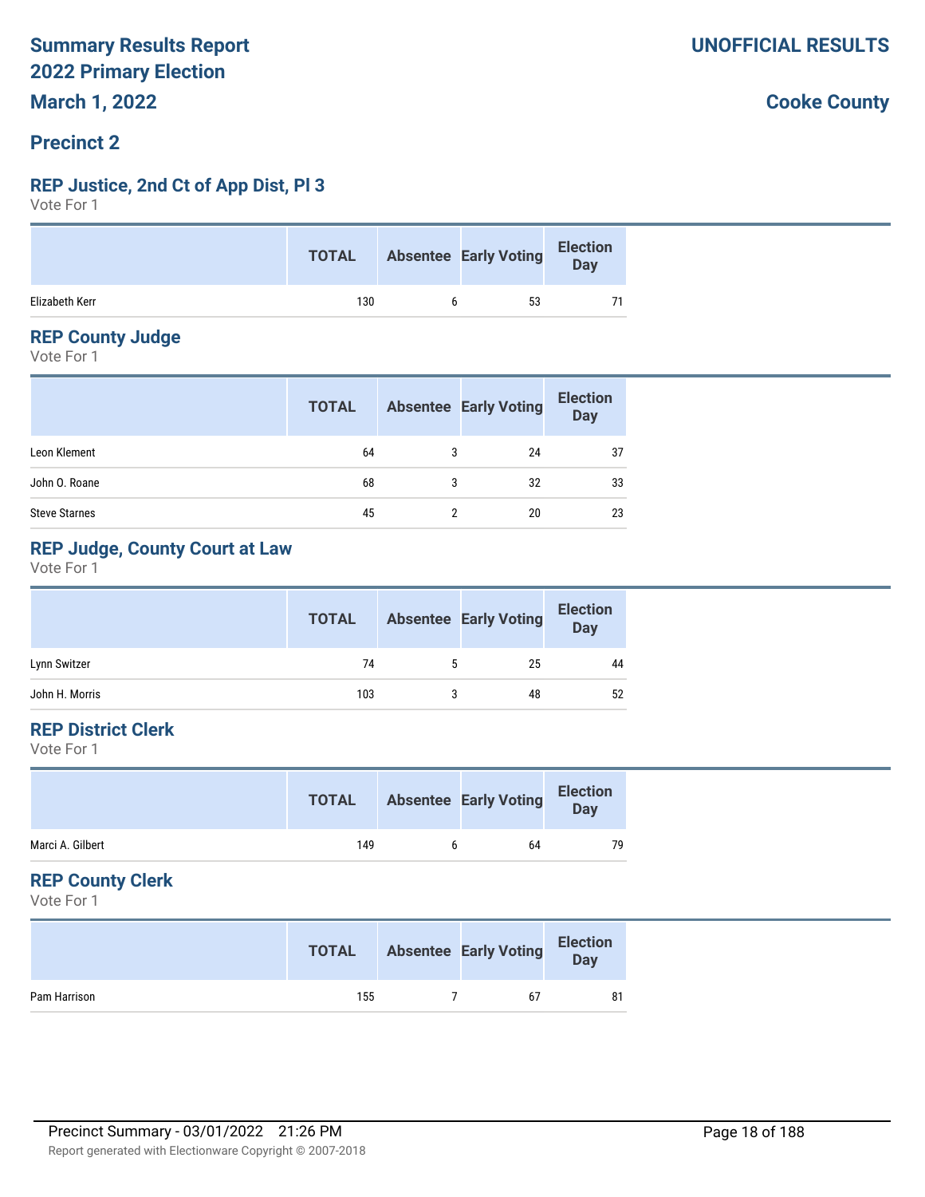# Summary Results Report
# 2022 Primary Election
# March 1, 2022

**UNOFFICIAL RESULTS**

**Cooke County**

## Precinct 2

### REP Justice, 2nd Ct of App Dist, Pl 3

Vote For 1

| | TOTAL | Absentee | Early Voting | Election Day |
|---|---|---|---|---|
| Elizabeth Kerr | 130 | 6 | 53 | 71 |

### REP County Judge

Vote For 1

| | TOTAL | Absentee | Early Voting | Election Day |
|---|---|---|---|---|
| Leon Klement | 64 | 3 | 24 | 37 |
| John O. Roane | 68 | 3 | 32 | 33 |
| Steve Starnes | 45 | 2 | 20 | 23 |

### REP Judge, County Court at Law

Vote For 1

| | TOTAL | Absentee | Early Voting | Election Day |
|---|---|---|---|---|
| Lynn Switzer | 74 | 5 | 25 | 44 |
| John H. Morris | 103 | 3 | 48 | 52 |

### REP District Clerk

Vote For 1

| | TOTAL | Absentee | Early Voting | Election Day |
|---|---|---|---|---|
| Marci A. Gilbert | 149 | 6 | 64 | 79 |

### REP County Clerk

Vote For 1

| | TOTAL | Absentee | Early Voting | Election Day |
|---|---|---|---|---|
| Pam Harrison | 155 | 7 | 67 | 81 |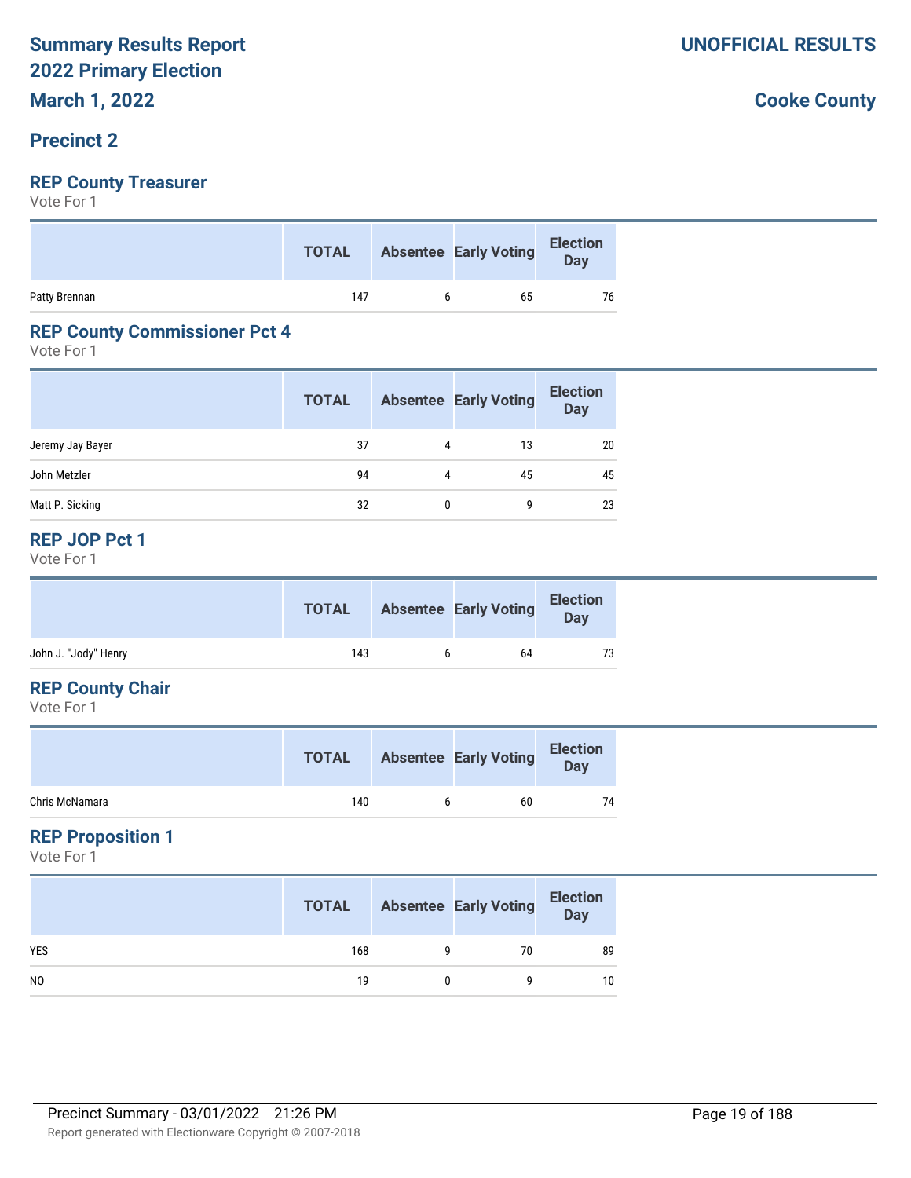# Summary Results Report
# 2022 Primary Election
# March 1, 2022

**UNOFFICIAL RESULTS**

**Cooke County**

## Precinct 2

### REP County Treasurer

Vote For 1

| | TOTAL | Absentee | Early Voting | Election Day |
|---|---|---|---|---|
| Patty Brennan | 147 | 6 | 65 | 76 |

### REP County Commissioner Pct 4

Vote For 1

| | TOTAL | Absentee | Early Voting | Election Day |
|---|---|---|---|---|
| Jeremy Jay Bayer | 37 | 4 | 13 | 20 |
| John Metzler | 94 | 4 | 45 | 45 |
| Matt P. Sicking | 32 | 0 | 9 | 23 |

### REP JOP Pct 1

Vote For 1

| | TOTAL | Absentee | Early Voting | Election Day |
|---|---|---|---|---|
| John J. "Jody" Henry | 143 | 6 | 64 | 73 |

### REP County Chair

Vote For 1

| | TOTAL | Absentee | Early Voting | Election Day |
|---|---|---|---|---|
| Chris McNamara | 140 | 6 | 60 | 74 |

### REP Proposition 1

Vote For 1

| | TOTAL | Absentee | Early Voting | Election Day |
|---|---|---|---|---|
| YES | 168 | 9 | 70 | 89 |
| NO | 19 | 0 | 9 | 10 |

Precinct Summary - 03/01/2022 21:26 PM

Report generated with Electionware Copyright © 2007-2018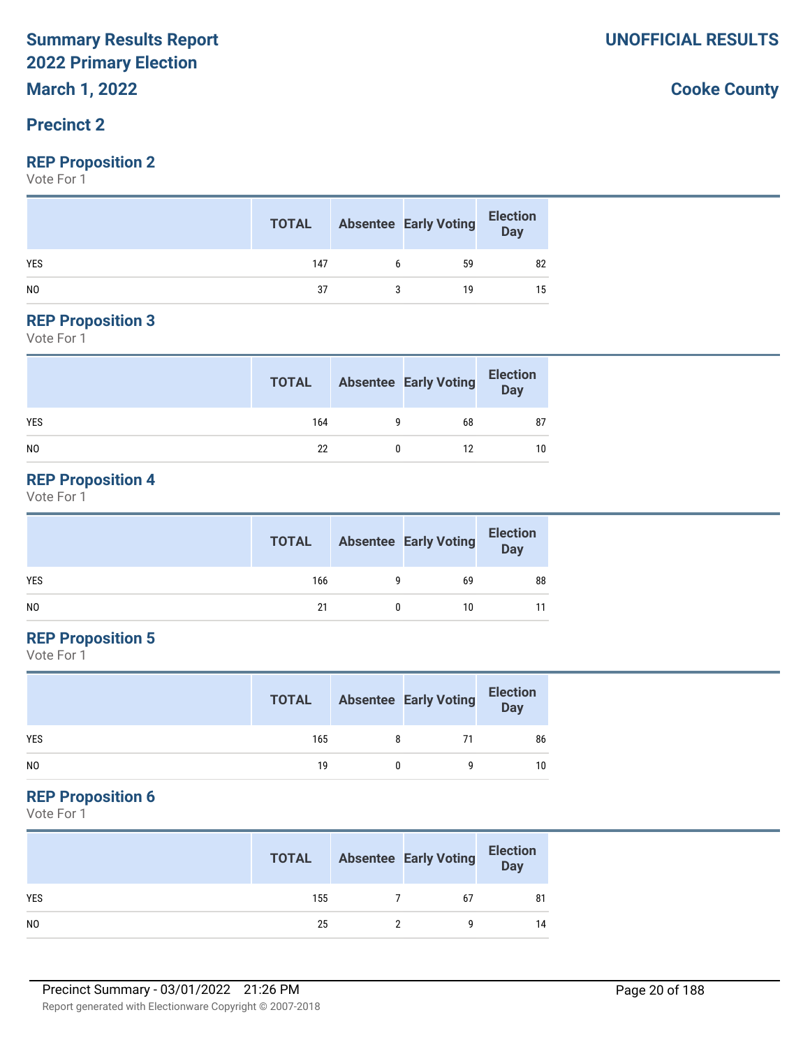# Summary Results Report
# 2022 Primary Election
# March 1, 2022

**UNOFFICIAL RESULTS**

**Cooke County**

## Precinct 2

### REP Proposition 2

Vote For 1

| | TOTAL | Absentee | Early Voting | Election Day |
|---|---|---|---|---|
| YES | 147 | 6 | 59 | 82 |
| NO | 37 | 3 | 19 | 15 |

### REP Proposition 3

Vote For 1

| | TOTAL | Absentee | Early Voting | Election Day |
|---|---|---|---|---|
| YES | 164 | 9 | 68 | 87 |
| NO | 22 | 0 | 12 | 10 |

### REP Proposition 4

Vote For 1

| | TOTAL | Absentee | Early Voting | Election Day |
|---|---|---|---|---|
| YES | 166 | 9 | 69 | 88 |
| NO | 21 | 0 | 10 | 11 |

### REP Proposition 5

Vote For 1

| | TOTAL | Absentee | Early Voting | Election Day |
|---|---|---|---|---|
| YES | 165 | 8 | 71 | 86 |
| NO | 19 | 0 | 9 | 10 |

### REP Proposition 6

Vote For 1

| | TOTAL | Absentee | Early Voting | Election Day |
|---|---|---|---|---|
| YES | 155 | 7 | 67 | 81 |
| NO | 25 | 2 | 9 | 14 |

Precinct Summary - 03/01/2022 21:26 PM

Report generated with Electionware Copyright © 2007-2018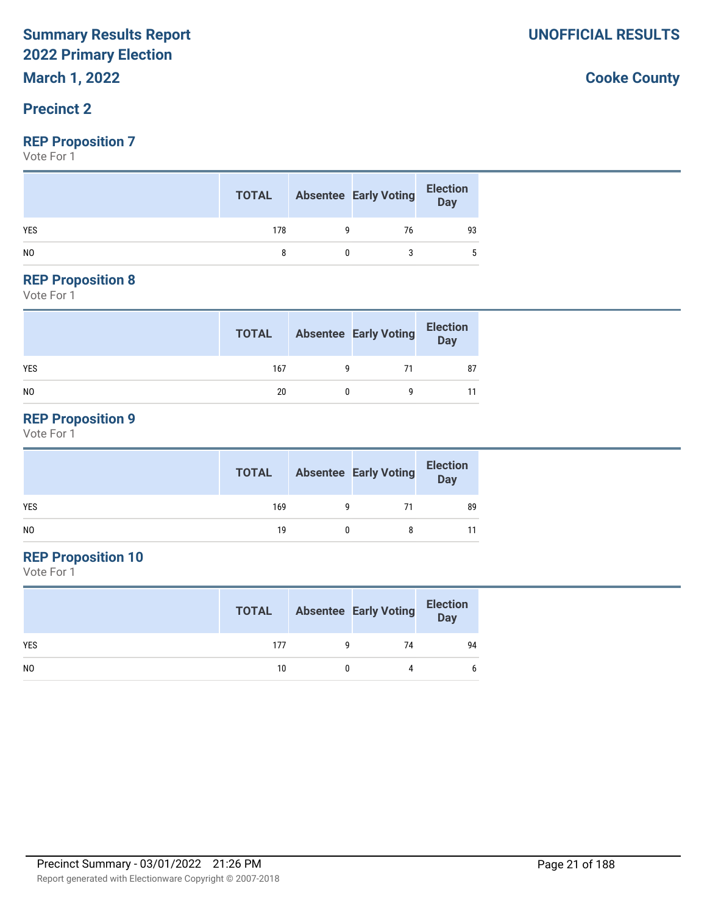# Summary Results Report
# 2022 Primary Election

**UNOFFICIAL RESULTS**

**March 1, 2022**

**Cooke County**

## Precinct 2

### REP Proposition 7

Vote For 1

| | TOTAL | Absentee | Early Voting | Election Day |
|---|---|---|---|---|
| YES | 178 | 9 | 76 | 93 |
| NO | 8 | 0 | 3 | 5 |

### REP Proposition 8

Vote For 1

| | TOTAL | Absentee | Early Voting | Election Day |
|---|---|---|---|---|
| YES | 167 | 9 | 71 | 87 |
| NO | 20 | 0 | 9 | 11 |

### REP Proposition 9

Vote For 1

| | TOTAL | Absentee | Early Voting | Election Day |
|---|---|---|---|---|
| YES | 169 | 9 | 71 | 89 |
| NO | 19 | 0 | 8 | 11 |

### REP Proposition 10

Vote For 1

| | TOTAL | Absentee | Early Voting | Election Day |
|---|---|---|---|---|
| YES | 177 | 9 | 74 | 94 |
| NO | 10 | 0 | 4 | 6 |

Precinct Summary - 03/01/2022 21:26 PM

Report generated with Electionware Copyright © 2007-2018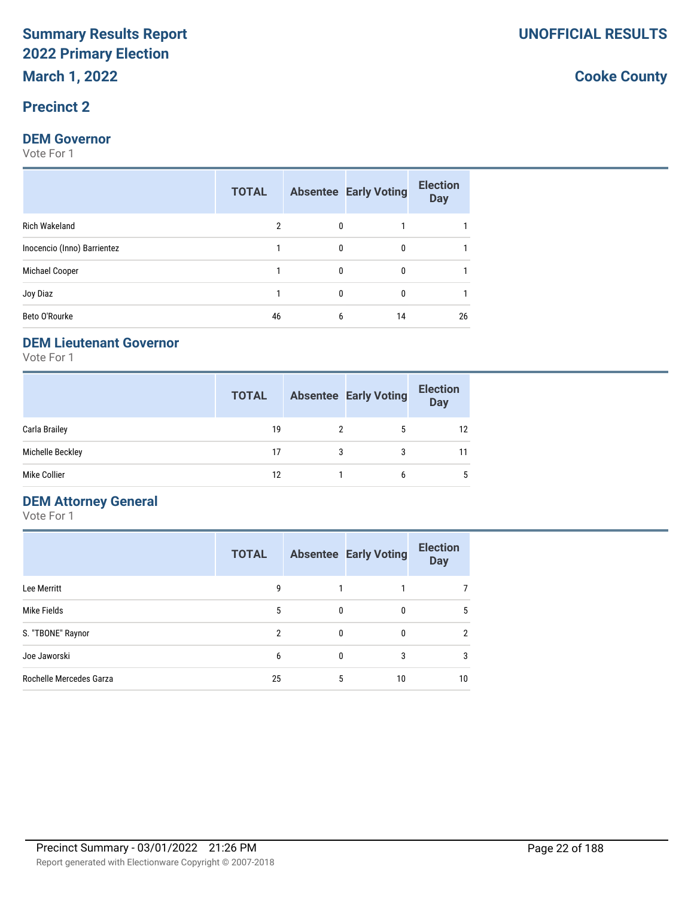# Summary Results Report
# 2022 Primary Election
# March 1, 2022

**UNOFFICIAL RESULTS**

**Cooke County**

## Precinct 2

### DEM Governor

Vote For 1

| | TOTAL | Absentee | Early Voting | Election Day |
|---|---|---|---|---|
| Rich Wakeland | 2 | 0 | 1 | 1 |
| Inocencio (Inno) Barrientez | 1 | 0 | 0 | 1 |
| Michael Cooper | 1 | 0 | 0 | 1 |
| Joy Diaz | 1 | 0 | 0 | 1 |
| Beto O'Rourke | 46 | 6 | 14 | 26 |

### DEM Lieutenant Governor

Vote For 1

| | TOTAL | Absentee | Early Voting | Election Day |
|---|---|---|---|---|
| Carla Brailey | 19 | 2 | 5 | 12 |
| Michelle Beckley | 17 | 3 | 3 | 11 |
| Mike Collier | 12 | 1 | 6 | 5 |

### DEM Attorney General

Vote For 1

| | TOTAL | Absentee | Early Voting | Election Day |
|---|---|---|---|---|
| Lee Merritt | 9 | 1 | 1 | 7 |
| Mike Fields | 5 | 0 | 0 | 5 |
| S. "TBONE" Raynor | 2 | 0 | 0 | 2 |
| Joe Jaworski | 6 | 0 | 3 | 3 |
| Rochelle Mercedes Garza | 25 | 5 | 10 | 10 |

Precinct Summary - 03/01/2022 21:26 PM

Report generated with Electionware Copyright © 2007-2018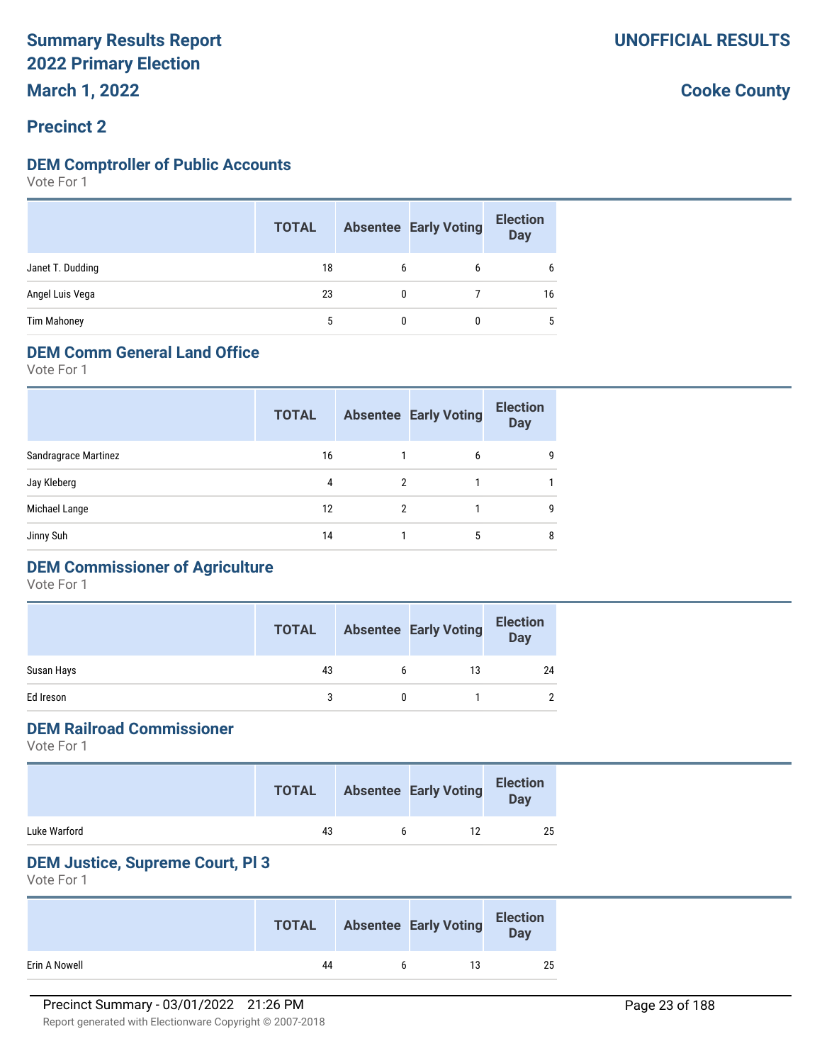**Summary Results Report**
**2022 Primary Election**
**March 1, 2022**

**UNOFFICIAL RESULTS**

**Cooke County**

## Precinct 2

### DEM Comptroller of Public Accounts

Vote For 1

| | TOTAL | Absentee | Early Voting | Election Day |
|---|---|---|---|---|
| Janet T. Dudding | 18 | 6 | 6 | 6 |
| Angel Luis Vega | 23 | 0 | 7 | 16 |
| Tim Mahoney | 5 | 0 | 0 | 5 |

### DEM Comm General Land Office

Vote For 1

| | TOTAL | Absentee | Early Voting | Election Day |
|---|---|---|---|---|
| Sandragrace Martinez | 16 | 1 | 6 | 9 |
| Jay Kleberg | 4 | 2 | 1 | 1 |
| Michael Lange | 12 | 2 | 1 | 9 |
| Jinny Suh | 14 | 1 | 5 | 8 |

### DEM Commissioner of Agriculture

Vote For 1

| | TOTAL | Absentee | Early Voting | Election Day |
|---|---|---|---|---|
| Susan Hays | 43 | 6 | 13 | 24 |
| Ed Ireson | 3 | 0 | 1 | 2 |

### DEM Railroad Commissioner

Vote For 1

| | TOTAL | Absentee | Early Voting | Election Day |
|---|---|---|---|---|
| Luke Warford | 43 | 6 | 12 | 25 |

### DEM Justice, Supreme Court, Pl 3

Vote For 1

| | TOTAL | Absentee | Early Voting | Election Day |
|---|---|---|---|---|
| Erin A Nowell | 44 | 6 | 13 | 25 |

Precinct Summary - 03/01/2022 21:26 PM

Report generated with Electionware Copyright © 2007-2018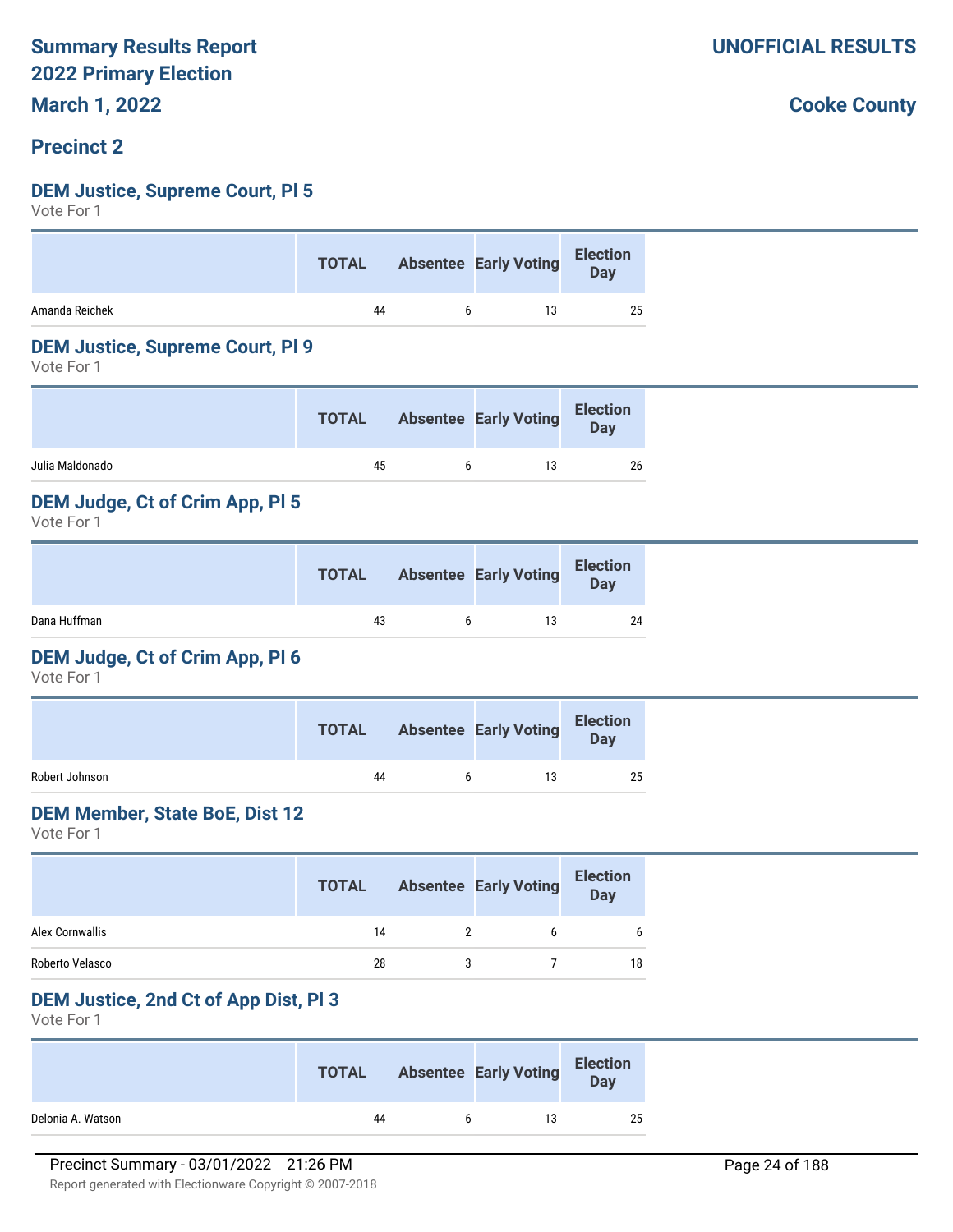# Summary Results Report
# 2022 Primary Election
# March 1, 2022

**UNOFFICIAL RESULTS**

**Cooke County**

## Precinct 2

### DEM Justice, Supreme Court, Pl 5
Vote For 1

| | TOTAL | Absentee | Early Voting | Election Day |
|---|---|---|---|---|
| Amanda Reichek | 44 | 6 | 13 | 25 |

### DEM Justice, Supreme Court, Pl 9
Vote For 1

| | TOTAL | Absentee | Early Voting | Election Day |
|---|---|---|---|---|
| Julia Maldonado | 45 | 6 | 13 | 26 |

### DEM Judge, Ct of Crim App, Pl 5
Vote For 1

| | TOTAL | Absentee | Early Voting | Election Day |
|---|---|---|---|---|
| Dana Huffman | 43 | 6 | 13 | 24 |

### DEM Judge, Ct of Crim App, Pl 6
Vote For 1

| | TOTAL | Absentee | Early Voting | Election Day |
|---|---|---|---|---|
| Robert Johnson | 44 | 6 | 13 | 25 |

### DEM Member, State BoE, Dist 12
Vote For 1

| | TOTAL | Absentee | Early Voting | Election Day |
|---|---|---|---|---|
| Alex Cornwallis | 14 | 2 | 6 | 6 |
| Roberto Velasco | 28 | 3 | 7 | 18 |

### DEM Justice, 2nd Ct of App Dist, Pl 3
Vote For 1

| | TOTAL | Absentee | Early Voting | Election Day |
|---|---|---|---|---|
| Delonia A. Watson | 44 | 6 | 13 | 25 |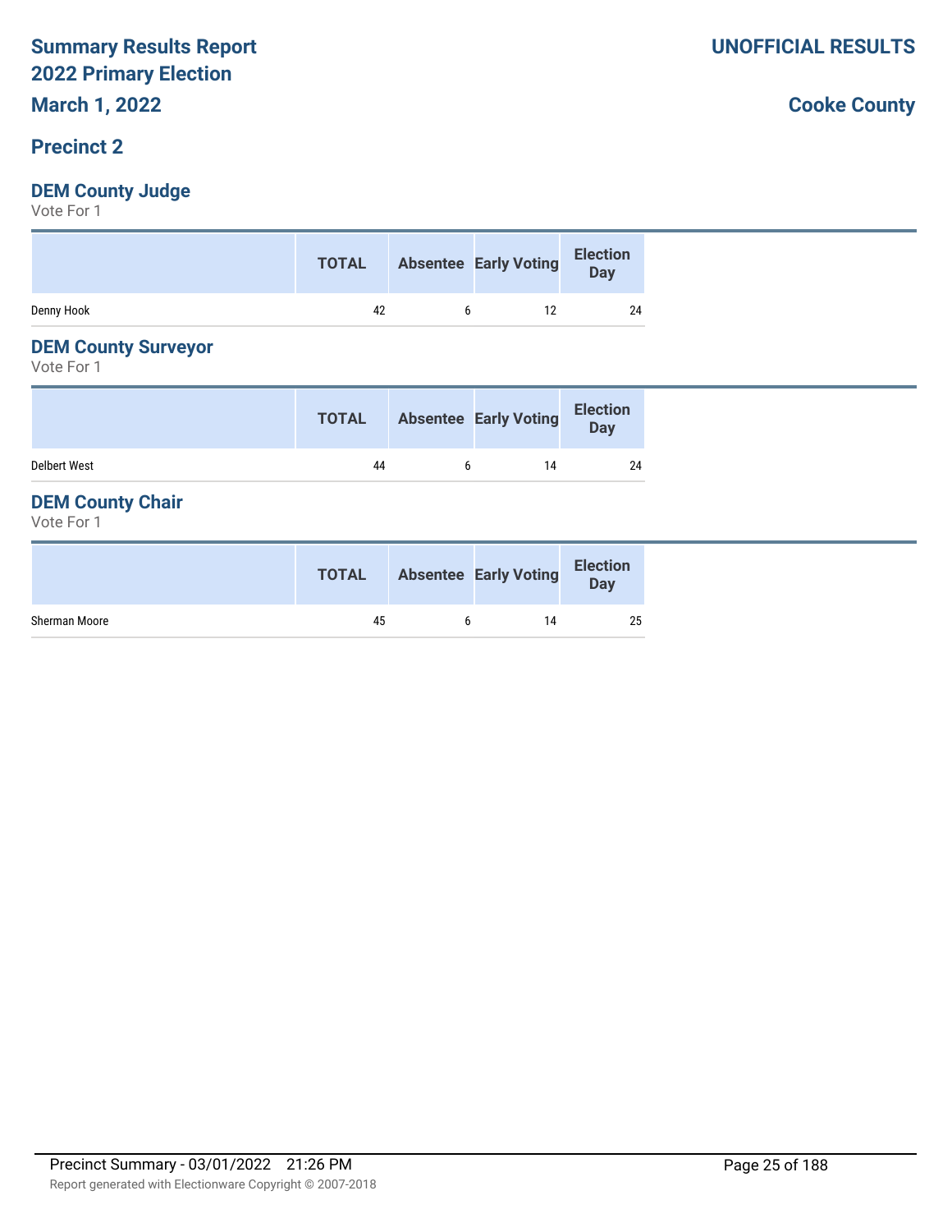# Summary Results Report
# 2022 Primary Election
## March 1, 2022

**UNOFFICIAL RESULTS**

**Cooke County**

## Precinct 2

### DEM County Judge

Vote For 1

| | TOTAL | Absentee | Early Voting | Election Day |
|---|---|---|---|---|
| Denny Hook | 42 | 6 | 12 | 24 |

### DEM County Surveyor

Vote For 1

| | TOTAL | Absentee | Early Voting | Election Day |
|---|---|---|---|---|
| Delbert West | 44 | 6 | 14 | 24 |

### DEM County Chair

Vote For 1

| | TOTAL | Absentee | Early Voting | Election Day |
|---|---|---|---|---|
| Sherman Moore | 45 | 6 | 14 | 25 |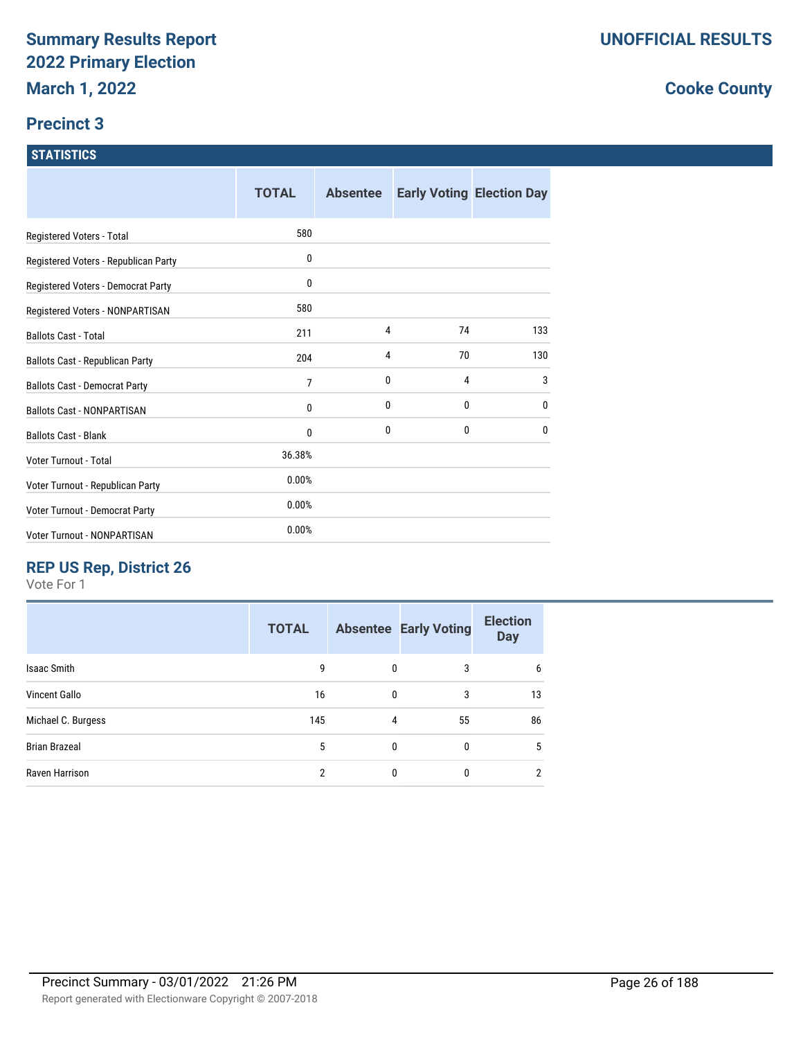# Summary Results Report
# 2022 Primary Election
## March 1, 2022

**UNOFFICIAL RESULTS**

**Cooke County**

## Precinct 3

### STATISTICS

| | TOTAL | Absentee | Early Voting | Election Day |
|---|---|---|---|---|
| Registered Voters - Total | 580 | | | |
| Registered Voters - Republican Party | 0 | | | |
| Registered Voters - Democrat Party | 0 | | | |
| Registered Voters - NONPARTISAN | 580 | | | |
| Ballots Cast - Total | 211 | 4 | 74 | 133 |
| Ballots Cast - Republican Party | 204 | 4 | 70 | 130 |
| Ballots Cast - Democrat Party | 7 | 0 | 4 | 3 |
| Ballots Cast - NONPARTISAN | 0 | 0 | 0 | 0 |
| Ballots Cast - Blank | 0 | 0 | 0 | 0 |
| Voter Turnout - Total | 36.38% | | | |
| Voter Turnout - Republican Party | 0.00% | | | |
| Voter Turnout - Democrat Party | 0.00% | | | |
| Voter Turnout - NONPARTISAN | 0.00% | | | |

### REP US Rep, District 26

Vote For 1

| | TOTAL | Absentee | Early Voting | Election Day |
|---|---|---|---|---|
| Isaac Smith | 9 | 0 | 3 | 6 |
| Vincent Gallo | 16 | 0 | 3 | 13 |
| Michael C. Burgess | 145 | 4 | 55 | 86 |
| Brian Brazeal | 5 | 0 | 0 | 5 |
| Raven Harrison | 2 | 0 | 0 | 2 |

Precinct Summary - 03/01/2022 21:26 PM

Report generated with Electionware Copyright © 2007-2018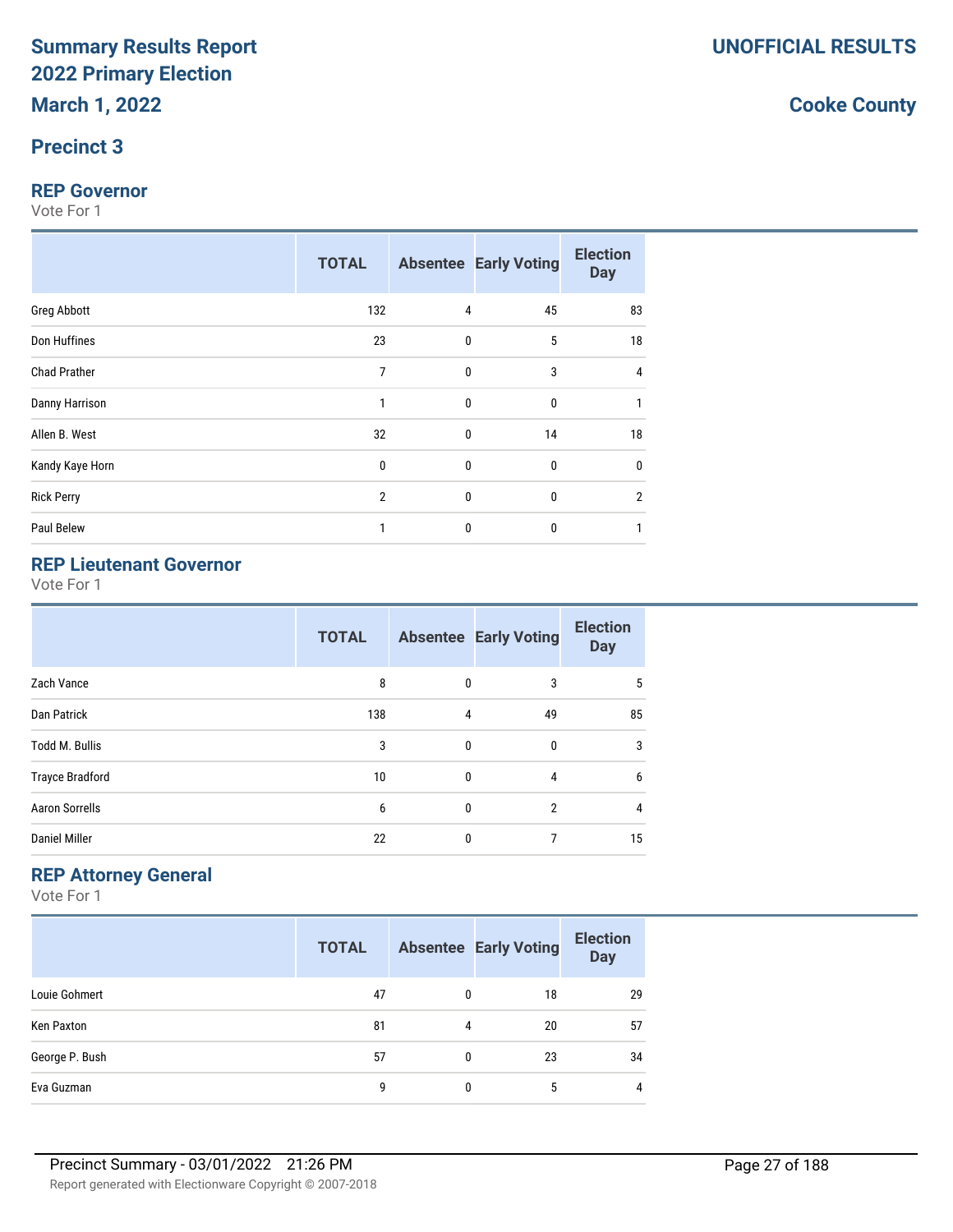# Summary Results Report 2022 Primary Election

**UNOFFICIAL RESULTS**

**March 1, 2022**

**Cooke County**

## Precinct 3

### REP Governor

Vote For 1

| | TOTAL | Absentee | Early Voting | Election Day |
|---|---|---|---|---|
| Greg Abbott | 132 | 4 | 45 | 83 |
| Don Huffines | 23 | 0 | 5 | 18 |
| Chad Prather | 7 | 0 | 3 | 4 |
| Danny Harrison | 1 | 0 | 0 | 1 |
| Allen B. West | 32 | 0 | 14 | 18 |
| Kandy Kaye Horn | 0 | 0 | 0 | 0 |
| Rick Perry | 2 | 0 | 0 | 2 |
| Paul Belew | 1 | 0 | 0 | 1 |

### REP Lieutenant Governor

Vote For 1

| | TOTAL | Absentee | Early Voting | Election Day |
|---|---|---|---|---|
| Zach Vance | 8 | 0 | 3 | 5 |
| Dan Patrick | 138 | 4 | 49 | 85 |
| Todd M. Bullis | 3 | 0 | 0 | 3 |
| Trayce Bradford | 10 | 0 | 4 | 6 |
| Aaron Sorrells | 6 | 0 | 2 | 4 |
| Daniel Miller | 22 | 0 | 7 | 15 |

### REP Attorney General

Vote For 1

| | TOTAL | Absentee | Early Voting | Election Day |
|---|---|---|---|---|
| Louie Gohmert | 47 | 0 | 18 | 29 |
| Ken Paxton | 81 | 4 | 20 | 57 |
| George P. Bush | 57 | 0 | 23 | 34 |
| Eva Guzman | 9 | 0 | 5 | 4 |

Precinct Summary - 03/01/2022 21:26 PM

Report generated with Electionware Copyright © 2007-2018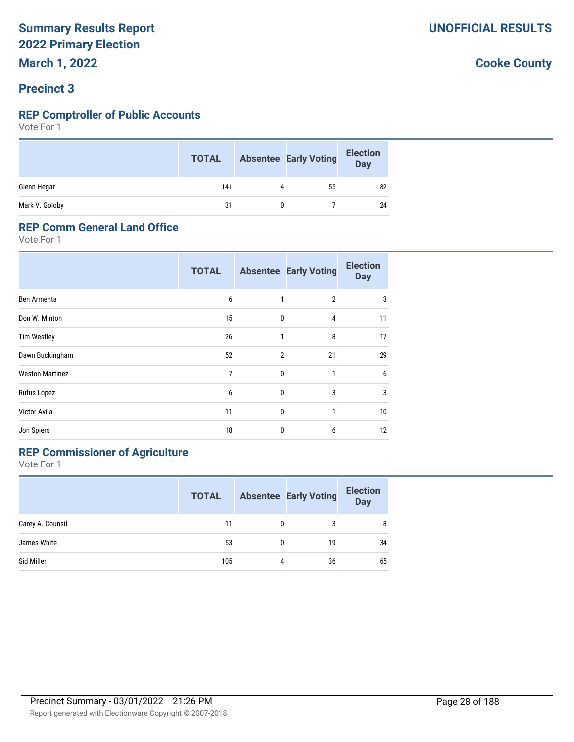# Summary Results Report
## 2022 Primary Election
## March 1, 2022

**UNOFFICIAL RESULTS**

**Cooke County**

## Precinct 3

### REP Comptroller of Public Accounts

Vote For 1

| | TOTAL | Absentee | Early Voting | Election Day |
|---|---|---|---|---|
| Glenn Hegar | 141 | 4 | 55 | 82 |
| Mark V. Goloby | 31 | 0 | 7 | 24 |

### REP Comm General Land Office

Vote For 1

| | TOTAL | Absentee | Early Voting | Election Day |
|---|---|---|---|---|
| Ben Armenta | 6 | 1 | 2 | 3 |
| Don W. Minton | 15 | 0 | 4 | 11 |
| Tim Westley | 26 | 1 | 8 | 17 |
| Dawn Buckingham | 52 | 2 | 21 | 29 |
| Weston Martinez | 7 | 0 | 1 | 6 |
| Rufus Lopez | 6 | 0 | 3 | 3 |
| Victor Avila | 11 | 0 | 1 | 10 |
| Jon Spiers | 18 | 0 | 6 | 12 |

### REP Commissioner of Agriculture

Vote For 1

| | TOTAL | Absentee | Early Voting | Election Day |
|---|---|---|---|---|
| Carey A. Counsil | 11 | 0 | 3 | 8 |
| James White | 53 | 0 | 19 | 34 |
| Sid Miller | 105 | 4 | 36 | 65 |

Precinct Summary - 03/01/2022 21:26 PM

Report generated with Electionware Copyright © 2007-2018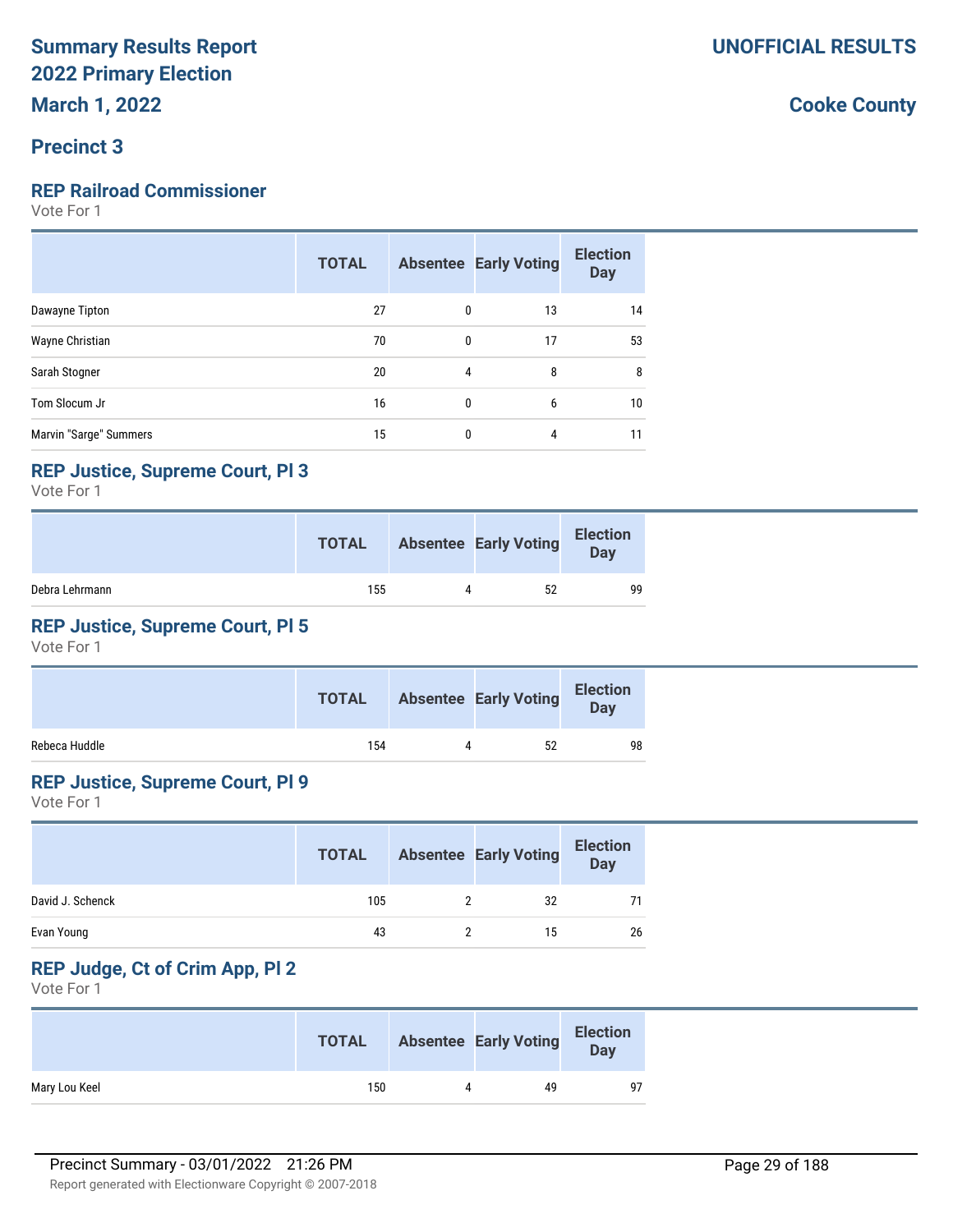# Summary Results Report 2022 Primary Election

**UNOFFICIAL RESULTS**

**March 1, 2022**

**Cooke County**

## Precinct 3

### REP Railroad Commissioner

Vote For 1

| | TOTAL | Absentee | Early Voting | Election Day |
|---|---|---|---|---|
| Dawayne Tipton | 27 | 0 | 13 | 14 |
| Wayne Christian | 70 | 0 | 17 | 53 |
| Sarah Stogner | 20 | 4 | 8 | 8 |
| Tom Slocum Jr | 16 | 0 | 6 | 10 |
| Marvin "Sarge" Summers | 15 | 0 | 4 | 11 |

### REP Justice, Supreme Court, Pl 3

Vote For 1

| | TOTAL | Absentee | Early Voting | Election Day |
|---|---|---|---|---|
| Debra Lehrmann | 155 | 4 | 52 | 99 |

### REP Justice, Supreme Court, Pl 5

Vote For 1

| | TOTAL | Absentee | Early Voting | Election Day |
|---|---|---|---|---|
| Rebeca Huddle | 154 | 4 | 52 | 98 |

### REP Justice, Supreme Court, Pl 9

Vote For 1

| | TOTAL | Absentee | Early Voting | Election Day |
|---|---|---|---|---|
| David J. Schenck | 105 | 2 | 32 | 71 |
| Evan Young | 43 | 2 | 15 | 26 |

### REP Judge, Ct of Crim App, Pl 2

Vote For 1

| | TOTAL | Absentee | Early Voting | Election Day |
|---|---|---|---|---|
| Mary Lou Keel | 150 | 4 | 49 | 97 |

Precinct Summary - 03/01/2022 21:26 PM

Report generated with Electionware Copyright © 2007-2018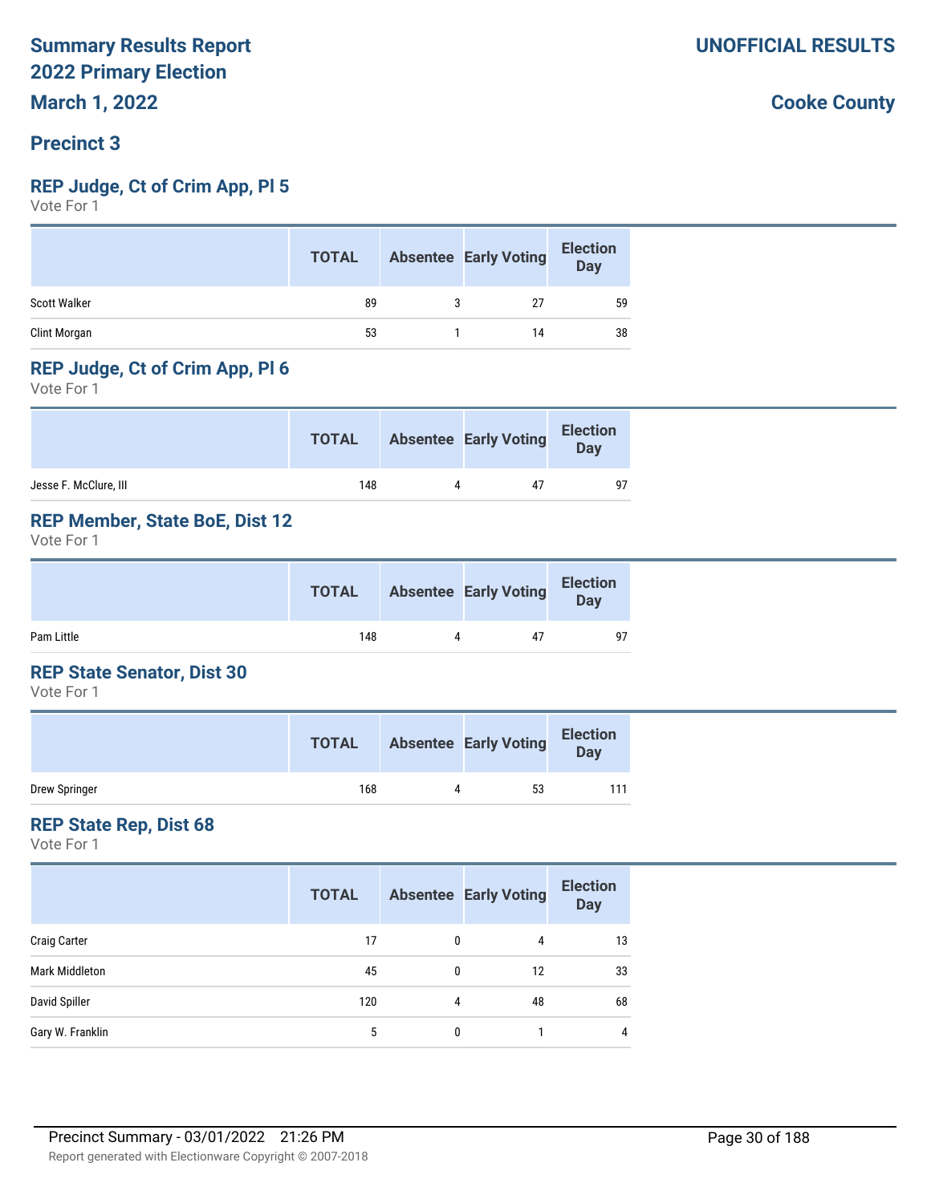# Summary Results Report

## 2022 Primary Election

## March 1, 2022

**UNOFFICIAL RESULTS**

**Cooke County**

## Precinct 3

### REP Judge, Ct of Crim App, Pl 5

Vote For 1

| | TOTAL | Absentee | Early Voting | Election Day |
|---|---|---|---|---|
| Scott Walker | 89 | 3 | 27 | 59 |
| Clint Morgan | 53 | 1 | 14 | 38 |

### REP Judge, Ct of Crim App, Pl 6

Vote For 1

| | TOTAL | Absentee | Early Voting | Election Day |
|---|---|---|---|---|
| Jesse F. McClure, III | 148 | 4 | 47 | 97 |

### REP Member, State BoE, Dist 12

Vote For 1

| | TOTAL | Absentee | Early Voting | Election Day |
|---|---|---|---|---|
| Pam Little | 148 | 4 | 47 | 97 |

### REP State Senator, Dist 30

Vote For 1

| | TOTAL | Absentee | Early Voting | Election Day |
|---|---|---|---|---|
| Drew Springer | 168 | 4 | 53 | 111 |

### REP State Rep, Dist 68

Vote For 1

| | TOTAL | Absentee | Early Voting | Election Day |
|---|---|---|---|---|
| Craig Carter | 17 | 0 | 4 | 13 |
| Mark Middleton | 45 | 0 | 12 | 33 |
| David Spiller | 120 | 4 | 48 | 68 |
| Gary W. Franklin | 5 | 0 | 1 | 4 |

Precinct Summary - 03/01/2022 21:26 PM

Report generated with Electionware Copyright © 2007-2018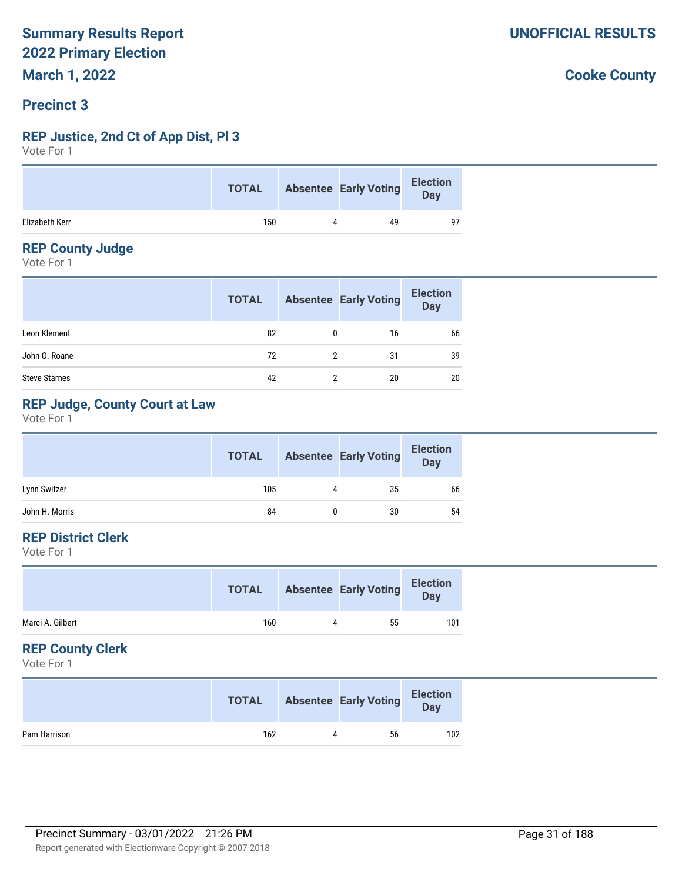**Summary Results Report**
**2022 Primary Election**
**March 1, 2022**

**UNOFFICIAL RESULTS**

**Cooke County**

## Precinct 3

### REP Justice, 2nd Ct of App Dist, Pl 3

Vote For 1

| | TOTAL | Absentee | Early Voting | Election Day |
|---|---|---|---|---|
| Elizabeth Kerr | 150 | 4 | 49 | 97 |

### REP County Judge

Vote For 1

| | TOTAL | Absentee | Early Voting | Election Day |
|---|---|---|---|---|
| Leon Klement | 82 | 0 | 16 | 66 |
| John O. Roane | 72 | 2 | 31 | 39 |
| Steve Starnes | 42 | 2 | 20 | 20 |

### REP Judge, County Court at Law

Vote For 1

| | TOTAL | Absentee | Early Voting | Election Day |
|---|---|---|---|---|
| Lynn Switzer | 105 | 4 | 35 | 66 |
| John H. Morris | 84 | 0 | 30 | 54 |

### REP District Clerk

Vote For 1

| | TOTAL | Absentee | Early Voting | Election Day |
|---|---|---|---|---|
| Marci A. Gilbert | 160 | 4 | 55 | 101 |

### REP County Clerk

Vote For 1

| | TOTAL | Absentee | Early Voting | Election Day |
|---|---|---|---|---|
| Pam Harrison | 162 | 4 | 56 | 102 |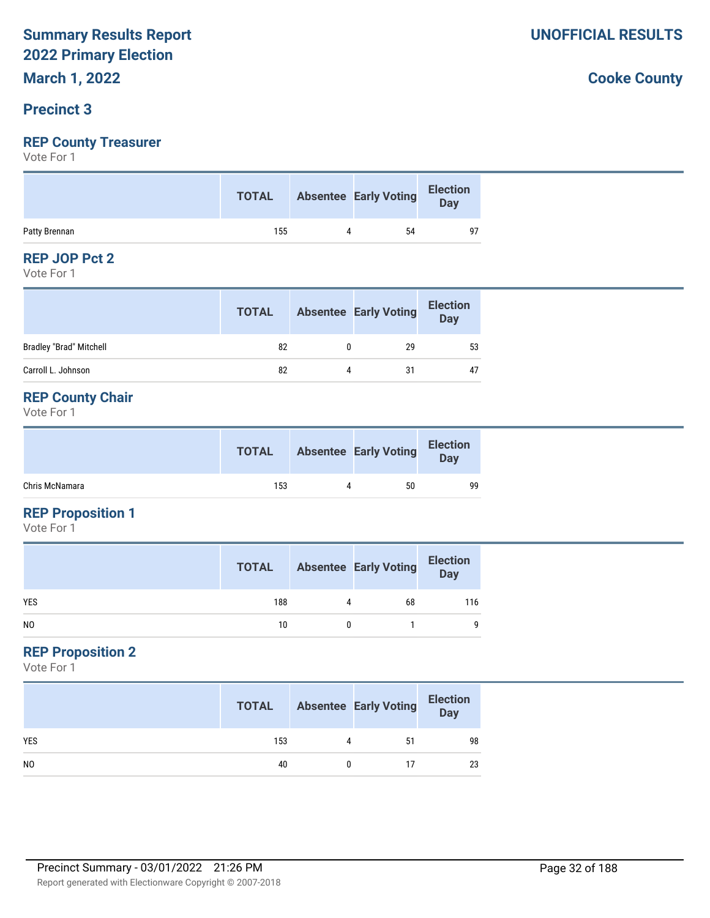# Summary Results Report
# 2022 Primary Election
## March 1, 2022

**UNOFFICIAL RESULTS**

**Cooke County**

## Precinct 3

### REP County Treasurer
Vote For 1

| | TOTAL | Absentee | Early Voting | Election Day |
|---|---|---|---|---|
| Patty Brennan | 155 | 4 | 54 | 97 |

### REP JOP Pct 2
Vote For 1

| | TOTAL | Absentee | Early Voting | Election Day |
|---|---|---|---|---|
| Bradley "Brad" Mitchell | 82 | 0 | 29 | 53 |
| Carroll L. Johnson | 82 | 4 | 31 | 47 |

### REP County Chair
Vote For 1

| | TOTAL | Absentee | Early Voting | Election Day |
|---|---|---|---|---|
| Chris McNamara | 153 | 4 | 50 | 99 |

### REP Proposition 1
Vote For 1

| | TOTAL | Absentee | Early Voting | Election Day |
|---|---|---|---|---|
| YES | 188 | 4 | 68 | 116 |
| NO | 10 | 0 | 1 | 9 |

### REP Proposition 2
Vote For 1

| | TOTAL | Absentee | Early Voting | Election Day |
|---|---|---|---|---|
| YES | 153 | 4 | 51 | 98 |
| NO | 40 | 0 | 17 | 23 |

Precinct Summary - 03/01/2022 21:26 PM

Report generated with Electionware Copyright © 2007-2018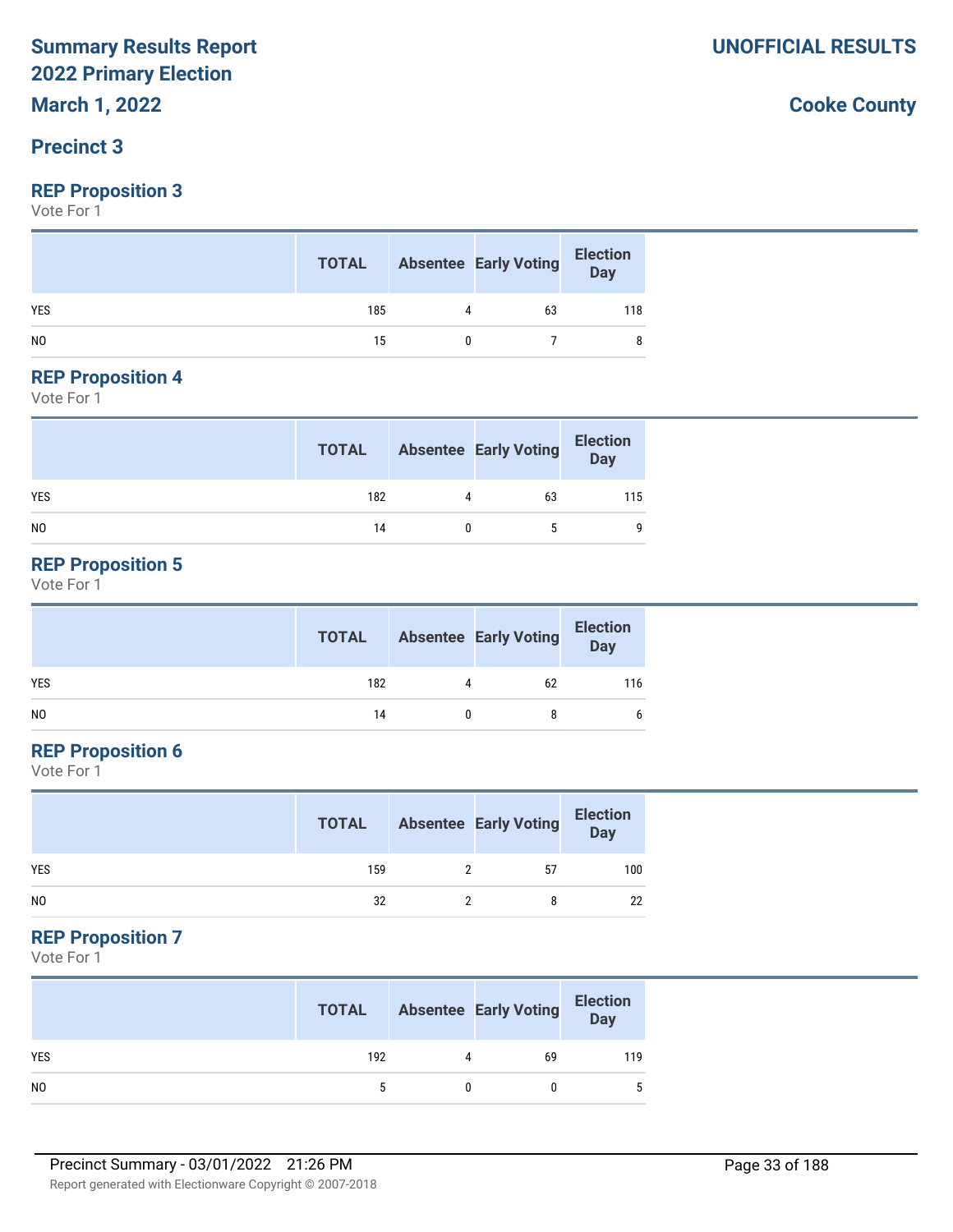# Summary Results Report
# 2022 Primary Election
## March 1, 2022

**UNOFFICIAL RESULTS**

**Cooke County**

## Precinct 3

### REP Proposition 3
Vote For 1

| | TOTAL | Absentee | Early Voting | Election Day |
|---|---|---|---|---|
| YES | 185 | 4 | 63 | 118 |
| NO | 15 | 0 | 7 | 8 |

### REP Proposition 4
Vote For 1

| | TOTAL | Absentee | Early Voting | Election Day |
|---|---|---|---|---|
| YES | 182 | 4 | 63 | 115 |
| NO | 14 | 0 | 5 | 9 |

### REP Proposition 5
Vote For 1

| | TOTAL | Absentee | Early Voting | Election Day |
|---|---|---|---|---|
| YES | 182 | 4 | 62 | 116 |
| NO | 14 | 0 | 8 | 6 |

### REP Proposition 6
Vote For 1

| | TOTAL | Absentee | Early Voting | Election Day |
|---|---|---|---|---|
| YES | 159 | 2 | 57 | 100 |
| NO | 32 | 2 | 8 | 22 |

### REP Proposition 7
Vote For 1

| | TOTAL | Absentee | Early Voting | Election Day |
|---|---|---|---|---|
| YES | 192 | 4 | 69 | 119 |
| NO | 5 | 0 | 0 | 5 |

Precinct Summary - 03/01/2022 21:26 PM

Report generated with Electionware Copyright © 2007-2018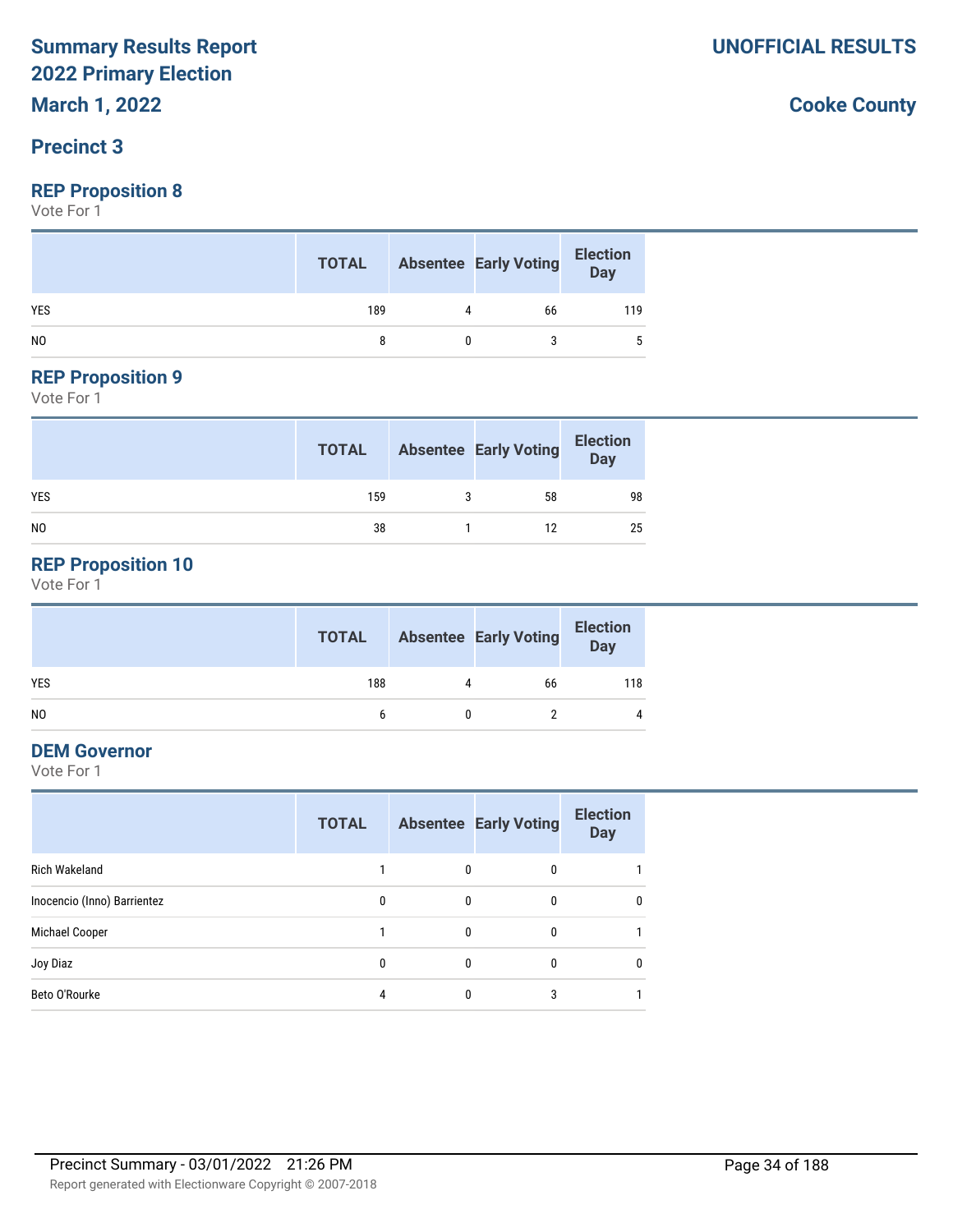# Summary Results Report
# 2022 Primary Election

**March 1, 2022**

**UNOFFICIAL RESULTS**

**Cooke County**

## Precinct 3

### REP Proposition 8

Vote For 1

| | TOTAL | Absentee | Early Voting | Election Day |
|---|---|---|---|---|
| YES | 189 | 4 | 66 | 119 |
| NO | 8 | 0 | 3 | 5 |

### REP Proposition 9

Vote For 1

| | TOTAL | Absentee | Early Voting | Election Day |
|---|---|---|---|---|
| YES | 159 | 3 | 58 | 98 |
| NO | 38 | 1 | 12 | 25 |

### REP Proposition 10

Vote For 1

| | TOTAL | Absentee | Early Voting | Election Day |
|---|---|---|---|---|
| YES | 188 | 4 | 66 | 118 |
| NO | 6 | 0 | 2 | 4 |

### DEM Governor

Vote For 1

| | TOTAL | Absentee | Early Voting | Election Day |
|---|---|---|---|---|
| Rich Wakeland | 1 | 0 | 0 | 1 |
| Inocencio (Inno) Barrientez | 0 | 0 | 0 | 0 |
| Michael Cooper | 1 | 0 | 0 | 1 |
| Joy Diaz | 0 | 0 | 0 | 0 |
| Beto O'Rourke | 4 | 0 | 3 | 1 |

Precinct Summary - 03/01/2022 21:26 PM

Report generated with Electionware Copyright © 2007-2018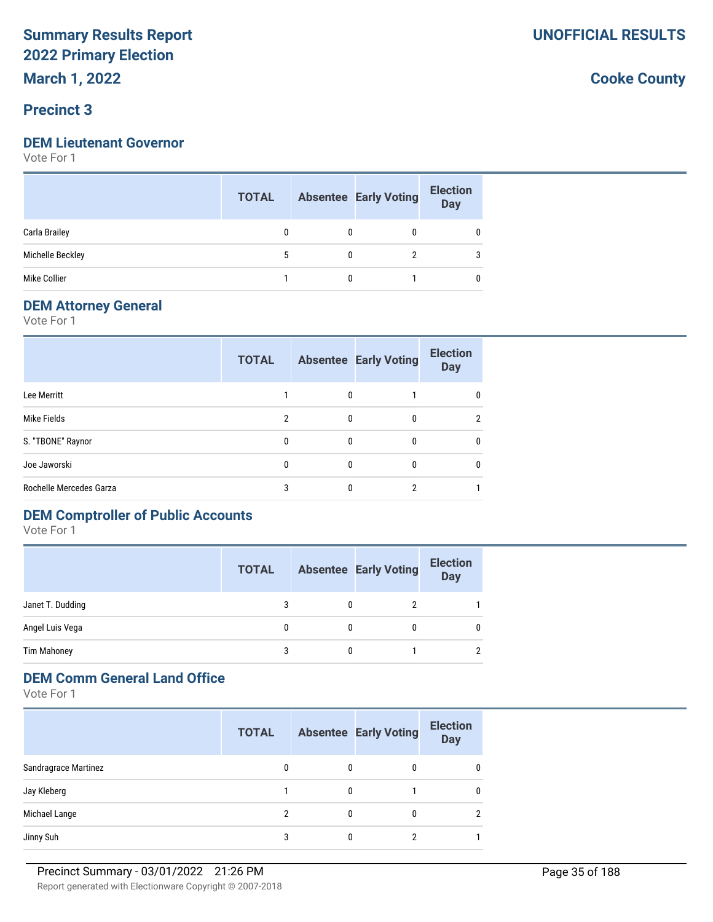# Summary Results Report
## 2022 Primary Election
## March 1, 2022

**UNOFFICIAL RESULTS**

**Cooke County**

## Precinct 3

### DEM Lieutenant Governor

Vote For 1

| | TOTAL | Absentee | Early Voting | Election Day |
|---|---|---|---|---|
| Carla Brailey | 0 | 0 | 0 | 0 |
| Michelle Beckley | 5 | 0 | 2 | 3 |
| Mike Collier | 1 | 0 | 1 | 0 |

### DEM Attorney General

Vote For 1

| | TOTAL | Absentee | Early Voting | Election Day |
|---|---|---|---|---|
| Lee Merritt | 1 | 0 | 1 | 0 |
| Mike Fields | 2 | 0 | 0 | 2 |
| S. "TBONE" Raynor | 0 | 0 | 0 | 0 |
| Joe Jaworski | 0 | 0 | 0 | 0 |
| Rochelle Mercedes Garza | 3 | 0 | 2 | 1 |

### DEM Comptroller of Public Accounts

Vote For 1

| | TOTAL | Absentee | Early Voting | Election Day |
|---|---|---|---|---|
| Janet T. Dudding | 3 | 0 | 2 | 1 |
| Angel Luis Vega | 0 | 0 | 0 | 0 |
| Tim Mahoney | 3 | 0 | 1 | 2 |

### DEM Comm General Land Office

Vote For 1

| | TOTAL | Absentee | Early Voting | Election Day |
|---|---|---|---|---|
| Sandragrace Martinez | 0 | 0 | 0 | 0 |
| Jay Kleberg | 1 | 0 | 1 | 0 |
| Michael Lange | 2 | 0 | 0 | 2 |
| Jinny Suh | 3 | 0 | 2 | 1 |

Precinct Summary - 03/01/2022 21:26 PM

Report generated with Electionware Copyright © 2007-2018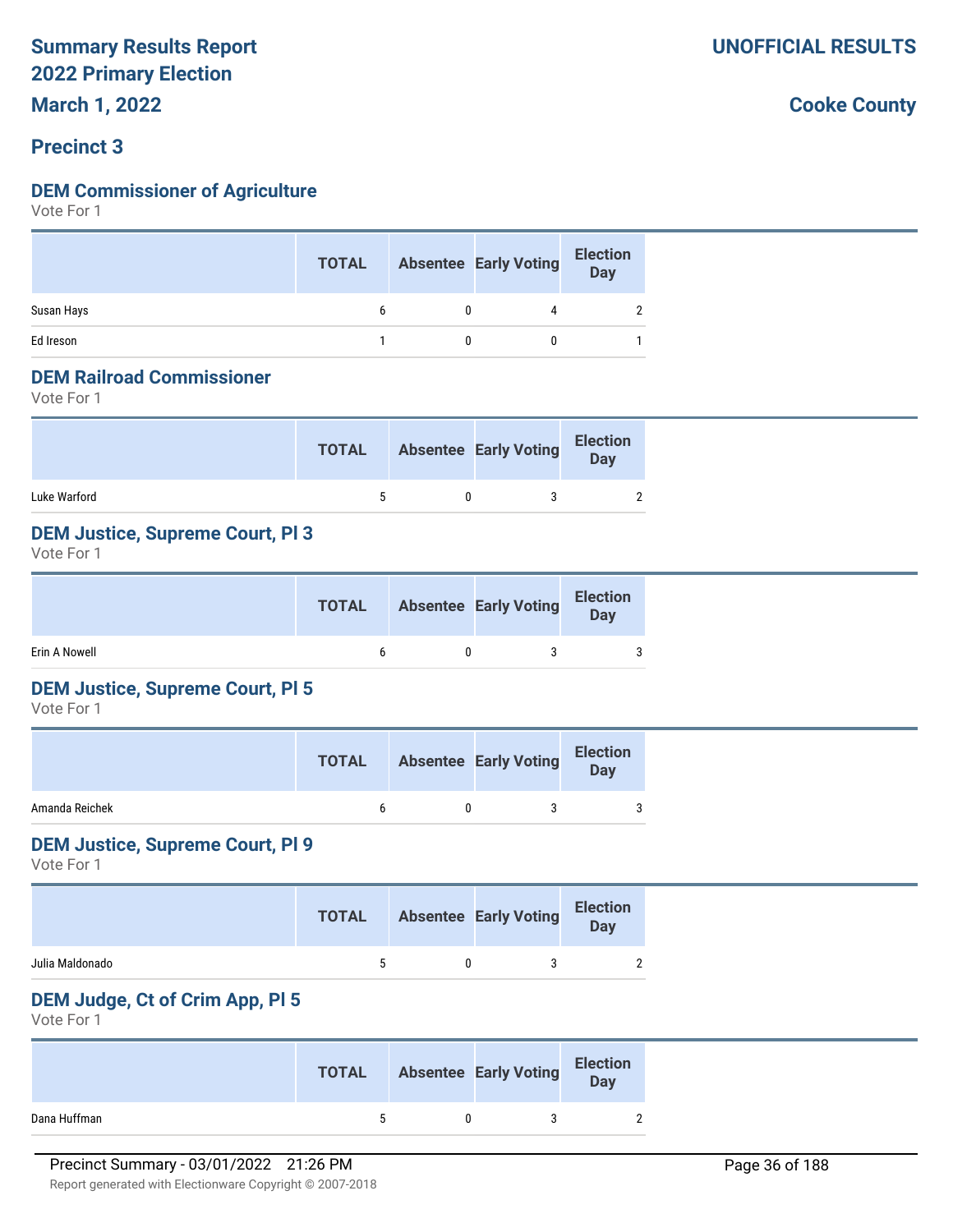# Summary Results Report
# 2022 Primary Election
# March 1, 2022

**UNOFFICIAL RESULTS**

**Cooke County**

## Precinct 3

### DEM Commissioner of Agriculture

Vote For 1

| | TOTAL | Absentee | Early Voting | Election Day |
|---|---|---|---|---|
| Susan Hays | 6 | 0 | 4 | 2 |
| Ed Ireson | 1 | 0 | 0 | 1 |

### DEM Railroad Commissioner

Vote For 1

| | TOTAL | Absentee | Early Voting | Election Day |
|---|---|---|---|---|
| Luke Warford | 5 | 0 | 3 | 2 |

### DEM Justice, Supreme Court, Pl 3

Vote For 1

| | TOTAL | Absentee | Early Voting | Election Day |
|---|---|---|---|---|
| Erin A Nowell | 6 | 0 | 3 | 3 |

### DEM Justice, Supreme Court, Pl 5

Vote For 1

| | TOTAL | Absentee | Early Voting | Election Day |
|---|---|---|---|---|
| Amanda Reichek | 6 | 0 | 3 | 3 |

### DEM Justice, Supreme Court, Pl 9

Vote For 1

| | TOTAL | Absentee | Early Voting | Election Day |
|---|---|---|---|---|
| Julia Maldonado | 5 | 0 | 3 | 2 |

### DEM Judge, Ct of Crim App, Pl 5

Vote For 1

| | TOTAL | Absentee | Early Voting | Election Day |
|---|---|---|---|---|
| Dana Huffman | 5 | 0 | 3 | 2 |

Precinct Summary - 03/01/2022 21:26 PM

Report generated with Electionware Copyright © 2007-2018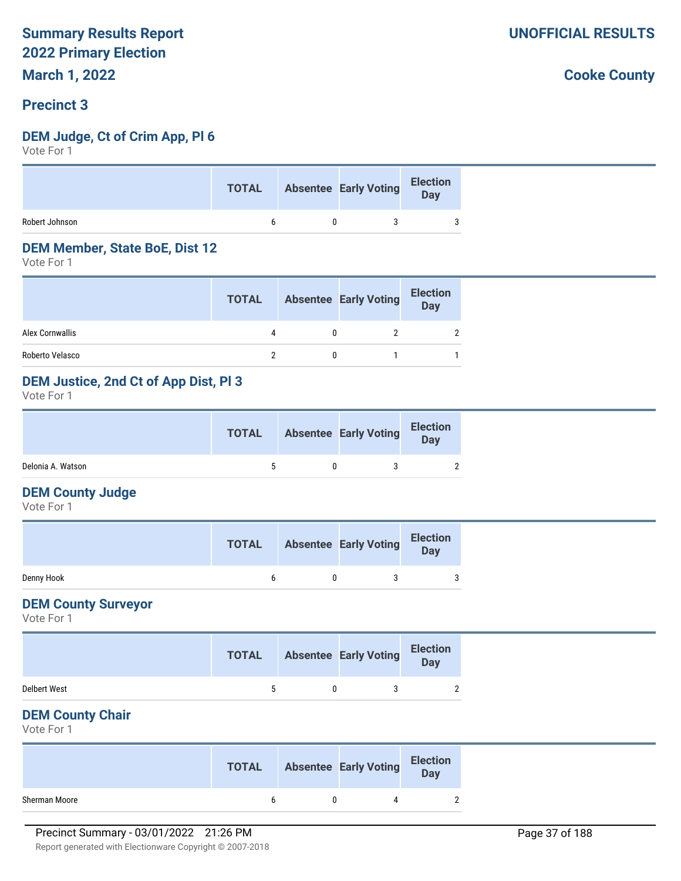# Summary Results Report
# 2022 Primary Election
# March 1, 2022

**UNOFFICIAL RESULTS**

**Cooke County**

## Precinct 3

### DEM Judge, Ct of Crim App, Pl 6

Vote For 1

| | TOTAL | Absentee | Early Voting | Election Day |
|---|---|---|---|---|
| Robert Johnson | 6 | 0 | 3 | 3 |

### DEM Member, State BoE, Dist 12

Vote For 1

| | TOTAL | Absentee | Early Voting | Election Day |
|---|---|---|---|---|
| Alex Cornwallis | 4 | 0 | 2 | 2 |
| Roberto Velasco | 2 | 0 | 1 | 1 |

### DEM Justice, 2nd Ct of App Dist, Pl 3

Vote For 1

| | TOTAL | Absentee | Early Voting | Election Day |
|---|---|---|---|---|
| Delonia A. Watson | 5 | 0 | 3 | 2 |

### DEM County Judge

Vote For 1

| | TOTAL | Absentee | Early Voting | Election Day |
|---|---|---|---|---|
| Denny Hook | 6 | 0 | 3 | 3 |

### DEM County Surveyor

Vote For 1

| | TOTAL | Absentee | Early Voting | Election Day |
|---|---|---|---|---|
| Delbert West | 5 | 0 | 3 | 2 |

### DEM County Chair

Vote For 1

| | TOTAL | Absentee | Early Voting | Election Day |
|---|---|---|---|---|
| Sherman Moore | 6 | 0 | 4 | 2 |

Precinct Summary - 03/01/2022 21:26 PM

Report generated with Electionware Copyright © 2007-2018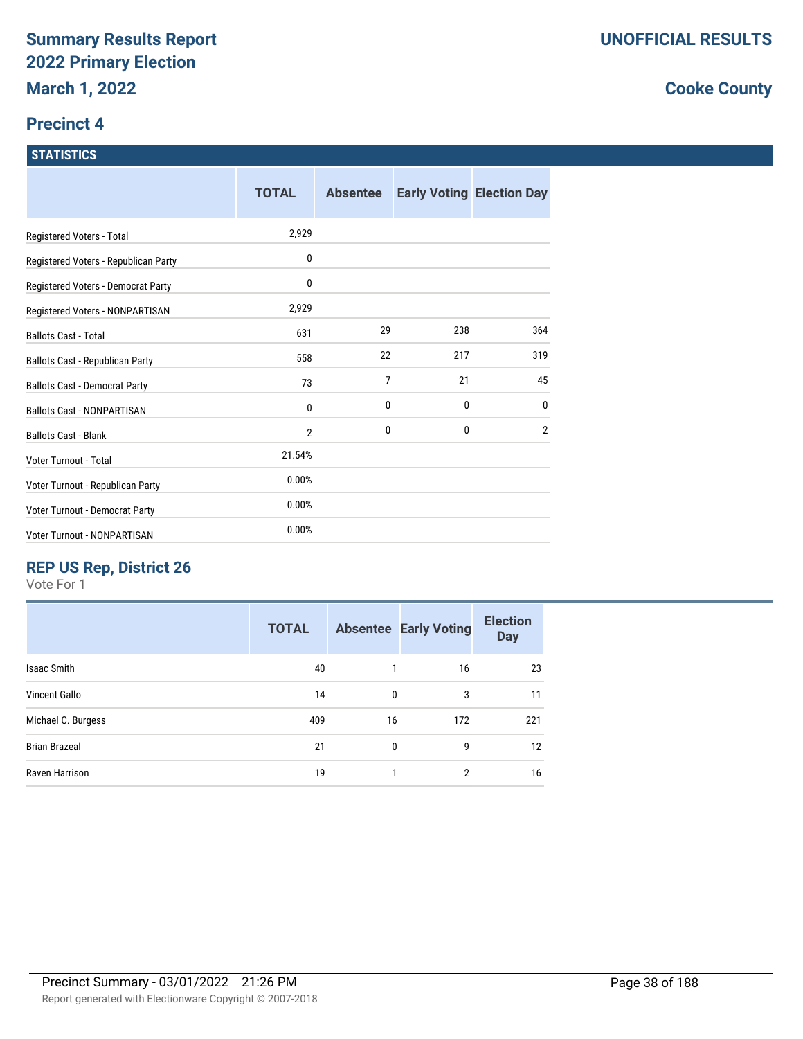# Summary Results Report
# 2022 Primary Election
# March 1, 2022

**UNOFFICIAL RESULTS**

**Cooke County**

## Precinct 4

### STATISTICS

| | TOTAL | Absentee | Early Voting | Election Day |
|---|---|---|---|---|
| Registered Voters - Total | 2,929 | | | |
| Registered Voters - Republican Party | 0 | | | |
| Registered Voters - Democrat Party | 0 | | | |
| Registered Voters - NONPARTISAN | 2,929 | | | |
| Ballots Cast - Total | 631 | 29 | 238 | 364 |
| Ballots Cast - Republican Party | 558 | 22 | 217 | 319 |
| Ballots Cast - Democrat Party | 73 | 7 | 21 | 45 |
| Ballots Cast - NONPARTISAN | 0 | 0 | 0 | 0 |
| Ballots Cast - Blank | 2 | 0 | 0 | 2 |
| Voter Turnout - Total | 21.54% | | | |
| Voter Turnout - Republican Party | 0.00% | | | |
| Voter Turnout - Democrat Party | 0.00% | | | |
| Voter Turnout - NONPARTISAN | 0.00% | | | |

### REP US Rep, District 26

Vote For 1

| | TOTAL | Absentee | Early Voting | Election Day |
|---|---|---|---|---|
| Isaac Smith | 40 | 1 | 16 | 23 |
| Vincent Gallo | 14 | 0 | 3 | 11 |
| Michael C. Burgess | 409 | 16 | 172 | 221 |
| Brian Brazeal | 21 | 0 | 9 | 12 |
| Raven Harrison | 19 | 1 | 2 | 16 |

Precinct Summary - 03/01/2022 21:26 PM

Report generated with Electionware Copyright © 2007-2018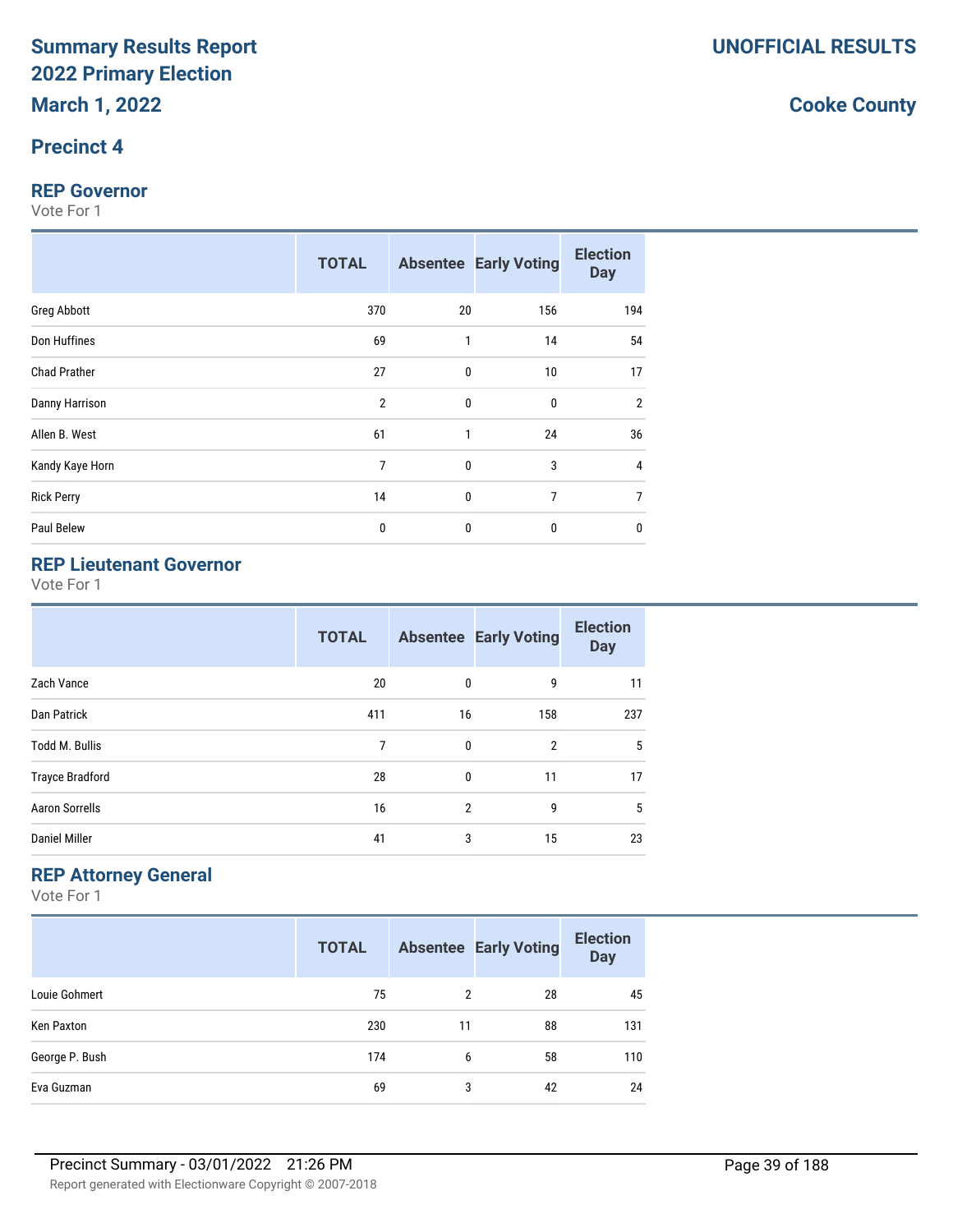# Summary Results Report
# 2022 Primary Election
## March 1, 2022

**UNOFFICIAL RESULTS**

**Cooke County**

## Precinct 4

### REP Governor
Vote For 1

| | TOTAL | Absentee | Early Voting | Election Day |
|---|---|---|---|---|
| Greg Abbott | 370 | 20 | 156 | 194 |
| Don Huffines | 69 | 1 | 14 | 54 |
| Chad Prather | 27 | 0 | 10 | 17 |
| Danny Harrison | 2 | 0 | 0 | 2 |
| Allen B. West | 61 | 1 | 24 | 36 |
| Kandy Kaye Horn | 7 | 0 | 3 | 4 |
| Rick Perry | 14 | 0 | 7 | 7 |
| Paul Belew | 0 | 0 | 0 | 0 |

### REP Lieutenant Governor
Vote For 1

| | TOTAL | Absentee | Early Voting | Election Day |
|---|---|---|---|---|
| Zach Vance | 20 | 0 | 9 | 11 |
| Dan Patrick | 411 | 16 | 158 | 237 |
| Todd M. Bullis | 7 | 0 | 2 | 5 |
| Trayce Bradford | 28 | 0 | 11 | 17 |
| Aaron Sorrells | 16 | 2 | 9 | 5 |
| Daniel Miller | 41 | 3 | 15 | 23 |

### REP Attorney General
Vote For 1

| | TOTAL | Absentee | Early Voting | Election Day |
|---|---|---|---|---|
| Louie Gohmert | 75 | 2 | 28 | 45 |
| Ken Paxton | 230 | 11 | 88 | 131 |
| George P. Bush | 174 | 6 | 58 | 110 |
| Eva Guzman | 69 | 3 | 42 | 24 |

Precinct Summary - 03/01/2022 21:26 PM

Report generated with Electionware Copyright © 2007-2018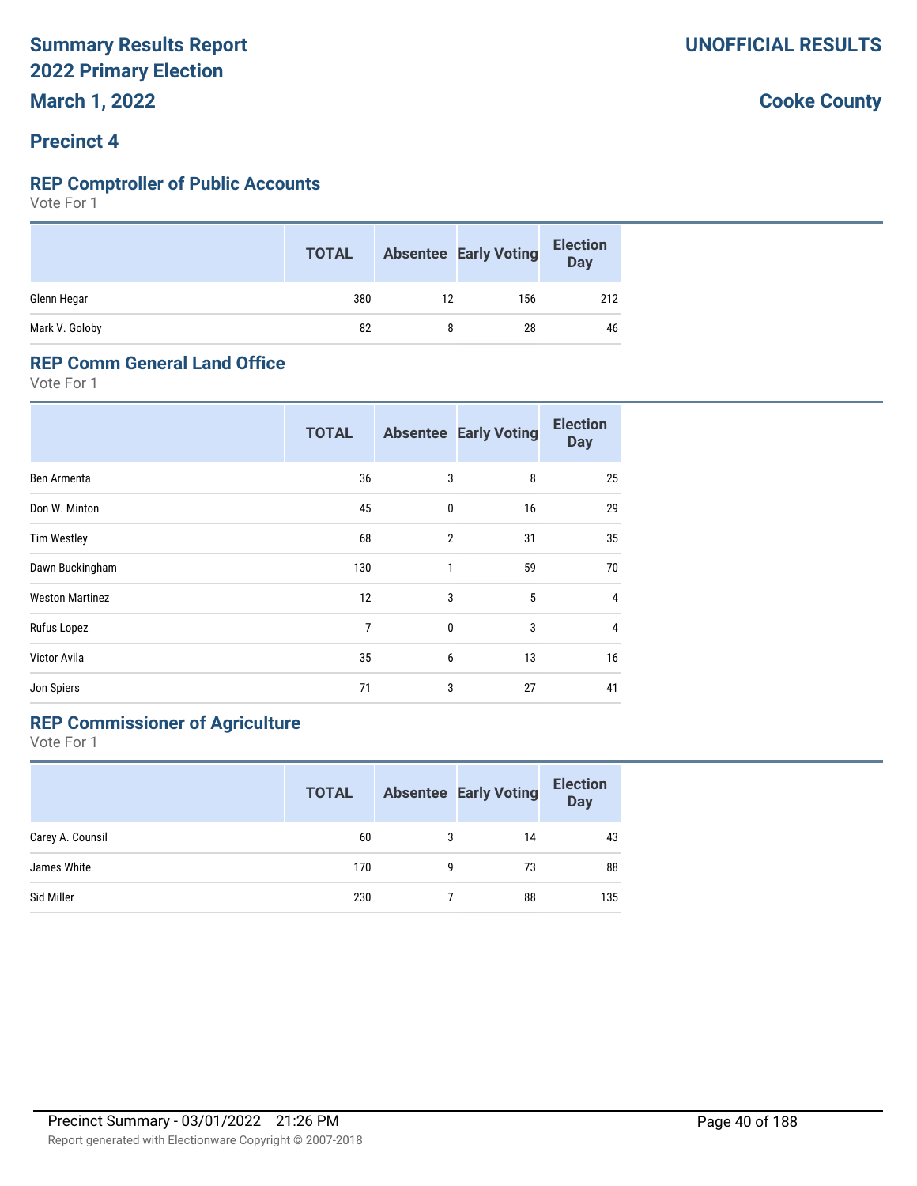# Summary Results Report
# 2022 Primary Election
# March 1, 2022

**UNOFFICIAL RESULTS**

**Cooke County**

## Precinct 4

### REP Comptroller of Public Accounts

Vote For 1

| | TOTAL | Absentee | Early Voting | Election Day |
|---|---|---|---|---|
| Glenn Hegar | 380 | 12 | 156 | 212 |
| Mark V. Goloby | 82 | 8 | 28 | 46 |

### REP Comm General Land Office

Vote For 1

| | TOTAL | Absentee | Early Voting | Election Day |
|---|---|---|---|---|
| Ben Armenta | 36 | 3 | 8 | 25 |
| Don W. Minton | 45 | 0 | 16 | 29 |
| Tim Westley | 68 | 2 | 31 | 35 |
| Dawn Buckingham | 130 | 1 | 59 | 70 |
| Weston Martinez | 12 | 3 | 5 | 4 |
| Rufus Lopez | 7 | 0 | 3 | 4 |
| Victor Avila | 35 | 6 | 13 | 16 |
| Jon Spiers | 71 | 3 | 27 | 41 |

### REP Commissioner of Agriculture

Vote For 1

| | TOTAL | Absentee | Early Voting | Election Day |
|---|---|---|---|---|
| Carey A. Counsil | 60 | 3 | 14 | 43 |
| James White | 170 | 9 | 73 | 88 |
| Sid Miller | 230 | 7 | 88 | 135 |

Precinct Summary - 03/01/2022 21:26 PM

Report generated with Electionware Copyright © 2007-2018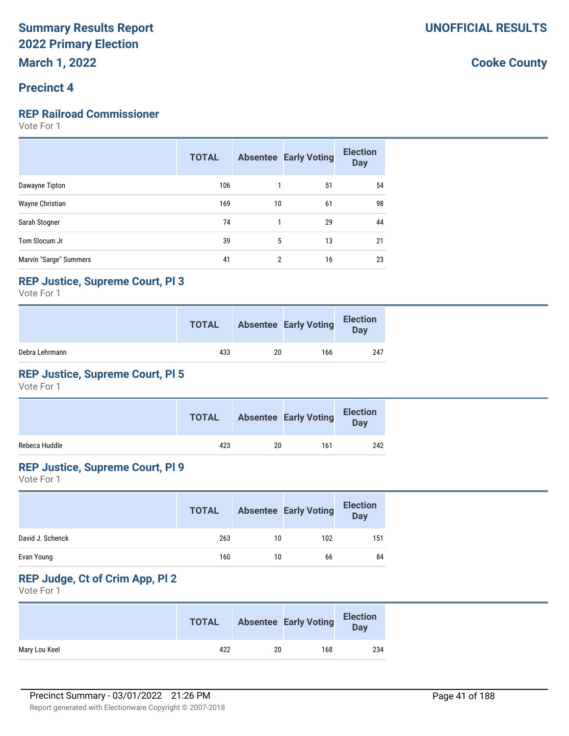# Summary Results Report
# 2022 Primary Election
# March 1, 2022

**UNOFFICIAL RESULTS**

**Cooke County**

## Precinct 4

### REP Railroad Commissioner

Vote For 1

| | TOTAL | Absentee | Early Voting | Election Day |
|---|---|---|---|---|
| Dawayne Tipton | 106 | 1 | 51 | 54 |
| Wayne Christian | 169 | 10 | 61 | 98 |
| Sarah Stogner | 74 | 1 | 29 | 44 |
| Tom Slocum Jr | 39 | 5 | 13 | 21 |
| Marvin "Sarge" Summers | 41 | 2 | 16 | 23 |

### REP Justice, Supreme Court, Pl 3

Vote For 1

| | TOTAL | Absentee | Early Voting | Election Day |
|---|---|---|---|---|
| Debra Lehrmann | 433 | 20 | 166 | 247 |

### REP Justice, Supreme Court, Pl 5

Vote For 1

| | TOTAL | Absentee | Early Voting | Election Day |
|---|---|---|---|---|
| Rebeca Huddle | 423 | 20 | 161 | 242 |

### REP Justice, Supreme Court, Pl 9

Vote For 1

| | TOTAL | Absentee | Early Voting | Election Day |
|---|---|---|---|---|
| David J. Schenck | 263 | 10 | 102 | 151 |
| Evan Young | 160 | 10 | 66 | 84 |

### REP Judge, Ct of Crim App, Pl 2

Vote For 1

| | TOTAL | Absentee | Early Voting | Election Day |
|---|---|---|---|---|
| Mary Lou Keel | 422 | 20 | 168 | 234 |

Precinct Summary - 03/01/2022 21:26 PM

Report generated with Electionware Copyright © 2007-2018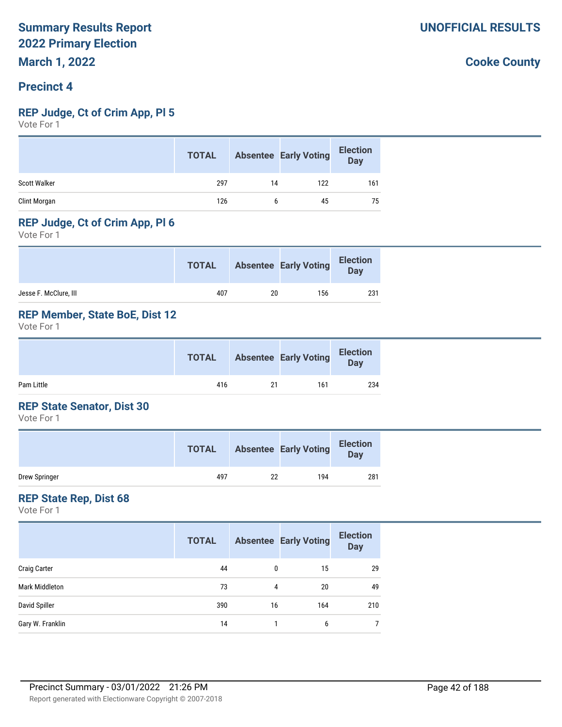# Summary Results Report
# 2022 Primary Election
# March 1, 2022

**UNOFFICIAL RESULTS**

**Cooke County**

## Precinct 4

### REP Judge, Ct of Crim App, Pl 5

Vote For 1

| | TOTAL | Absentee | Early Voting | Election Day |
|---|---|---|---|---|
| Scott Walker | 297 | 14 | 122 | 161 |
| Clint Morgan | 126 | 6 | 45 | 75 |

### REP Judge, Ct of Crim App, Pl 6

Vote For 1

| | TOTAL | Absentee | Early Voting | Election Day |
|---|---|---|---|---|
| Jesse F. McClure, III | 407 | 20 | 156 | 231 |

### REP Member, State BoE, Dist 12

Vote For 1

| | TOTAL | Absentee | Early Voting | Election Day |
|---|---|---|---|---|
| Pam Little | 416 | 21 | 161 | 234 |

### REP State Senator, Dist 30

Vote For 1

| | TOTAL | Absentee | Early Voting | Election Day |
|---|---|---|---|---|
| Drew Springer | 497 | 22 | 194 | 281 |

### REP State Rep, Dist 68

Vote For 1

| | TOTAL | Absentee | Early Voting | Election Day |
|---|---|---|---|---|
| Craig Carter | 44 | 0 | 15 | 29 |
| Mark Middleton | 73 | 4 | 20 | 49 |
| David Spiller | 390 | 16 | 164 | 210 |
| Gary W. Franklin | 14 | 1 | 6 | 7 |

Precinct Summary - 03/01/2022 21:26 PM

Report generated with Electionware Copyright © 2007-2018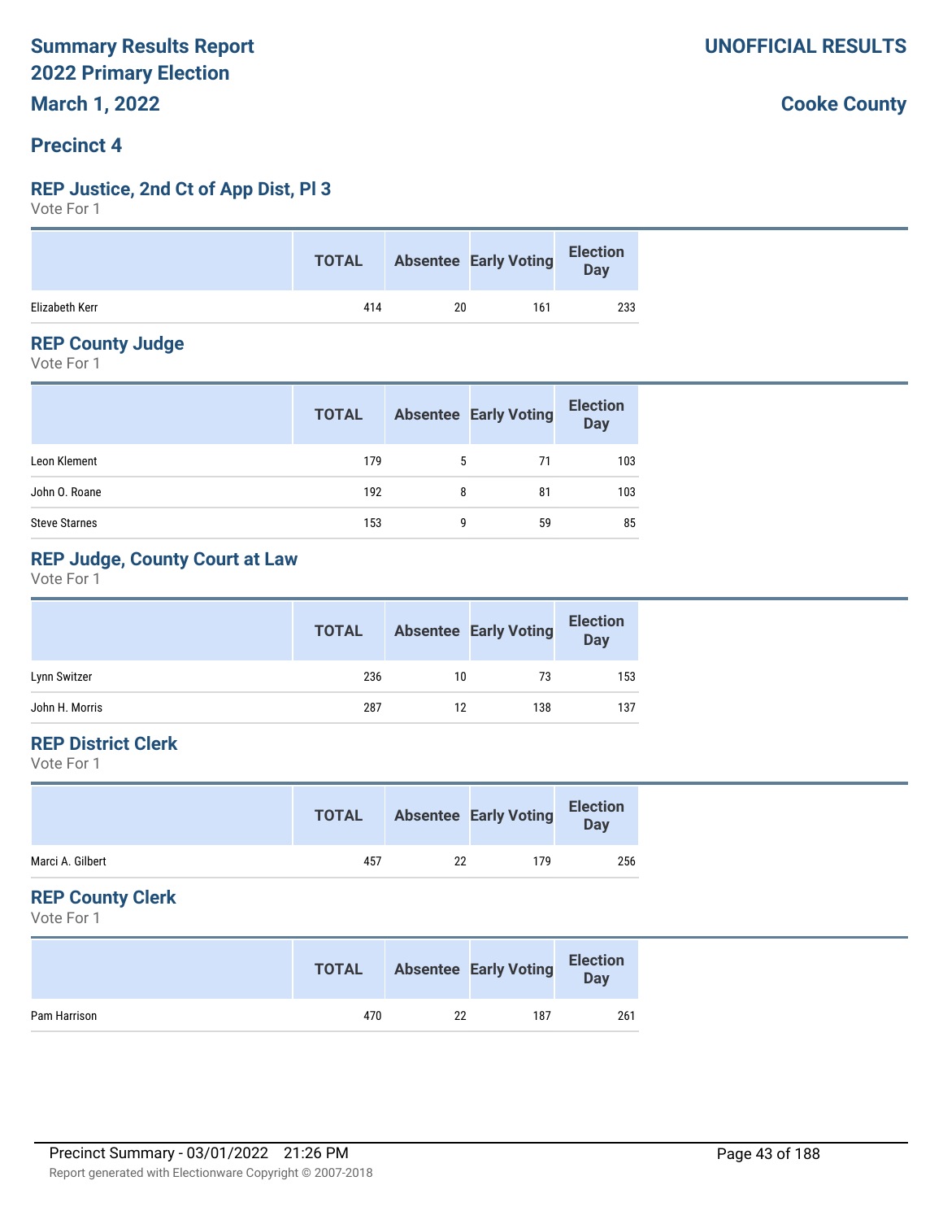# Summary Results Report
# 2022 Primary Election
# March 1, 2022

**UNOFFICIAL RESULTS**

**Cooke County**

## Precinct 4

### REP Justice, 2nd Ct of App Dist, Pl 3

Vote For 1

| | TOTAL | Absentee | Early Voting | Election Day |
|---|---|---|---|---|
| Elizabeth Kerr | 414 | 20 | 161 | 233 |

### REP County Judge

Vote For 1

| | TOTAL | Absentee | Early Voting | Election Day |
|---|---|---|---|---|
| Leon Klement | 179 | 5 | 71 | 103 |
| John O. Roane | 192 | 8 | 81 | 103 |
| Steve Starnes | 153 | 9 | 59 | 85 |

### REP Judge, County Court at Law

Vote For 1

| | TOTAL | Absentee | Early Voting | Election Day |
|---|---|---|---|---|
| Lynn Switzer | 236 | 10 | 73 | 153 |
| John H. Morris | 287 | 12 | 138 | 137 |

### REP District Clerk

Vote For 1

| | TOTAL | Absentee | Early Voting | Election Day |
|---|---|---|---|---|
| Marci A. Gilbert | 457 | 22 | 179 | 256 |

### REP County Clerk

Vote For 1

| | TOTAL | Absentee | Early Voting | Election Day |
|---|---|---|---|---|
| Pam Harrison | 470 | 22 | 187 | 261 |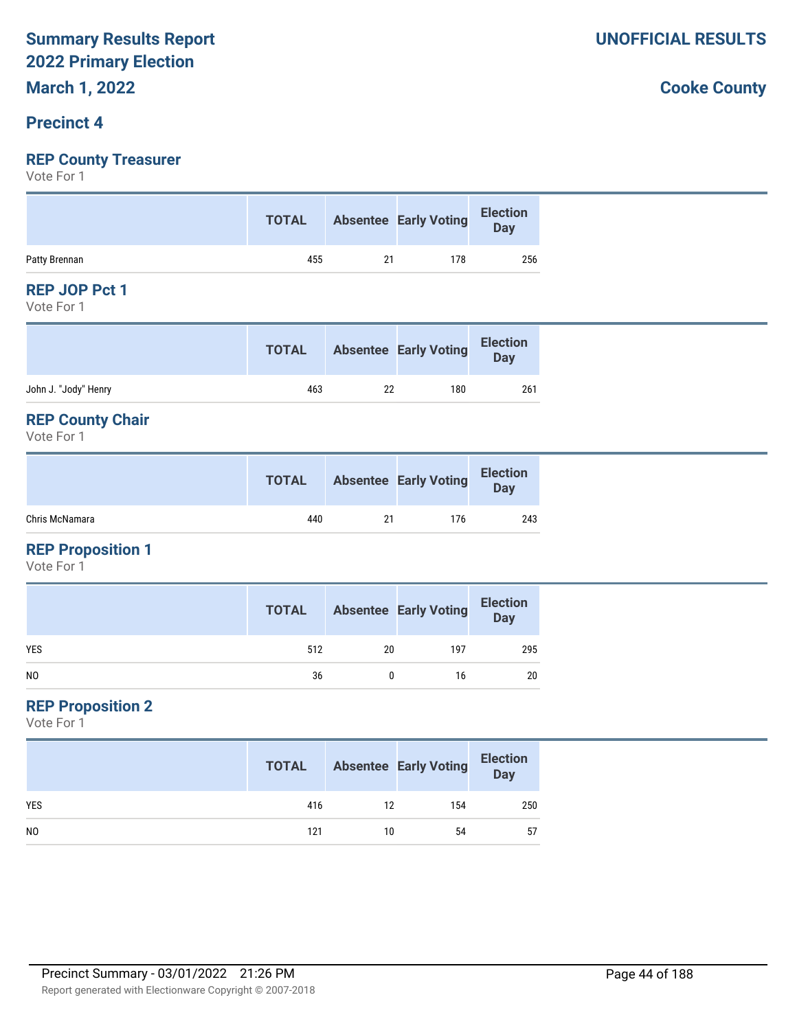# Summary Results Report 2022 Primary Election

**March 1, 2022**

**UNOFFICIAL RESULTS**

**Cooke County**

## Precinct 4

### REP County Treasurer

Vote For 1

| | TOTAL | Absentee | Early Voting | Election Day |
|---|---|---|---|---|
| Patty Brennan | 455 | 21 | 178 | 256 |

### REP JOP Pct 1

Vote For 1

| | TOTAL | Absentee | Early Voting | Election Day |
|---|---|---|---|---|
| John J. "Jody" Henry | 463 | 22 | 180 | 261 |

### REP County Chair

Vote For 1

| | TOTAL | Absentee | Early Voting | Election Day |
|---|---|---|---|---|
| Chris McNamara | 440 | 21 | 176 | 243 |

### REP Proposition 1

Vote For 1

| | TOTAL | Absentee | Early Voting | Election Day |
|---|---|---|---|---|
| YES | 512 | 20 | 197 | 295 |
| NO | 36 | 0 | 16 | 20 |

### REP Proposition 2

Vote For 1

| | TOTAL | Absentee | Early Voting | Election Day |
|---|---|---|---|---|
| YES | 416 | 12 | 154 | 250 |
| NO | 121 | 10 | 54 | 57 |

Precinct Summary - 03/01/2022 21:26 PM

Report generated with Electionware Copyright © 2007-2018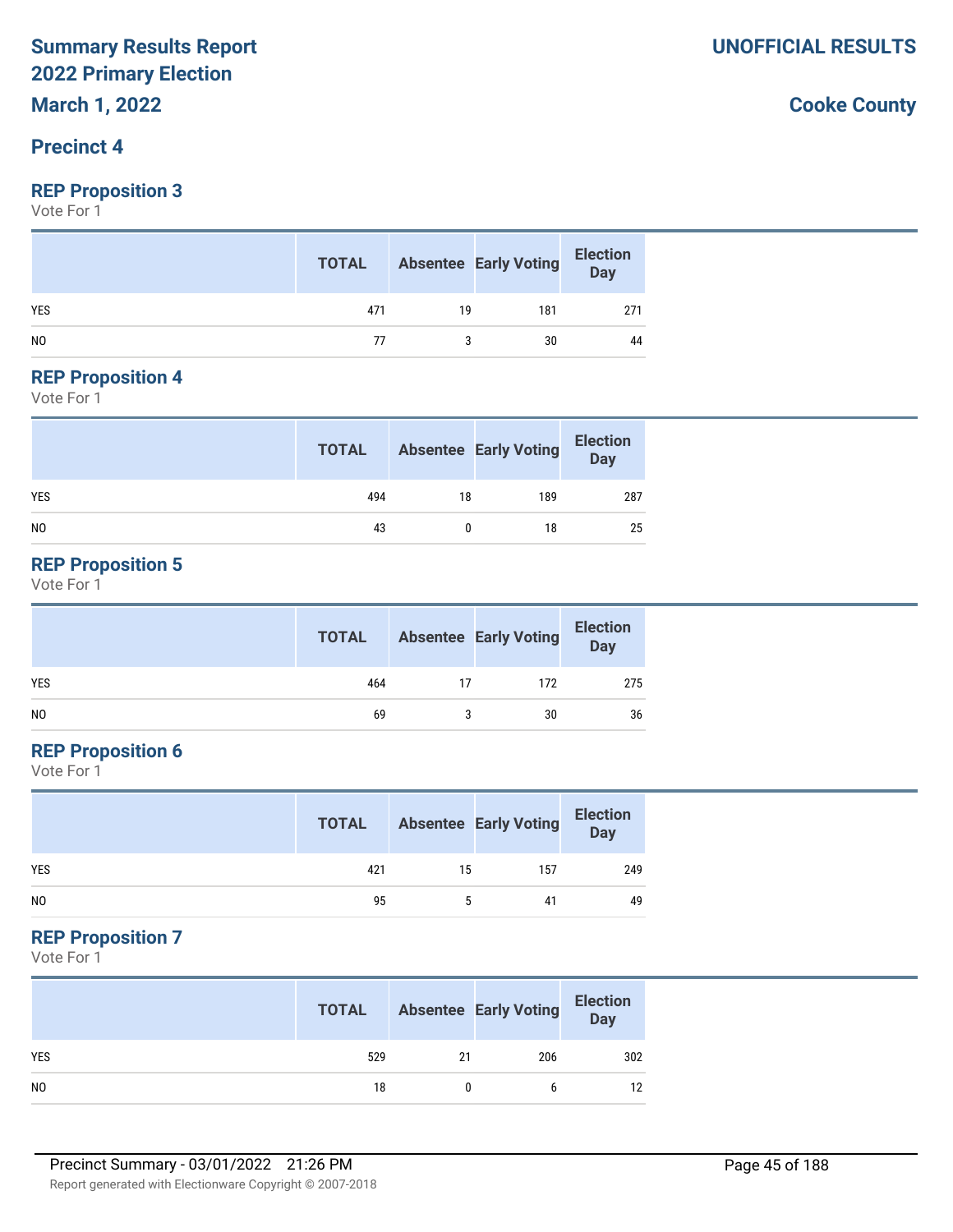# Summary Results Report
# 2022 Primary Election
# March 1, 2022

**UNOFFICIAL RESULTS**

**Cooke County**

## Precinct 4

### REP Proposition 3

Vote For 1

| | TOTAL | Absentee | Early Voting | Election Day |
|---|---|---|---|---|
| YES | 471 | 19 | 181 | 271 |
| NO | 77 | 3 | 30 | 44 |

### REP Proposition 4

Vote For 1

| | TOTAL | Absentee | Early Voting | Election Day |
|---|---|---|---|---|
| YES | 494 | 18 | 189 | 287 |
| NO | 43 | 0 | 18 | 25 |

### REP Proposition 5

Vote For 1

| | TOTAL | Absentee | Early Voting | Election Day |
|---|---|---|---|---|
| YES | 464 | 17 | 172 | 275 |
| NO | 69 | 3 | 30 | 36 |

### REP Proposition 6

Vote For 1

| | TOTAL | Absentee | Early Voting | Election Day |
|---|---|---|---|---|
| YES | 421 | 15 | 157 | 249 |
| NO | 95 | 5 | 41 | 49 |

### REP Proposition 7

Vote For 1

| | TOTAL | Absentee | Early Voting | Election Day |
|---|---|---|---|---|
| YES | 529 | 21 | 206 | 302 |
| NO | 18 | 0 | 6 | 12 |

Precinct Summary - 03/01/2022 21:26 PM

Report generated with Electionware Copyright © 2007-2018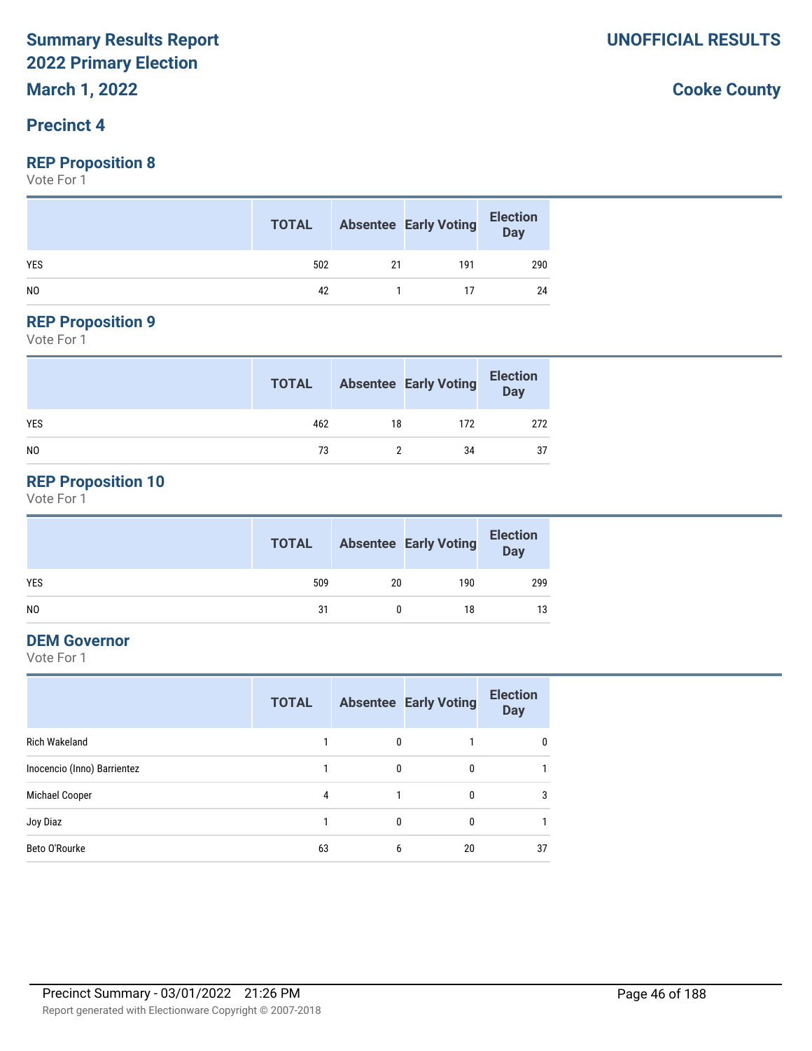**Summary Results Report**
**2022 Primary Election**
**March 1, 2022**

**UNOFFICIAL RESULTS**

**Cooke County**

## Precinct 4

### REP Proposition 8

Vote For 1

| | TOTAL | Absentee | Early Voting | Election Day |
|---|---|---|---|---|
| YES | 502 | 21 | 191 | 290 |
| NO | 42 | 1 | 17 | 24 |

### REP Proposition 9

Vote For 1

| | TOTAL | Absentee | Early Voting | Election Day |
|---|---|---|---|---|
| YES | 462 | 18 | 172 | 272 |
| NO | 73 | 2 | 34 | 37 |

### REP Proposition 10

Vote For 1

| | TOTAL | Absentee | Early Voting | Election Day |
|---|---|---|---|---|
| YES | 509 | 20 | 190 | 299 |
| NO | 31 | 0 | 18 | 13 |

### DEM Governor

Vote For 1

| | TOTAL | Absentee | Early Voting | Election Day |
|---|---|---|---|---|
| Rich Wakeland | 1 | 0 | 1 | 0 |
| Inocencio (Inno) Barrientez | 1 | 0 | 0 | 1 |
| Michael Cooper | 4 | 1 | 0 | 3 |
| Joy Diaz | 1 | 0 | 0 | 1 |
| Beto O'Rourke | 63 | 6 | 20 | 37 |

Precinct Summary - 03/01/2022 21:26 PM

Report generated with Electionware Copyright © 2007-2018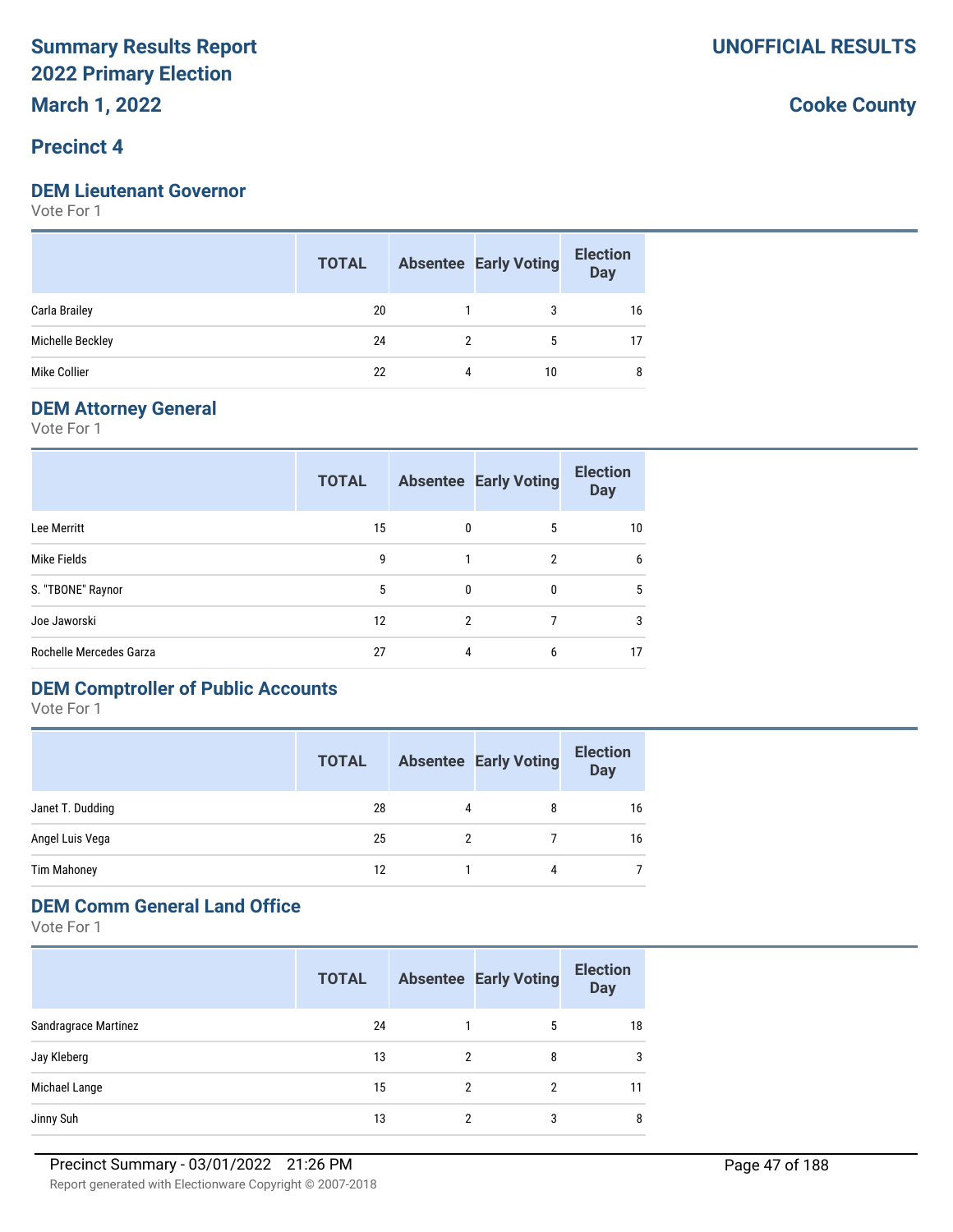# Summary Results Report
# 2022 Primary Election
# March 1, 2022

**UNOFFICIAL RESULTS**

**Cooke County**

## Precinct 4

### DEM Lieutenant Governor

Vote For 1

| | TOTAL | Absentee | Early Voting | Election Day |
|---|---|---|---|---|
| Carla Brailey | 20 | 1 | 3 | 16 |
| Michelle Beckley | 24 | 2 | 5 | 17 |
| Mike Collier | 22 | 4 | 10 | 8 |

### DEM Attorney General

Vote For 1

| | TOTAL | Absentee | Early Voting | Election Day |
|---|---|---|---|---|
| Lee Merritt | 15 | 0 | 5 | 10 |
| Mike Fields | 9 | 1 | 2 | 6 |
| S. "TBONE" Raynor | 5 | 0 | 0 | 5 |
| Joe Jaworski | 12 | 2 | 7 | 3 |
| Rochelle Mercedes Garza | 27 | 4 | 6 | 17 |

### DEM Comptroller of Public Accounts

Vote For 1

| | TOTAL | Absentee | Early Voting | Election Day |
|---|---|---|---|---|
| Janet T. Dudding | 28 | 4 | 8 | 16 |
| Angel Luis Vega | 25 | 2 | 7 | 16 |
| Tim Mahoney | 12 | 1 | 4 | 7 |

### DEM Comm General Land Office

Vote For 1

| | TOTAL | Absentee | Early Voting | Election Day |
|---|---|---|---|---|
| Sandragrace Martinez | 24 | 1 | 5 | 18 |
| Jay Kleberg | 13 | 2 | 8 | 3 |
| Michael Lange | 15 | 2 | 2 | 11 |
| Jinny Suh | 13 | 2 | 3 | 8 |

Precinct Summary - 03/01/2022 21:26 PM

Report generated with Electionware Copyright © 2007-2018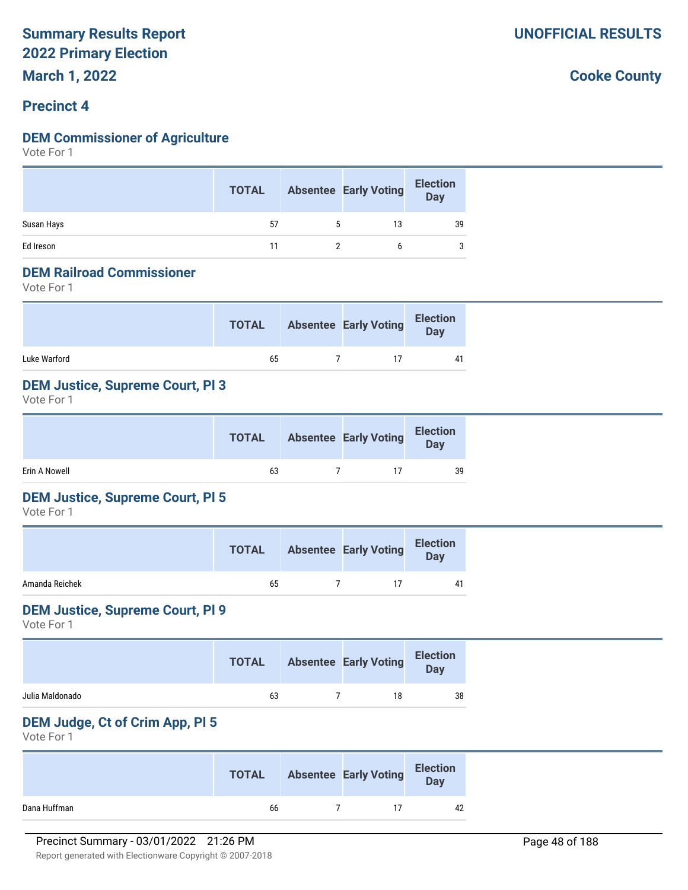# Summary Results Report
# 2022 Primary Election
# March 1, 2022

**UNOFFICIAL RESULTS**

**Cooke County**

## Precinct 4

### DEM Commissioner of Agriculture

Vote For 1

| | TOTAL | Absentee | Early Voting | Election Day |
|---|---|---|---|---|
| Susan Hays | 57 | 5 | 13 | 39 |
| Ed Ireson | 11 | 2 | 6 | 3 |

### DEM Railroad Commissioner

Vote For 1

| | TOTAL | Absentee | Early Voting | Election Day |
|---|---|---|---|---|
| Luke Warford | 65 | 7 | 17 | 41 |

### DEM Justice, Supreme Court, Pl 3

Vote For 1

| | TOTAL | Absentee | Early Voting | Election Day |
|---|---|---|---|---|
| Erin A Nowell | 63 | 7 | 17 | 39 |

### DEM Justice, Supreme Court, Pl 5

Vote For 1

| | TOTAL | Absentee | Early Voting | Election Day |
|---|---|---|---|---|
| Amanda Reichek | 65 | 7 | 17 | 41 |

### DEM Justice, Supreme Court, Pl 9

Vote For 1

| | TOTAL | Absentee | Early Voting | Election Day |
|---|---|---|---|---|
| Julia Maldonado | 63 | 7 | 18 | 38 |

### DEM Judge, Ct of Crim App, Pl 5

Vote For 1

| | TOTAL | Absentee | Early Voting | Election Day |
|---|---|---|---|---|
| Dana Huffman | 66 | 7 | 17 | 42 |

Precinct Summary - 03/01/2022 21:26 PM

Report generated with Electionware Copyright © 2007-2018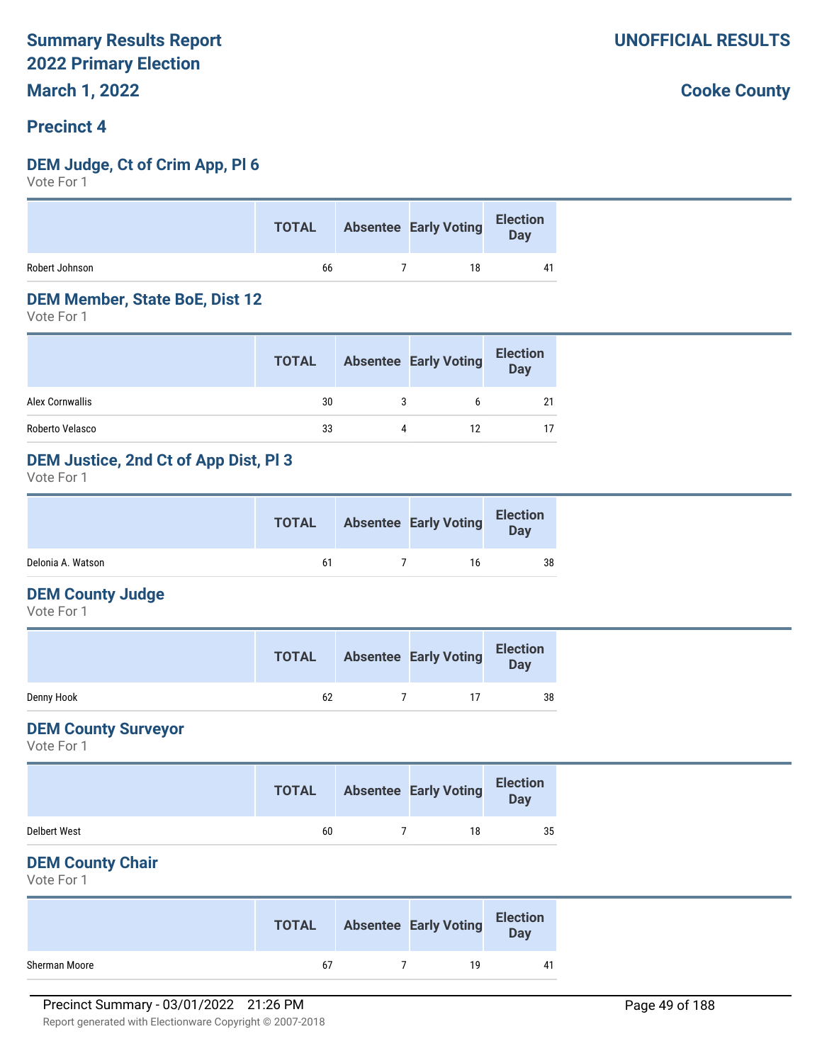**Summary Results Report**
**2022 Primary Election**
**March 1, 2022**

**UNOFFICIAL RESULTS**

**Cooke County**

## Precinct 4

### DEM Judge, Ct of Crim App, Pl 6
Vote For 1

| | TOTAL | Absentee | Early Voting | Election Day |
|---|---|---|---|---|
| Robert Johnson | 66 | 7 | 18 | 41 |

### DEM Member, State BoE, Dist 12
Vote For 1

| | TOTAL | Absentee | Early Voting | Election Day |
|---|---|---|---|---|
| Alex Cornwallis | 30 | 3 | 6 | 21 |
| Roberto Velasco | 33 | 4 | 12 | 17 |

### DEM Justice, 2nd Ct of App Dist, Pl 3
Vote For 1

| | TOTAL | Absentee | Early Voting | Election Day |
|---|---|---|---|---|
| Delonia A. Watson | 61 | 7 | 16 | 38 |

### DEM County Judge
Vote For 1

| | TOTAL | Absentee | Early Voting | Election Day |
|---|---|---|---|---|
| Denny Hook | 62 | 7 | 17 | 38 |

### DEM County Surveyor
Vote For 1

| | TOTAL | Absentee | Early Voting | Election Day |
|---|---|---|---|---|
| Delbert West | 60 | 7 | 18 | 35 |

### DEM County Chair
Vote For 1

| | TOTAL | Absentee | Early Voting | Election Day |
|---|---|---|---|---|
| Sherman Moore | 67 | 7 | 19 | 41 |

Precinct Summary - 03/01/2022 21:26 PM

Report generated with Electionware Copyright © 2007-2018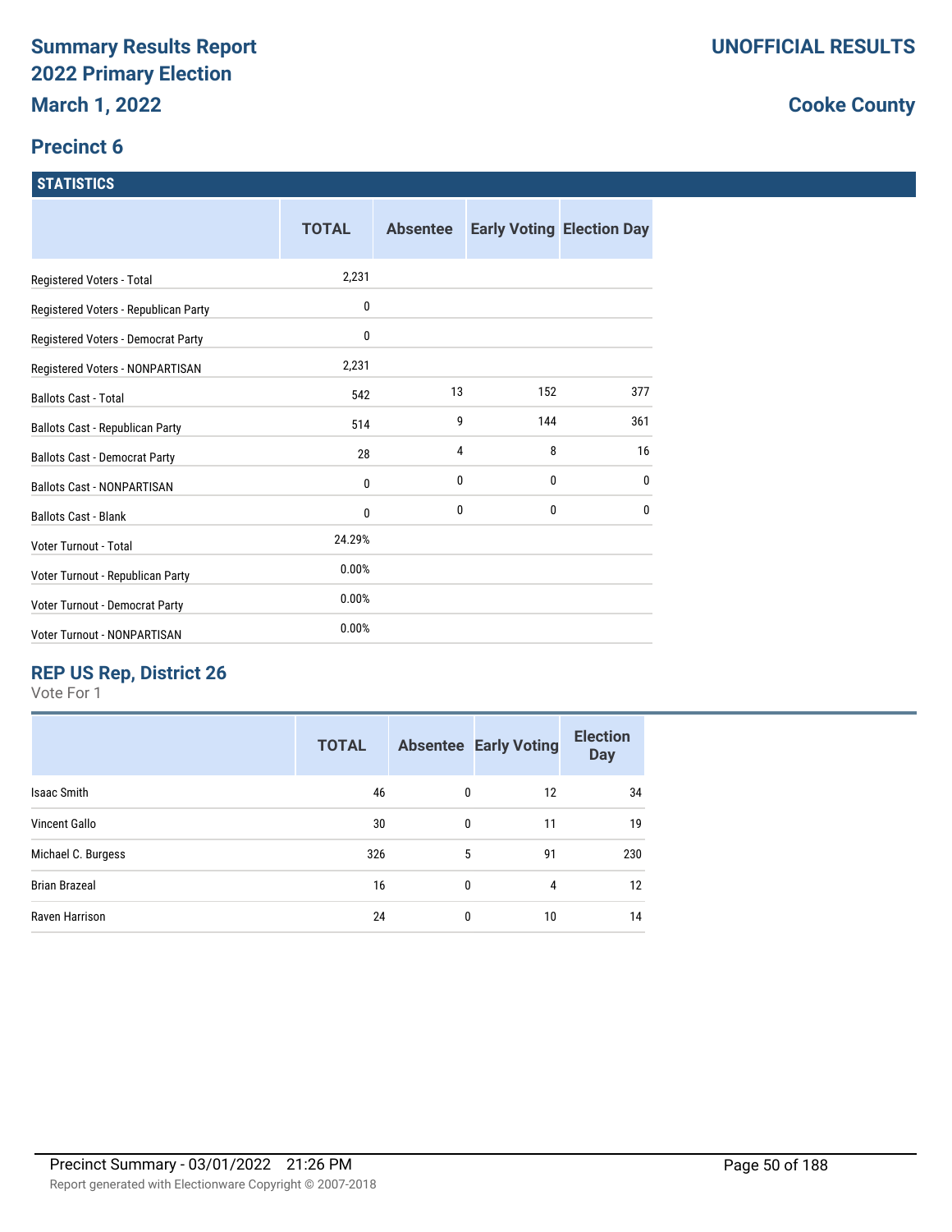# Summary Results Report 2022 Primary Election

**March 1, 2022**

**UNOFFICIAL RESULTS**

**Cooke County**

## Precinct 6

### STATISTICS

| | TOTAL | Absentee | Early Voting | Election Day |
|---|---|---|---|---|
| Registered Voters - Total | 2,231 | | | |
| Registered Voters - Republican Party | 0 | | | |
| Registered Voters - Democrat Party | 0 | | | |
| Registered Voters - NONPARTISAN | 2,231 | | | |
| Ballots Cast - Total | 542 | 13 | 152 | 377 |
| Ballots Cast - Republican Party | 514 | 9 | 144 | 361 |
| Ballots Cast - Democrat Party | 28 | 4 | 8 | 16 |
| Ballots Cast - NONPARTISAN | 0 | 0 | 0 | 0 |
| Ballots Cast - Blank | 0 | 0 | 0 | 0 |
| Voter Turnout - Total | 24.29% | | | |
| Voter Turnout - Republican Party | 0.00% | | | |
| Voter Turnout - Democrat Party | 0.00% | | | |
| Voter Turnout - NONPARTISAN | 0.00% | | | |

### REP US Rep, District 26

Vote For 1

| | TOTAL | Absentee | Early Voting | Election Day |
|---|---|---|---|---|
| Isaac Smith | 46 | 0 | 12 | 34 |
| Vincent Gallo | 30 | 0 | 11 | 19 |
| Michael C. Burgess | 326 | 5 | 91 | 230 |
| Brian Brazeal | 16 | 0 | 4 | 12 |
| Raven Harrison | 24 | 0 | 10 | 14 |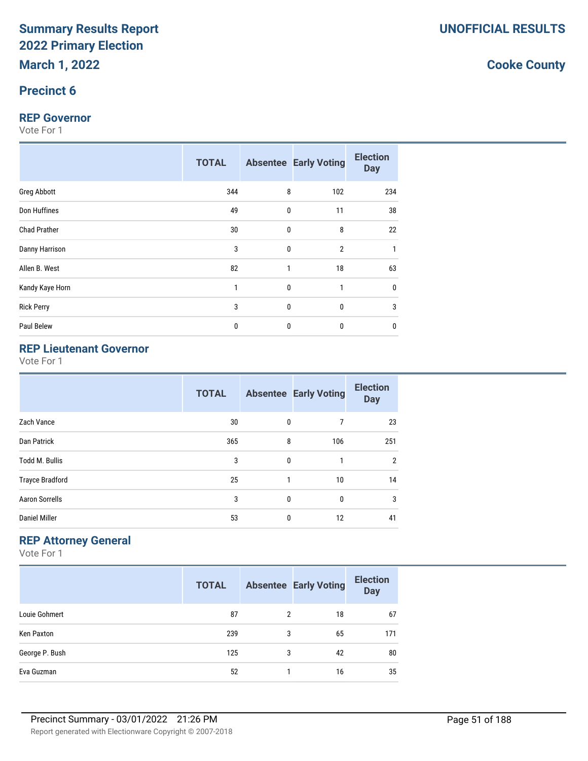# Summary Results Report
# 2022 Primary Election
# March 1, 2022

**UNOFFICIAL RESULTS**

**Cooke County**

## Precinct 6

### REP Governor

Vote For 1

| | TOTAL | Absentee | Early Voting | Election Day |
|---|---|---|---|---|
| Greg Abbott | 344 | 8 | 102 | 234 |
| Don Huffines | 49 | 0 | 11 | 38 |
| Chad Prather | 30 | 0 | 8 | 22 |
| Danny Harrison | 3 | 0 | 2 | 1 |
| Allen B. West | 82 | 1 | 18 | 63 |
| Kandy Kaye Horn | 1 | 0 | 1 | 0 |
| Rick Perry | 3 | 0 | 0 | 3 |
| Paul Belew | 0 | 0 | 0 | 0 |

### REP Lieutenant Governor

Vote For 1

| | TOTAL | Absentee | Early Voting | Election Day |
|---|---|---|---|---|
| Zach Vance | 30 | 0 | 7 | 23 |
| Dan Patrick | 365 | 8 | 106 | 251 |
| Todd M. Bullis | 3 | 0 | 1 | 2 |
| Trayce Bradford | 25 | 1 | 10 | 14 |
| Aaron Sorrells | 3 | 0 | 0 | 3 |
| Daniel Miller | 53 | 0 | 12 | 41 |

### REP Attorney General

Vote For 1

| | TOTAL | Absentee | Early Voting | Election Day |
|---|---|---|---|---|
| Louie Gohmert | 87 | 2 | 18 | 67 |
| Ken Paxton | 239 | 3 | 65 | 171 |
| George P. Bush | 125 | 3 | 42 | 80 |
| Eva Guzman | 52 | 1 | 16 | 35 |

Precinct Summary - 03/01/2022 21:26 PM

Report generated with Electionware Copyright © 2007-2018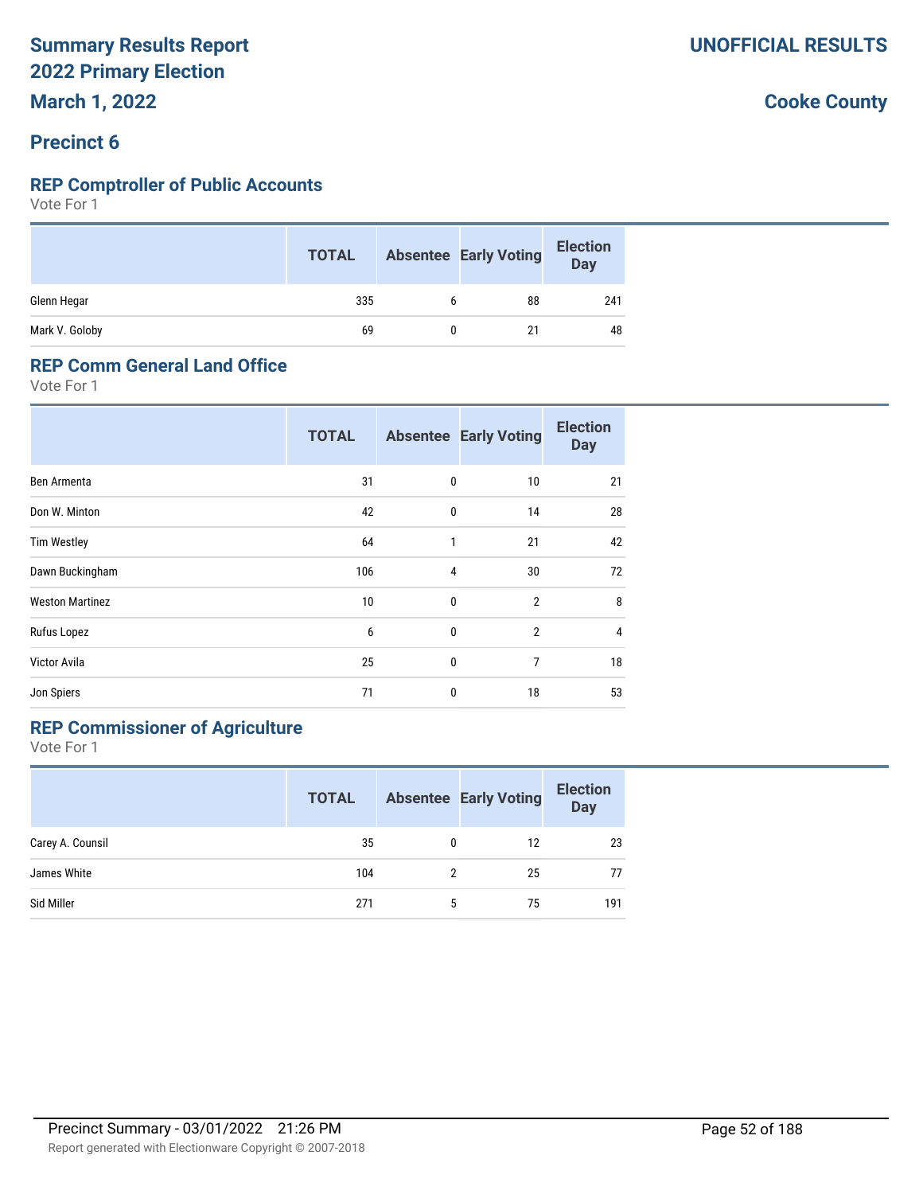# Summary Results Report 2022 Primary Election

**UNOFFICIAL RESULTS**

**March 1, 2022**

**Cooke County**

## Precinct 6

### REP Comptroller of Public Accounts

Vote For 1

| | TOTAL | Absentee | Early Voting | Election Day |
|---|---|---|---|---|
| Glenn Hegar | 335 | 6 | 88 | 241 |
| Mark V. Goloby | 69 | 0 | 21 | 48 |

### REP Comm General Land Office

Vote For 1

| | TOTAL | Absentee | Early Voting | Election Day |
|---|---|---|---|---|
| Ben Armenta | 31 | 0 | 10 | 21 |
| Don W. Minton | 42 | 0 | 14 | 28 |
| Tim Westley | 64 | 1 | 21 | 42 |
| Dawn Buckingham | 106 | 4 | 30 | 72 |
| Weston Martinez | 10 | 0 | 2 | 8 |
| Rufus Lopez | 6 | 0 | 2 | 4 |
| Victor Avila | 25 | 0 | 7 | 18 |
| Jon Spiers | 71 | 0 | 18 | 53 |

### REP Commissioner of Agriculture

Vote For 1

| | TOTAL | Absentee | Early Voting | Election Day |
|---|---|---|---|---|
| Carey A. Counsil | 35 | 0 | 12 | 23 |
| James White | 104 | 2 | 25 | 77 |
| Sid Miller | 271 | 5 | 75 | 191 |

Precinct Summary - 03/01/2022 21:26 PM

Report generated with Electionware Copyright © 2007-2018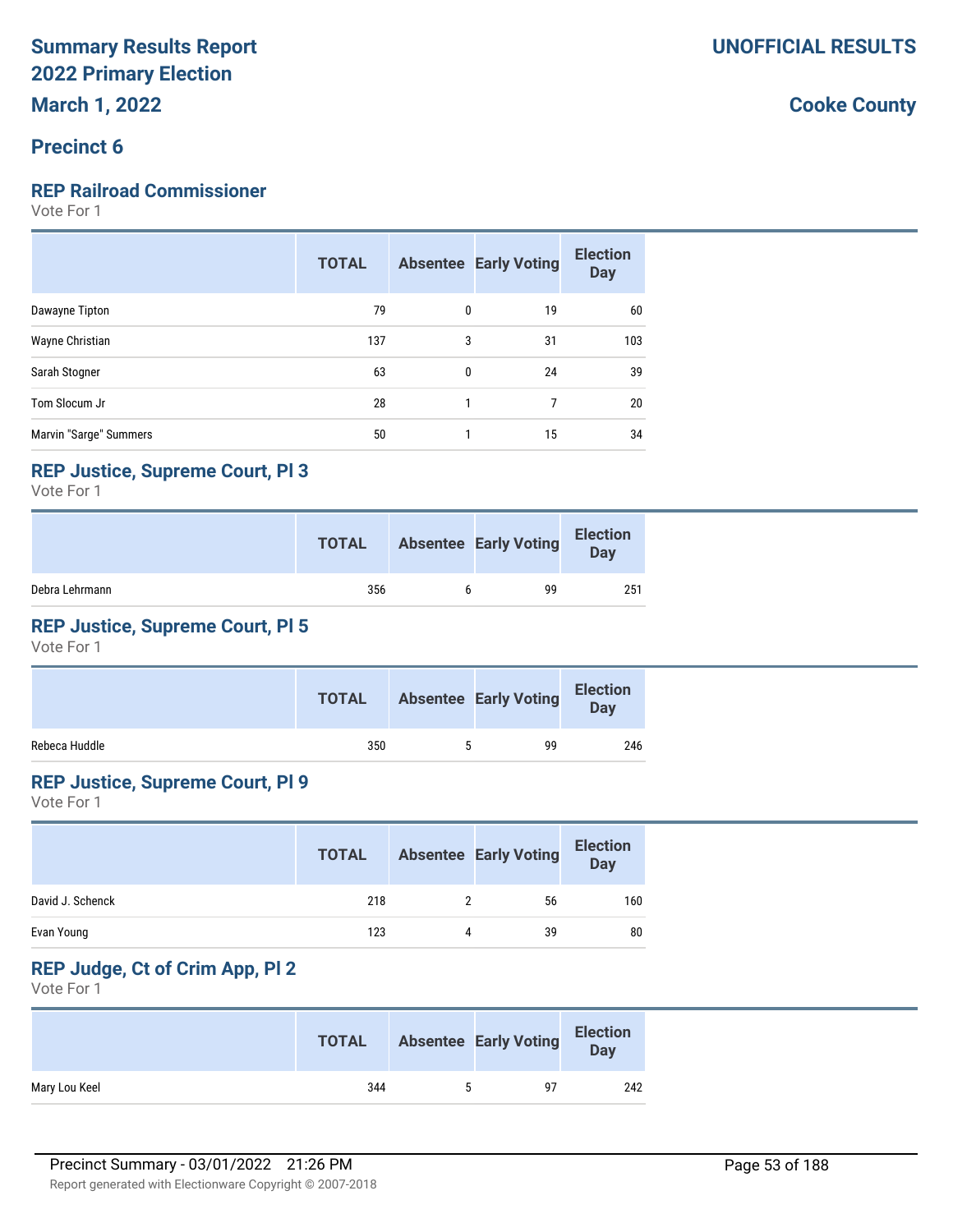# Summary Results Report
# 2022 Primary Election
# March 1, 2022

**UNOFFICIAL RESULTS**

**Cooke County**

## Precinct 6

### REP Railroad Commissioner
Vote For 1

| | TOTAL | Absentee | Early Voting | Election Day |
|---|---|---|---|---|
| Dawayne Tipton | 79 | 0 | 19 | 60 |
| Wayne Christian | 137 | 3 | 31 | 103 |
| Sarah Stogner | 63 | 0 | 24 | 39 |
| Tom Slocum Jr | 28 | 1 | 7 | 20 |
| Marvin "Sarge" Summers | 50 | 1 | 15 | 34 |

### REP Justice, Supreme Court, Pl 3
Vote For 1

| | TOTAL | Absentee | Early Voting | Election Day |
|---|---|---|---|---|
| Debra Lehrmann | 356 | 6 | 99 | 251 |

### REP Justice, Supreme Court, Pl 5
Vote For 1

| | TOTAL | Absentee | Early Voting | Election Day |
|---|---|---|---|---|
| Rebeca Huddle | 350 | 5 | 99 | 246 |

### REP Justice, Supreme Court, Pl 9
Vote For 1

| | TOTAL | Absentee | Early Voting | Election Day |
|---|---|---|---|---|
| David J. Schenck | 218 | 2 | 56 | 160 |
| Evan Young | 123 | 4 | 39 | 80 |

### REP Judge, Ct of Crim App, Pl 2
Vote For 1

| | TOTAL | Absentee | Early Voting | Election Day |
|---|---|---|---|---|
| Mary Lou Keel | 344 | 5 | 97 | 242 |

Precinct Summary - 03/01/2022 21:26 PM

Report generated with Electionware Copyright © 2007-2018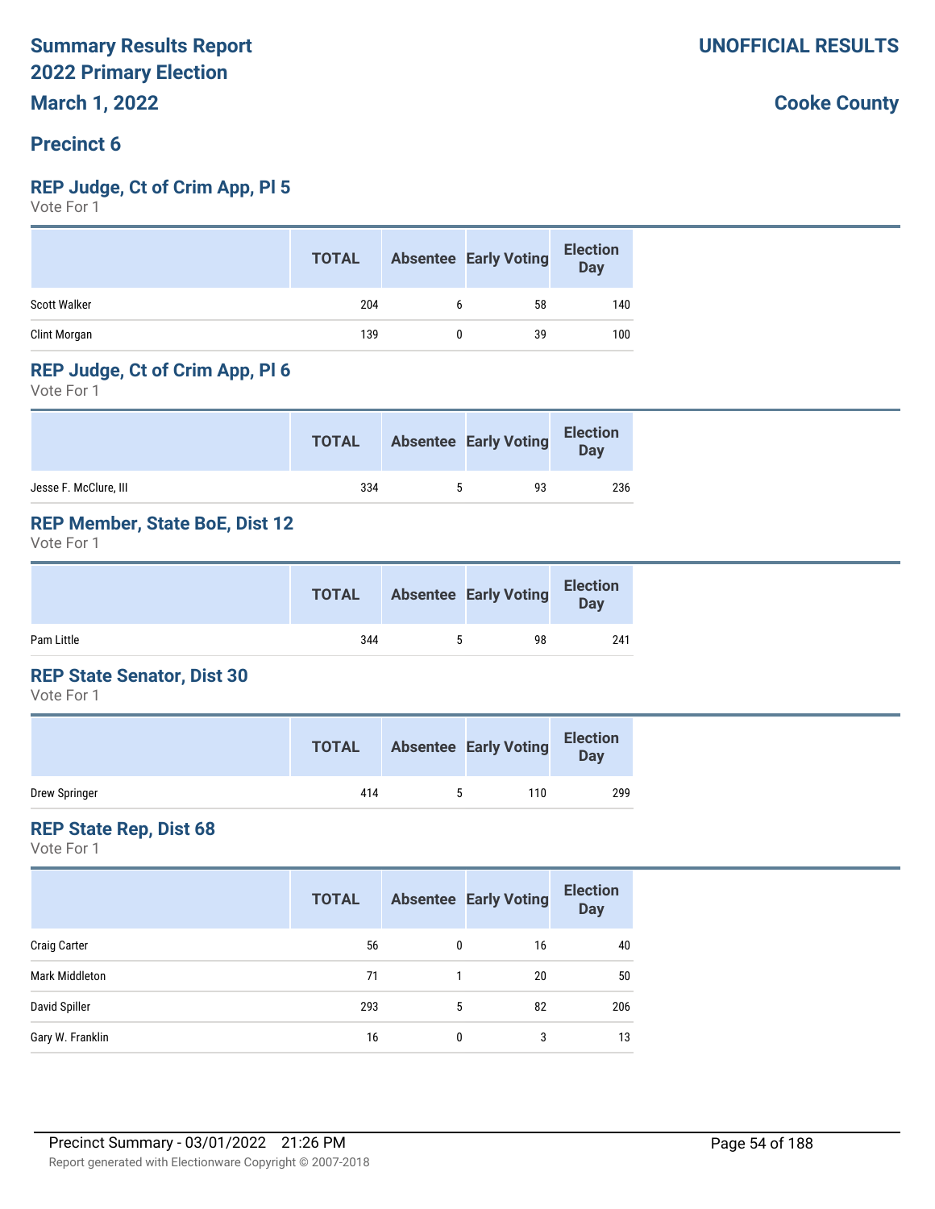# Summary Results Report
# 2022 Primary Election
# March 1, 2022

**UNOFFICIAL RESULTS**

**Cooke County**

## Precinct 6

### REP Judge, Ct of Crim App, Pl 5

Vote For 1

| | TOTAL | Absentee | Early Voting | Election Day |
|---|---|---|---|---|
| Scott Walker | 204 | 6 | 58 | 140 |
| Clint Morgan | 139 | 0 | 39 | 100 |

### REP Judge, Ct of Crim App, Pl 6

Vote For 1

| | TOTAL | Absentee | Early Voting | Election Day |
|---|---|---|---|---|
| Jesse F. McClure, III | 334 | 5 | 93 | 236 |

### REP Member, State BoE, Dist 12

Vote For 1

| | TOTAL | Absentee | Early Voting | Election Day |
|---|---|---|---|---|
| Pam Little | 344 | 5 | 98 | 241 |

### REP State Senator, Dist 30

Vote For 1

| | TOTAL | Absentee | Early Voting | Election Day |
|---|---|---|---|---|
| Drew Springer | 414 | 5 | 110 | 299 |

### REP State Rep, Dist 68

Vote For 1

| | TOTAL | Absentee | Early Voting | Election Day |
|---|---|---|---|---|
| Craig Carter | 56 | 0 | 16 | 40 |
| Mark Middleton | 71 | 1 | 20 | 50 |
| David Spiller | 293 | 5 | 82 | 206 |
| Gary W. Franklin | 16 | 0 | 3 | 13 |

Precinct Summary - 03/01/2022 21:26 PM

Report generated with Electionware Copyright © 2007-2018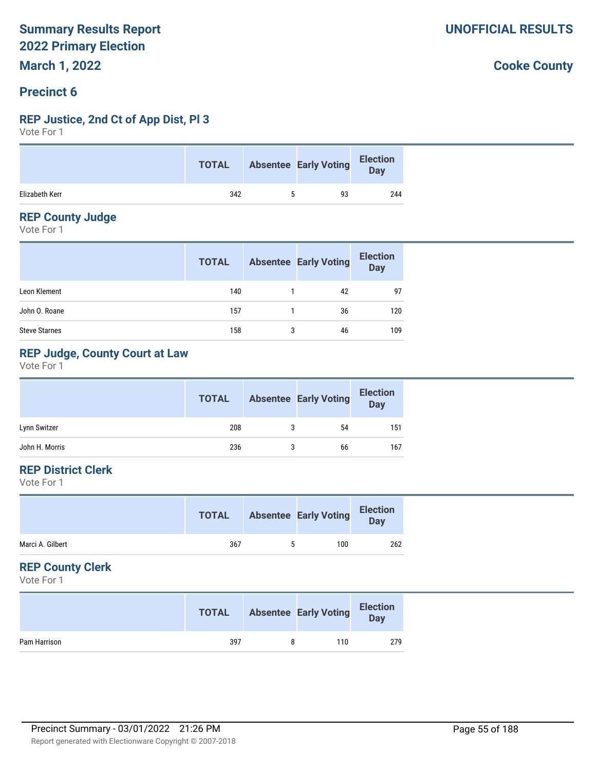# Summary Results Report 2022 Primary Election

**UNOFFICIAL RESULTS**

**March 1, 2022**

**Cooke County**

## Precinct 6

### REP Justice, 2nd Ct of App Dist, Pl 3

Vote For 1

| | TOTAL | Absentee | Early Voting | Election Day |
|---|---|---|---|---|
| Elizabeth Kerr | 342 | 5 | 93 | 244 |

### REP County Judge

Vote For 1

| | TOTAL | Absentee | Early Voting | Election Day |
|---|---|---|---|---|
| Leon Klement | 140 | 1 | 42 | 97 |
| John O. Roane | 157 | 1 | 36 | 120 |
| Steve Starnes | 158 | 3 | 46 | 109 |

### REP Judge, County Court at Law

Vote For 1

| | TOTAL | Absentee | Early Voting | Election Day |
|---|---|---|---|---|
| Lynn Switzer | 208 | 3 | 54 | 151 |
| John H. Morris | 236 | 3 | 66 | 167 |

### REP District Clerk

Vote For 1

| | TOTAL | Absentee | Early Voting | Election Day |
|---|---|---|---|---|
| Marci A. Gilbert | 367 | 5 | 100 | 262 |

### REP County Clerk

Vote For 1

| | TOTAL | Absentee | Early Voting | Election Day |
|---|---|---|---|---|
| Pam Harrison | 397 | 8 | 110 | 279 |

Precinct Summary - 03/01/2022 21:26 PM

Report generated with Electionware Copyright © 2007-2018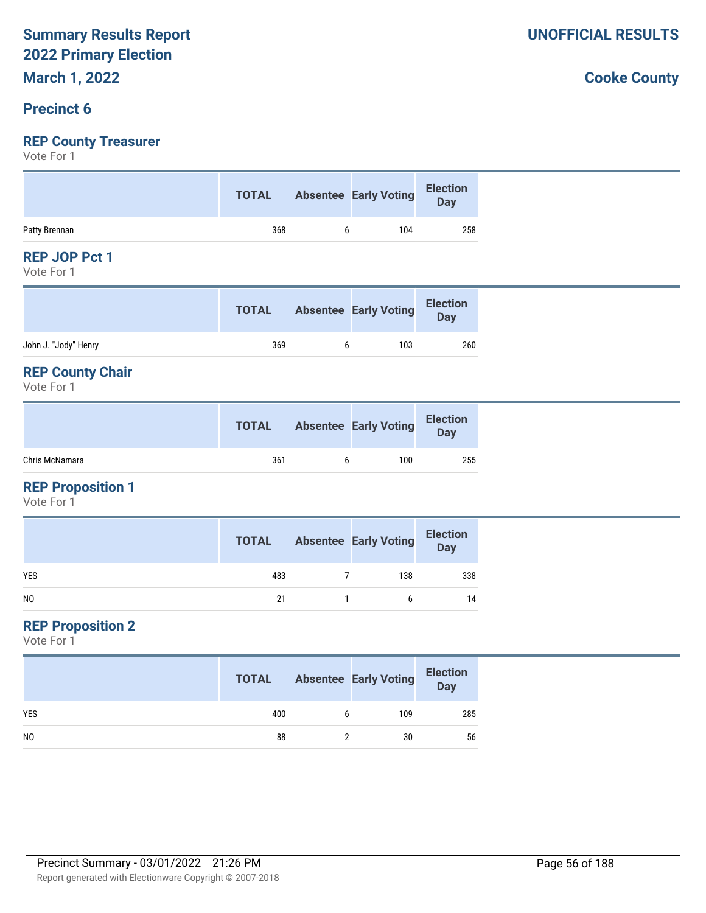# Summary Results Report
# 2022 Primary Election
# March 1, 2022

**UNOFFICIAL RESULTS**

**Cooke County**

## Precinct 6

### REP County Treasurer

Vote For 1

| | TOTAL | Absentee | Early Voting | Election Day |
|---|---|---|---|---|
| Patty Brennan | 368 | 6 | 104 | 258 |

### REP JOP Pct 1

Vote For 1

| | TOTAL | Absentee | Early Voting | Election Day |
|---|---|---|---|---|
| John J. "Jody" Henry | 369 | 6 | 103 | 260 |

### REP County Chair

Vote For 1

| | TOTAL | Absentee | Early Voting | Election Day |
|---|---|---|---|---|
| Chris McNamara | 361 | 6 | 100 | 255 |

### REP Proposition 1

Vote For 1

| | TOTAL | Absentee | Early Voting | Election Day |
|---|---|---|---|---|
| YES | 483 | 7 | 138 | 338 |
| NO | 21 | 1 | 6 | 14 |

### REP Proposition 2

Vote For 1

| | TOTAL | Absentee | Early Voting | Election Day |
|---|---|---|---|---|
| YES | 400 | 6 | 109 | 285 |
| NO | 88 | 2 | 30 | 56 |

Precinct Summary - 03/01/2022 21:26 PM

Report generated with Electionware Copyright © 2007-2018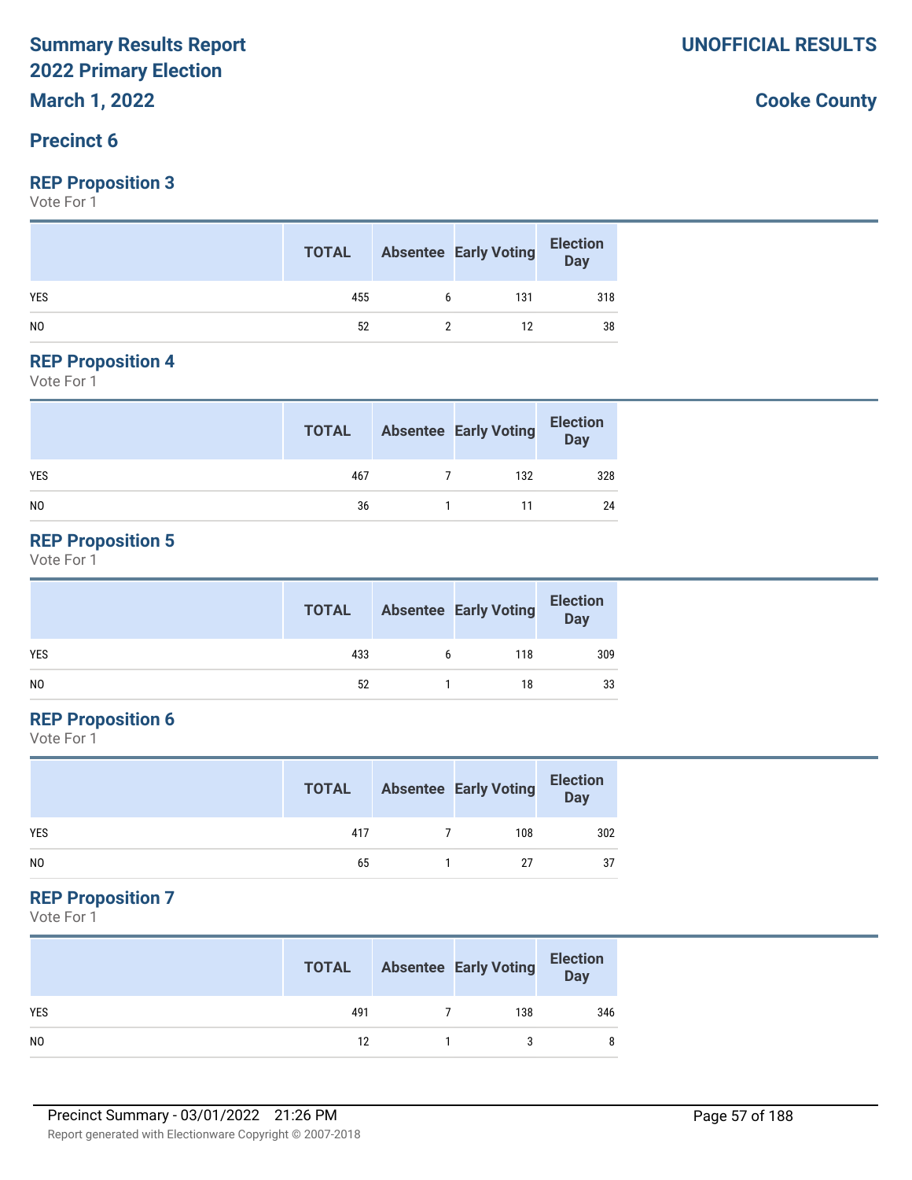# Summary Results Report
# 2022 Primary Election
# March 1, 2022

**UNOFFICIAL RESULTS**

**Cooke County**

## Precinct 6

### REP Proposition 3

Vote For 1

| | TOTAL | Absentee | Early Voting | Election Day |
|---|---|---|---|---|
| YES | 455 | 6 | 131 | 318 |
| NO | 52 | 2 | 12 | 38 |

### REP Proposition 4

Vote For 1

| | TOTAL | Absentee | Early Voting | Election Day |
|---|---|---|---|---|
| YES | 467 | 7 | 132 | 328 |
| NO | 36 | 1 | 11 | 24 |

### REP Proposition 5

Vote For 1

| | TOTAL | Absentee | Early Voting | Election Day |
|---|---|---|---|---|
| YES | 433 | 6 | 118 | 309 |
| NO | 52 | 1 | 18 | 33 |

### REP Proposition 6

Vote For 1

| | TOTAL | Absentee | Early Voting | Election Day |
|---|---|---|---|---|
| YES | 417 | 7 | 108 | 302 |
| NO | 65 | 1 | 27 | 37 |

### REP Proposition 7

Vote For 1

| | TOTAL | Absentee | Early Voting | Election Day |
|---|---|---|---|---|
| YES | 491 | 7 | 138 | 346 |
| NO | 12 | 1 | 3 | 8 |

Precinct Summary - 03/01/2022 21:26 PM

Report generated with Electionware Copyright © 2007-2018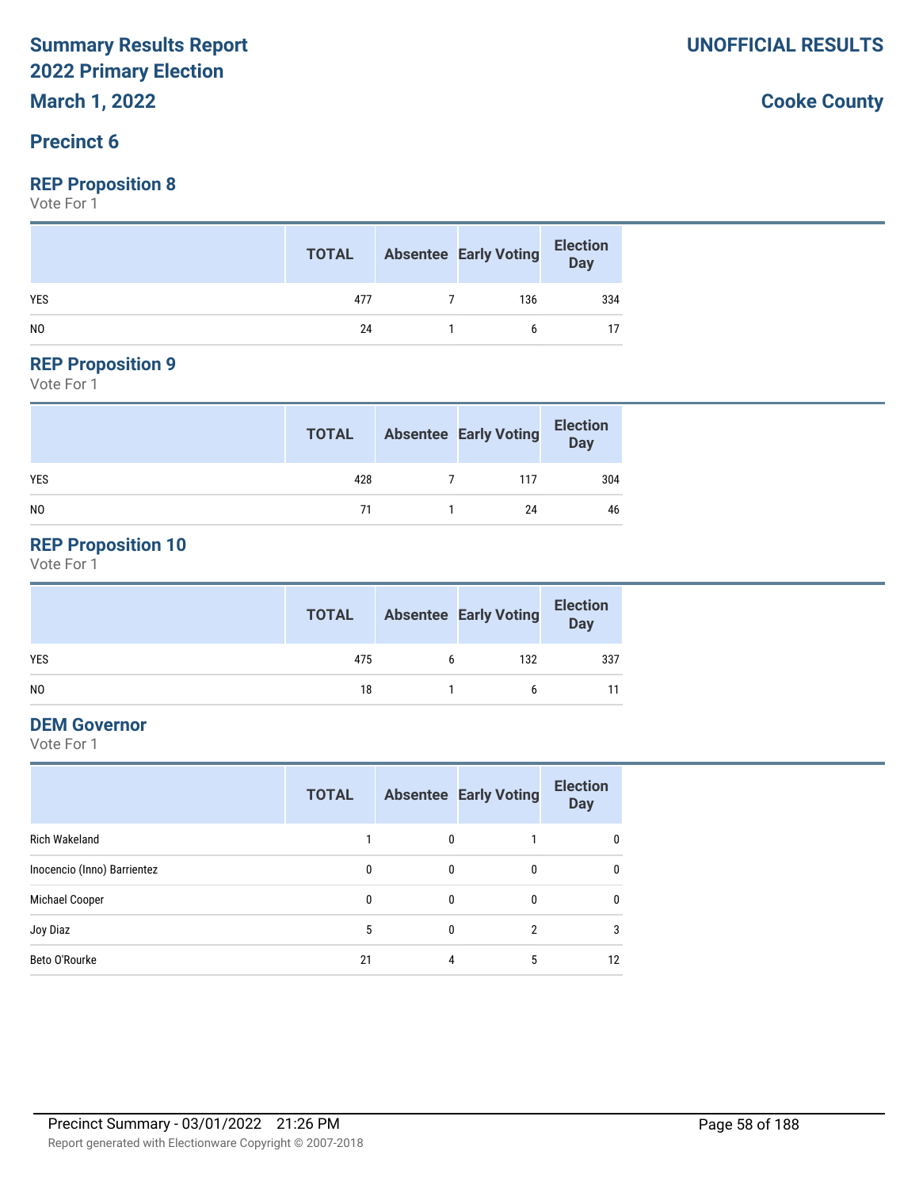# Summary Results Report
## 2022 Primary Election
### March 1, 2022

**UNOFFICIAL RESULTS**

**Cooke County**

## Precinct 6

### REP Proposition 8

Vote For 1

| | TOTAL | Absentee | Early Voting | Election Day |
|---|---|---|---|---|
| YES | 477 | 7 | 136 | 334 |
| NO | 24 | 1 | 6 | 17 |

### REP Proposition 9

Vote For 1

| | TOTAL | Absentee | Early Voting | Election Day |
|---|---|---|---|---|
| YES | 428 | 7 | 117 | 304 |
| NO | 71 | 1 | 24 | 46 |

### REP Proposition 10

Vote For 1

| | TOTAL | Absentee | Early Voting | Election Day |
|---|---|---|---|---|
| YES | 475 | 6 | 132 | 337 |
| NO | 18 | 1 | 6 | 11 |

### DEM Governor

Vote For 1

| | TOTAL | Absentee | Early Voting | Election Day |
|---|---|---|---|---|
| Rich Wakeland | 1 | 0 | 1 | 0 |
| Inocencio (Inno) Barrientez | 0 | 0 | 0 | 0 |
| Michael Cooper | 0 | 0 | 0 | 0 |
| Joy Diaz | 5 | 0 | 2 | 3 |
| Beto O'Rourke | 21 | 4 | 5 | 12 |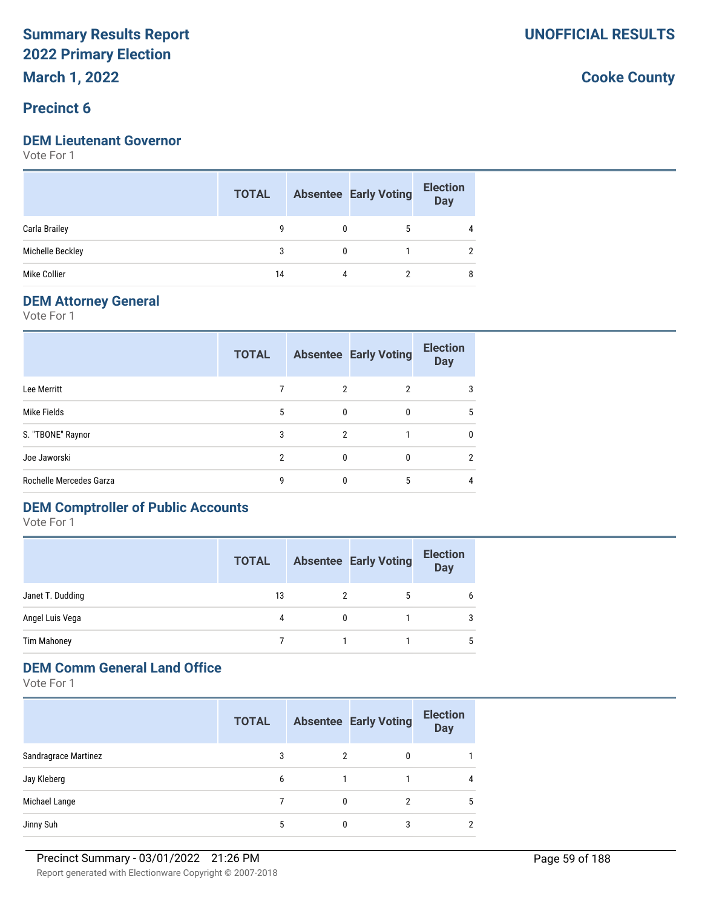# Summary Results Report 2022 Primary Election

**March 1, 2022**

**UNOFFICIAL RESULTS**

**Cooke County**

## Precinct 6

### DEM Lieutenant Governor

Vote For 1

| | TOTAL | Absentee | Early Voting | Election Day |
|---|---|---|---|---|
| Carla Brailey | 9 | 0 | 5 | 4 |
| Michelle Beckley | 3 | 0 | 1 | 2 |
| Mike Collier | 14 | 4 | 2 | 8 |

### DEM Attorney General

Vote For 1

| | TOTAL | Absentee | Early Voting | Election Day |
|---|---|---|---|---|
| Lee Merritt | 7 | 2 | 2 | 3 |
| Mike Fields | 5 | 0 | 0 | 5 |
| S. "TBONE" Raynor | 3 | 2 | 1 | 0 |
| Joe Jaworski | 2 | 0 | 0 | 2 |
| Rochelle Mercedes Garza | 9 | 0 | 5 | 4 |

### DEM Comptroller of Public Accounts

Vote For 1

| | TOTAL | Absentee | Early Voting | Election Day |
|---|---|---|---|---|
| Janet T. Dudding | 13 | 2 | 5 | 6 |
| Angel Luis Vega | 4 | 0 | 1 | 3 |
| Tim Mahoney | 7 | 1 | 1 | 5 |

### DEM Comm General Land Office

Vote For 1

| | TOTAL | Absentee | Early Voting | Election Day |
|---|---|---|---|---|
| Sandragrace Martinez | 3 | 2 | 0 | 1 |
| Jay Kleberg | 6 | 1 | 1 | 4 |
| Michael Lange | 7 | 0 | 2 | 5 |
| Jinny Suh | 5 | 0 | 3 | 2 |

Precinct Summary - 03/01/2022 21:26 PM

Report generated with Electionware Copyright © 2007-2018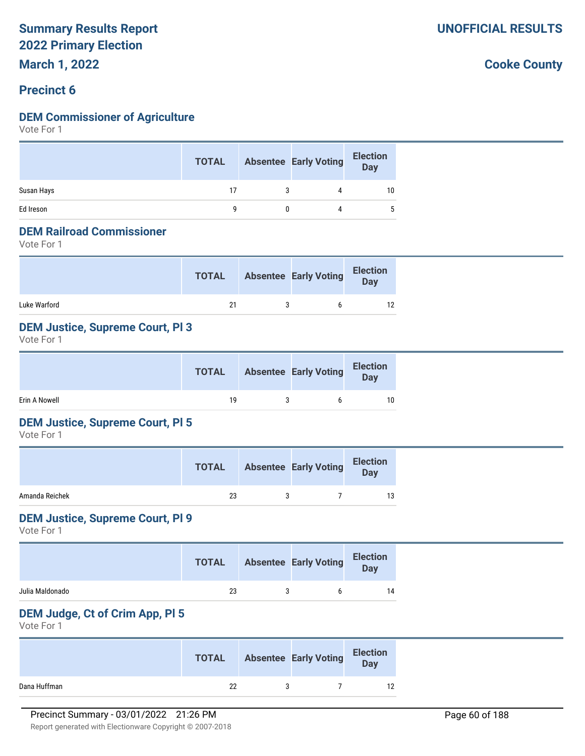# Summary Results Report
# 2022 Primary Election
## March 1, 2022

**UNOFFICIAL RESULTS**

**Cooke County**

## Precinct 6

### DEM Commissioner of Agriculture
Vote For 1

| | TOTAL | Absentee | Early Voting | Election Day |
|---|---|---|---|---|
| Susan Hays | 17 | 3 | 4 | 10 |
| Ed Ireson | 9 | 0 | 4 | 5 |

### DEM Railroad Commissioner
Vote For 1

| | TOTAL | Absentee | Early Voting | Election Day |
|---|---|---|---|---|
| Luke Warford | 21 | 3 | 6 | 12 |

### DEM Justice, Supreme Court, Pl 3
Vote For 1

| | TOTAL | Absentee | Early Voting | Election Day |
|---|---|---|---|---|
| Erin A Nowell | 19 | 3 | 6 | 10 |

### DEM Justice, Supreme Court, Pl 5
Vote For 1

| | TOTAL | Absentee | Early Voting | Election Day |
|---|---|---|---|---|
| Amanda Reichek | 23 | 3 | 7 | 13 |

### DEM Justice, Supreme Court, Pl 9
Vote For 1

| | TOTAL | Absentee | Early Voting | Election Day |
|---|---|---|---|---|
| Julia Maldonado | 23 | 3 | 6 | 14 |

### DEM Judge, Ct of Crim App, Pl 5
Vote For 1

| | TOTAL | Absentee | Early Voting | Election Day |
|---|---|---|---|---|
| Dana Huffman | 22 | 3 | 7 | 12 |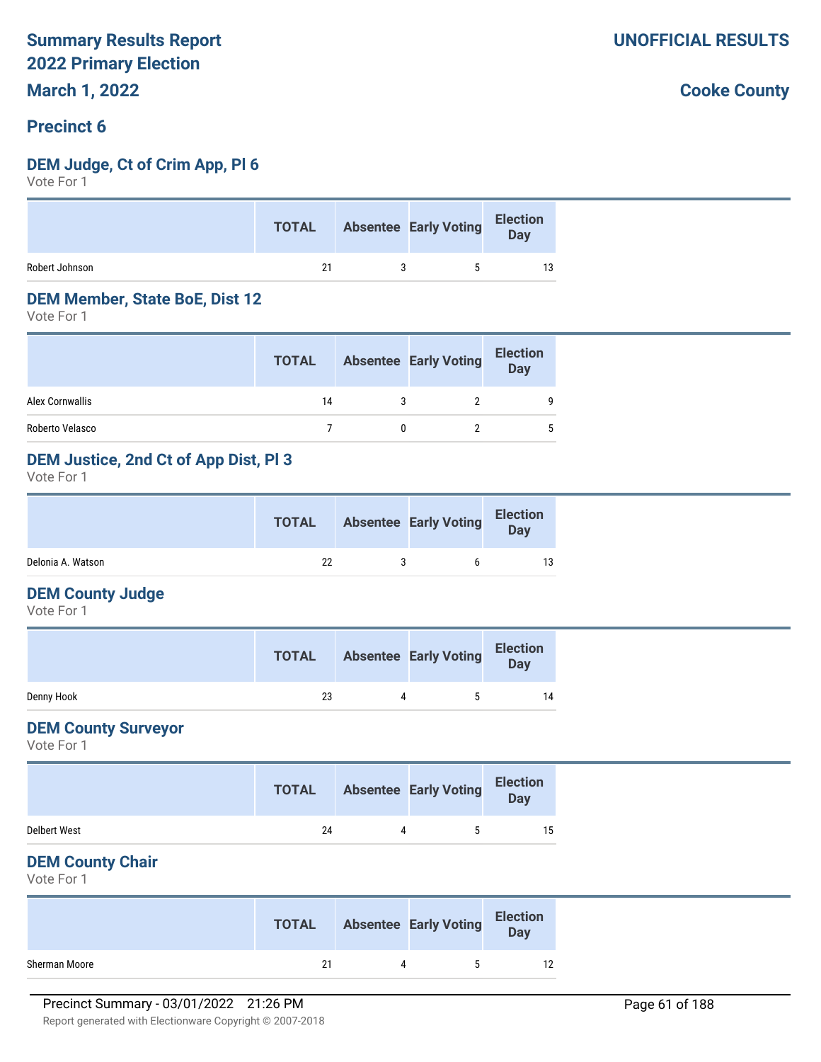# Summary Results Report
## 2022 Primary Election
## March 1, 2022

**UNOFFICIAL RESULTS**

**Cooke County**

## Precinct 6

### DEM Judge, Ct of Crim App, Pl 6
Vote For 1

| | TOTAL | Absentee | Early Voting | Election Day |
|---|---|---|---|---|
| Robert Johnson | 21 | 3 | 5 | 13 |

### DEM Member, State BoE, Dist 12
Vote For 1

| | TOTAL | Absentee | Early Voting | Election Day |
|---|---|---|---|---|
| Alex Cornwallis | 14 | 3 | 2 | 9 |
| Roberto Velasco | 7 | 0 | 2 | 5 |

### DEM Justice, 2nd Ct of App Dist, Pl 3
Vote For 1

| | TOTAL | Absentee | Early Voting | Election Day |
|---|---|---|---|---|
| Delonia A. Watson | 22 | 3 | 6 | 13 |

### DEM County Judge
Vote For 1

| | TOTAL | Absentee | Early Voting | Election Day |
|---|---|---|---|---|
| Denny Hook | 23 | 4 | 5 | 14 |

### DEM County Surveyor
Vote For 1

| | TOTAL | Absentee | Early Voting | Election Day |
|---|---|---|---|---|
| Delbert West | 24 | 4 | 5 | 15 |

### DEM County Chair
Vote For 1

| | TOTAL | Absentee | Early Voting | Election Day |
|---|---|---|---|---|
| Sherman Moore | 21 | 4 | 5 | 12 |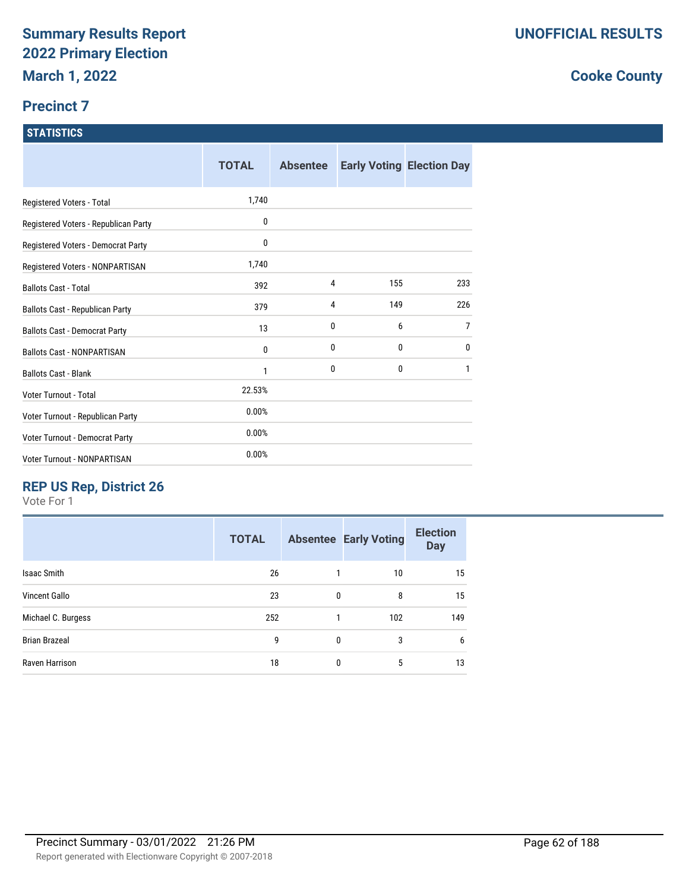# Summary Results Report
## 2022 Primary Election
### March 1, 2022

**UNOFFICIAL RESULTS**

**Cooke County**

### Precinct 7

**STATISTICS**

| | TOTAL | Absentee | Early Voting | Election Day |
|---|---|---|---|---|
| Registered Voters - Total | 1,740 | | | |
| Registered Voters - Republican Party | 0 | | | |
| Registered Voters - Democrat Party | 0 | | | |
| Registered Voters - NONPARTISAN | 1,740 | | | |
| Ballots Cast - Total | 392 | 4 | 155 | 233 |
| Ballots Cast - Republican Party | 379 | 4 | 149 | 226 |
| Ballots Cast - Democrat Party | 13 | 0 | 6 | 7 |
| Ballots Cast - NONPARTISAN | 0 | 0 | 0 | 0 |
| Ballots Cast - Blank | 1 | 0 | 0 | 1 |
| Voter Turnout - Total | 22.53% | | | |
| Voter Turnout - Republican Party | 0.00% | | | |
| Voter Turnout - Democrat Party | 0.00% | | | |
| Voter Turnout - NONPARTISAN | 0.00% | | | |

### REP US Rep, District 26

Vote For 1

| | TOTAL | Absentee | Early Voting | Election Day |
|---|---|---|---|---|
| Isaac Smith | 26 | 1 | 10 | 15 |
| Vincent Gallo | 23 | 0 | 8 | 15 |
| Michael C. Burgess | 252 | 1 | 102 | 149 |
| Brian Brazeal | 9 | 0 | 3 | 6 |
| Raven Harrison | 18 | 0 | 5 | 13 |

Precinct Summary - 03/01/2022 21:26 PM

Report generated with Electionware Copyright © 2007-2018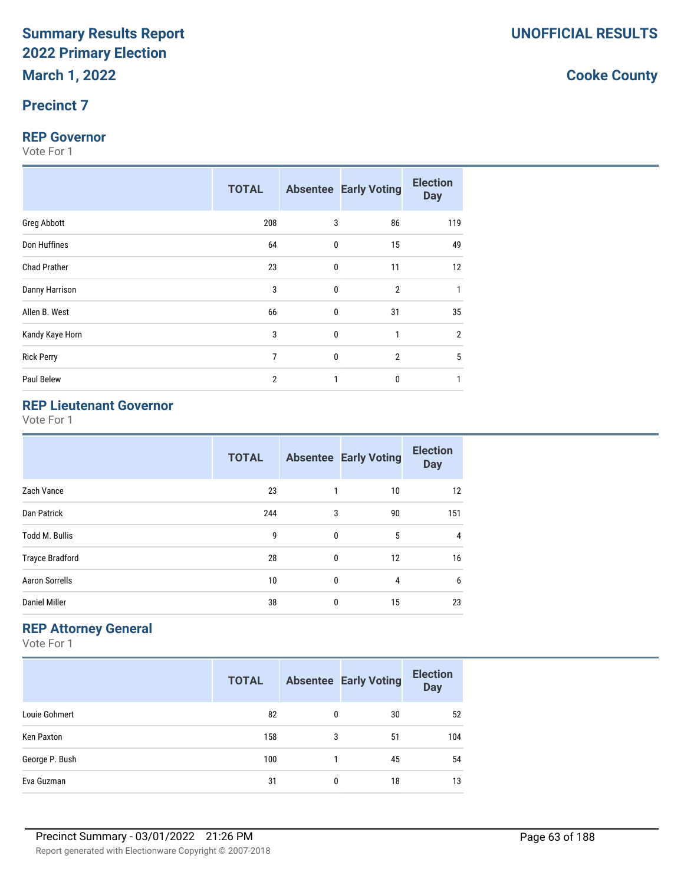# Summary Results Report
# 2022 Primary Election
# March 1, 2022

**UNOFFICIAL RESULTS**

**Cooke County**

## Precinct 7

### REP Governor

Vote For 1

| | TOTAL | Absentee | Early Voting | Election Day |
|---|---|---|---|---|
| Greg Abbott | 208 | 3 | 86 | 119 |
| Don Huffines | 64 | 0 | 15 | 49 |
| Chad Prather | 23 | 0 | 11 | 12 |
| Danny Harrison | 3 | 0 | 2 | 1 |
| Allen B. West | 66 | 0 | 31 | 35 |
| Kandy Kaye Horn | 3 | 0 | 1 | 2 |
| Rick Perry | 7 | 0 | 2 | 5 |
| Paul Belew | 2 | 1 | 0 | 1 |

### REP Lieutenant Governor

Vote For 1

| | TOTAL | Absentee | Early Voting | Election Day |
|---|---|---|---|---|
| Zach Vance | 23 | 1 | 10 | 12 |
| Dan Patrick | 244 | 3 | 90 | 151 |
| Todd M. Bullis | 9 | 0 | 5 | 4 |
| Trayce Bradford | 28 | 0 | 12 | 16 |
| Aaron Sorrells | 10 | 0 | 4 | 6 |
| Daniel Miller | 38 | 0 | 15 | 23 |

### REP Attorney General

Vote For 1

| | TOTAL | Absentee | Early Voting | Election Day |
|---|---|---|---|---|
| Louie Gohmert | 82 | 0 | 30 | 52 |
| Ken Paxton | 158 | 3 | 51 | 104 |
| George P. Bush | 100 | 1 | 45 | 54 |
| Eva Guzman | 31 | 0 | 18 | 13 |

Precinct Summary - 03/01/2022 21:26 PM

Report generated with Electionware Copyright © 2007-2018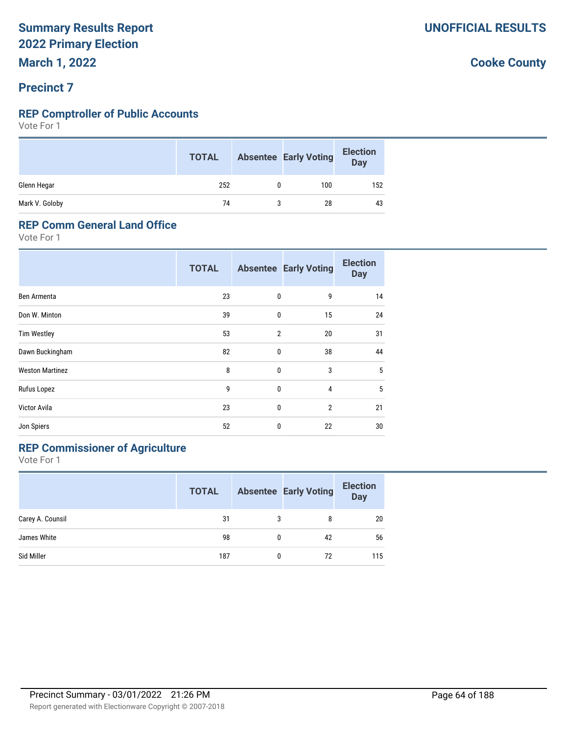# Summary Results Report
# 2022 Primary Election
## March 1, 2022

**UNOFFICIAL RESULTS**

**Cooke County**

## Precinct 7

### REP Comptroller of Public Accounts

Vote For 1

| | TOTAL | Absentee | Early Voting | Election Day |
|---|---|---|---|---|
| Glenn Hegar | 252 | 0 | 100 | 152 |
| Mark V. Goloby | 74 | 3 | 28 | 43 |

### REP Comm General Land Office

Vote For 1

| | TOTAL | Absentee | Early Voting | Election Day |
|---|---|---|---|---|
| Ben Armenta | 23 | 0 | 9 | 14 |
| Don W. Minton | 39 | 0 | 15 | 24 |
| Tim Westley | 53 | 2 | 20 | 31 |
| Dawn Buckingham | 82 | 0 | 38 | 44 |
| Weston Martinez | 8 | 0 | 3 | 5 |
| Rufus Lopez | 9 | 0 | 4 | 5 |
| Victor Avila | 23 | 0 | 2 | 21 |
| Jon Spiers | 52 | 0 | 22 | 30 |

### REP Commissioner of Agriculture

Vote For 1

| | TOTAL | Absentee | Early Voting | Election Day |
|---|---|---|---|---|
| Carey A. Counsil | 31 | 3 | 8 | 20 |
| James White | 98 | 0 | 42 | 56 |
| Sid Miller | 187 | 0 | 72 | 115 |

Precinct Summary - 03/01/2022 21:26 PM

Report generated with Electionware Copyright © 2007-2018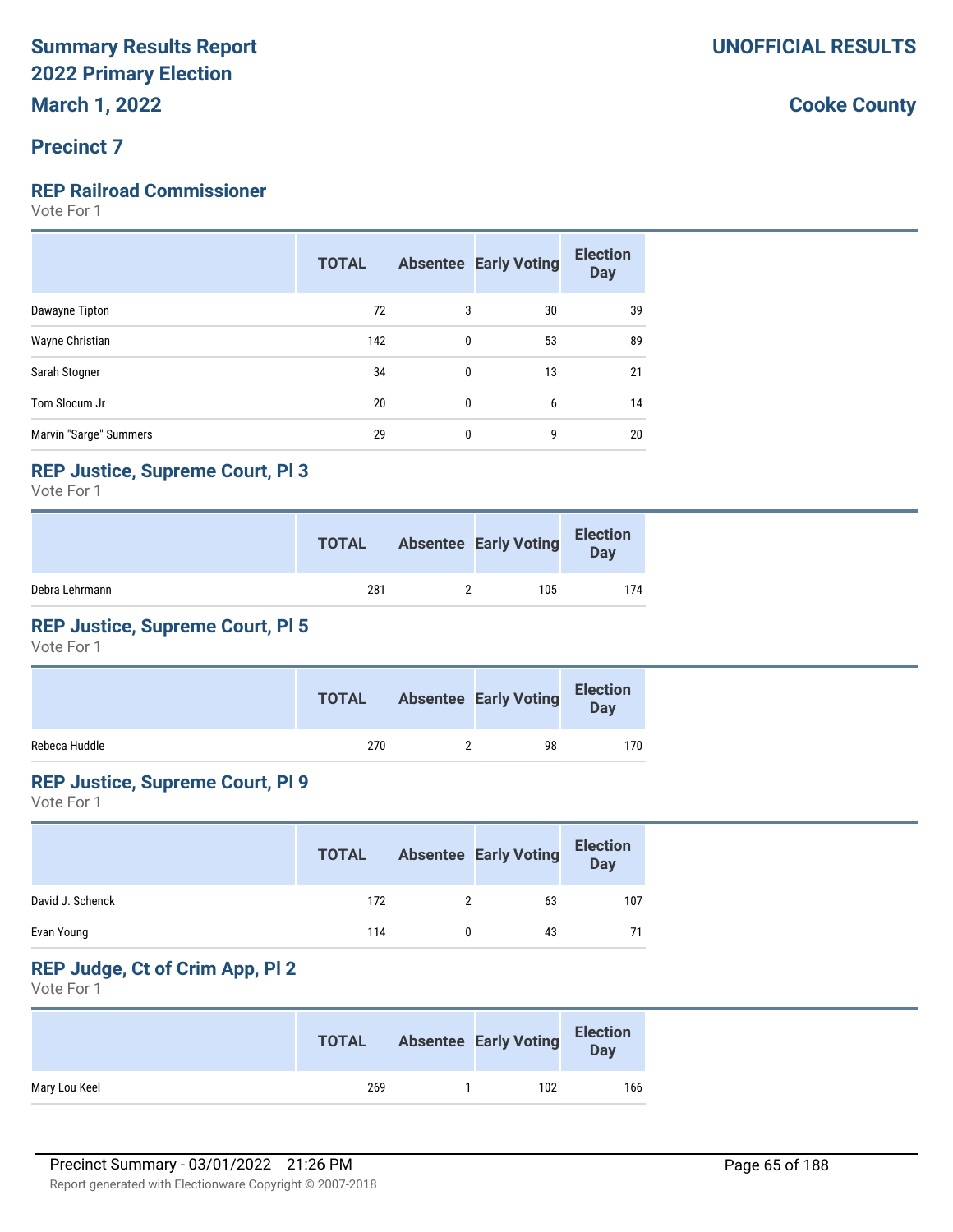# Summary Results Report
# 2022 Primary Election
# March 1, 2022

**UNOFFICIAL RESULTS**

**Cooke County**

## Precinct 7

### REP Railroad Commissioner

Vote For 1

| | TOTAL | Absentee | Early Voting | Election Day |
|---|---|---|---|---|
| Dawayne Tipton | 72 | 3 | 30 | 39 |
| Wayne Christian | 142 | 0 | 53 | 89 |
| Sarah Stogner | 34 | 0 | 13 | 21 |
| Tom Slocum Jr | 20 | 0 | 6 | 14 |
| Marvin "Sarge" Summers | 29 | 0 | 9 | 20 |

### REP Justice, Supreme Court, Pl 3

Vote For 1

| | TOTAL | Absentee | Early Voting | Election Day |
|---|---|---|---|---|
| Debra Lehrmann | 281 | 2 | 105 | 174 |

### REP Justice, Supreme Court, Pl 5

Vote For 1

| | TOTAL | Absentee | Early Voting | Election Day |
|---|---|---|---|---|
| Rebeca Huddle | 270 | 2 | 98 | 170 |

### REP Justice, Supreme Court, Pl 9

Vote For 1

| | TOTAL | Absentee | Early Voting | Election Day |
|---|---|---|---|---|
| David J. Schenck | 172 | 2 | 63 | 107 |
| Evan Young | 114 | 0 | 43 | 71 |

### REP Judge, Ct of Crim App, Pl 2

Vote For 1

| | TOTAL | Absentee | Early Voting | Election Day |
|---|---|---|---|---|
| Mary Lou Keel | 269 | 1 | 102 | 166 |

Precinct Summary - 03/01/2022 21:26 PM

Report generated with Electionware Copyright © 2007-2018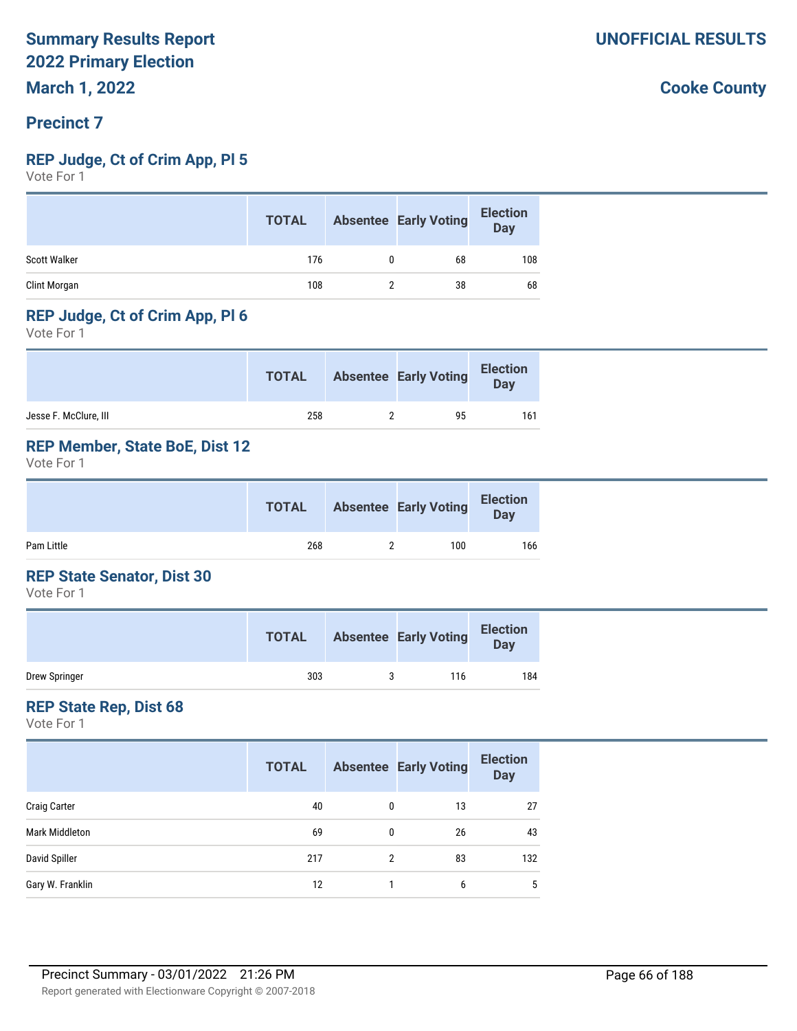**Summary Results Report**
**2022 Primary Election**
**March 1, 2022**

**UNOFFICIAL RESULTS**

**Cooke County**

## Precinct 7

### REP Judge, Ct of Crim App, Pl 5

Vote For 1

| | TOTAL | Absentee | Early Voting | Election Day |
|---|---|---|---|---|
| Scott Walker | 176 | 0 | 68 | 108 |
| Clint Morgan | 108 | 2 | 38 | 68 |

### REP Judge, Ct of Crim App, Pl 6

Vote For 1

| | TOTAL | Absentee | Early Voting | Election Day |
|---|---|---|---|---|
| Jesse F. McClure, III | 258 | 2 | 95 | 161 |

### REP Member, State BoE, Dist 12

Vote For 1

| | TOTAL | Absentee | Early Voting | Election Day |
|---|---|---|---|---|
| Pam Little | 268 | 2 | 100 | 166 |

### REP State Senator, Dist 30

Vote For 1

| | TOTAL | Absentee | Early Voting | Election Day |
|---|---|---|---|---|
| Drew Springer | 303 | 3 | 116 | 184 |

### REP State Rep, Dist 68

Vote For 1

| | TOTAL | Absentee | Early Voting | Election Day |
|---|---|---|---|---|
| Craig Carter | 40 | 0 | 13 | 27 |
| Mark Middleton | 69 | 0 | 26 | 43 |
| David Spiller | 217 | 2 | 83 | 132 |
| Gary W. Franklin | 12 | 1 | 6 | 5 |

Precinct Summary - 03/01/2022 21:26 PM

Report generated with Electionware Copyright © 2007-2018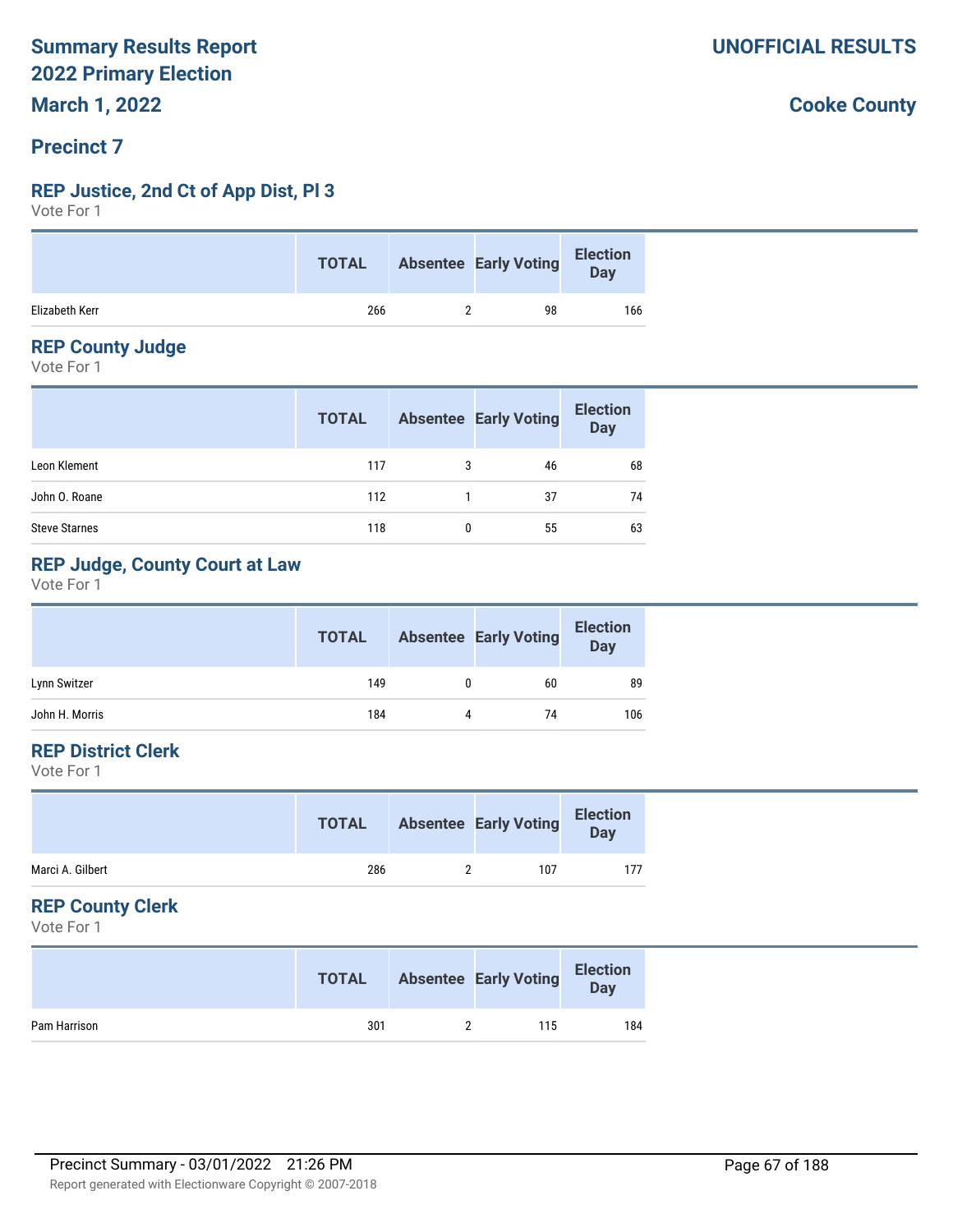**Summary Results Report**
**2022 Primary Election**
**March 1, 2022**

**UNOFFICIAL RESULTS**

**Cooke County**

## Precinct 7

### REP Justice, 2nd Ct of App Dist, Pl 3

Vote For 1

| | TOTAL | Absentee | Early Voting | Election Day |
|---|---|---|---|---|
| Elizabeth Kerr | 266 | 2 | 98 | 166 |

### REP County Judge

Vote For 1

| | TOTAL | Absentee | Early Voting | Election Day |
|---|---|---|---|---|
| Leon Klement | 117 | 3 | 46 | 68 |
| John O. Roane | 112 | 1 | 37 | 74 |
| Steve Starnes | 118 | 0 | 55 | 63 |

### REP Judge, County Court at Law

Vote For 1

| | TOTAL | Absentee | Early Voting | Election Day |
|---|---|---|---|---|
| Lynn Switzer | 149 | 0 | 60 | 89 |
| John H. Morris | 184 | 4 | 74 | 106 |

### REP District Clerk

Vote For 1

| | TOTAL | Absentee | Early Voting | Election Day |
|---|---|---|---|---|
| Marci A. Gilbert | 286 | 2 | 107 | 177 |

### REP County Clerk

Vote For 1

| | TOTAL | Absentee | Early Voting | Election Day |
|---|---|---|---|---|
| Pam Harrison | 301 | 2 | 115 | 184 |

Precinct Summary - 03/01/2022 21:26 PM

Report generated with Electionware Copyright © 2007-2018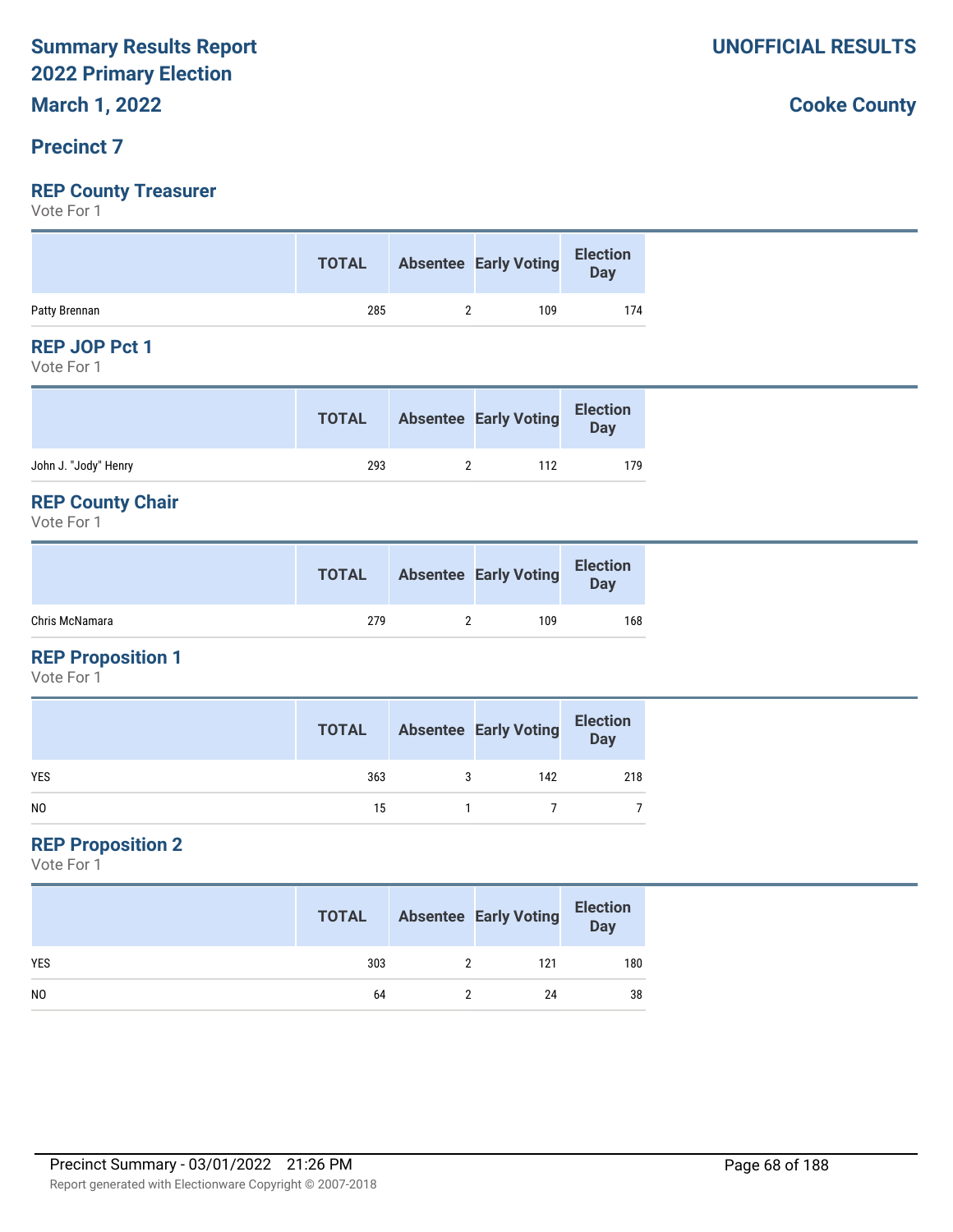# Summary Results Report
# 2022 Primary Election
# March 1, 2022

**UNOFFICIAL RESULTS**

**Cooke County**

## Precinct 7

### REP County Treasurer
Vote For 1

| | TOTAL | Absentee | Early Voting | Election Day |
|---|---|---|---|---|
| Patty Brennan | 285 | 2 | 109 | 174 |

### REP JOP Pct 1
Vote For 1

| | TOTAL | Absentee | Early Voting | Election Day |
|---|---|---|---|---|
| John J. "Jody" Henry | 293 | 2 | 112 | 179 |

### REP County Chair
Vote For 1

| | TOTAL | Absentee | Early Voting | Election Day |
|---|---|---|---|---|
| Chris McNamara | 279 | 2 | 109 | 168 |

### REP Proposition 1
Vote For 1

| | TOTAL | Absentee | Early Voting | Election Day |
|---|---|---|---|---|
| YES | 363 | 3 | 142 | 218 |
| NO | 15 | 1 | 7 | 7 |

### REP Proposition 2
Vote For 1

| | TOTAL | Absentee | Early Voting | Election Day |
|---|---|---|---|---|
| YES | 303 | 2 | 121 | 180 |
| NO | 64 | 2 | 24 | 38 |

Precinct Summary - 03/01/2022 21:26 PM

Report generated with Electionware Copyright © 2007-2018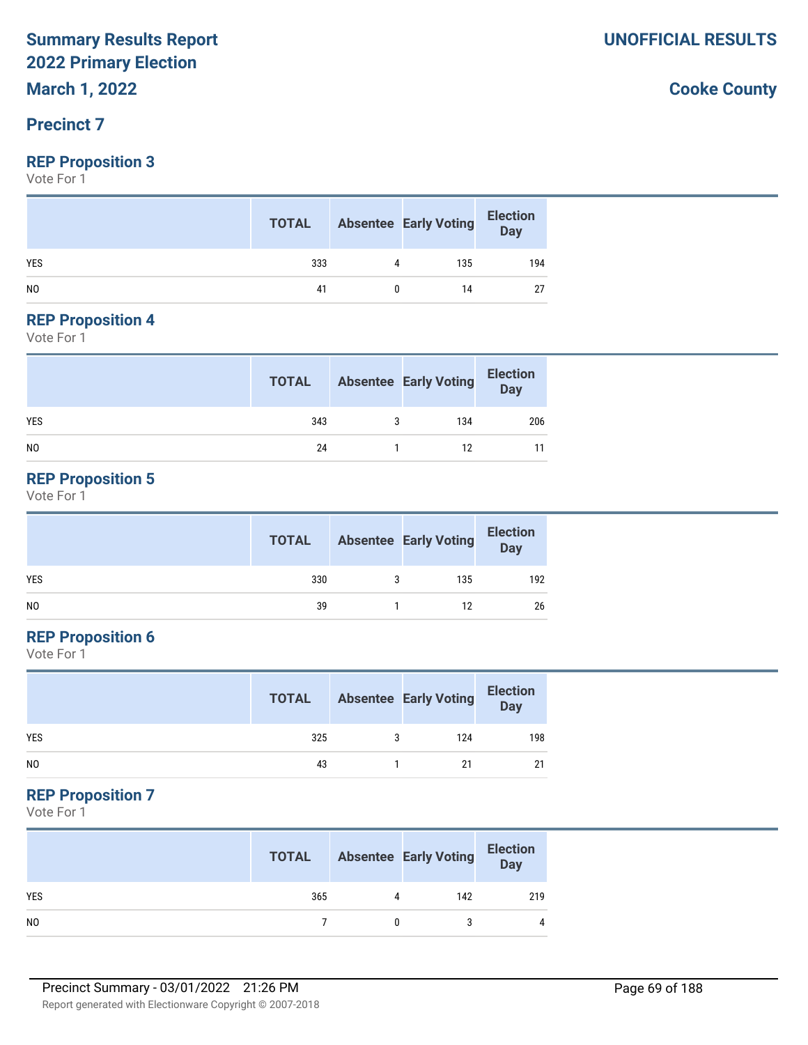# Summary Results Report
# 2022 Primary Election
# March 1, 2022

**UNOFFICIAL RESULTS**

**Cooke County**

## Precinct 7

### REP Proposition 3

Vote For 1

| | TOTAL | Absentee | Early Voting | Election Day |
|---|---|---|---|---|
| YES | 333 | 4 | 135 | 194 |
| NO | 41 | 0 | 14 | 27 |

### REP Proposition 4

Vote For 1

| | TOTAL | Absentee | Early Voting | Election Day |
|---|---|---|---|---|
| YES | 343 | 3 | 134 | 206 |
| NO | 24 | 1 | 12 | 11 |

### REP Proposition 5

Vote For 1

| | TOTAL | Absentee | Early Voting | Election Day |
|---|---|---|---|---|
| YES | 330 | 3 | 135 | 192 |
| NO | 39 | 1 | 12 | 26 |

### REP Proposition 6

Vote For 1

| | TOTAL | Absentee | Early Voting | Election Day |
|---|---|---|---|---|
| YES | 325 | 3 | 124 | 198 |
| NO | 43 | 1 | 21 | 21 |

### REP Proposition 7

Vote For 1

| | TOTAL | Absentee | Early Voting | Election Day |
|---|---|---|---|---|
| YES | 365 | 4 | 142 | 219 |
| NO | 7 | 0 | 3 | 4 |

Precinct Summary - 03/01/2022 21:26 PM

Report generated with Electionware Copyright © 2007-2018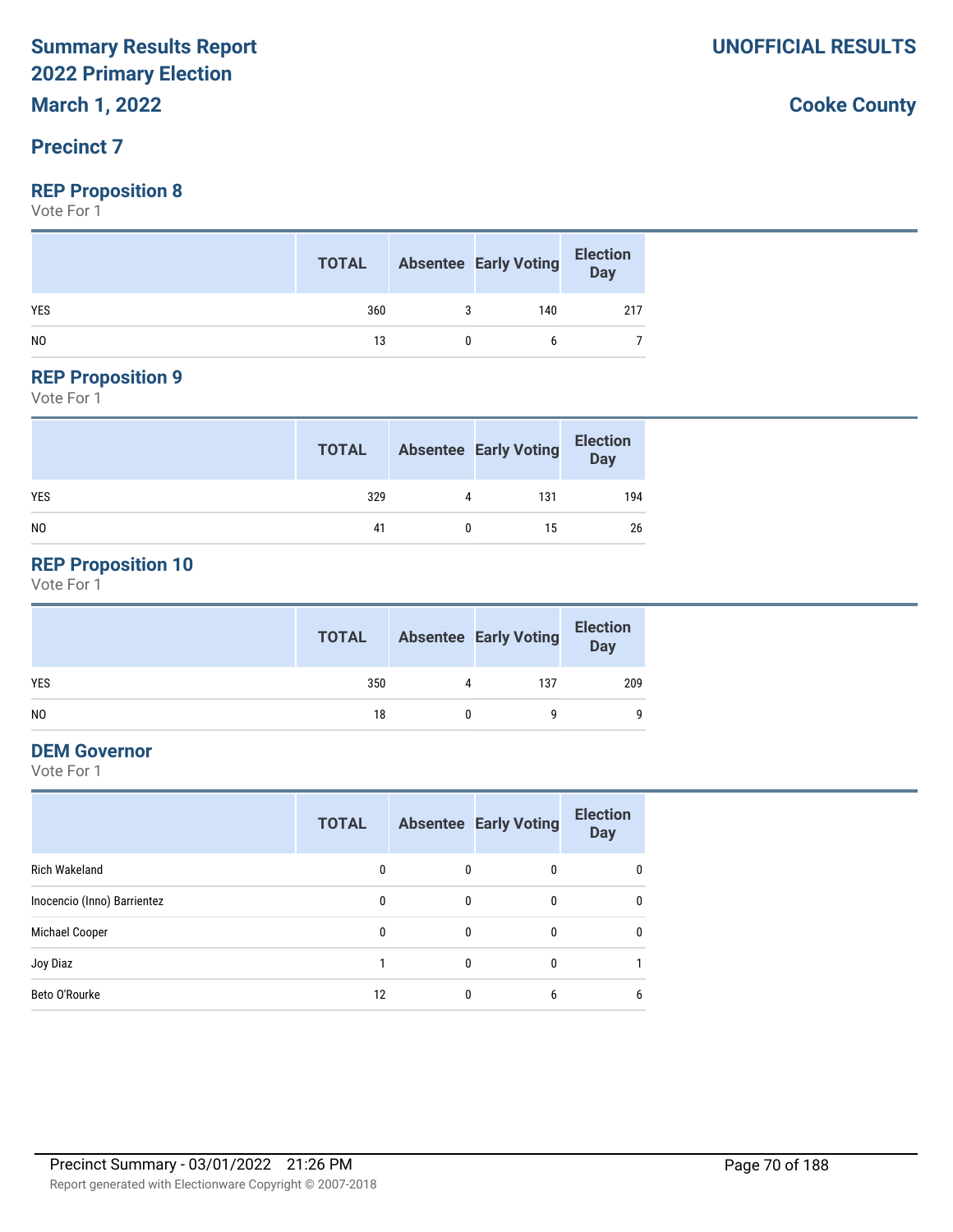# Summary Results Report
# 2022 Primary Election
# March 1, 2022

**UNOFFICIAL RESULTS**

**Cooke County**

## Precinct 7

### REP Proposition 8

Vote For 1

| | TOTAL | Absentee | Early Voting | Election Day |
|---|---|---|---|---|
| YES | 360 | 3 | 140 | 217 |
| NO | 13 | 0 | 6 | 7 |

### REP Proposition 9

Vote For 1

| | TOTAL | Absentee | Early Voting | Election Day |
|---|---|---|---|---|
| YES | 329 | 4 | 131 | 194 |
| NO | 41 | 0 | 15 | 26 |

### REP Proposition 10

Vote For 1

| | TOTAL | Absentee | Early Voting | Election Day |
|---|---|---|---|---|
| YES | 350 | 4 | 137 | 209 |
| NO | 18 | 0 | 9 | 9 |

### DEM Governor

Vote For 1

| | TOTAL | Absentee | Early Voting | Election Day |
|---|---|---|---|---|
| Rich Wakeland | 0 | 0 | 0 | 0 |
| Inocencio (Inno) Barrientez | 0 | 0 | 0 | 0 |
| Michael Cooper | 0 | 0 | 0 | 0 |
| Joy Diaz | 1 | 0 | 0 | 1 |
| Beto O'Rourke | 12 | 0 | 6 | 6 |

Precinct Summary - 03/01/2022 21:26 PM

Report generated with Electionware Copyright © 2007-2018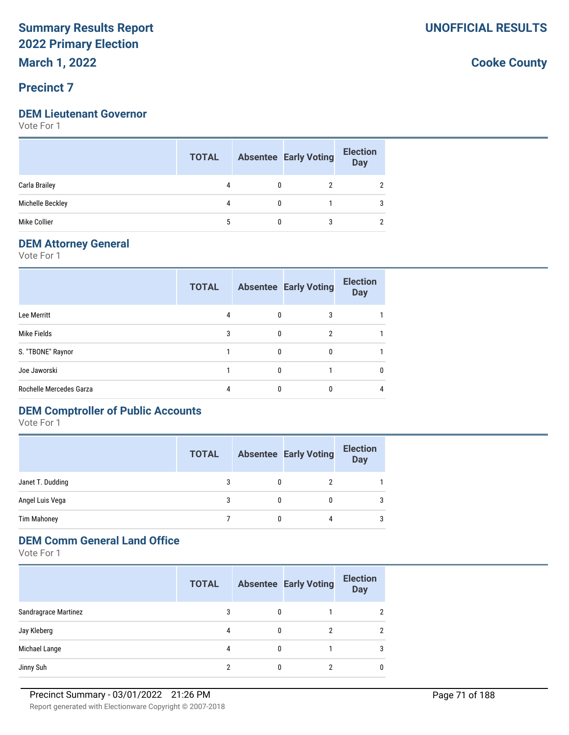# Summary Results Report 2022 Primary Election

**March 1, 2022**

**UNOFFICIAL RESULTS**

**Cooke County**

## Precinct 7

### DEM Lieutenant Governor

Vote For 1

| | TOTAL | Absentee | Early Voting | Election Day |
|---|---|---|---|---|
| Carla Brailey | 4 | 0 | 2 | 2 |
| Michelle Beckley | 4 | 0 | 1 | 3 |
| Mike Collier | 5 | 0 | 3 | 2 |

### DEM Attorney General

Vote For 1

| | TOTAL | Absentee | Early Voting | Election Day |
|---|---|---|---|---|
| Lee Merritt | 4 | 0 | 3 | 1 |
| Mike Fields | 3 | 0 | 2 | 1 |
| S. "TBONE" Raynor | 1 | 0 | 0 | 1 |
| Joe Jaworski | 1 | 0 | 1 | 0 |
| Rochelle Mercedes Garza | 4 | 0 | 0 | 4 |

### DEM Comptroller of Public Accounts

Vote For 1

| | TOTAL | Absentee | Early Voting | Election Day |
|---|---|---|---|---|
| Janet T. Dudding | 3 | 0 | 2 | 1 |
| Angel Luis Vega | 3 | 0 | 0 | 3 |
| Tim Mahoney | 7 | 0 | 4 | 3 |

### DEM Comm General Land Office

Vote For 1

| | TOTAL | Absentee | Early Voting | Election Day |
|---|---|---|---|---|
| Sandragrace Martinez | 3 | 0 | 1 | 2 |
| Jay Kleberg | 4 | 0 | 2 | 2 |
| Michael Lange | 4 | 0 | 1 | 3 |
| Jinny Suh | 2 | 0 | 2 | 0 |

Precinct Summary - 03/01/2022 21:26 PM

Report generated with Electionware Copyright © 2007-2018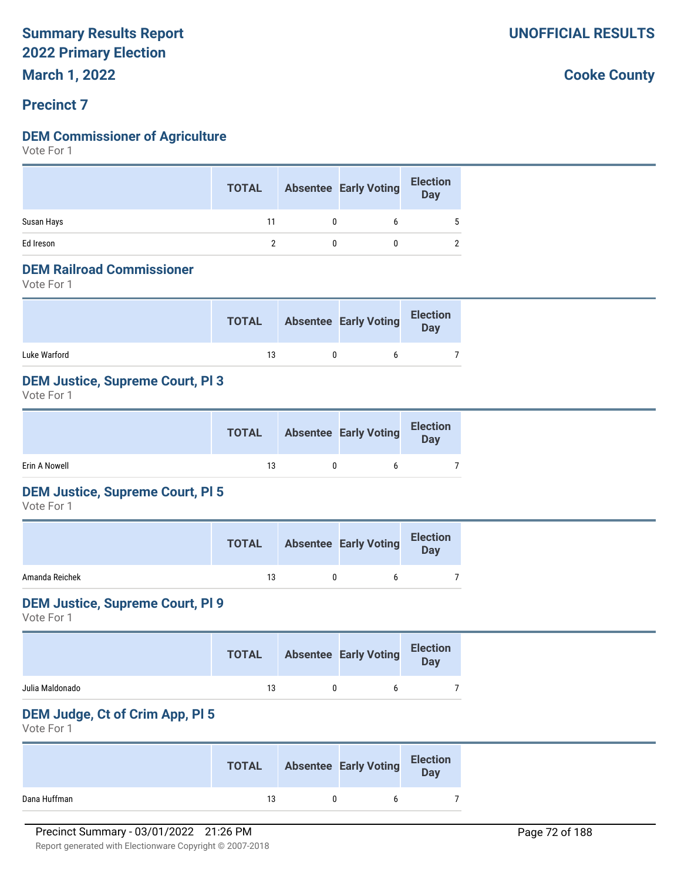# Summary Results Report 2022 Primary Election

**UNOFFICIAL RESULTS**

**March 1, 2022**

**Cooke County**

## Precinct 7

### DEM Commissioner of Agriculture

Vote For 1

| | TOTAL | Absentee | Early Voting | Election Day |
|---|---|---|---|---|
| Susan Hays | 11 | 0 | 6 | 5 |
| Ed Ireson | 2 | 0 | 0 | 2 |

### DEM Railroad Commissioner

Vote For 1

| | TOTAL | Absentee | Early Voting | Election Day |
|---|---|---|---|---|
| Luke Warford | 13 | 0 | 6 | 7 |

### DEM Justice, Supreme Court, Pl 3

Vote For 1

| | TOTAL | Absentee | Early Voting | Election Day |
|---|---|---|---|---|
| Erin A Nowell | 13 | 0 | 6 | 7 |

### DEM Justice, Supreme Court, Pl 5

Vote For 1

| | TOTAL | Absentee | Early Voting | Election Day |
|---|---|---|---|---|
| Amanda Reichek | 13 | 0 | 6 | 7 |

### DEM Justice, Supreme Court, Pl 9

Vote For 1

| | TOTAL | Absentee | Early Voting | Election Day |
|---|---|---|---|---|
| Julia Maldonado | 13 | 0 | 6 | 7 |

### DEM Judge, Ct of Crim App, Pl 5

Vote For 1

| | TOTAL | Absentee | Early Voting | Election Day |
|---|---|---|---|---|
| Dana Huffman | 13 | 0 | 6 | 7 |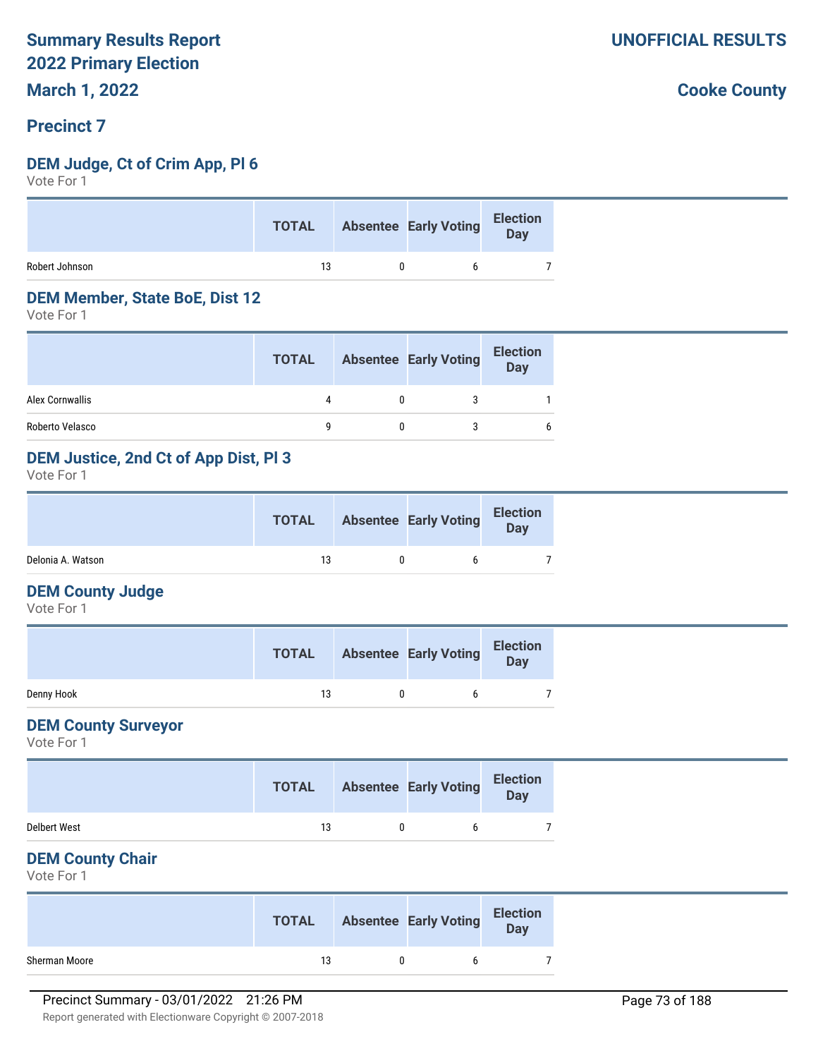Summary Results Report
2022 Primary Election
March 1, 2022

UNOFFICIAL RESULTS

Cooke County

## Precinct 7

### DEM Judge, Ct of Crim App, Pl 6

Vote For 1

| | TOTAL | Absentee | Early Voting | Election Day |
|---|---|---|---|---|
| Robert Johnson | 13 | 0 | 6 | 7 |

### DEM Member, State BoE, Dist 12

Vote For 1

| | TOTAL | Absentee | Early Voting | Election Day |
|---|---|---|---|---|
| Alex Cornwallis | 4 | 0 | 3 | 1 |
| Roberto Velasco | 9 | 0 | 3 | 6 |

### DEM Justice, 2nd Ct of App Dist, Pl 3

Vote For 1

| | TOTAL | Absentee | Early Voting | Election Day |
|---|---|---|---|---|
| Delonia A. Watson | 13 | 0 | 6 | 7 |

### DEM County Judge

Vote For 1

| | TOTAL | Absentee | Early Voting | Election Day |
|---|---|---|---|---|
| Denny Hook | 13 | 0 | 6 | 7 |

### DEM County Surveyor

Vote For 1

| | TOTAL | Absentee | Early Voting | Election Day |
|---|---|---|---|---|
| Delbert West | 13 | 0 | 6 | 7 |

### DEM County Chair

Vote For 1

| | TOTAL | Absentee | Early Voting | Election Day |
|---|---|---|---|---|
| Sherman Moore | 13 | 0 | 6 | 7 |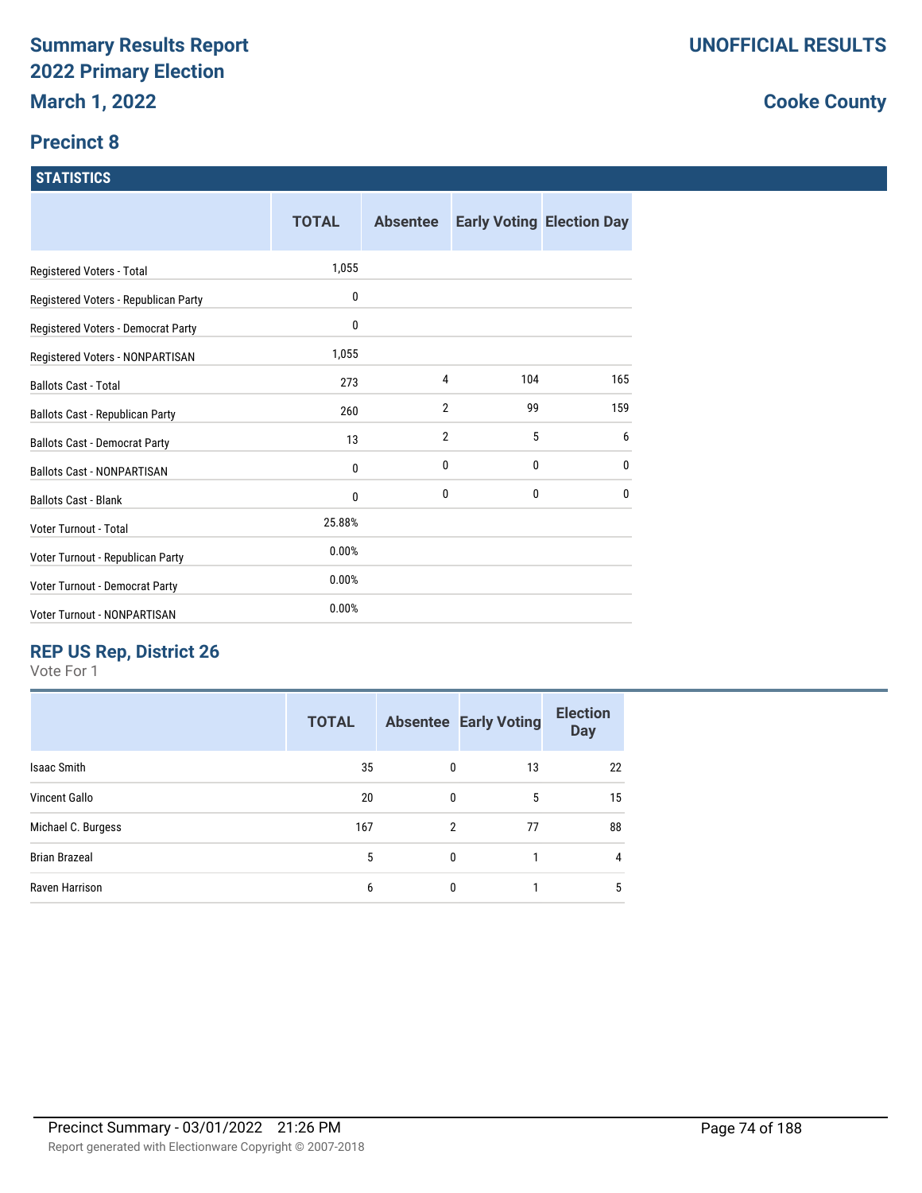# Summary Results Report
# 2022 Primary Election
# March 1, 2022

**UNOFFICIAL RESULTS**

**Cooke County**

## Precinct 8

### STATISTICS

| | TOTAL | Absentee | Early Voting | Election Day |
|---|---|---|---|---|
| Registered Voters - Total | 1,055 | | | |
| Registered Voters - Republican Party | 0 | | | |
| Registered Voters - Democrat Party | 0 | | | |
| Registered Voters - NONPARTISAN | 1,055 | | | |
| Ballots Cast - Total | 273 | 4 | 104 | 165 |
| Ballots Cast - Republican Party | 260 | 2 | 99 | 159 |
| Ballots Cast - Democrat Party | 13 | 2 | 5 | 6 |
| Ballots Cast - NONPARTISAN | 0 | 0 | 0 | 0 |
| Ballots Cast - Blank | 0 | 0 | 0 | 0 |
| Voter Turnout - Total | 25.88% | | | |
| Voter Turnout - Republican Party | 0.00% | | | |
| Voter Turnout - Democrat Party | 0.00% | | | |
| Voter Turnout - NONPARTISAN | 0.00% | | | |

### REP US Rep, District 26

Vote For 1

| | TOTAL | Absentee | Early Voting | Election Day |
|---|---|---|---|---|
| Isaac Smith | 35 | 0 | 13 | 22 |
| Vincent Gallo | 20 | 0 | 5 | 15 |
| Michael C. Burgess | 167 | 2 | 77 | 88 |
| Brian Brazeal | 5 | 0 | 1 | 4 |
| Raven Harrison | 6 | 0 | 1 | 5 |

Precinct Summary - 03/01/2022 21:26 PM

Report generated with Electionware Copyright © 2007-2018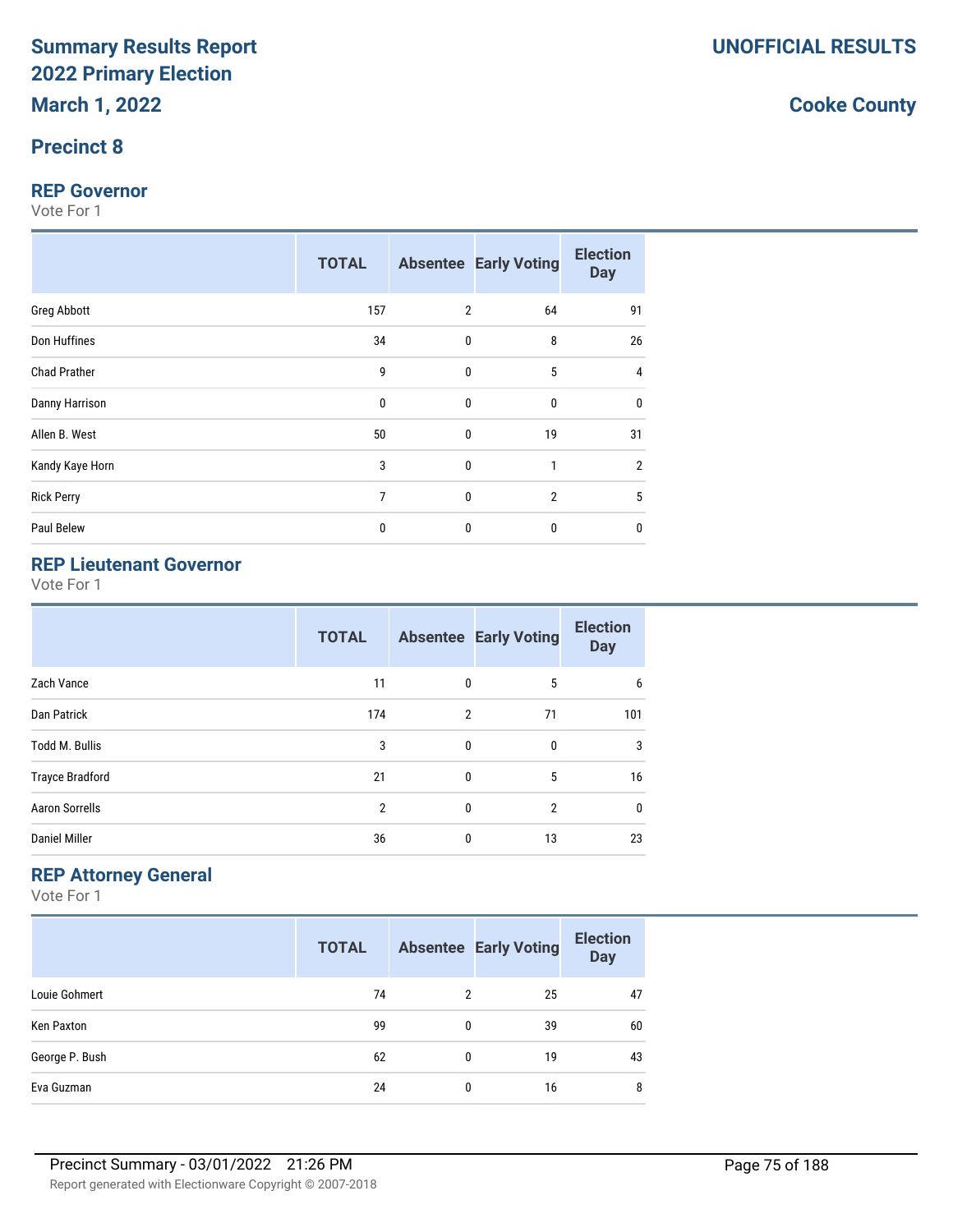# Summary Results Report
# 2022 Primary Election
# March 1, 2022

**UNOFFICIAL RESULTS**

**Cooke County**

## Precinct 8

### REP Governor

Vote For 1

| | TOTAL | Absentee | Early Voting | Election Day |
|---|---|---|---|---|
| Greg Abbott | 157 | 2 | 64 | 91 |
| Don Huffines | 34 | 0 | 8 | 26 |
| Chad Prather | 9 | 0 | 5 | 4 |
| Danny Harrison | 0 | 0 | 0 | 0 |
| Allen B. West | 50 | 0 | 19 | 31 |
| Kandy Kaye Horn | 3 | 0 | 1 | 2 |
| Rick Perry | 7 | 0 | 2 | 5 |
| Paul Belew | 0 | 0 | 0 | 0 |

### REP Lieutenant Governor

Vote For 1

| | TOTAL | Absentee | Early Voting | Election Day |
|---|---|---|---|---|
| Zach Vance | 11 | 0 | 5 | 6 |
| Dan Patrick | 174 | 2 | 71 | 101 |
| Todd M. Bullis | 3 | 0 | 0 | 3 |
| Trayce Bradford | 21 | 0 | 5 | 16 |
| Aaron Sorrells | 2 | 0 | 2 | 0 |
| Daniel Miller | 36 | 0 | 13 | 23 |

### REP Attorney General

Vote For 1

| | TOTAL | Absentee | Early Voting | Election Day |
|---|---|---|---|---|
| Louie Gohmert | 74 | 2 | 25 | 47 |
| Ken Paxton | 99 | 0 | 39 | 60 |
| George P. Bush | 62 | 0 | 19 | 43 |
| Eva Guzman | 24 | 0 | 16 | 8 |

Precinct Summary - 03/01/2022 21:26 PM

Report generated with Electionware Copyright © 2007-2018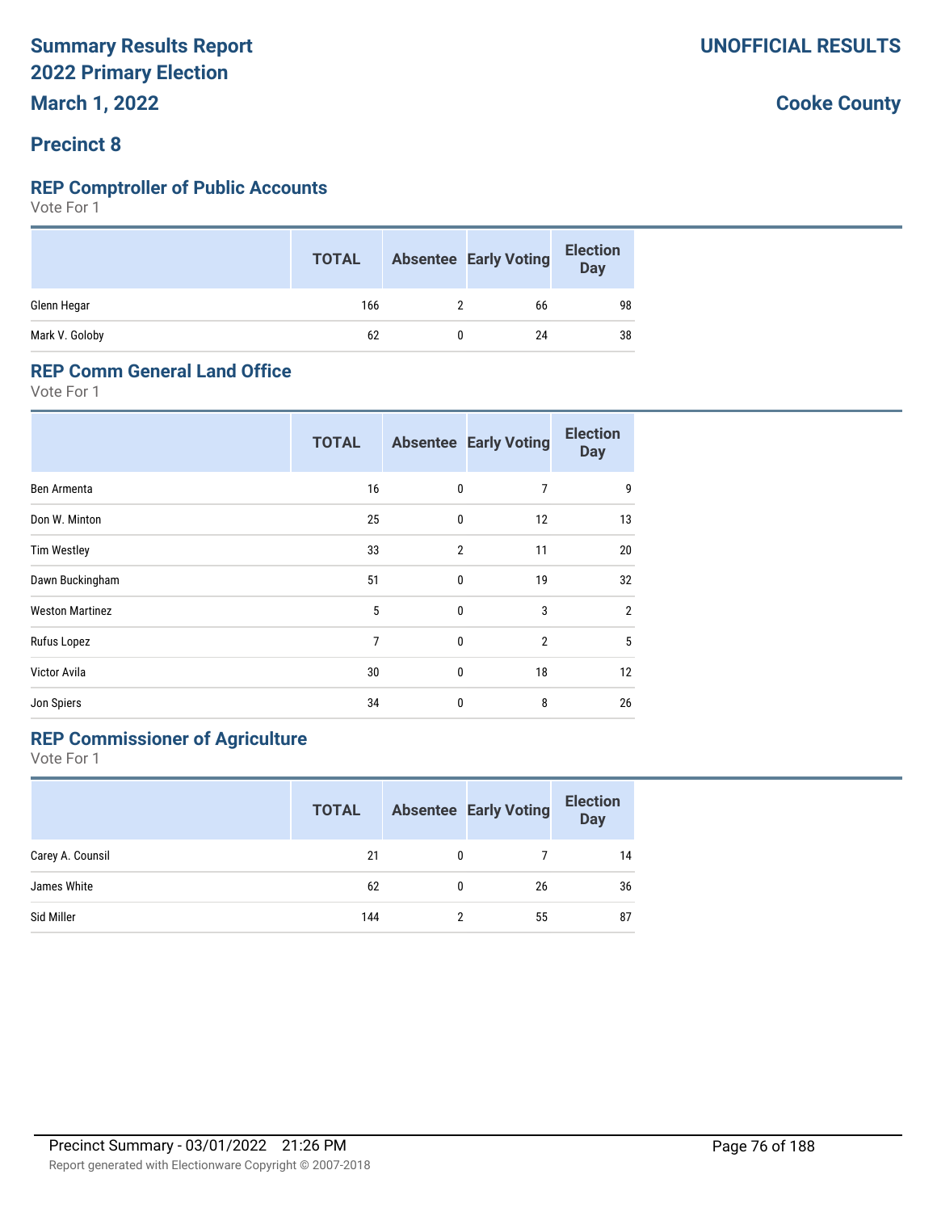# Summary Results Report
# 2022 Primary Election
# March 1, 2022

**UNOFFICIAL RESULTS**

**Cooke County**

## Precinct 8

### REP Comptroller of Public Accounts

Vote For 1

| | TOTAL | Absentee | Early Voting | Election Day |
|---|---|---|---|---|
| Glenn Hegar | 166 | 2 | 66 | 98 |
| Mark V. Goloby | 62 | 0 | 24 | 38 |

### REP Comm General Land Office

Vote For 1

| | TOTAL | Absentee | Early Voting | Election Day |
|---|---|---|---|---|
| Ben Armenta | 16 | 0 | 7 | 9 |
| Don W. Minton | 25 | 0 | 12 | 13 |
| Tim Westley | 33 | 2 | 11 | 20 |
| Dawn Buckingham | 51 | 0 | 19 | 32 |
| Weston Martinez | 5 | 0 | 3 | 2 |
| Rufus Lopez | 7 | 0 | 2 | 5 |
| Victor Avila | 30 | 0 | 18 | 12 |
| Jon Spiers | 34 | 0 | 8 | 26 |

### REP Commissioner of Agriculture

Vote For 1

| | TOTAL | Absentee | Early Voting | Election Day |
|---|---|---|---|---|
| Carey A. Counsil | 21 | 0 | 7 | 14 |
| James White | 62 | 0 | 26 | 36 |
| Sid Miller | 144 | 2 | 55 | 87 |

Precinct Summary - 03/01/2022 21:26 PM

Report generated with Electionware Copyright © 2007-2018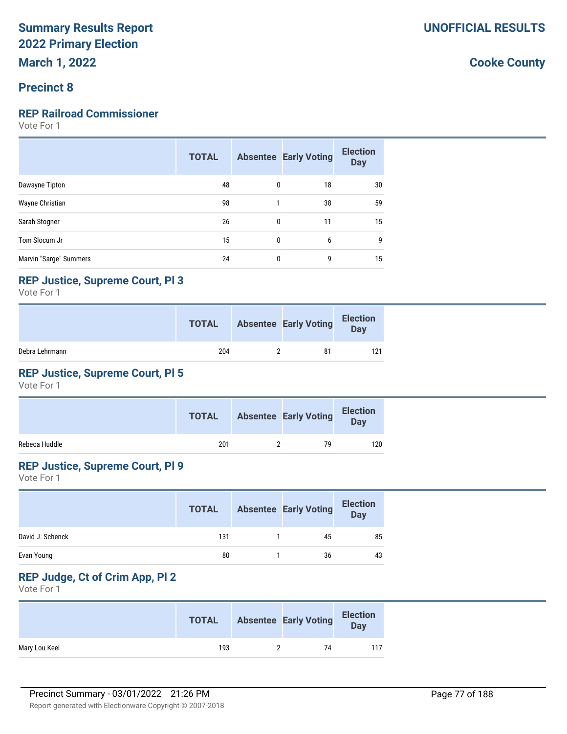# Summary Results Report
# 2022 Primary Election
# March 1, 2022

**UNOFFICIAL RESULTS**

**Cooke County**

## Precinct 8

### REP Railroad Commissioner
Vote For 1

| | TOTAL | Absentee | Early Voting | Election Day |
|---|---|---|---|---|
| Dawayne Tipton | 48 | 0 | 18 | 30 |
| Wayne Christian | 98 | 1 | 38 | 59 |
| Sarah Stogner | 26 | 0 | 11 | 15 |
| Tom Slocum Jr | 15 | 0 | 6 | 9 |
| Marvin "Sarge" Summers | 24 | 0 | 9 | 15 |

### REP Justice, Supreme Court, Pl 3
Vote For 1

| | TOTAL | Absentee | Early Voting | Election Day |
|---|---|---|---|---|
| Debra Lehrmann | 204 | 2 | 81 | 121 |

### REP Justice, Supreme Court, Pl 5
Vote For 1

| | TOTAL | Absentee | Early Voting | Election Day |
|---|---|---|---|---|
| Rebeca Huddle | 201 | 2 | 79 | 120 |

### REP Justice, Supreme Court, Pl 9
Vote For 1

| | TOTAL | Absentee | Early Voting | Election Day |
|---|---|---|---|---|
| David J. Schenck | 131 | 1 | 45 | 85 |
| Evan Young | 80 | 1 | 36 | 43 |

### REP Judge, Ct of Crim App, Pl 2
Vote For 1

| | TOTAL | Absentee | Early Voting | Election Day |
|---|---|---|---|---|
| Mary Lou Keel | 193 | 2 | 74 | 117 |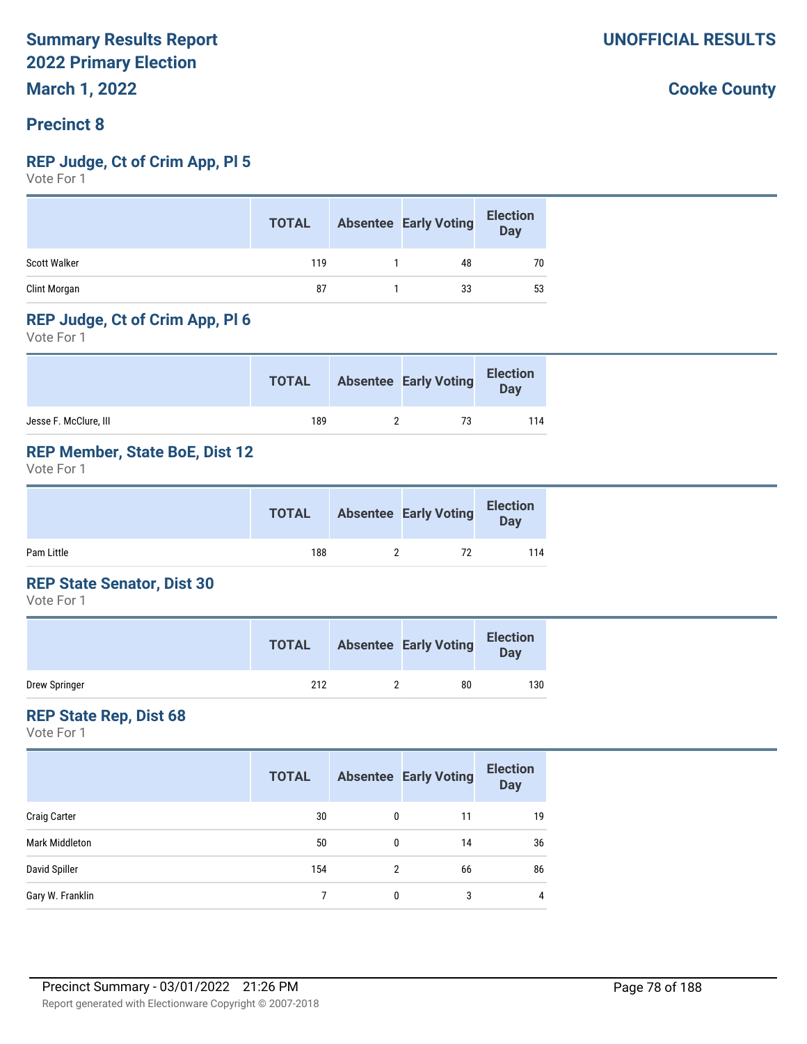**Summary Results Report**
**2022 Primary Election**
**March 1, 2022**

**UNOFFICIAL RESULTS**

**Cooke County**

## Precinct 8

### REP Judge, Ct of Crim App, Pl 5

Vote For 1

| | TOTAL | Absentee | Early Voting | Election Day |
|---|---|---|---|---|
| Scott Walker | 119 | 1 | 48 | 70 |
| Clint Morgan | 87 | 1 | 33 | 53 |

### REP Judge, Ct of Crim App, Pl 6

Vote For 1

| | TOTAL | Absentee | Early Voting | Election Day |
|---|---|---|---|---|
| Jesse F. McClure, III | 189 | 2 | 73 | 114 |

### REP Member, State BoE, Dist 12

Vote For 1

| | TOTAL | Absentee | Early Voting | Election Day |
|---|---|---|---|---|
| Pam Little | 188 | 2 | 72 | 114 |

### REP State Senator, Dist 30

Vote For 1

| | TOTAL | Absentee | Early Voting | Election Day |
|---|---|---|---|---|
| Drew Springer | 212 | 2 | 80 | 130 |

### REP State Rep, Dist 68

Vote For 1

| | TOTAL | Absentee | Early Voting | Election Day |
|---|---|---|---|---|
| Craig Carter | 30 | 0 | 11 | 19 |
| Mark Middleton | 50 | 0 | 14 | 36 |
| David Spiller | 154 | 2 | 66 | 86 |
| Gary W. Franklin | 7 | 0 | 3 | 4 |

Precinct Summary - 03/01/2022 21:26 PM

Report generated with Electionware Copyright © 2007-2018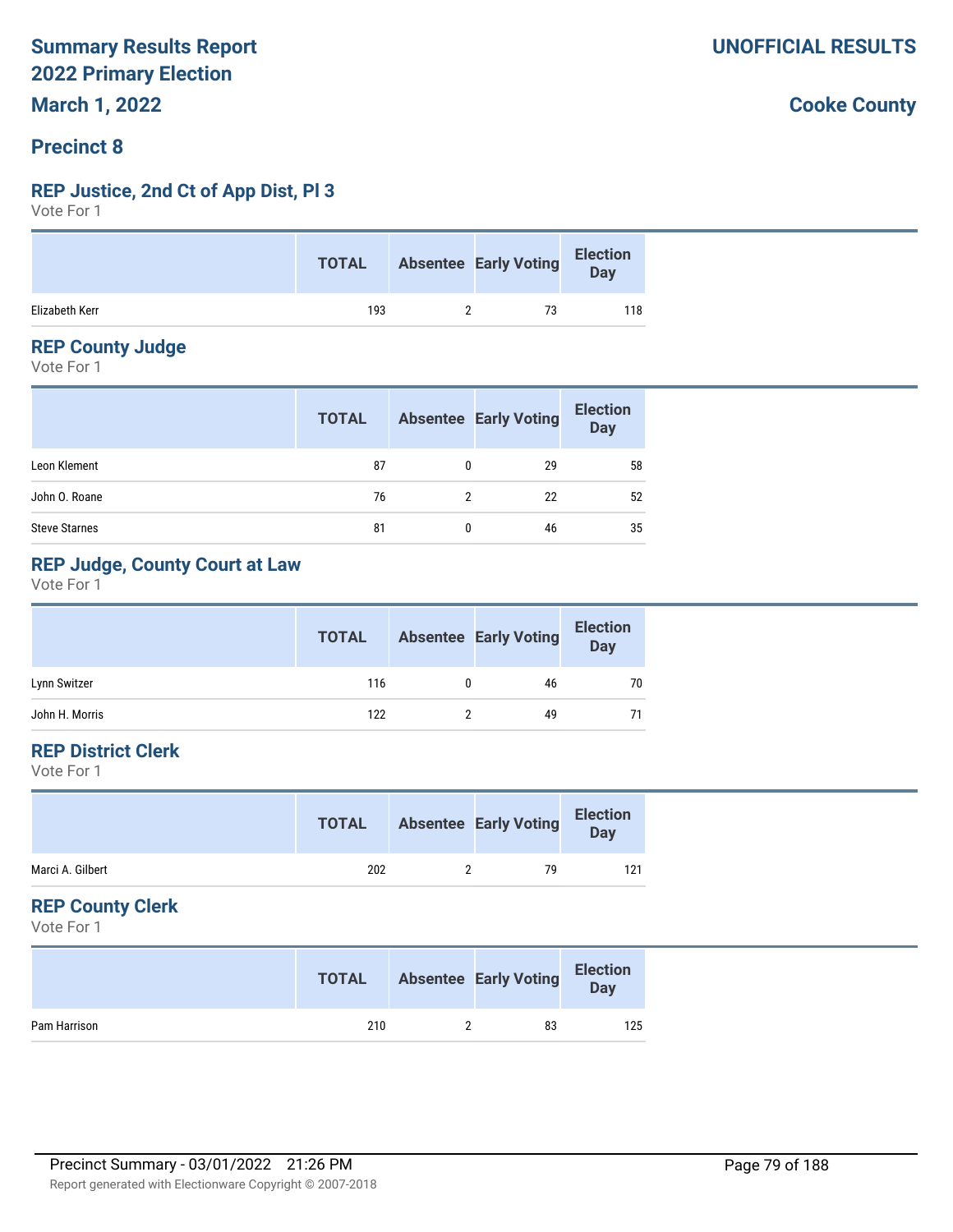# Summary Results Report
# 2022 Primary Election
## March 1, 2022

**UNOFFICIAL RESULTS**

**Cooke County**

## Precinct 8

### REP Justice, 2nd Ct of App Dist, Pl 3
Vote For 1

| | TOTAL | Absentee | Early Voting | Election Day |
|---|---|---|---|---|
| Elizabeth Kerr | 193 | 2 | 73 | 118 |

### REP County Judge
Vote For 1

| | TOTAL | Absentee | Early Voting | Election Day |
|---|---|---|---|---|
| Leon Klement | 87 | 0 | 29 | 58 |
| John O. Roane | 76 | 2 | 22 | 52 |
| Steve Starnes | 81 | 0 | 46 | 35 |

### REP Judge, County Court at Law
Vote For 1

| | TOTAL | Absentee | Early Voting | Election Day |
|---|---|---|---|---|
| Lynn Switzer | 116 | 0 | 46 | 70 |
| John H. Morris | 122 | 2 | 49 | 71 |

### REP District Clerk
Vote For 1

| | TOTAL | Absentee | Early Voting | Election Day |
|---|---|---|---|---|
| Marci A. Gilbert | 202 | 2 | 79 | 121 |

### REP County Clerk
Vote For 1

| | TOTAL | Absentee | Early Voting | Election Day |
|---|---|---|---|---|
| Pam Harrison | 210 | 2 | 83 | 125 |

Precinct Summary - 03/01/2022 21:26 PM

Report generated with Electionware Copyright © 2007-2018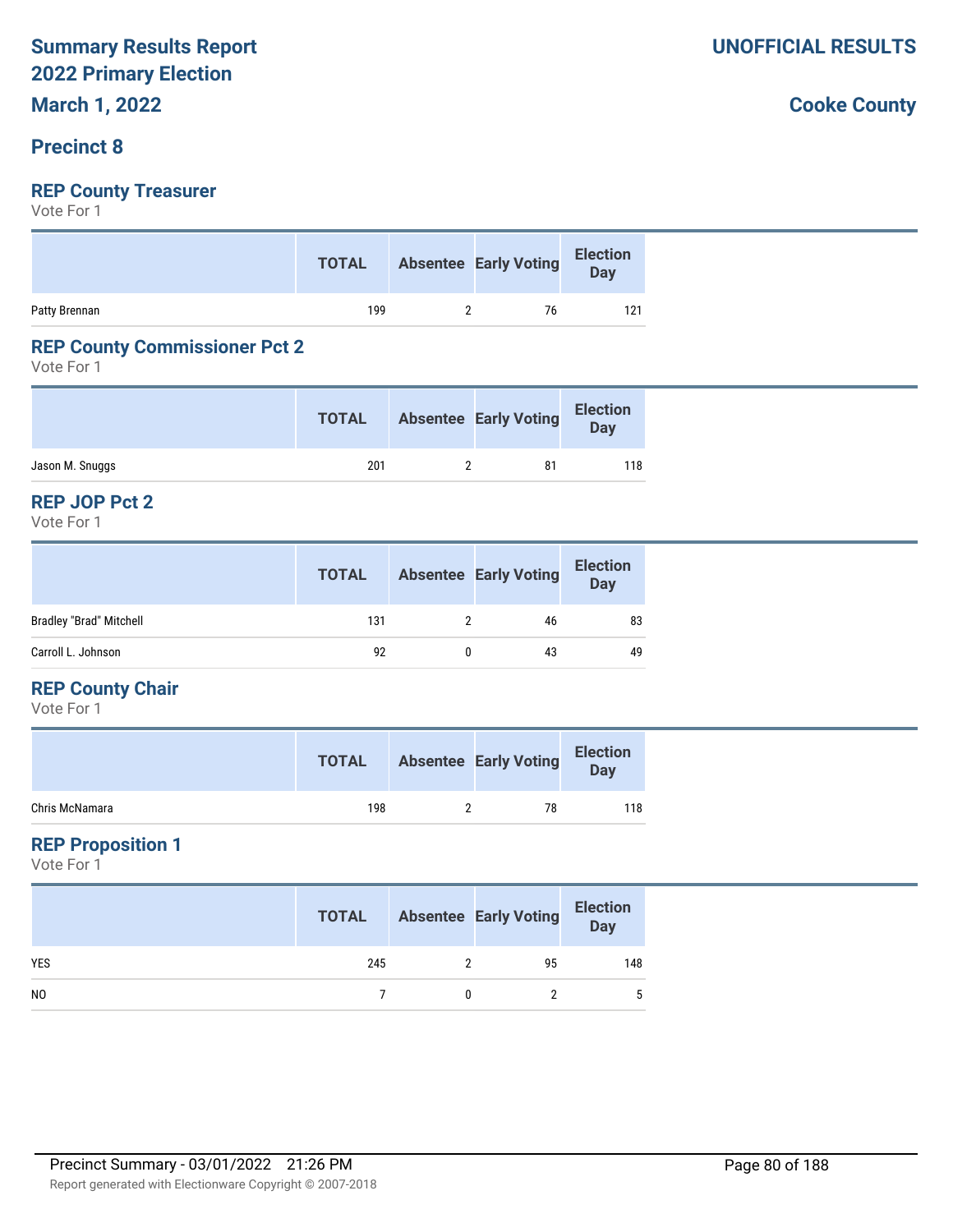# Summary Results Report
# 2022 Primary Election
# March 1, 2022

**UNOFFICIAL RESULTS**

**Cooke County**

## Precinct 8

### REP County Treasurer

Vote For 1

| | TOTAL | Absentee | Early Voting | Election Day |
|---|---|---|---|---|
| Patty Brennan | 199 | 2 | 76 | 121 |

### REP County Commissioner Pct 2

Vote For 1

| | TOTAL | Absentee | Early Voting | Election Day |
|---|---|---|---|---|
| Jason M. Snuggs | 201 | 2 | 81 | 118 |

### REP JOP Pct 2

Vote For 1

| | TOTAL | Absentee | Early Voting | Election Day |
|---|---|---|---|---|
| Bradley "Brad" Mitchell | 131 | 2 | 46 | 83 |
| Carroll L. Johnson | 92 | 0 | 43 | 49 |

### REP County Chair

Vote For 1

| | TOTAL | Absentee | Early Voting | Election Day |
|---|---|---|---|---|
| Chris McNamara | 198 | 2 | 78 | 118 |

### REP Proposition 1

Vote For 1

| | TOTAL | Absentee | Early Voting | Election Day |
|---|---|---|---|---|
| YES | 245 | 2 | 95 | 148 |
| NO | 7 | 0 | 2 | 5 |

Precinct Summary - 03/01/2022 21:26 PM

Report generated with Electionware Copyright © 2007-2018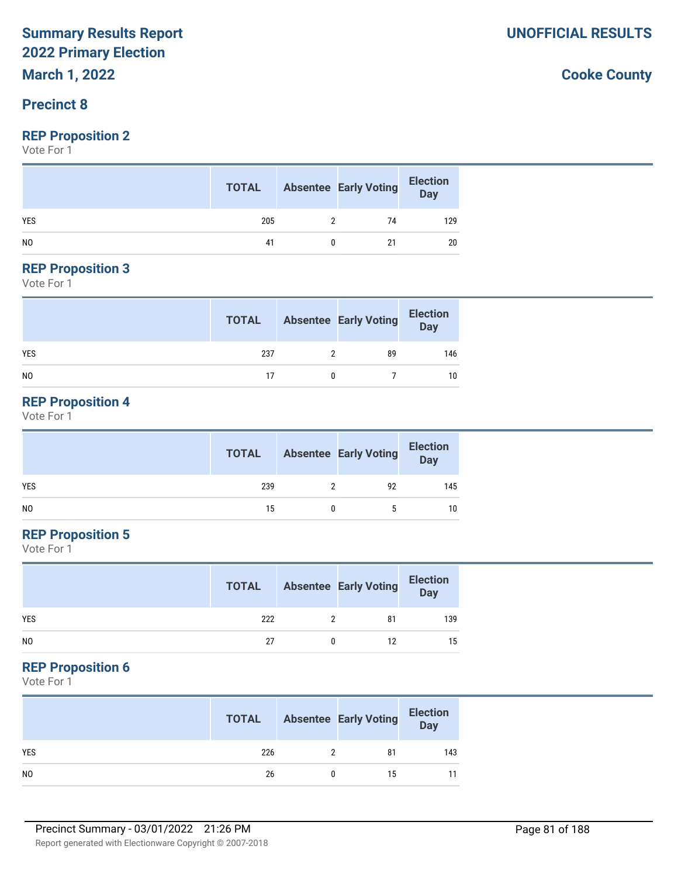# Summary Results Report 2022 Primary Election

**UNOFFICIAL RESULTS**

**March 1, 2022**

**Cooke County**

## Precinct 8

### REP Proposition 2

Vote For 1

| | TOTAL | Absentee | Early Voting | Election Day |
|---|---|---|---|---|
| YES | 205 | 2 | 74 | 129 |
| NO | 41 | 0 | 21 | 20 |

### REP Proposition 3

Vote For 1

| | TOTAL | Absentee | Early Voting | Election Day |
|---|---|---|---|---|
| YES | 237 | 2 | 89 | 146 |
| NO | 17 | 0 | 7 | 10 |

### REP Proposition 4

Vote For 1

| | TOTAL | Absentee | Early Voting | Election Day |
|---|---|---|---|---|
| YES | 239 | 2 | 92 | 145 |
| NO | 15 | 0 | 5 | 10 |

### REP Proposition 5

Vote For 1

| | TOTAL | Absentee | Early Voting | Election Day |
|---|---|---|---|---|
| YES | 222 | 2 | 81 | 139 |
| NO | 27 | 0 | 12 | 15 |

### REP Proposition 6

Vote For 1

| | TOTAL | Absentee | Early Voting | Election Day |
|---|---|---|---|---|
| YES | 226 | 2 | 81 | 143 |
| NO | 26 | 0 | 15 | 11 |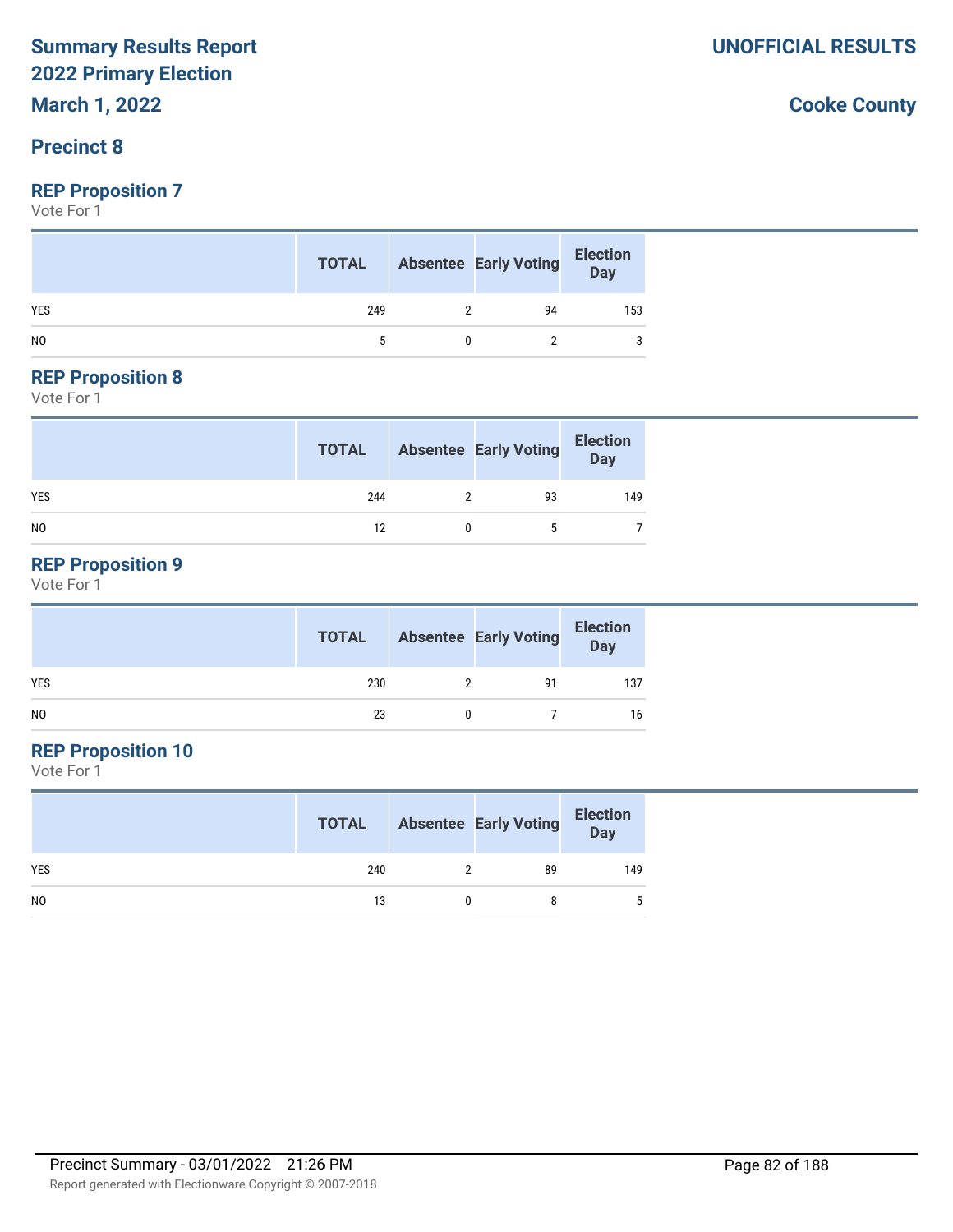# Summary Results Report
# 2022 Primary Election
# March 1, 2022

**UNOFFICIAL RESULTS**

**Cooke County**

## Precinct 8

### REP Proposition 7

Vote For 1

| | TOTAL | Absentee | Early Voting | Election Day |
|---|---|---|---|---|
| YES | 249 | 2 | 94 | 153 |
| NO | 5 | 0 | 2 | 3 |

### REP Proposition 8

Vote For 1

| | TOTAL | Absentee | Early Voting | Election Day |
|---|---|---|---|---|
| YES | 244 | 2 | 93 | 149 |
| NO | 12 | 0 | 5 | 7 |

### REP Proposition 9

Vote For 1

| | TOTAL | Absentee | Early Voting | Election Day |
|---|---|---|---|---|
| YES | 230 | 2 | 91 | 137 |
| NO | 23 | 0 | 7 | 16 |

### REP Proposition 10

Vote For 1

| | TOTAL | Absentee | Early Voting | Election Day |
|---|---|---|---|---|
| YES | 240 | 2 | 89 | 149 |
| NO | 13 | 0 | 8 | 5 |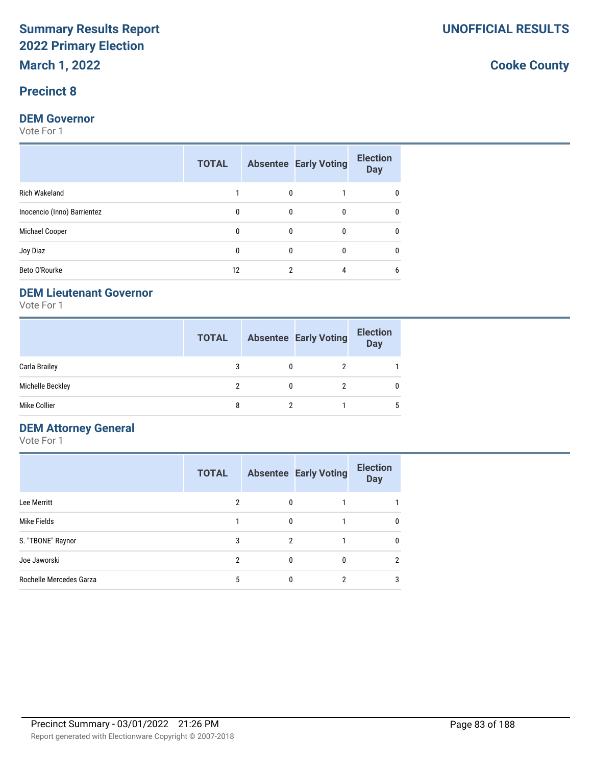# Summary Results Report
# 2022 Primary Election
### March 1, 2022

**UNOFFICIAL RESULTS**

**Cooke County**

## Precinct 8

### DEM Governor

Vote For 1

| | TOTAL | Absentee | Early Voting | Election Day |
|---|---|---|---|---|
| Rich Wakeland | 1 | 0 | 1 | 0 |
| Inocencio (Inno) Barrientez | 0 | 0 | 0 | 0 |
| Michael Cooper | 0 | 0 | 0 | 0 |
| Joy Diaz | 0 | 0 | 0 | 0 |
| Beto O'Rourke | 12 | 2 | 4 | 6 |

### DEM Lieutenant Governor

Vote For 1

| | TOTAL | Absentee | Early Voting | Election Day |
|---|---|---|---|---|
| Carla Brailey | 3 | 0 | 2 | 1 |
| Michelle Beckley | 2 | 0 | 2 | 0 |
| Mike Collier | 8 | 2 | 1 | 5 |

### DEM Attorney General

Vote For 1

| | TOTAL | Absentee | Early Voting | Election Day |
|---|---|---|---|---|
| Lee Merritt | 2 | 0 | 1 | 1 |
| Mike Fields | 1 | 0 | 1 | 0 |
| S. "TBONE" Raynor | 3 | 2 | 1 | 0 |
| Joe Jaworski | 2 | 0 | 0 | 2 |
| Rochelle Mercedes Garza | 5 | 0 | 2 | 3 |

Precinct Summary - 03/01/2022 21:26 PM

Report generated with Electionware Copyright © 2007-2018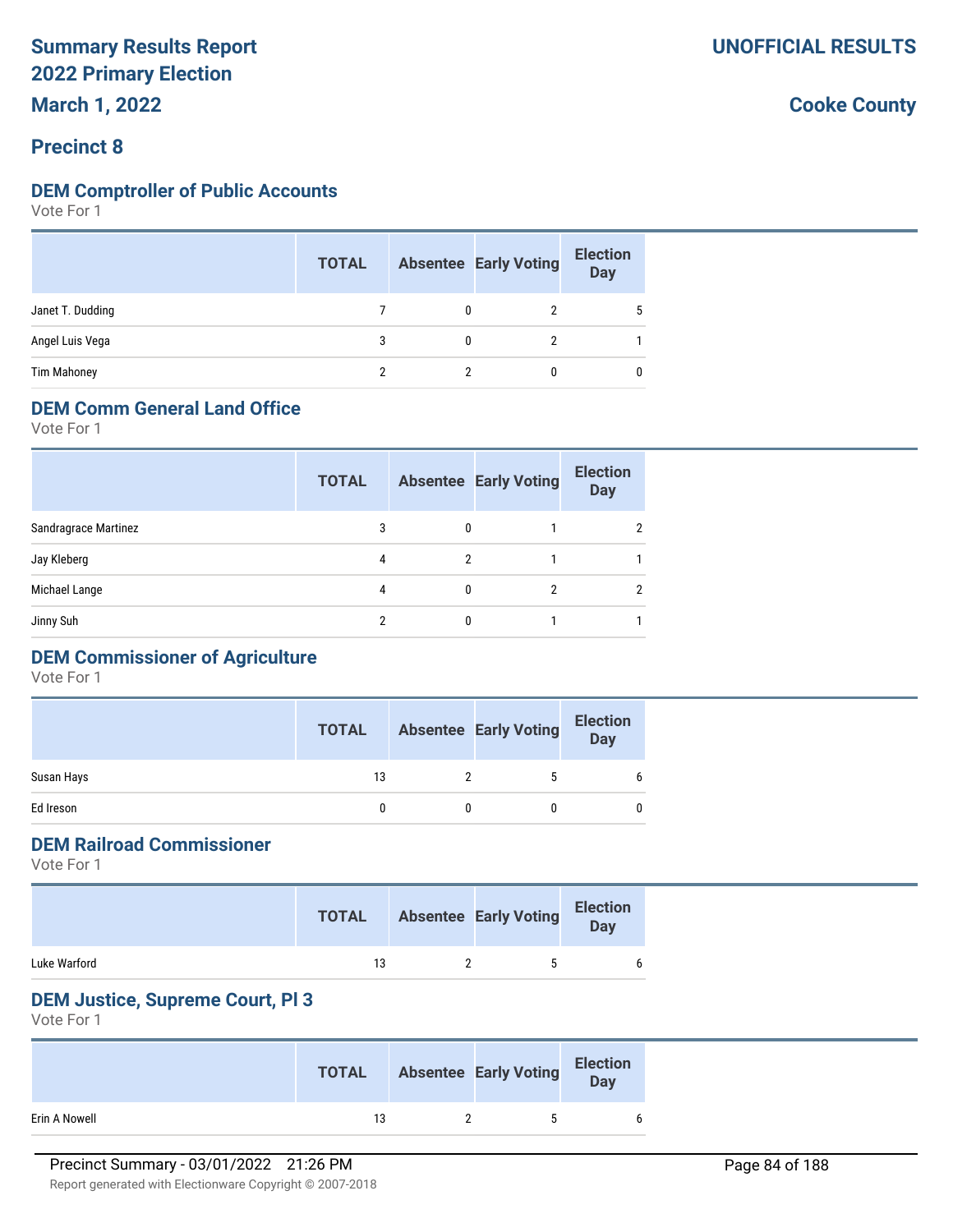**Summary Results Report**
**2022 Primary Election**
**March 1, 2022**

**UNOFFICIAL RESULTS**

**Cooke County**

## Precinct 8

### DEM Comptroller of Public Accounts

Vote For 1

| | TOTAL | Absentee | Early Voting | Election Day |
|---|---|---|---|---|
| Janet T. Dudding | 7 | 0 | 2 | 5 |
| Angel Luis Vega | 3 | 0 | 2 | 1 |
| Tim Mahoney | 2 | 2 | 0 | 0 |

### DEM Comm General Land Office

Vote For 1

| | TOTAL | Absentee | Early Voting | Election Day |
|---|---|---|---|---|
| Sandragrace Martinez | 3 | 0 | 1 | 2 |
| Jay Kleberg | 4 | 2 | 1 | 1 |
| Michael Lange | 4 | 0 | 2 | 2 |
| Jinny Suh | 2 | 0 | 1 | 1 |

### DEM Commissioner of Agriculture

Vote For 1

| | TOTAL | Absentee | Early Voting | Election Day |
|---|---|---|---|---|
| Susan Hays | 13 | 2 | 5 | 6 |
| Ed Ireson | 0 | 0 | 0 | 0 |

### DEM Railroad Commissioner

Vote For 1

| | TOTAL | Absentee | Early Voting | Election Day |
|---|---|---|---|---|
| Luke Warford | 13 | 2 | 5 | 6 |

### DEM Justice, Supreme Court, Pl 3

Vote For 1

| | TOTAL | Absentee | Early Voting | Election Day |
|---|---|---|---|---|
| Erin A Nowell | 13 | 2 | 5 | 6 |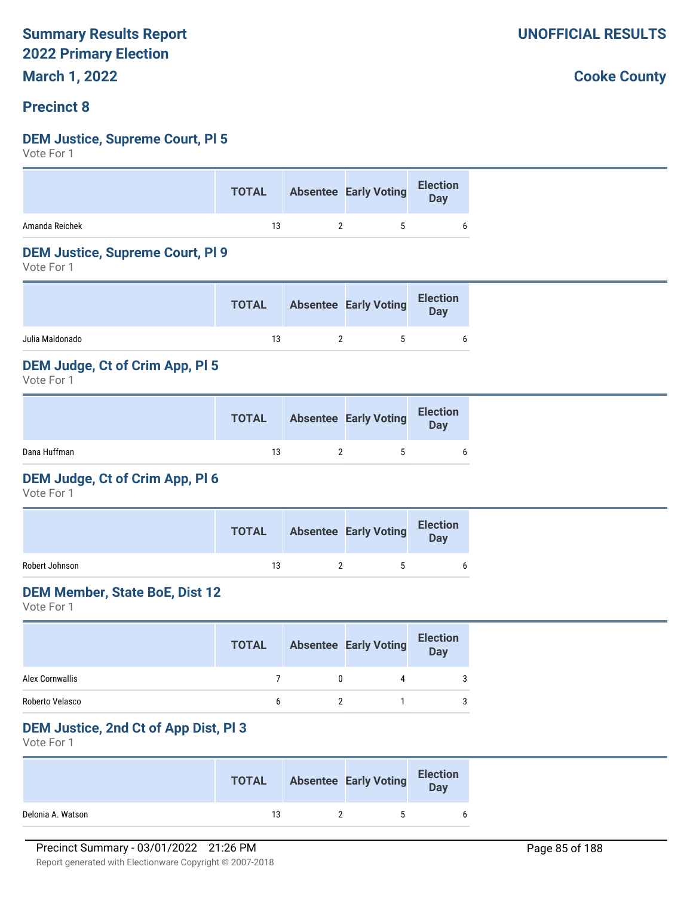Summary Results Report
2022 Primary Election
March 1, 2022

UNOFFICIAL RESULTS

Cooke County

## Precinct 8

### DEM Justice, Supreme Court, Pl 5

Vote For 1

| | TOTAL | Absentee | Early Voting | Election Day |
|---|---|---|---|---|
| Amanda Reichek | 13 | 2 | 5 | 6 |

### DEM Justice, Supreme Court, Pl 9

Vote For 1

| | TOTAL | Absentee | Early Voting | Election Day |
|---|---|---|---|---|
| Julia Maldonado | 13 | 2 | 5 | 6 |

### DEM Judge, Ct of Crim App, Pl 5

Vote For 1

| | TOTAL | Absentee | Early Voting | Election Day |
|---|---|---|---|---|
| Dana Huffman | 13 | 2 | 5 | 6 |

### DEM Judge, Ct of Crim App, Pl 6

Vote For 1

| | TOTAL | Absentee | Early Voting | Election Day |
|---|---|---|---|---|
| Robert Johnson | 13 | 2 | 5 | 6 |

### DEM Member, State BoE, Dist 12

Vote For 1

| | TOTAL | Absentee | Early Voting | Election Day |
|---|---|---|---|---|
| Alex Cornwallis | 7 | 0 | 4 | 3 |
| Roberto Velasco | 6 | 2 | 1 | 3 |

### DEM Justice, 2nd Ct of App Dist, Pl 3

Vote For 1

| | TOTAL | Absentee | Early Voting | Election Day |
|---|---|---|---|---|
| Delonia A. Watson | 13 | 2 | 5 | 6 |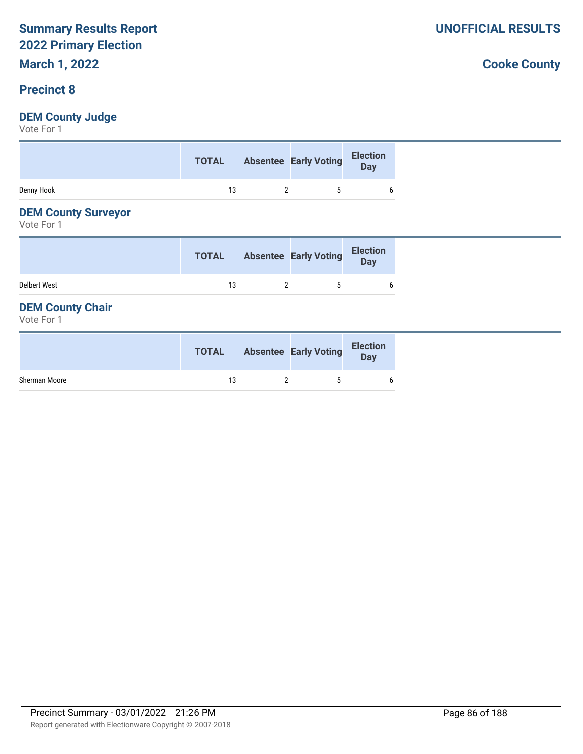# Summary Results Report
# 2022 Primary Election
# March 1, 2022

**UNOFFICIAL RESULTS**

**Cooke County**

## Precinct 8

### DEM County Judge
Vote For 1

| | TOTAL | Absentee | Early Voting | Election Day |
|---|---|---|---|---|
| Denny Hook | 13 | 2 | 5 | 6 |

### DEM County Surveyor
Vote For 1

| | TOTAL | Absentee | Early Voting | Election Day |
|---|---|---|---|---|
| Delbert West | 13 | 2 | 5 | 6 |

### DEM County Chair
Vote For 1

| | TOTAL | Absentee | Early Voting | Election Day |
|---|---|---|---|---|
| Sherman Moore | 13 | 2 | 5 | 6 |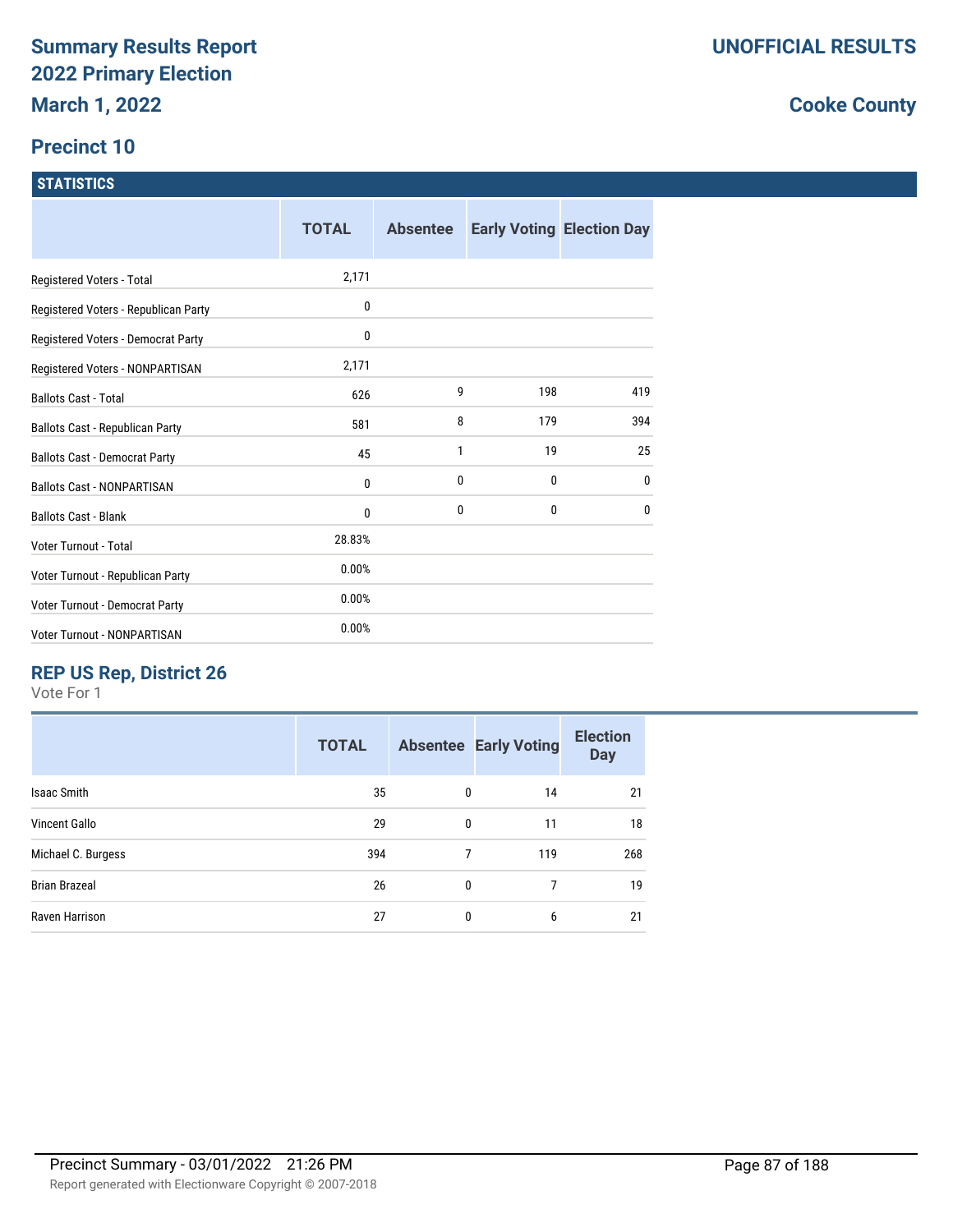# Summary Results Report
## 2022 Primary Election
### March 1, 2022

**UNOFFICIAL RESULTS**

**Cooke County**

### Precinct 10

**STATISTICS**

| | TOTAL | Absentee | Early Voting | Election Day |
|---|---|---|---|---|
| Registered Voters - Total | 2,171 | | | |
| Registered Voters - Republican Party | 0 | | | |
| Registered Voters - Democrat Party | 0 | | | |
| Registered Voters - NONPARTISAN | 2,171 | | | |
| Ballots Cast - Total | 626 | 9 | 198 | 419 |
| Ballots Cast - Republican Party | 581 | 8 | 179 | 394 |
| Ballots Cast - Democrat Party | 45 | 1 | 19 | 25 |
| Ballots Cast - NONPARTISAN | 0 | 0 | 0 | 0 |
| Ballots Cast - Blank | 0 | 0 | 0 | 0 |
| Voter Turnout - Total | 28.83% | | | |
| Voter Turnout - Republican Party | 0.00% | | | |
| Voter Turnout - Democrat Party | 0.00% | | | |
| Voter Turnout - NONPARTISAN | 0.00% | | | |

### REP US Rep, District 26

Vote For 1

| | TOTAL | Absentee | Early Voting | Election Day |
|---|---|---|---|---|
| Isaac Smith | 35 | 0 | 14 | 21 |
| Vincent Gallo | 29 | 0 | 11 | 18 |
| Michael C. Burgess | 394 | 7 | 119 | 268 |
| Brian Brazeal | 26 | 0 | 7 | 19 |
| Raven Harrison | 27 | 0 | 6 | 21 |

Precinct Summary - 03/01/2022 21:26 PM

Report generated with Electionware Copyright © 2007-2018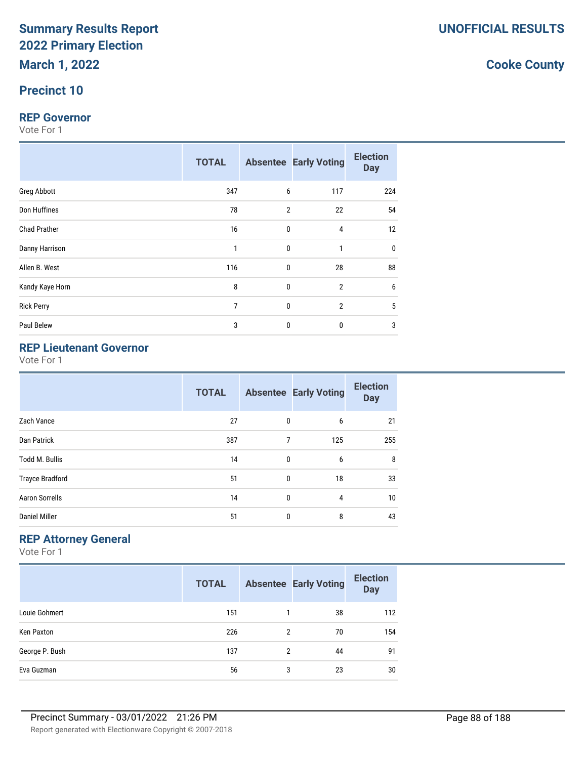# Summary Results Report
# 2022 Primary Election
# March 1, 2022

**UNOFFICIAL RESULTS**

**Cooke County**

## Precinct 10

### REP Governor

Vote For 1

| | TOTAL | Absentee | Early Voting | Election Day |
|---|---|---|---|---|
| Greg Abbott | 347 | 6 | 117 | 224 |
| Don Huffines | 78 | 2 | 22 | 54 |
| Chad Prather | 16 | 0 | 4 | 12 |
| Danny Harrison | 1 | 0 | 1 | 0 |
| Allen B. West | 116 | 0 | 28 | 88 |
| Kandy Kaye Horn | 8 | 0 | 2 | 6 |
| Rick Perry | 7 | 0 | 2 | 5 |
| Paul Belew | 3 | 0 | 0 | 3 |

### REP Lieutenant Governor

Vote For 1

| | TOTAL | Absentee | Early Voting | Election Day |
|---|---|---|---|---|
| Zach Vance | 27 | 0 | 6 | 21 |
| Dan Patrick | 387 | 7 | 125 | 255 |
| Todd M. Bullis | 14 | 0 | 6 | 8 |
| Trayce Bradford | 51 | 0 | 18 | 33 |
| Aaron Sorrells | 14 | 0 | 4 | 10 |
| Daniel Miller | 51 | 0 | 8 | 43 |

### REP Attorney General

Vote For 1

| | TOTAL | Absentee | Early Voting | Election Day |
|---|---|---|---|---|
| Louie Gohmert | 151 | 1 | 38 | 112 |
| Ken Paxton | 226 | 2 | 70 | 154 |
| George P. Bush | 137 | 2 | 44 | 91 |
| Eva Guzman | 56 | 3 | 23 | 30 |

Precinct Summary - 03/01/2022 21:26 PM

Report generated with Electionware Copyright © 2007-2018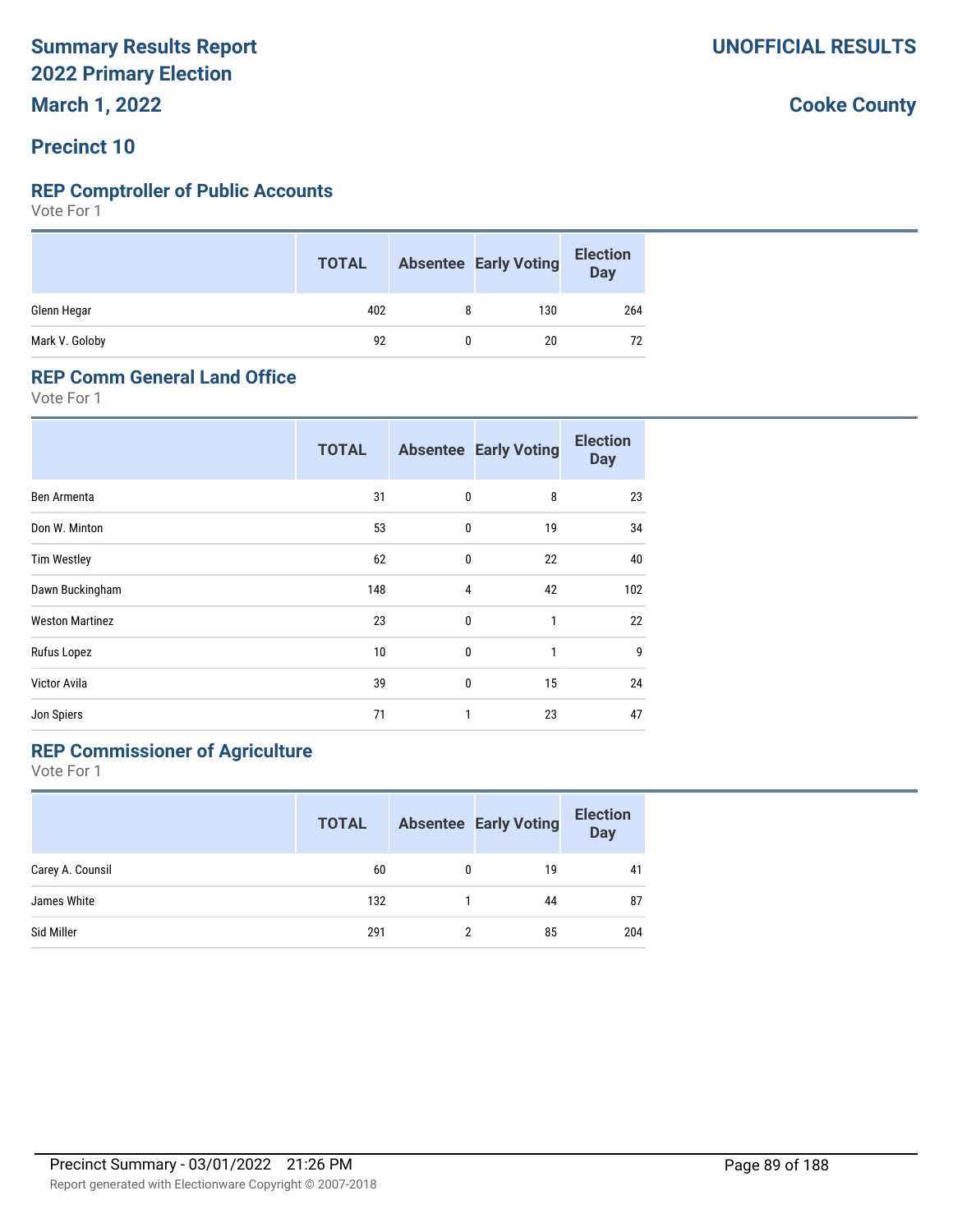# Summary Results Report
# 2022 Primary Election
## March 1, 2022

**UNOFFICIAL RESULTS**

**Cooke County**

## Precinct 10

### REP Comptroller of Public Accounts

Vote For 1

| | TOTAL | Absentee | Early Voting | Election Day |
|---|---|---|---|---|
| Glenn Hegar | 402 | 8 | 130 | 264 |
| Mark V. Goloby | 92 | 0 | 20 | 72 |

### REP Comm General Land Office

Vote For 1

| | TOTAL | Absentee | Early Voting | Election Day |
|---|---|---|---|---|
| Ben Armenta | 31 | 0 | 8 | 23 |
| Don W. Minton | 53 | 0 | 19 | 34 |
| Tim Westley | 62 | 0 | 22 | 40 |
| Dawn Buckingham | 148 | 4 | 42 | 102 |
| Weston Martinez | 23 | 0 | 1 | 22 |
| Rufus Lopez | 10 | 0 | 1 | 9 |
| Victor Avila | 39 | 0 | 15 | 24 |
| Jon Spiers | 71 | 1 | 23 | 47 |

### REP Commissioner of Agriculture

Vote For 1

| | TOTAL | Absentee | Early Voting | Election Day |
|---|---|---|---|---|
| Carey A. Counsil | 60 | 0 | 19 | 41 |
| James White | 132 | 1 | 44 | 87 |
| Sid Miller | 291 | 2 | 85 | 204 |

Precinct Summary - 03/01/2022 21:26 PM

Report generated with Electionware Copyright © 2007-2018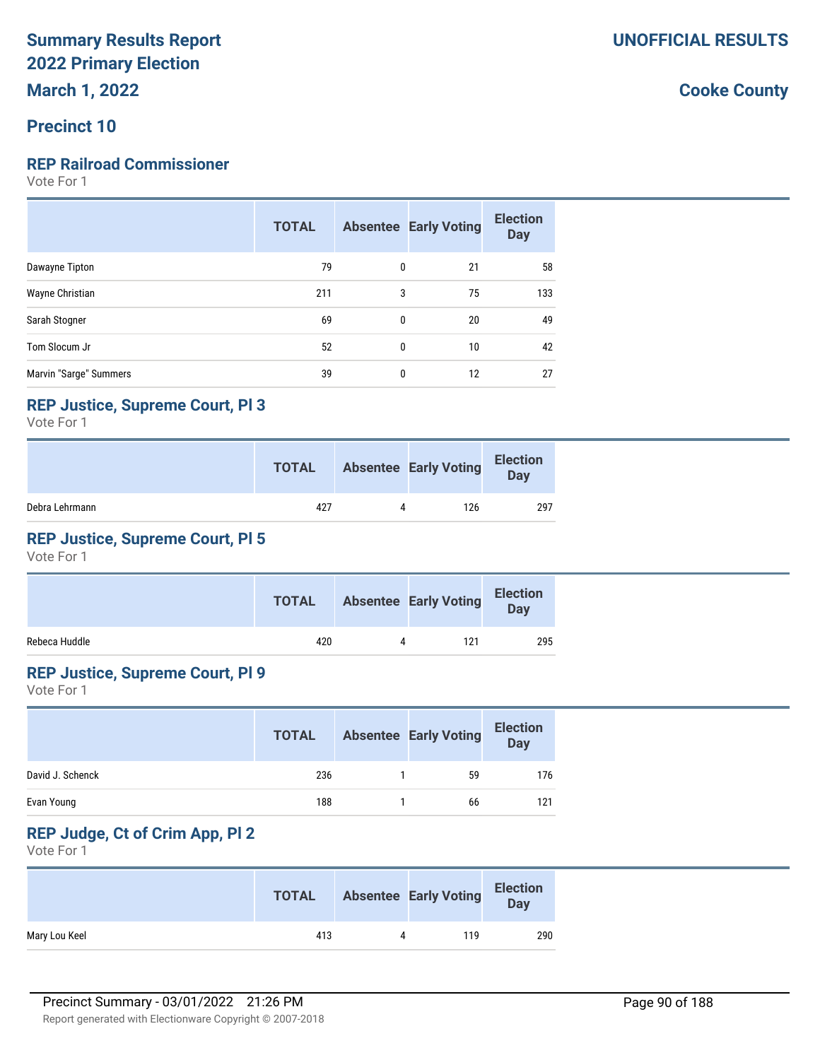# Summary Results Report
# 2022 Primary Election
# March 1, 2022

**UNOFFICIAL RESULTS**

**Cooke County**

## Precinct 10

### REP Railroad Commissioner

Vote For 1

| | TOTAL | Absentee | Early Voting | Election Day |
|---|---|---|---|---|
| Dawayne Tipton | 79 | 0 | 21 | 58 |
| Wayne Christian | 211 | 3 | 75 | 133 |
| Sarah Stogner | 69 | 0 | 20 | 49 |
| Tom Slocum Jr | 52 | 0 | 10 | 42 |
| Marvin "Sarge" Summers | 39 | 0 | 12 | 27 |

### REP Justice, Supreme Court, Pl 3

Vote For 1

| | TOTAL | Absentee | Early Voting | Election Day |
|---|---|---|---|---|
| Debra Lehrmann | 427 | 4 | 126 | 297 |

### REP Justice, Supreme Court, Pl 5

Vote For 1

| | TOTAL | Absentee | Early Voting | Election Day |
|---|---|---|---|---|
| Rebeca Huddle | 420 | 4 | 121 | 295 |

### REP Justice, Supreme Court, Pl 9

Vote For 1

| | TOTAL | Absentee | Early Voting | Election Day |
|---|---|---|---|---|
| David J. Schenck | 236 | 1 | 59 | 176 |
| Evan Young | 188 | 1 | 66 | 121 |

### REP Judge, Ct of Crim App, Pl 2

Vote For 1

| | TOTAL | Absentee | Early Voting | Election Day |
|---|---|---|---|---|
| Mary Lou Keel | 413 | 4 | 119 | 290 |

Precinct Summary - 03/01/2022 21:26 PM

Report generated with Electionware Copyright © 2007-2018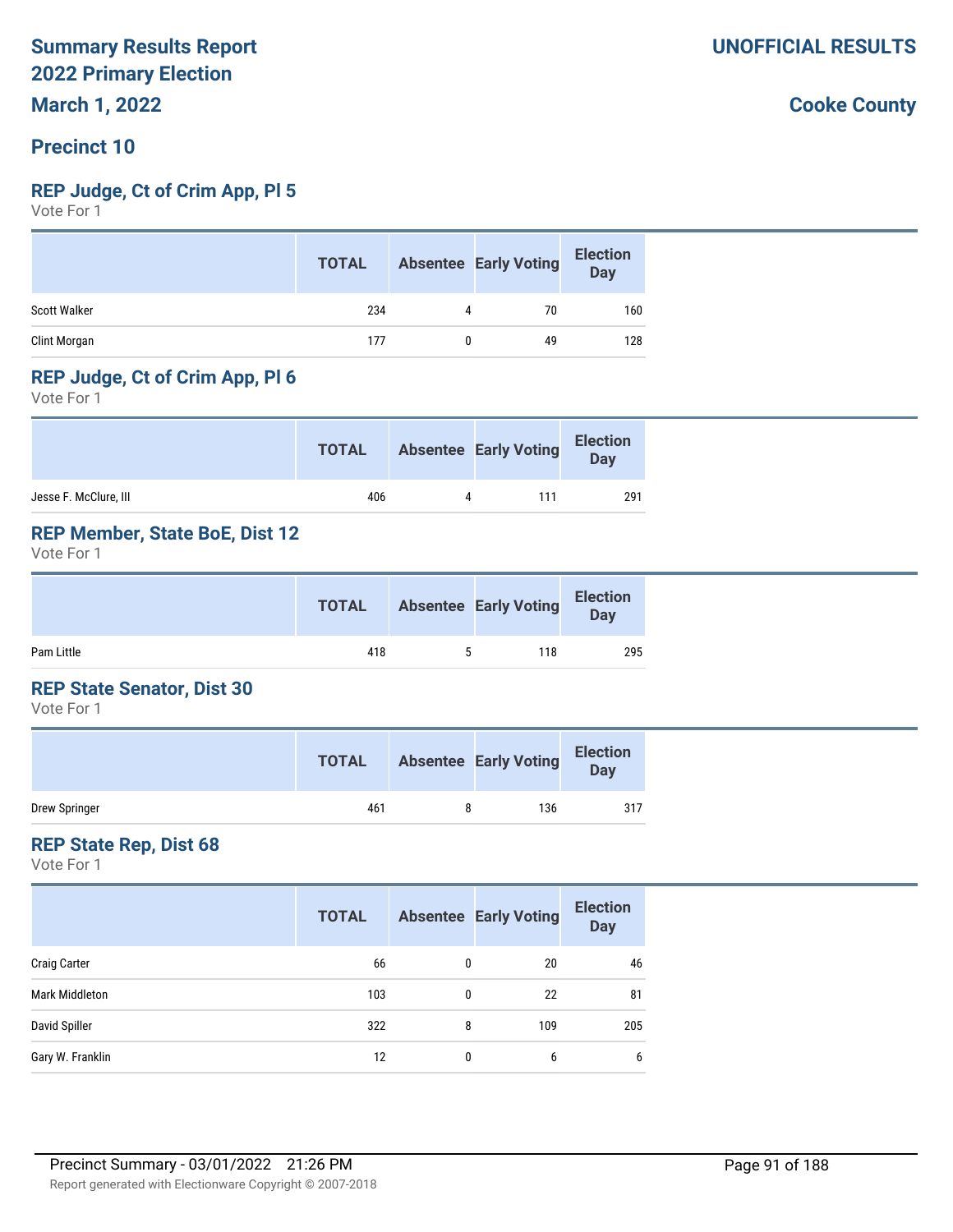# Summary Results Report
# 2022 Primary Election
# March 1, 2022

**UNOFFICIAL RESULTS**

**Cooke County**

## Precinct 10

### REP Judge, Ct of Crim App, Pl 5

Vote For 1

| | TOTAL | Absentee | Early Voting | Election Day |
|---|---|---|---|---|
| Scott Walker | 234 | 4 | 70 | 160 |
| Clint Morgan | 177 | 0 | 49 | 128 |

### REP Judge, Ct of Crim App, Pl 6

Vote For 1

| | TOTAL | Absentee | Early Voting | Election Day |
|---|---|---|---|---|
| Jesse F. McClure, III | 406 | 4 | 111 | 291 |

### REP Member, State BoE, Dist 12

Vote For 1

| | TOTAL | Absentee | Early Voting | Election Day |
|---|---|---|---|---|
| Pam Little | 418 | 5 | 118 | 295 |

### REP State Senator, Dist 30

Vote For 1

| | TOTAL | Absentee | Early Voting | Election Day |
|---|---|---|---|---|
| Drew Springer | 461 | 8 | 136 | 317 |

### REP State Rep, Dist 68

Vote For 1

| | TOTAL | Absentee | Early Voting | Election Day |
|---|---|---|---|---|
| Craig Carter | 66 | 0 | 20 | 46 |
| Mark Middleton | 103 | 0 | 22 | 81 |
| David Spiller | 322 | 8 | 109 | 205 |
| Gary W. Franklin | 12 | 0 | 6 | 6 |

Precinct Summary - 03/01/2022 21:26 PM

Report generated with Electionware Copyright © 2007-2018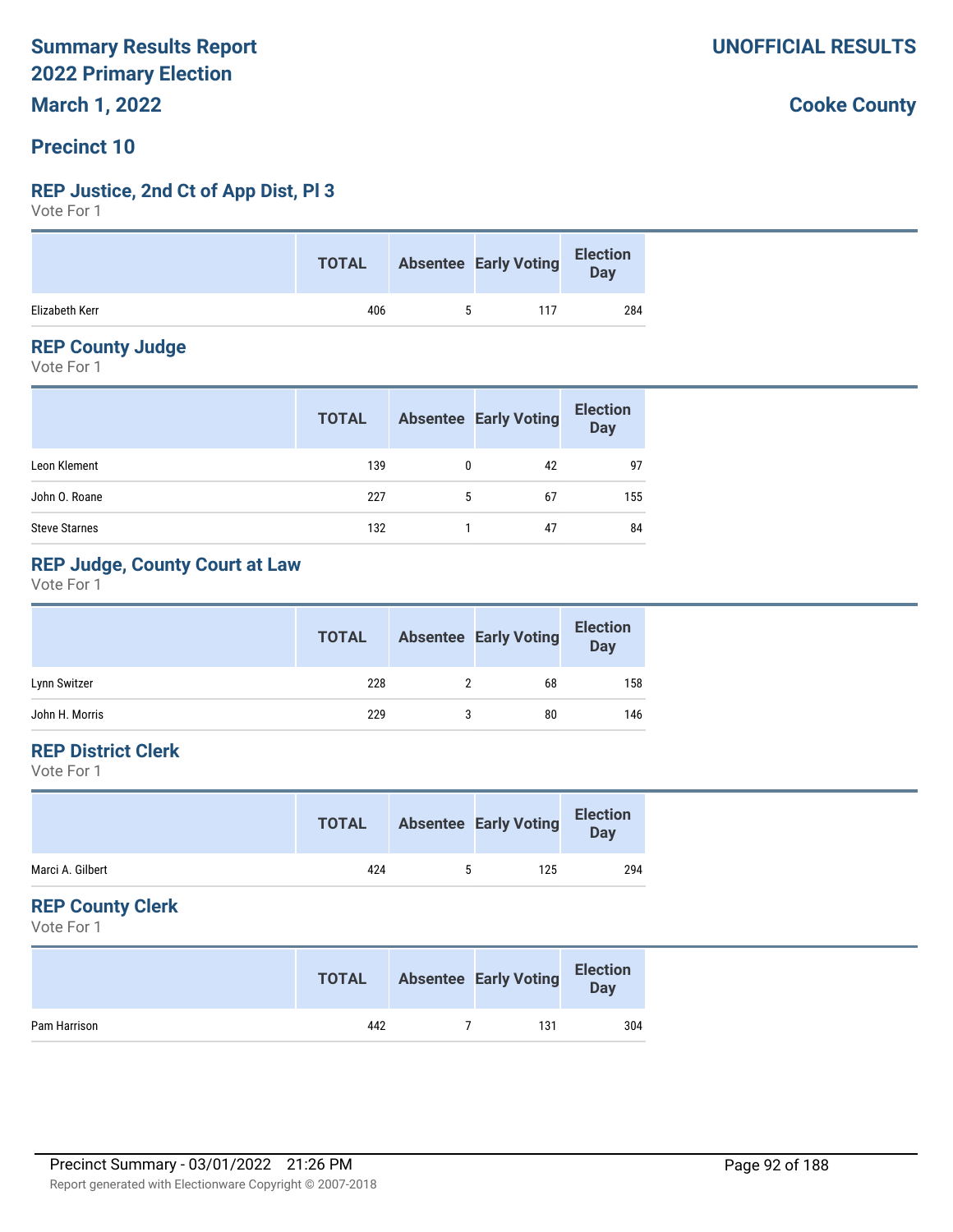# Summary Results Report
## 2022 Primary Election
## March 1, 2022

**UNOFFICIAL RESULTS**

**Cooke County**

## Precinct 10

### REP Justice, 2nd Ct of App Dist, Pl 3
Vote For 1

| | TOTAL | Absentee | Early Voting | Election Day |
|---|---|---|---|---|
| Elizabeth Kerr | 406 | 5 | 117 | 284 |

### REP County Judge
Vote For 1

| | TOTAL | Absentee | Early Voting | Election Day |
|---|---|---|---|---|
| Leon Klement | 139 | 0 | 42 | 97 |
| John O. Roane | 227 | 5 | 67 | 155 |
| Steve Starnes | 132 | 1 | 47 | 84 |

### REP Judge, County Court at Law
Vote For 1

| | TOTAL | Absentee | Early Voting | Election Day |
|---|---|---|---|---|
| Lynn Switzer | 228 | 2 | 68 | 158 |
| John H. Morris | 229 | 3 | 80 | 146 |

### REP District Clerk
Vote For 1

| | TOTAL | Absentee | Early Voting | Election Day |
|---|---|---|---|---|
| Marci A. Gilbert | 424 | 5 | 125 | 294 |

### REP County Clerk
Vote For 1

| | TOTAL | Absentee | Early Voting | Election Day |
|---|---|---|---|---|
| Pam Harrison | 442 | 7 | 131 | 304 |

Precinct Summary - 03/01/2022 21:26 PM

Report generated with Electionware Copyright © 2007-2018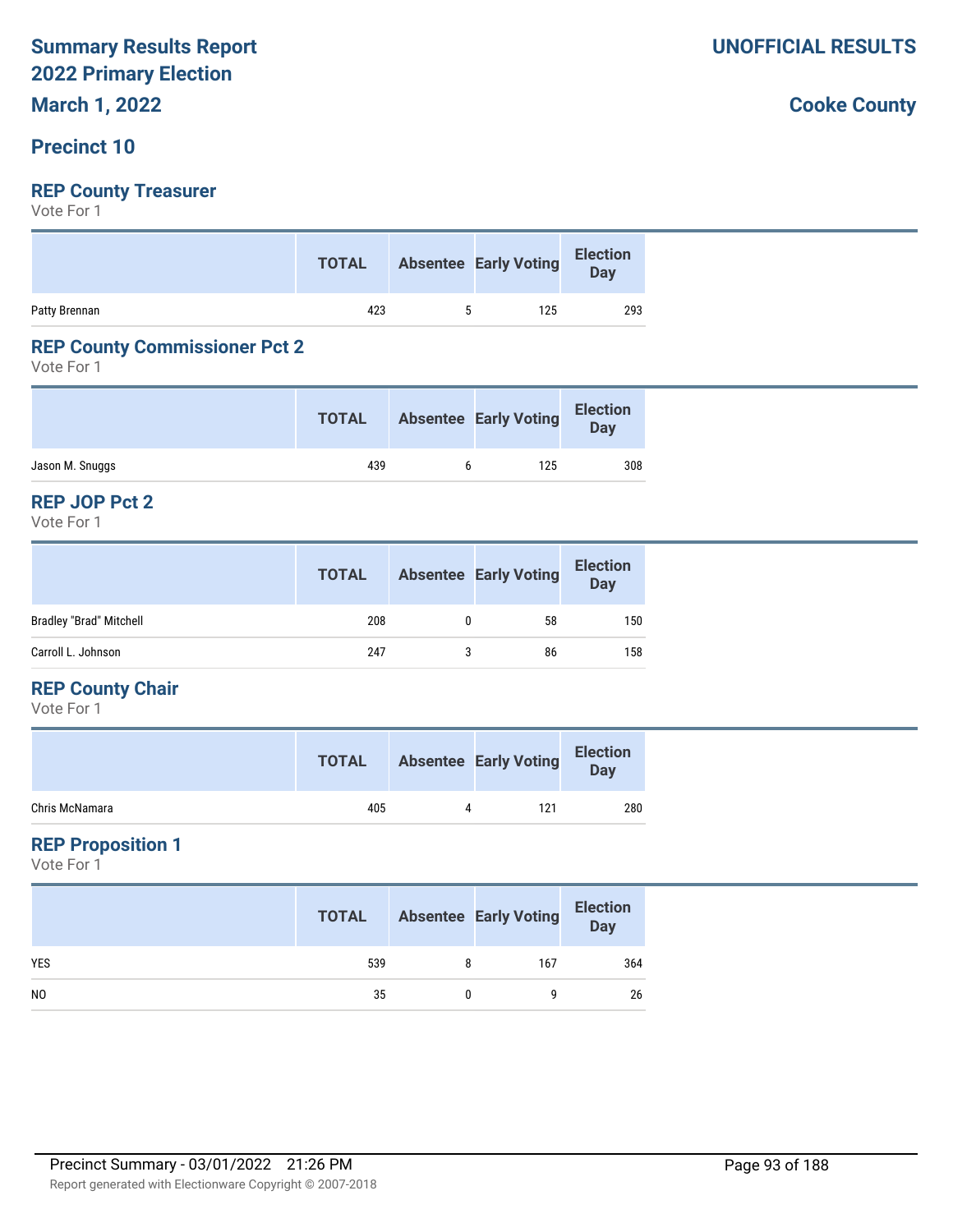# Summary Results Report
# 2022 Primary Election
# March 1, 2022

**UNOFFICIAL RESULTS**

**Cooke County**

## Precinct 10

### REP County Treasurer

Vote For 1

| | TOTAL | Absentee | Early Voting | Election Day |
|---|---|---|---|---|
| Patty Brennan | 423 | 5 | 125 | 293 |

### REP County Commissioner Pct 2

Vote For 1

| | TOTAL | Absentee | Early Voting | Election Day |
|---|---|---|---|---|
| Jason M. Snuggs | 439 | 6 | 125 | 308 |

### REP JOP Pct 2

Vote For 1

| | TOTAL | Absentee | Early Voting | Election Day |
|---|---|---|---|---|
| Bradley "Brad" Mitchell | 208 | 0 | 58 | 150 |
| Carroll L. Johnson | 247 | 3 | 86 | 158 |

### REP County Chair

Vote For 1

| | TOTAL | Absentee | Early Voting | Election Day |
|---|---|---|---|---|
| Chris McNamara | 405 | 4 | 121 | 280 |

### REP Proposition 1

Vote For 1

| | TOTAL | Absentee | Early Voting | Election Day |
|---|---|---|---|---|
| YES | 539 | 8 | 167 | 364 |
| NO | 35 | 0 | 9 | 26 |

Precinct Summary - 03/01/2022 21:26 PM

Report generated with Electionware Copyright © 2007-2018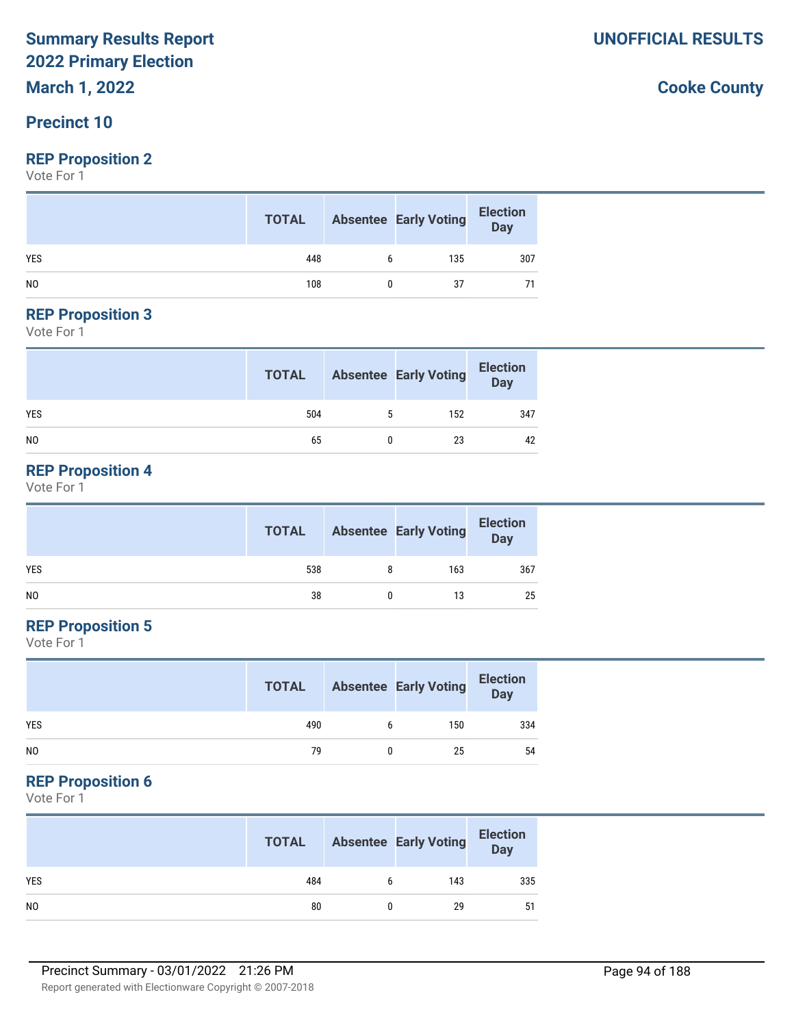# Summary Results Report
## 2022 Primary Election
## March 1, 2022

**UNOFFICIAL RESULTS**

**Cooke County**

## Precinct 10

### REP Proposition 2

Vote For 1

| | TOTAL | Absentee | Early Voting | Election Day |
|---|---|---|---|---|
| YES | 448 | 6 | 135 | 307 |
| NO | 108 | 0 | 37 | 71 |

### REP Proposition 3

Vote For 1

| | TOTAL | Absentee | Early Voting | Election Day |
|---|---|---|---|---|
| YES | 504 | 5 | 152 | 347 |
| NO | 65 | 0 | 23 | 42 |

### REP Proposition 4

Vote For 1

| | TOTAL | Absentee | Early Voting | Election Day |
|---|---|---|---|---|
| YES | 538 | 8 | 163 | 367 |
| NO | 38 | 0 | 13 | 25 |

### REP Proposition 5

Vote For 1

| | TOTAL | Absentee | Early Voting | Election Day |
|---|---|---|---|---|
| YES | 490 | 6 | 150 | 334 |
| NO | 79 | 0 | 25 | 54 |

### REP Proposition 6

Vote For 1

| | TOTAL | Absentee | Early Voting | Election Day |
|---|---|---|---|---|
| YES | 484 | 6 | 143 | 335 |
| NO | 80 | 0 | 29 | 51 |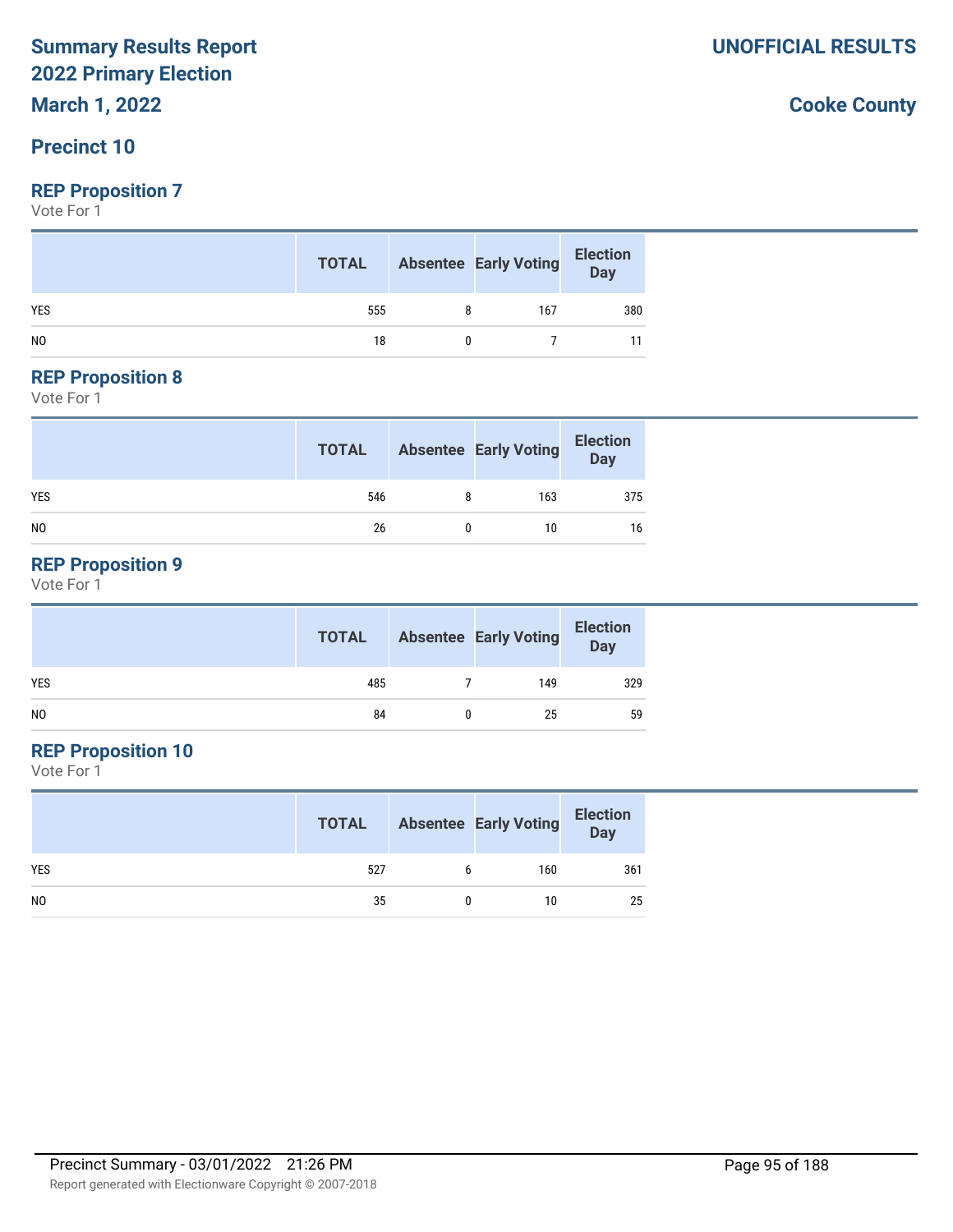**Summary Results Report**
**2022 Primary Election**
**March 1, 2022**

**UNOFFICIAL RESULTS**

**Cooke County**

## Precinct 10

### REP Proposition 7

Vote For 1

| | TOTAL | Absentee | Early Voting | Election Day |
|---|---|---|---|---|
| YES | 555 | 8 | 167 | 380 |
| NO | 18 | 0 | 7 | 11 |

### REP Proposition 8

Vote For 1

| | TOTAL | Absentee | Early Voting | Election Day |
|---|---|---|---|---|
| YES | 546 | 8 | 163 | 375 |
| NO | 26 | 0 | 10 | 16 |

### REP Proposition 9

Vote For 1

| | TOTAL | Absentee | Early Voting | Election Day |
|---|---|---|---|---|
| YES | 485 | 7 | 149 | 329 |
| NO | 84 | 0 | 25 | 59 |

### REP Proposition 10

Vote For 1

| | TOTAL | Absentee | Early Voting | Election Day |
|---|---|---|---|---|
| YES | 527 | 6 | 160 | 361 |
| NO | 35 | 0 | 10 | 25 |

Precinct Summary - 03/01/2022 21:26 PM

Report generated with Electionware Copyright © 2007-2018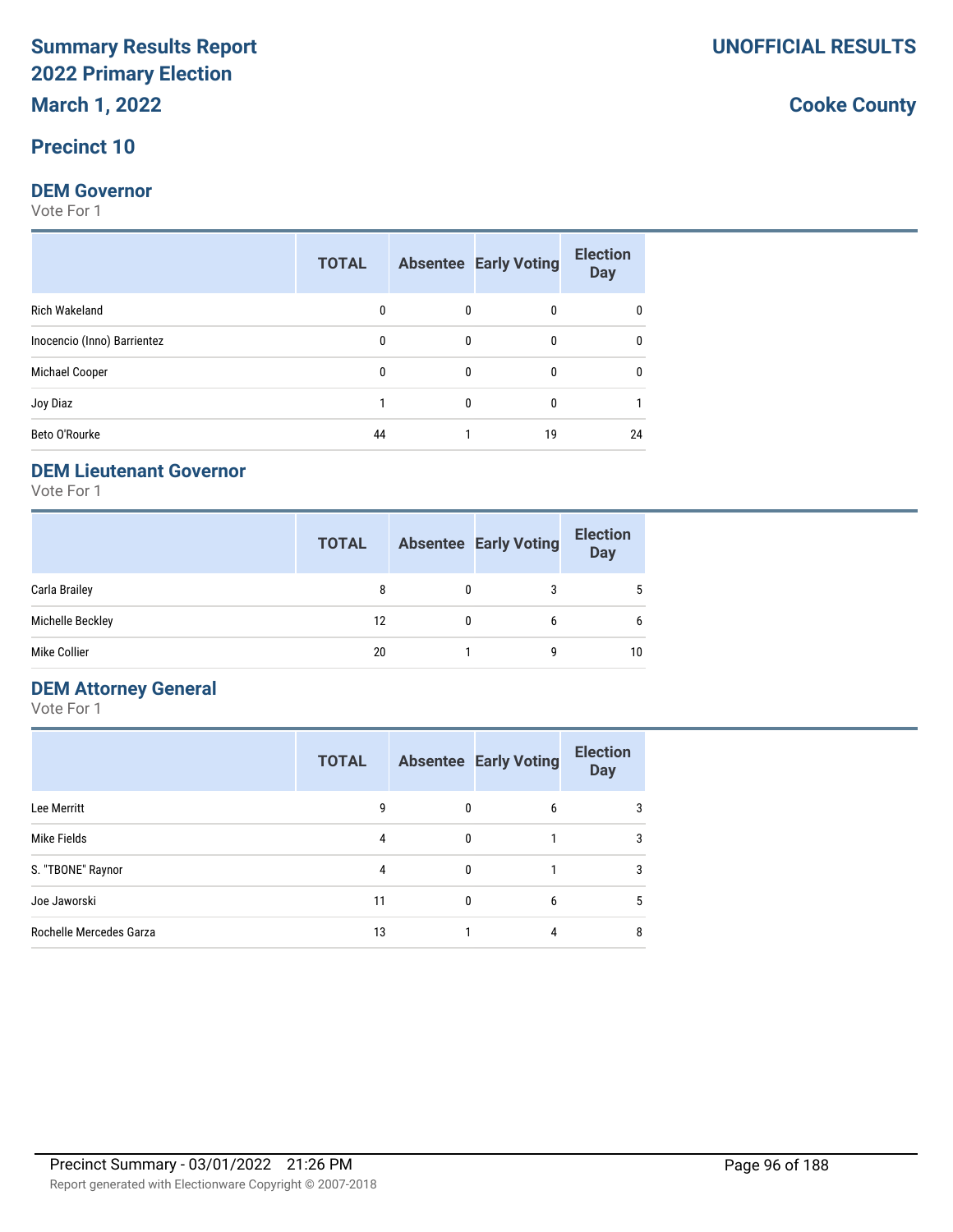# Summary Results Report
# 2022 Primary Election

**UNOFFICIAL RESULTS**

**March 1, 2022**

**Cooke County**

## Precinct 10

### DEM Governor

Vote For 1

| | TOTAL | Absentee | Early Voting | Election Day |
|---|---|---|---|---|
| Rich Wakeland | 0 | 0 | 0 | 0 |
| Inocencio (Inno) Barrientez | 0 | 0 | 0 | 0 |
| Michael Cooper | 0 | 0 | 0 | 0 |
| Joy Diaz | 1 | 0 | 0 | 1 |
| Beto O'Rourke | 44 | 1 | 19 | 24 |

### DEM Lieutenant Governor

Vote For 1

| | TOTAL | Absentee | Early Voting | Election Day |
|---|---|---|---|---|
| Carla Brailey | 8 | 0 | 3 | 5 |
| Michelle Beckley | 12 | 0 | 6 | 6 |
| Mike Collier | 20 | 1 | 9 | 10 |

### DEM Attorney General

Vote For 1

| | TOTAL | Absentee | Early Voting | Election Day |
|---|---|---|---|---|
| Lee Merritt | 9 | 0 | 6 | 3 |
| Mike Fields | 4 | 0 | 1 | 3 |
| S. "TBONE" Raynor | 4 | 0 | 1 | 3 |
| Joe Jaworski | 11 | 0 | 6 | 5 |
| Rochelle Mercedes Garza | 13 | 1 | 4 | 8 |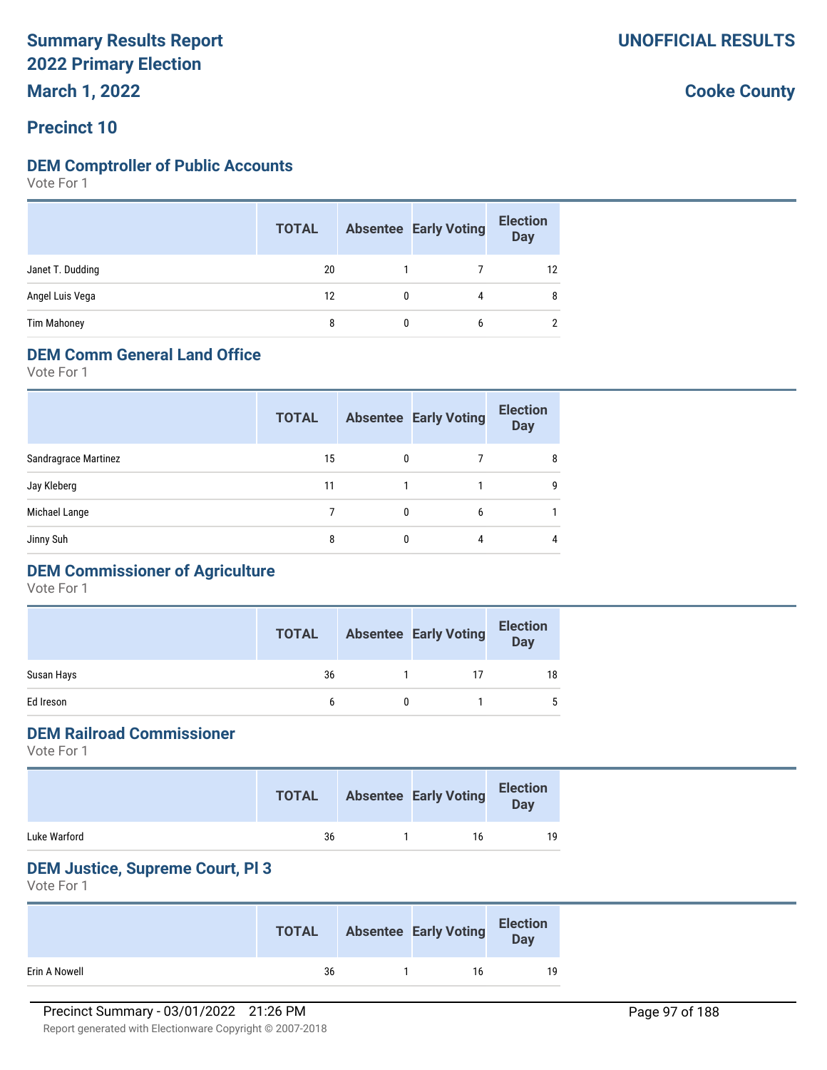# Summary Results Report
## 2022 Primary Election
## March 1, 2022

**UNOFFICIAL RESULTS**

**Cooke County**

## Precinct 10

### DEM Comptroller of Public Accounts

Vote For 1

| | TOTAL | Absentee | Early Voting | Election Day |
|---|---|---|---|---|
| Janet T. Dudding | 20 | 1 | 7 | 12 |
| Angel Luis Vega | 12 | 0 | 4 | 8 |
| Tim Mahoney | 8 | 0 | 6 | 2 |

### DEM Comm General Land Office

Vote For 1

| | TOTAL | Absentee | Early Voting | Election Day |
|---|---|---|---|---|
| Sandragrace Martinez | 15 | 0 | 7 | 8 |
| Jay Kleberg | 11 | 1 | 1 | 9 |
| Michael Lange | 7 | 0 | 6 | 1 |
| Jinny Suh | 8 | 0 | 4 | 4 |

### DEM Commissioner of Agriculture

Vote For 1

| | TOTAL | Absentee | Early Voting | Election Day |
|---|---|---|---|---|
| Susan Hays | 36 | 1 | 17 | 18 |
| Ed Ireson | 6 | 0 | 1 | 5 |

### DEM Railroad Commissioner

Vote For 1

| | TOTAL | Absentee | Early Voting | Election Day |
|---|---|---|---|---|
| Luke Warford | 36 | 1 | 16 | 19 |

### DEM Justice, Supreme Court, Pl 3

Vote For 1

| | TOTAL | Absentee | Early Voting | Election Day |
|---|---|---|---|---|
| Erin A Nowell | 36 | 1 | 16 | 19 |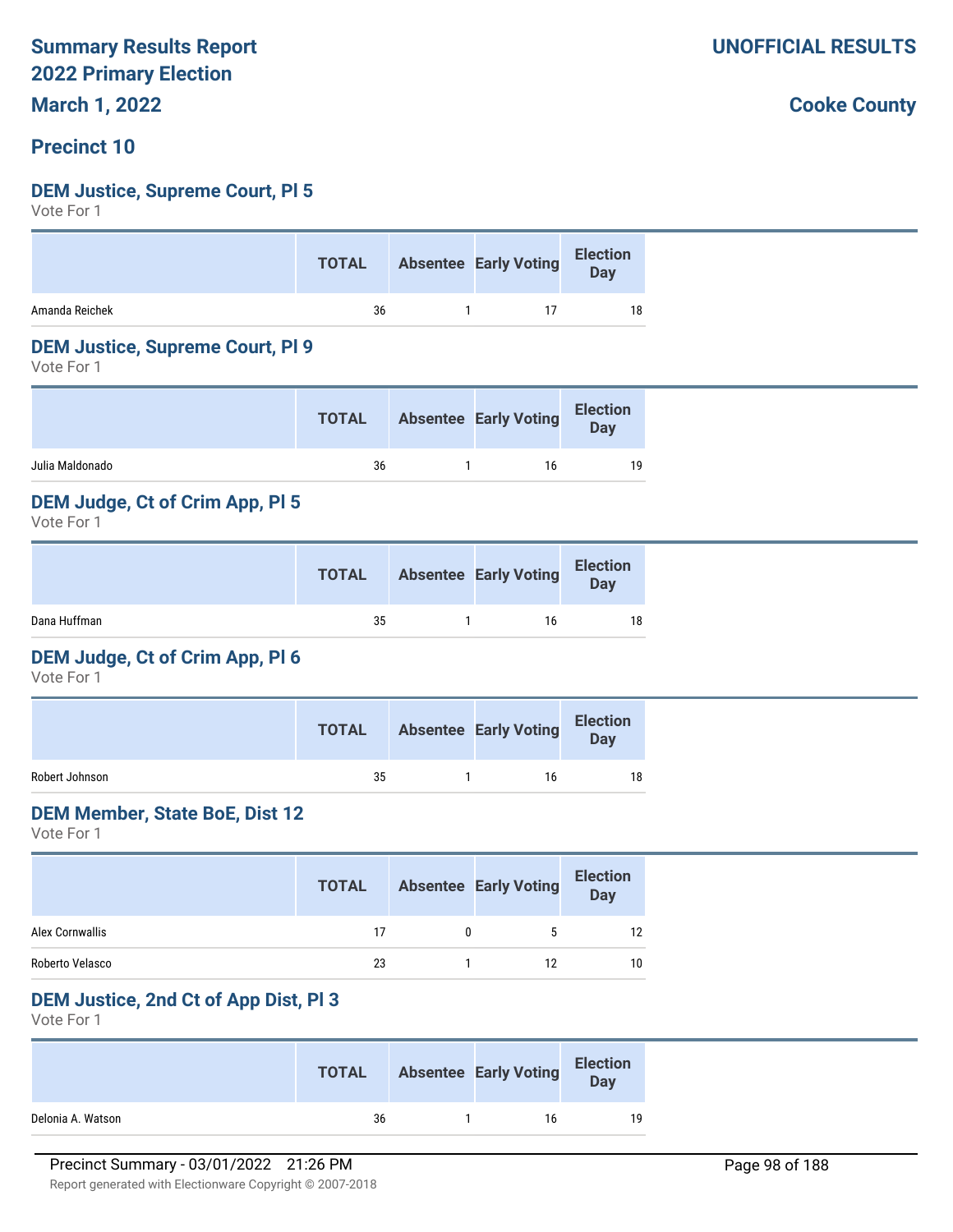# Summary Results Report
# 2022 Primary Election
# March 1, 2022

**UNOFFICIAL RESULTS**

**Cooke County**

## Precinct 10

### DEM Justice, Supreme Court, Pl 5

Vote For 1

| | TOTAL | Absentee | Early Voting | Election Day |
|---|---|---|---|---|
| Amanda Reichek | 36 | 1 | 17 | 18 |

### DEM Justice, Supreme Court, Pl 9

Vote For 1

| | TOTAL | Absentee | Early Voting | Election Day |
|---|---|---|---|---|
| Julia Maldonado | 36 | 1 | 16 | 19 |

### DEM Judge, Ct of Crim App, Pl 5

Vote For 1

| | TOTAL | Absentee | Early Voting | Election Day |
|---|---|---|---|---|
| Dana Huffman | 35 | 1 | 16 | 18 |

### DEM Judge, Ct of Crim App, Pl 6

Vote For 1

| | TOTAL | Absentee | Early Voting | Election Day |
|---|---|---|---|---|
| Robert Johnson | 35 | 1 | 16 | 18 |

### DEM Member, State BoE, Dist 12

Vote For 1

| | TOTAL | Absentee | Early Voting | Election Day |
|---|---|---|---|---|
| Alex Cornwallis | 17 | 0 | 5 | 12 |
| Roberto Velasco | 23 | 1 | 12 | 10 |

### DEM Justice, 2nd Ct of App Dist, Pl 3

Vote For 1

| | TOTAL | Absentee | Early Voting | Election Day |
|---|---|---|---|---|
| Delonia A. Watson | 36 | 1 | 16 | 19 |

Precinct Summary - 03/01/2022 21:26 PM

Report generated with Electionware Copyright © 2007-2018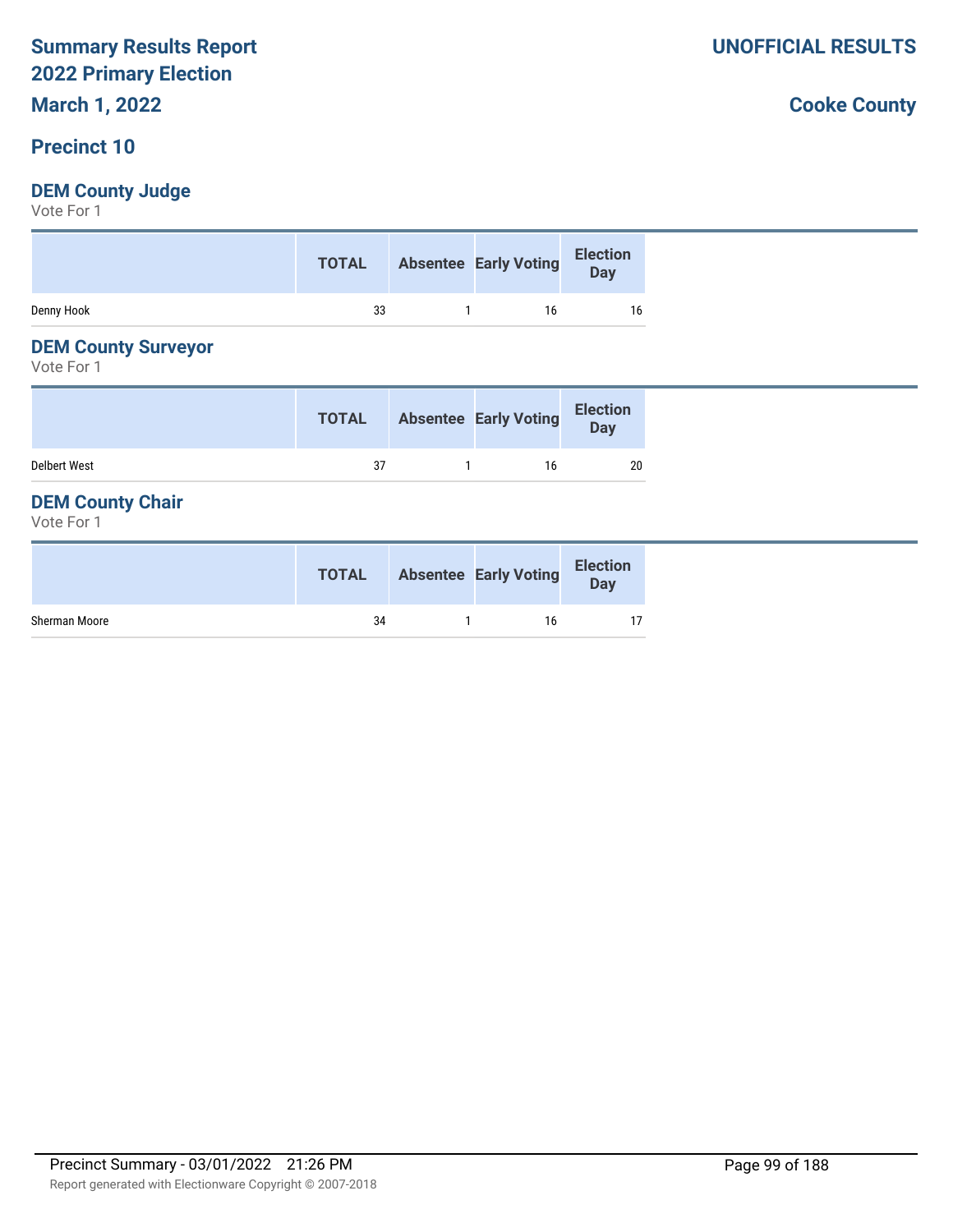# Summary Results Report
## 2022 Primary Election
## March 1, 2022

**UNOFFICIAL RESULTS**

**Cooke County**

## Precinct 10

### DEM County Judge

Vote For 1

| | TOTAL | Absentee | Early Voting | Election Day |
|---|---|---|---|---|
| Denny Hook | 33 | 1 | 16 | 16 |

### DEM County Surveyor

Vote For 1

| | TOTAL | Absentee | Early Voting | Election Day |
|---|---|---|---|---|
| Delbert West | 37 | 1 | 16 | 20 |

### DEM County Chair

Vote For 1

| | TOTAL | Absentee | Early Voting | Election Day |
|---|---|---|---|---|
| Sherman Moore | 34 | 1 | 16 | 17 |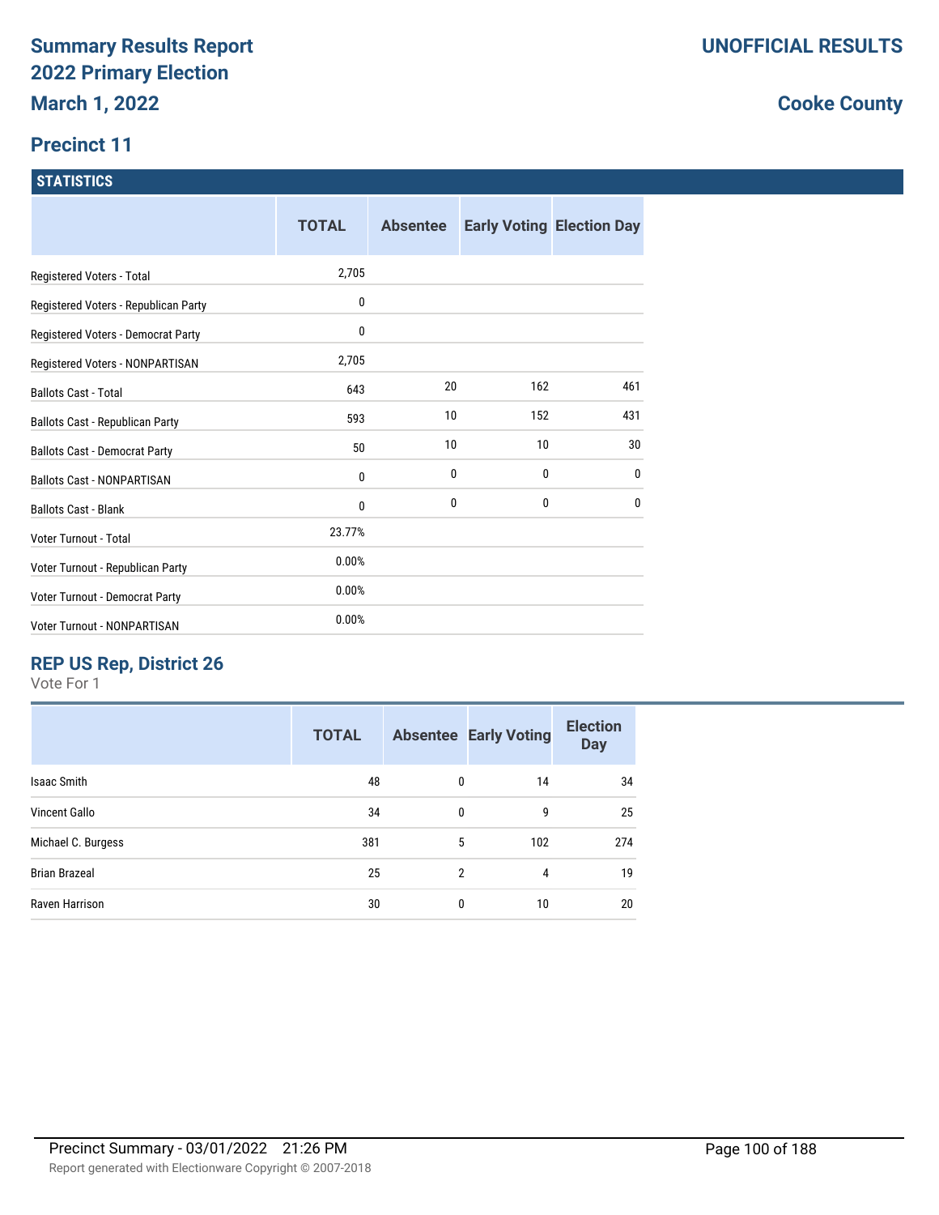# Summary Results Report
# 2022 Primary Election
## March 1, 2022

**UNOFFICIAL RESULTS**

**Cooke County**

## Precinct 11

### STATISTICS

| | TOTAL | Absentee | Early Voting | Election Day |
|---|---|---|---|---|
| Registered Voters - Total | 2,705 | | | |
| Registered Voters - Republican Party | 0 | | | |
| Registered Voters - Democrat Party | 0 | | | |
| Registered Voters - NONPARTISAN | 2,705 | | | |
| Ballots Cast - Total | 643 | 20 | 162 | 461 |
| Ballots Cast - Republican Party | 593 | 10 | 152 | 431 |
| Ballots Cast - Democrat Party | 50 | 10 | 10 | 30 |
| Ballots Cast - NONPARTISAN | 0 | 0 | 0 | 0 |
| Ballots Cast - Blank | 0 | 0 | 0 | 0 |
| Voter Turnout - Total | 23.77% | | | |
| Voter Turnout - Republican Party | 0.00% | | | |
| Voter Turnout - Democrat Party | 0.00% | | | |
| Voter Turnout - NONPARTISAN | 0.00% | | | |

### REP US Rep, District 26

Vote For 1

| | TOTAL | Absentee | Early Voting | Election Day |
|---|---|---|---|---|
| Isaac Smith | 48 | 0 | 14 | 34 |
| Vincent Gallo | 34 | 0 | 9 | 25 |
| Michael C. Burgess | 381 | 5 | 102 | 274 |
| Brian Brazeal | 25 | 2 | 4 | 19 |
| Raven Harrison | 30 | 0 | 10 | 20 |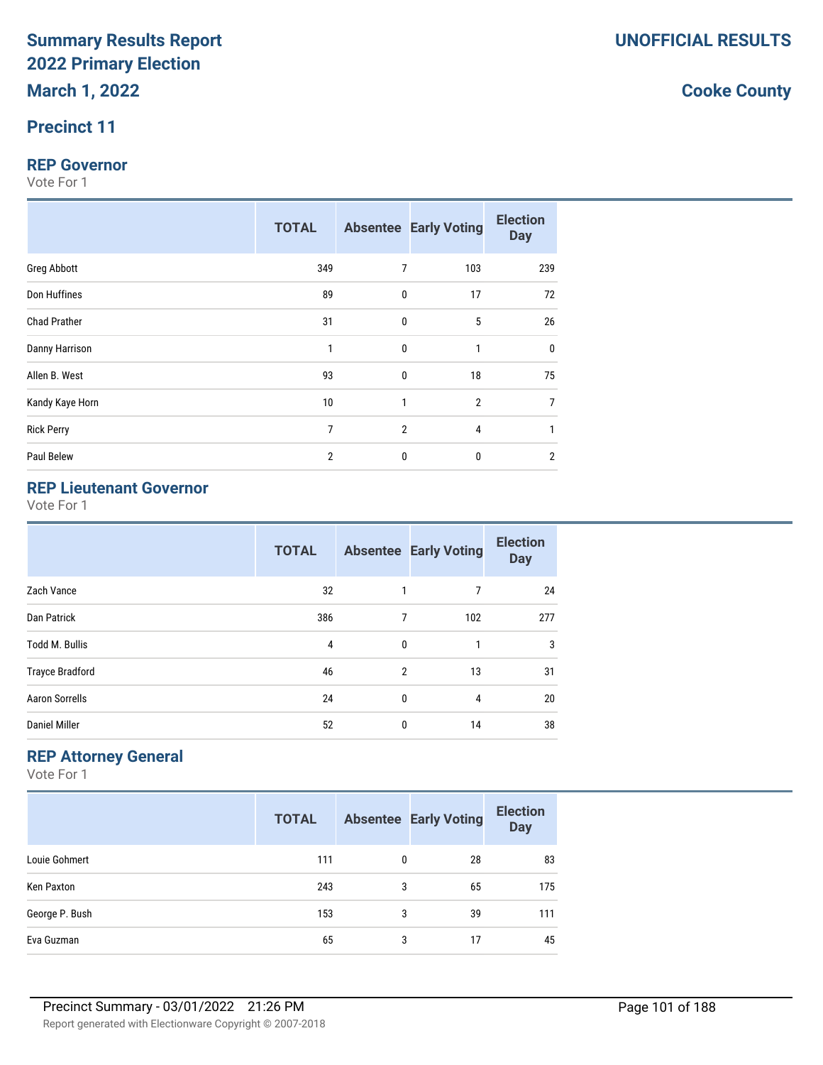# Summary Results Report
# 2022 Primary Election
# March 1, 2022

**UNOFFICIAL RESULTS**

**Cooke County**

## Precinct 11

### REP Governor

Vote For 1

| | TOTAL | Absentee | Early Voting | Election Day |
|---|---|---|---|---|
| Greg Abbott | 349 | 7 | 103 | 239 |
| Don Huffines | 89 | 0 | 17 | 72 |
| Chad Prather | 31 | 0 | 5 | 26 |
| Danny Harrison | 1 | 0 | 1 | 0 |
| Allen B. West | 93 | 0 | 18 | 75 |
| Kandy Kaye Horn | 10 | 1 | 2 | 7 |
| Rick Perry | 7 | 2 | 4 | 1 |
| Paul Belew | 2 | 0 | 0 | 2 |

### REP Lieutenant Governor

Vote For 1

| | TOTAL | Absentee | Early Voting | Election Day |
|---|---|---|---|---|
| Zach Vance | 32 | 1 | 7 | 24 |
| Dan Patrick | 386 | 7 | 102 | 277 |
| Todd M. Bullis | 4 | 0 | 1 | 3 |
| Trayce Bradford | 46 | 2 | 13 | 31 |
| Aaron Sorrells | 24 | 0 | 4 | 20 |
| Daniel Miller | 52 | 0 | 14 | 38 |

### REP Attorney General

Vote For 1

| | TOTAL | Absentee | Early Voting | Election Day |
|---|---|---|---|---|
| Louie Gohmert | 111 | 0 | 28 | 83 |
| Ken Paxton | 243 | 3 | 65 | 175 |
| George P. Bush | 153 | 3 | 39 | 111 |
| Eva Guzman | 65 | 3 | 17 | 45 |

Precinct Summary - 03/01/2022 21:26 PM

Report generated with Electionware Copyright © 2007-2018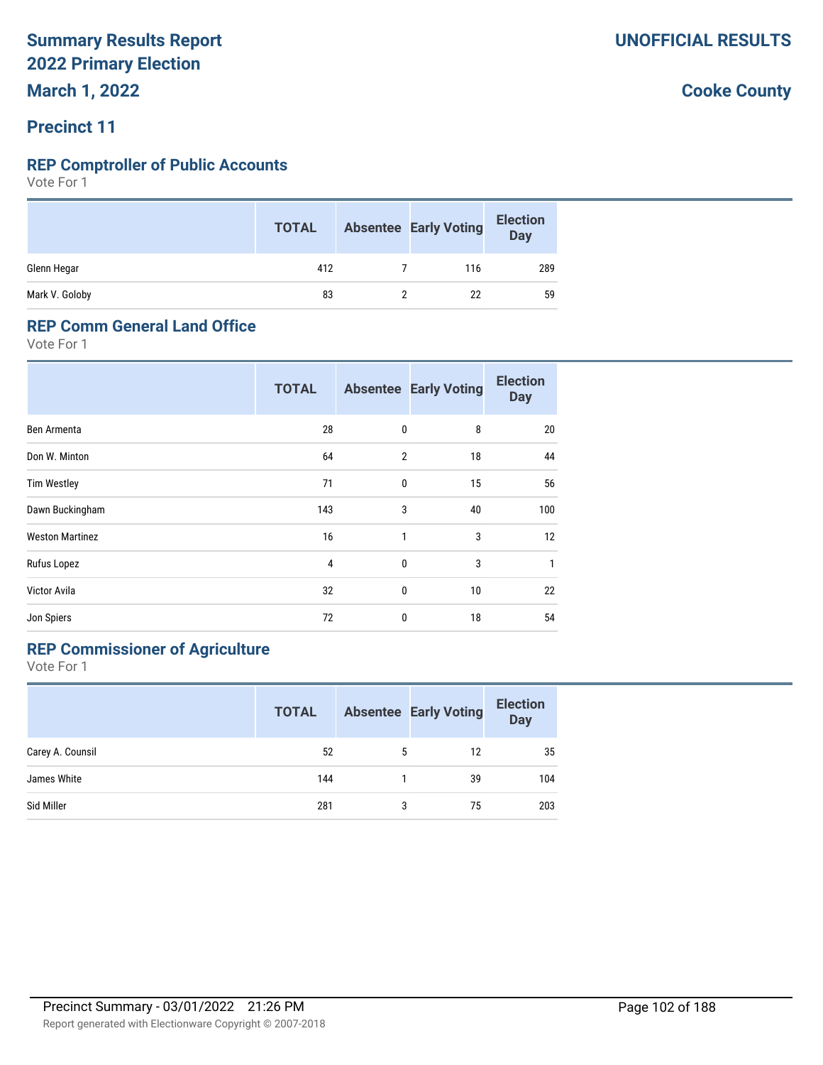# Summary Results Report
# 2022 Primary Election
# March 1, 2022

**UNOFFICIAL RESULTS**

**Cooke County**

## Precinct 11

### REP Comptroller of Public Accounts

Vote For 1

| | TOTAL | Absentee | Early Voting | Election Day |
|---|---|---|---|---|
| Glenn Hegar | 412 | 7 | 116 | 289 |
| Mark V. Goloby | 83 | 2 | 22 | 59 |

### REP Comm General Land Office

Vote For 1

| | TOTAL | Absentee | Early Voting | Election Day |
|---|---|---|---|---|
| Ben Armenta | 28 | 0 | 8 | 20 |
| Don W. Minton | 64 | 2 | 18 | 44 |
| Tim Westley | 71 | 0 | 15 | 56 |
| Dawn Buckingham | 143 | 3 | 40 | 100 |
| Weston Martinez | 16 | 1 | 3 | 12 |
| Rufus Lopez | 4 | 0 | 3 | 1 |
| Victor Avila | 32 | 0 | 10 | 22 |
| Jon Spiers | 72 | 0 | 18 | 54 |

### REP Commissioner of Agriculture

Vote For 1

| | TOTAL | Absentee | Early Voting | Election Day |
|---|---|---|---|---|
| Carey A. Counsil | 52 | 5 | 12 | 35 |
| James White | 144 | 1 | 39 | 104 |
| Sid Miller | 281 | 3 | 75 | 203 |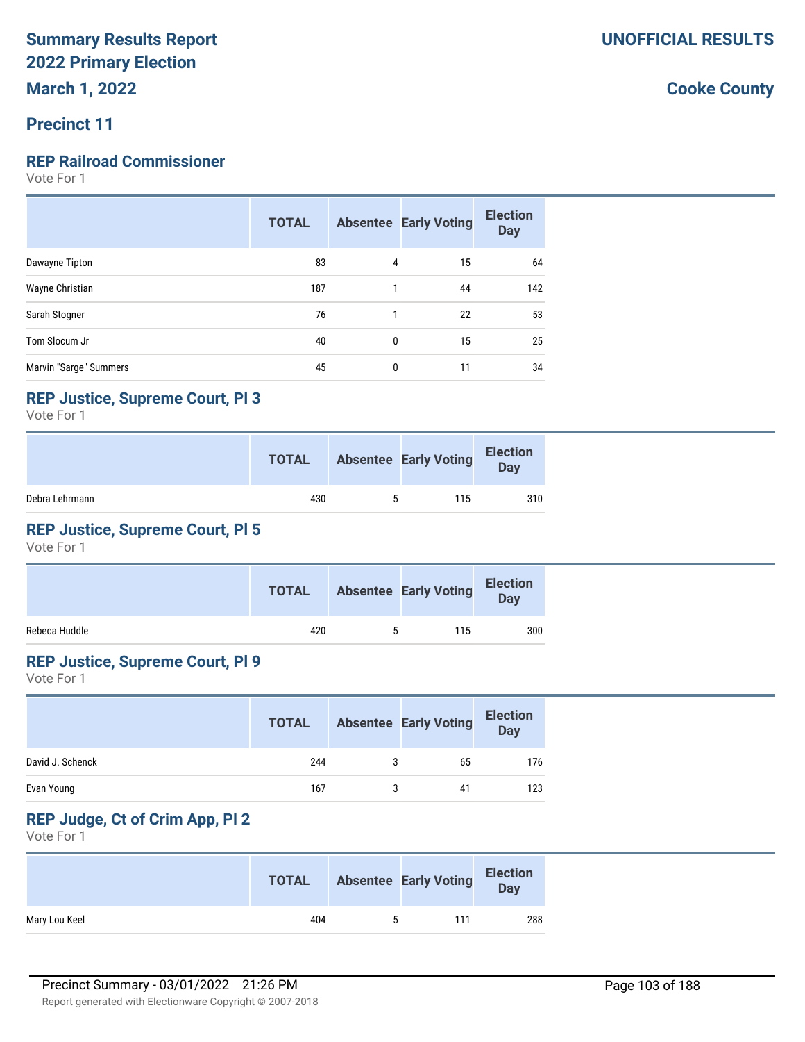**Summary Results Report**
**2022 Primary Election**
**March 1, 2022**

**UNOFFICIAL RESULTS**

**Cooke County**

## Precinct 11

### REP Railroad Commissioner

Vote For 1

| | TOTAL | Absentee | Early Voting | Election Day |
|---|---|---|---|---|
| Dawayne Tipton | 83 | 4 | 15 | 64 |
| Wayne Christian | 187 | 1 | 44 | 142 |
| Sarah Stogner | 76 | 1 | 22 | 53 |
| Tom Slocum Jr | 40 | 0 | 15 | 25 |
| Marvin "Sarge" Summers | 45 | 0 | 11 | 34 |

### REP Justice, Supreme Court, Pl 3

Vote For 1

| | TOTAL | Absentee | Early Voting | Election Day |
|---|---|---|---|---|
| Debra Lehrmann | 430 | 5 | 115 | 310 |

### REP Justice, Supreme Court, Pl 5

Vote For 1

| | TOTAL | Absentee | Early Voting | Election Day |
|---|---|---|---|---|
| Rebeca Huddle | 420 | 5 | 115 | 300 |

### REP Justice, Supreme Court, Pl 9

Vote For 1

| | TOTAL | Absentee | Early Voting | Election Day |
|---|---|---|---|---|
| David J. Schenck | 244 | 3 | 65 | 176 |
| Evan Young | 167 | 3 | 41 | 123 |

### REP Judge, Ct of Crim App, Pl 2

Vote For 1

| | TOTAL | Absentee | Early Voting | Election Day |
|---|---|---|---|---|
| Mary Lou Keel | 404 | 5 | 111 | 288 |

Precinct Summary - 03/01/2022 21:26 PM

Report generated with Electionware Copyright © 2007-2018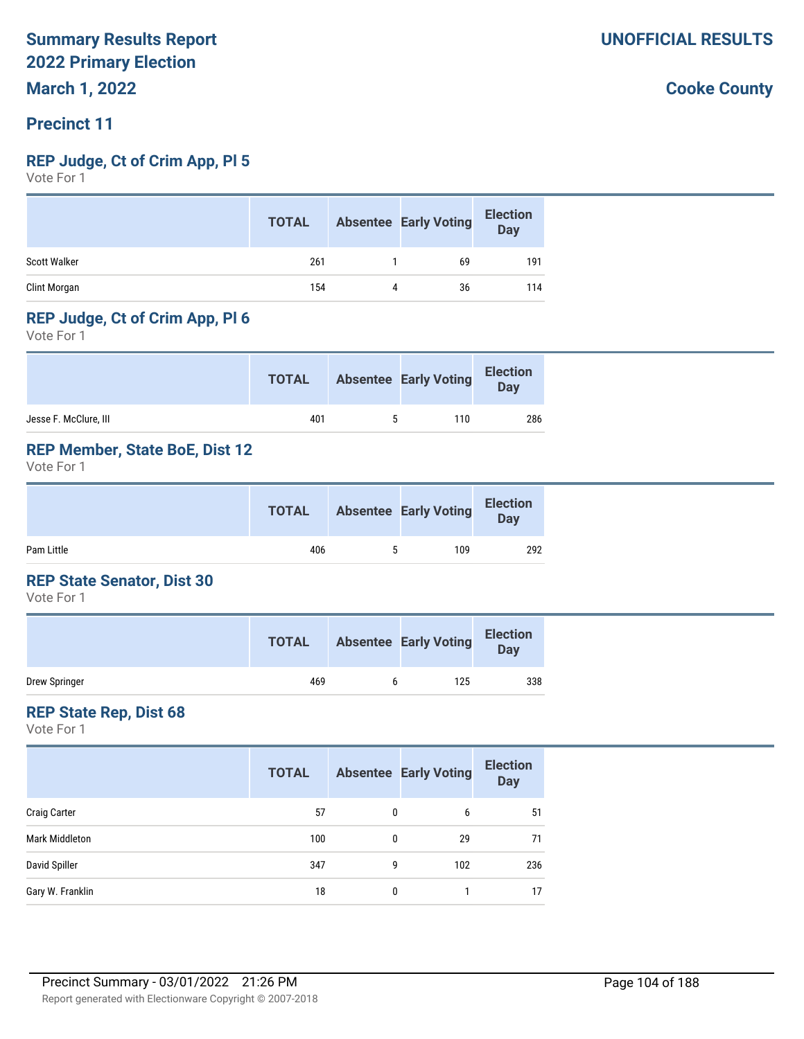# Summary Results Report

# 2022 Primary Election

**UNOFFICIAL RESULTS**

**March 1, 2022**

**Cooke County**

## Precinct 11

### REP Judge, Ct of Crim App, Pl 5

Vote For 1

| | TOTAL | Absentee | Early Voting | Election Day |
|---|---|---|---|---|
| Scott Walker | 261 | 1 | 69 | 191 |
| Clint Morgan | 154 | 4 | 36 | 114 |

### REP Judge, Ct of Crim App, Pl 6

Vote For 1

| | TOTAL | Absentee | Early Voting | Election Day |
|---|---|---|---|---|
| Jesse F. McClure, III | 401 | 5 | 110 | 286 |

### REP Member, State BoE, Dist 12

Vote For 1

| | TOTAL | Absentee | Early Voting | Election Day |
|---|---|---|---|---|
| Pam Little | 406 | 5 | 109 | 292 |

### REP State Senator, Dist 30

Vote For 1

| | TOTAL | Absentee | Early Voting | Election Day |
|---|---|---|---|---|
| Drew Springer | 469 | 6 | 125 | 338 |

### REP State Rep, Dist 68

Vote For 1

| | TOTAL | Absentee | Early Voting | Election Day |
|---|---|---|---|---|
| Craig Carter | 57 | 0 | 6 | 51 |
| Mark Middleton | 100 | 0 | 29 | 71 |
| David Spiller | 347 | 9 | 102 | 236 |
| Gary W. Franklin | 18 | 0 | 1 | 17 |

Precinct Summary - 03/01/2022 21:26 PM

Report generated with Electionware Copyright © 2007-2018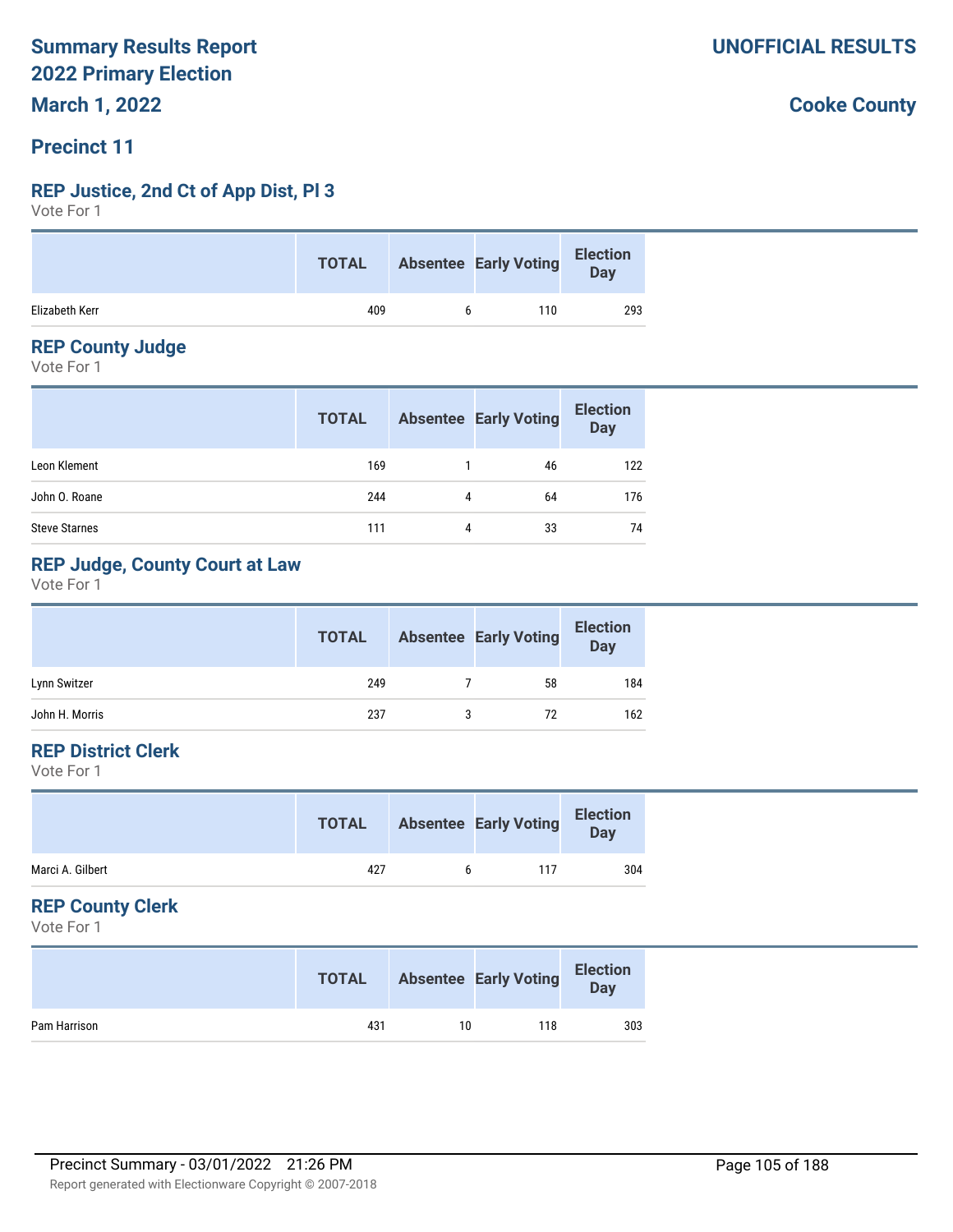# Summary Results Report
# 2022 Primary Election
# March 1, 2022

**UNOFFICIAL RESULTS**

**Cooke County**

## Precinct 11

### REP Justice, 2nd Ct of App Dist, Pl 3

Vote For 1

| | TOTAL | Absentee | Early Voting | Election Day |
|---|---|---|---|---|
| Elizabeth Kerr | 409 | 6 | 110 | 293 |

### REP County Judge

Vote For 1

| | TOTAL | Absentee | Early Voting | Election Day |
|---|---|---|---|---|
| Leon Klement | 169 | 1 | 46 | 122 |
| John O. Roane | 244 | 4 | 64 | 176 |
| Steve Starnes | 111 | 4 | 33 | 74 |

### REP Judge, County Court at Law

Vote For 1

| | TOTAL | Absentee | Early Voting | Election Day |
|---|---|---|---|---|
| Lynn Switzer | 249 | 7 | 58 | 184 |
| John H. Morris | 237 | 3 | 72 | 162 |

### REP District Clerk

Vote For 1

| | TOTAL | Absentee | Early Voting | Election Day |
|---|---|---|---|---|
| Marci A. Gilbert | 427 | 6 | 117 | 304 |

### REP County Clerk

Vote For 1

| | TOTAL | Absentee | Early Voting | Election Day |
|---|---|---|---|---|
| Pam Harrison | 431 | 10 | 118 | 303 |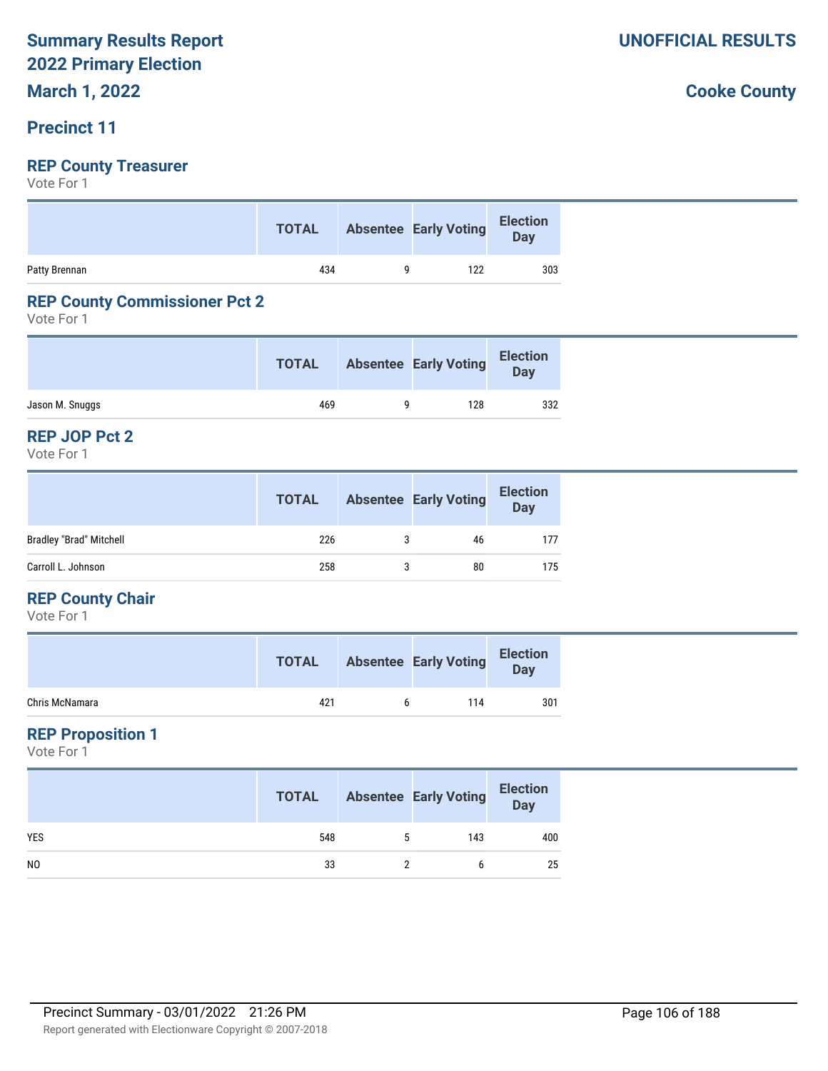# Summary Results Report
# 2022 Primary Election
# March 1, 2022

**UNOFFICIAL RESULTS**

**Cooke County**

## Precinct 11

### REP County Treasurer

Vote For 1

| | TOTAL | Absentee | Early Voting | Election Day |
|---|---|---|---|---|
| Patty Brennan | 434 | 9 | 122 | 303 |

### REP County Commissioner Pct 2

Vote For 1

| | TOTAL | Absentee | Early Voting | Election Day |
|---|---|---|---|---|
| Jason M. Snuggs | 469 | 9 | 128 | 332 |

### REP JOP Pct 2

Vote For 1

| | TOTAL | Absentee | Early Voting | Election Day |
|---|---|---|---|---|
| Bradley "Brad" Mitchell | 226 | 3 | 46 | 177 |
| Carroll L. Johnson | 258 | 3 | 80 | 175 |

### REP County Chair

Vote For 1

| | TOTAL | Absentee | Early Voting | Election Day |
|---|---|---|---|---|
| Chris McNamara | 421 | 6 | 114 | 301 |

### REP Proposition 1

Vote For 1

| | TOTAL | Absentee | Early Voting | Election Day |
|---|---|---|---|---|
| YES | 548 | 5 | 143 | 400 |
| NO | 33 | 2 | 6 | 25 |

Precinct Summary - 03/01/2022 21:26 PM

Report generated with Electionware Copyright © 2007-2018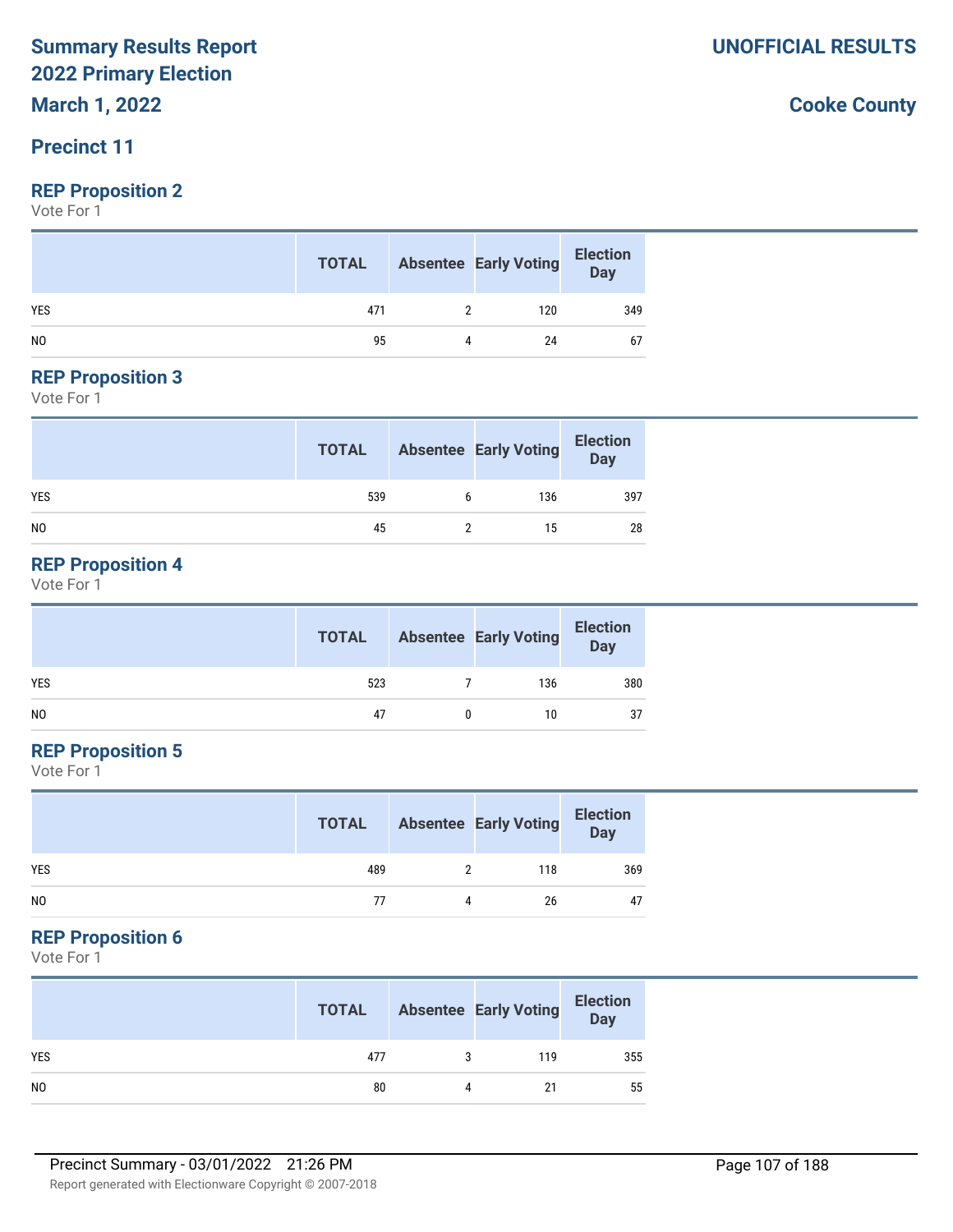# Summary Results Report
# 2022 Primary Election
# March 1, 2022

**UNOFFICIAL RESULTS**

**Cooke County**

## Precinct 11

### REP Proposition 2

Vote For 1

| | TOTAL | Absentee | Early Voting | Election Day |
|---|---|---|---|---|
| YES | 471 | 2 | 120 | 349 |
| NO | 95 | 4 | 24 | 67 |

### REP Proposition 3

Vote For 1

| | TOTAL | Absentee | Early Voting | Election Day |
|---|---|---|---|---|
| YES | 539 | 6 | 136 | 397 |
| NO | 45 | 2 | 15 | 28 |

### REP Proposition 4

Vote For 1

| | TOTAL | Absentee | Early Voting | Election Day |
|---|---|---|---|---|
| YES | 523 | 7 | 136 | 380 |
| NO | 47 | 0 | 10 | 37 |

### REP Proposition 5

Vote For 1

| | TOTAL | Absentee | Early Voting | Election Day |
|---|---|---|---|---|
| YES | 489 | 2 | 118 | 369 |
| NO | 77 | 4 | 26 | 47 |

### REP Proposition 6

Vote For 1

| | TOTAL | Absentee | Early Voting | Election Day |
|---|---|---|---|---|
| YES | 477 | 3 | 119 | 355 |
| NO | 80 | 4 | 21 | 55 |

Precinct Summary - 03/01/2022 21:26 PM

Report generated with Electionware Copyright © 2007-2018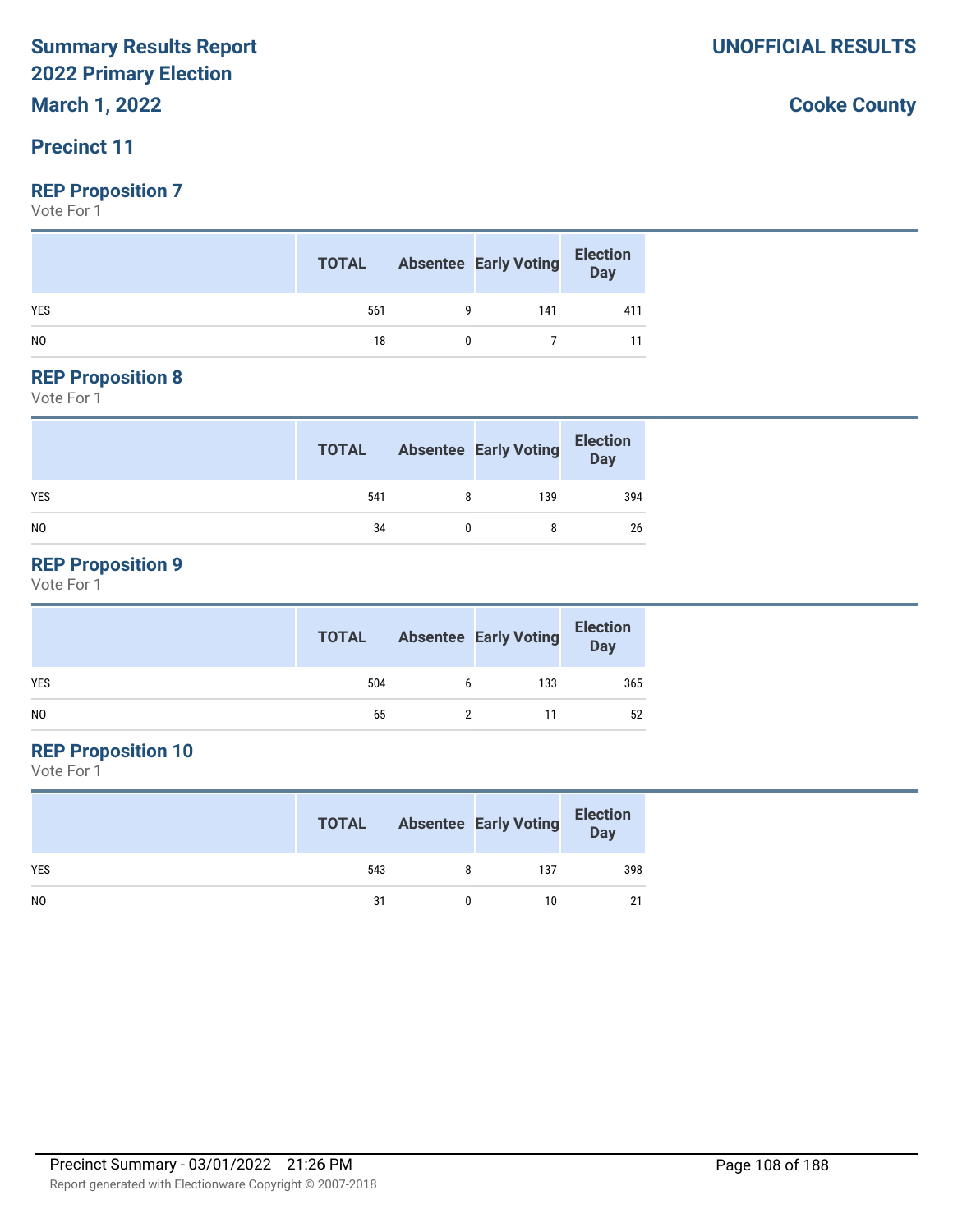# Summary Results Report
# 2022 Primary Election
## March 1, 2022

**UNOFFICIAL RESULTS**

**Cooke County**

## Precinct 11

### REP Proposition 7
Vote For 1

| | TOTAL | Absentee | Early Voting | Election Day |
|---|---|---|---|---|
| YES | 561 | 9 | 141 | 411 |
| NO | 18 | 0 | 7 | 11 |

### REP Proposition 8
Vote For 1

| | TOTAL | Absentee | Early Voting | Election Day |
|---|---|---|---|---|
| YES | 541 | 8 | 139 | 394 |
| NO | 34 | 0 | 8 | 26 |

### REP Proposition 9
Vote For 1

| | TOTAL | Absentee | Early Voting | Election Day |
|---|---|---|---|---|
| YES | 504 | 6 | 133 | 365 |
| NO | 65 | 2 | 11 | 52 |

### REP Proposition 10
Vote For 1

| | TOTAL | Absentee | Early Voting | Election Day |
|---|---|---|---|---|
| YES | 543 | 8 | 137 | 398 |
| NO | 31 | 0 | 10 | 21 |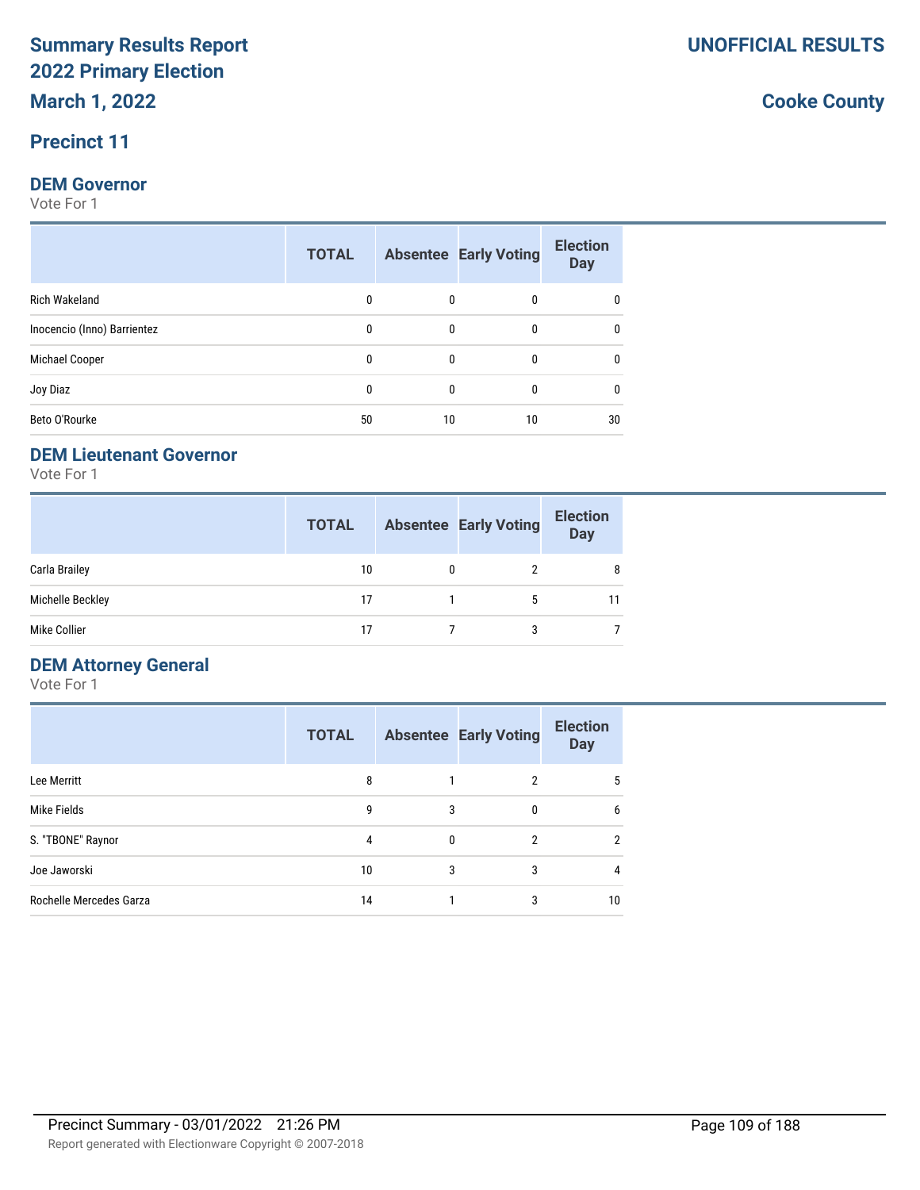# Summary Results Report
## 2022 Primary Election
## March 1, 2022

**UNOFFICIAL RESULTS**

**Cooke County**

## Precinct 11

### DEM Governor
Vote For 1

| | TOTAL | Absentee | Early Voting | Election Day |
|---|---|---|---|---|
| Rich Wakeland | 0 | 0 | 0 | 0 |
| Inocencio (Inno) Barrientez | 0 | 0 | 0 | 0 |
| Michael Cooper | 0 | 0 | 0 | 0 |
| Joy Diaz | 0 | 0 | 0 | 0 |
| Beto O'Rourke | 50 | 10 | 10 | 30 |

### DEM Lieutenant Governor
Vote For 1

| | TOTAL | Absentee | Early Voting | Election Day |
|---|---|---|---|---|
| Carla Brailey | 10 | 0 | 2 | 8 |
| Michelle Beckley | 17 | 1 | 5 | 11 |
| Mike Collier | 17 | 7 | 3 | 7 |

### DEM Attorney General
Vote For 1

| | TOTAL | Absentee | Early Voting | Election Day |
|---|---|---|---|---|
| Lee Merritt | 8 | 1 | 2 | 5 |
| Mike Fields | 9 | 3 | 0 | 6 |
| S. "TBONE" Raynor | 4 | 0 | 2 | 2 |
| Joe Jaworski | 10 | 3 | 3 | 4 |
| Rochelle Mercedes Garza | 14 | 1 | 3 | 10 |

Precinct Summary - 03/01/2022 21:26 PM

Report generated with Electionware Copyright © 2007-2018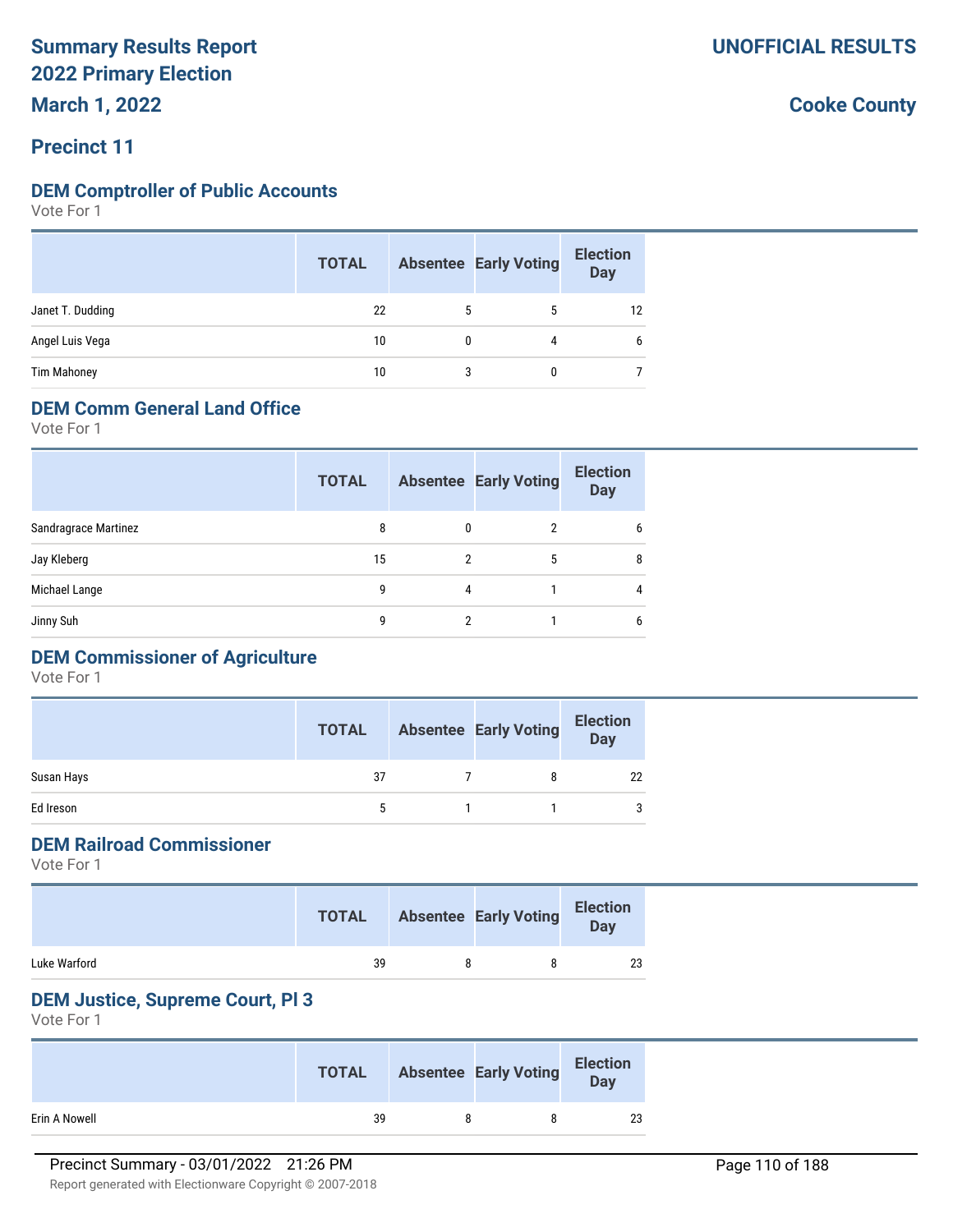# Summary Results Report
# 2022 Primary Election
# March 1, 2022

**UNOFFICIAL RESULTS**

**Cooke County**

## Precinct 11

### DEM Comptroller of Public Accounts

Vote For 1

| | TOTAL | Absentee | Early Voting | Election Day |
|---|---|---|---|---|
| Janet T. Dudding | 22 | 5 | 5 | 12 |
| Angel Luis Vega | 10 | 0 | 4 | 6 |
| Tim Mahoney | 10 | 3 | 0 | 7 |

### DEM Comm General Land Office

Vote For 1

| | TOTAL | Absentee | Early Voting | Election Day |
|---|---|---|---|---|
| Sandragrace Martinez | 8 | 0 | 2 | 6 |
| Jay Kleberg | 15 | 2 | 5 | 8 |
| Michael Lange | 9 | 4 | 1 | 4 |
| Jinny Suh | 9 | 2 | 1 | 6 |

### DEM Commissioner of Agriculture

Vote For 1

| | TOTAL | Absentee | Early Voting | Election Day |
|---|---|---|---|---|
| Susan Hays | 37 | 7 | 8 | 22 |
| Ed Ireson | 5 | 1 | 1 | 3 |

### DEM Railroad Commissioner

Vote For 1

| | TOTAL | Absentee | Early Voting | Election Day |
|---|---|---|---|---|
| Luke Warford | 39 | 8 | 8 | 23 |

### DEM Justice, Supreme Court, Pl 3

Vote For 1

| | TOTAL | Absentee | Early Voting | Election Day |
|---|---|---|---|---|
| Erin A Nowell | 39 | 8 | 8 | 23 |

Precinct Summary - 03/01/2022 21:26 PM

Report generated with Electionware Copyright © 2007-2018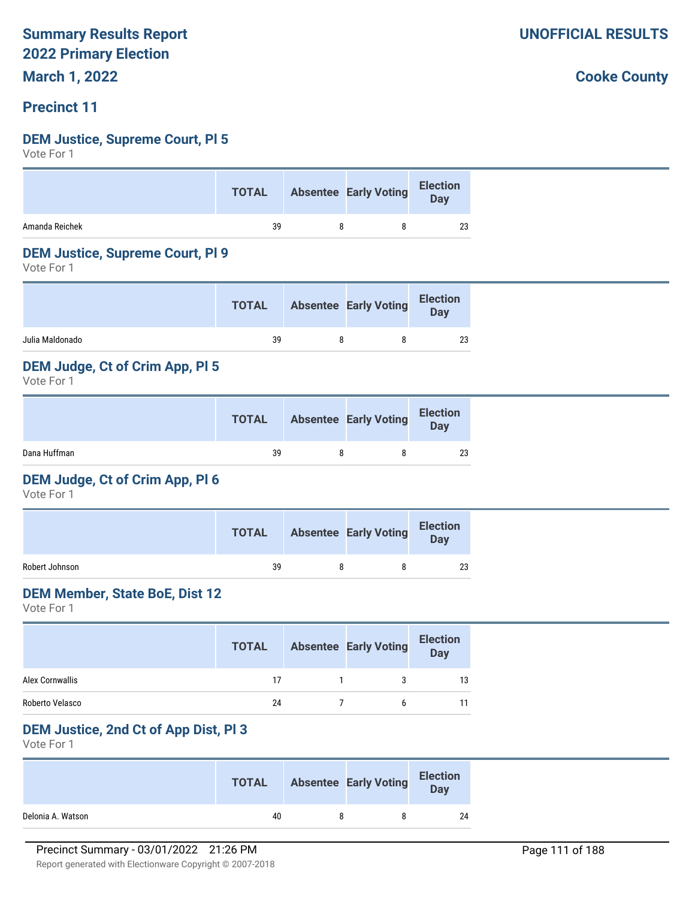# Summary Results Report
## 2022 Primary Election
## March 1, 2022

**UNOFFICIAL RESULTS**

**Cooke County**

## Precinct 11

### DEM Justice, Supreme Court, Pl 5
Vote For 1

| | TOTAL | Absentee | Early Voting | Election Day |
|---|---|---|---|---|
| Amanda Reichek | 39 | 8 | 8 | 23 |

### DEM Justice, Supreme Court, Pl 9
Vote For 1

| | TOTAL | Absentee | Early Voting | Election Day |
|---|---|---|---|---|
| Julia Maldonado | 39 | 8 | 8 | 23 |

### DEM Judge, Ct of Crim App, Pl 5
Vote For 1

| | TOTAL | Absentee | Early Voting | Election Day |
|---|---|---|---|---|
| Dana Huffman | 39 | 8 | 8 | 23 |

### DEM Judge, Ct of Crim App, Pl 6
Vote For 1

| | TOTAL | Absentee | Early Voting | Election Day |
|---|---|---|---|---|
| Robert Johnson | 39 | 8 | 8 | 23 |

### DEM Member, State BoE, Dist 12
Vote For 1

| | TOTAL | Absentee | Early Voting | Election Day |
|---|---|---|---|---|
| Alex Cornwallis | 17 | 1 | 3 | 13 |
| Roberto Velasco | 24 | 7 | 6 | 11 |

### DEM Justice, 2nd Ct of App Dist, Pl 3
Vote For 1

| | TOTAL | Absentee | Early Voting | Election Day |
|---|---|---|---|---|
| Delonia A. Watson | 40 | 8 | 8 | 24 |

Precinct Summary - 03/01/2022 21:26 PM

Report generated with Electionware Copyright © 2007-2018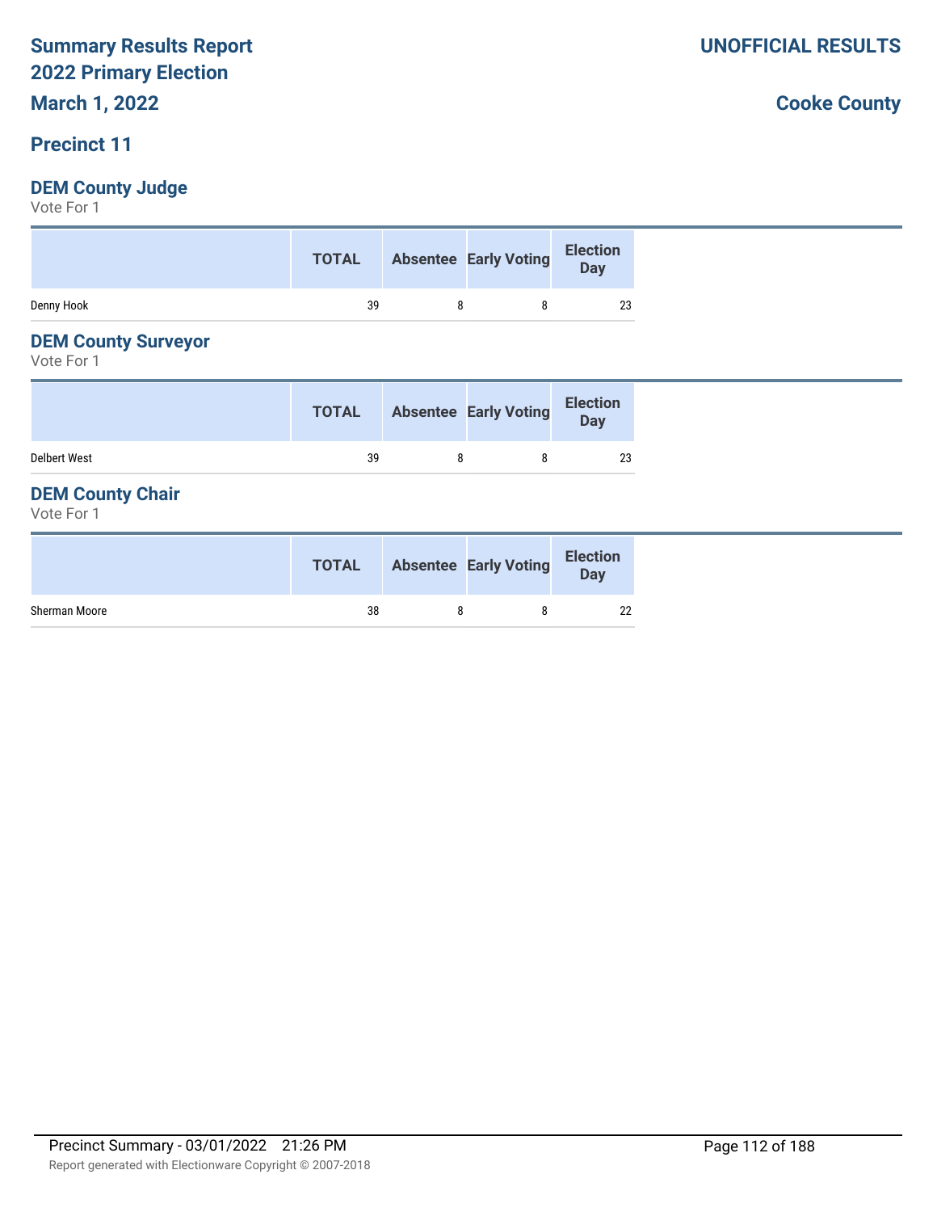# Summary Results Report
# 2022 Primary Election
# March 1, 2022

**UNOFFICIAL RESULTS**

**Cooke County**

## Precinct 11

### DEM County Judge

Vote For 1

| | TOTAL | Absentee | Early Voting | Election Day |
|---|---|---|---|---|
| Denny Hook | 39 | 8 | 8 | 23 |

### DEM County Surveyor

Vote For 1

| | TOTAL | Absentee | Early Voting | Election Day |
|---|---|---|---|---|
| Delbert West | 39 | 8 | 8 | 23 |

### DEM County Chair

Vote For 1

| | TOTAL | Absentee | Early Voting | Election Day |
|---|---|---|---|---|
| Sherman Moore | 38 | 8 | 8 | 22 |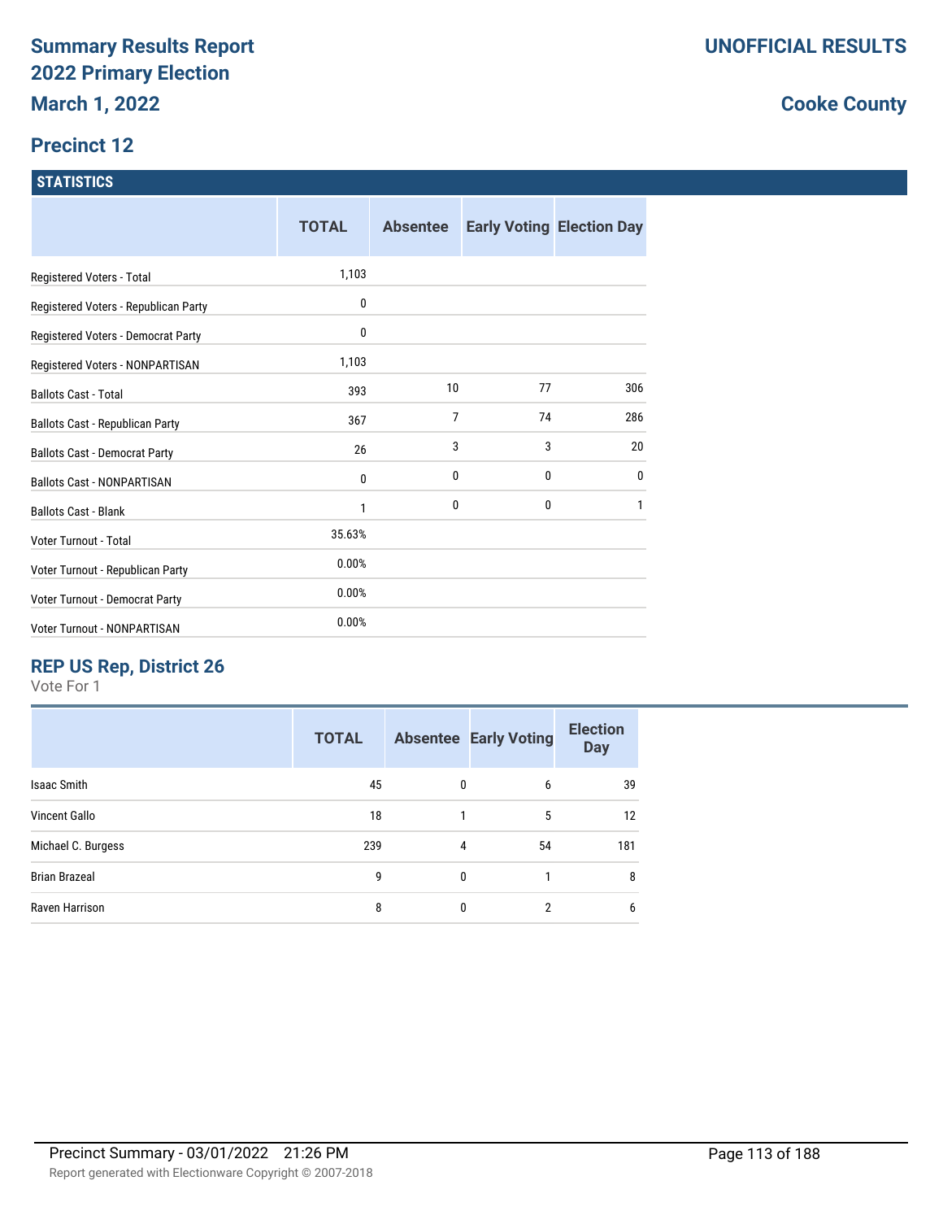# Summary Results Report
# 2022 Primary Election
# March 1, 2022

**UNOFFICIAL RESULTS**

**Cooke County**

## Precinct 12

### STATISTICS

| | TOTAL | Absentee | Early Voting | Election Day |
|---|---|---|---|---|
| Registered Voters - Total | 1,103 | | | |
| Registered Voters - Republican Party | 0 | | | |
| Registered Voters - Democrat Party | 0 | | | |
| Registered Voters - NONPARTISAN | 1,103 | | | |
| Ballots Cast - Total | 393 | 10 | 77 | 306 |
| Ballots Cast - Republican Party | 367 | 7 | 74 | 286 |
| Ballots Cast - Democrat Party | 26 | 3 | 3 | 20 |
| Ballots Cast - NONPARTISAN | 0 | 0 | 0 | 0 |
| Ballots Cast - Blank | 1 | 0 | 0 | 1 |
| Voter Turnout - Total | 35.63% | | | |
| Voter Turnout - Republican Party | 0.00% | | | |
| Voter Turnout - Democrat Party | 0.00% | | | |
| Voter Turnout - NONPARTISAN | 0.00% | | | |

### REP US Rep, District 26

Vote For 1

| | TOTAL | Absentee | Early Voting | Election Day |
|---|---|---|---|---|
| Isaac Smith | 45 | 0 | 6 | 39 |
| Vincent Gallo | 18 | 1 | 5 | 12 |
| Michael C. Burgess | 239 | 4 | 54 | 181 |
| Brian Brazeal | 9 | 0 | 1 | 8 |
| Raven Harrison | 8 | 0 | 2 | 6 |

Precinct Summary - 03/01/2022 21:26 PM

Report generated with Electionware Copyright © 2007-2018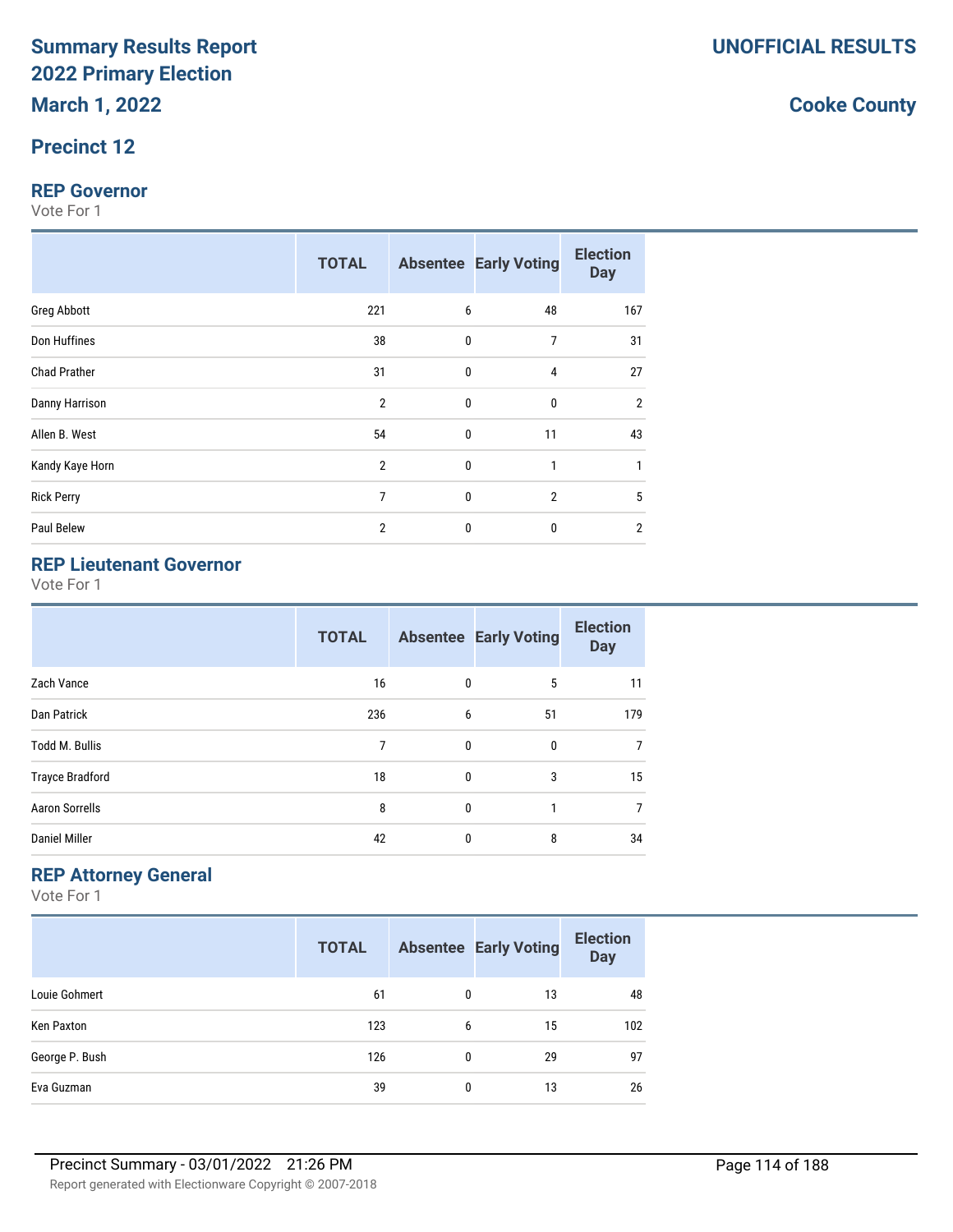# Summary Results Report
# 2022 Primary Election
# March 1, 2022

**UNOFFICIAL RESULTS**

**Cooke County**

## Precinct 12

### REP Governor

Vote For 1

| | TOTAL | Absentee | Early Voting | Election Day |
|---|---|---|---|---|
| Greg Abbott | 221 | 6 | 48 | 167 |
| Don Huffines | 38 | 0 | 7 | 31 |
| Chad Prather | 31 | 0 | 4 | 27 |
| Danny Harrison | 2 | 0 | 0 | 2 |
| Allen B. West | 54 | 0 | 11 | 43 |
| Kandy Kaye Horn | 2 | 0 | 1 | 1 |
| Rick Perry | 7 | 0 | 2 | 5 |
| Paul Belew | 2 | 0 | 0 | 2 |

### REP Lieutenant Governor

Vote For 1

| | TOTAL | Absentee | Early Voting | Election Day |
|---|---|---|---|---|
| Zach Vance | 16 | 0 | 5 | 11 |
| Dan Patrick | 236 | 6 | 51 | 179 |
| Todd M. Bullis | 7 | 0 | 0 | 7 |
| Trayce Bradford | 18 | 0 | 3 | 15 |
| Aaron Sorrells | 8 | 0 | 1 | 7 |
| Daniel Miller | 42 | 0 | 8 | 34 |

### REP Attorney General

Vote For 1

| | TOTAL | Absentee | Early Voting | Election Day |
|---|---|---|---|---|
| Louie Gohmert | 61 | 0 | 13 | 48 |
| Ken Paxton | 123 | 6 | 15 | 102 |
| George P. Bush | 126 | 0 | 29 | 97 |
| Eva Guzman | 39 | 0 | 13 | 26 |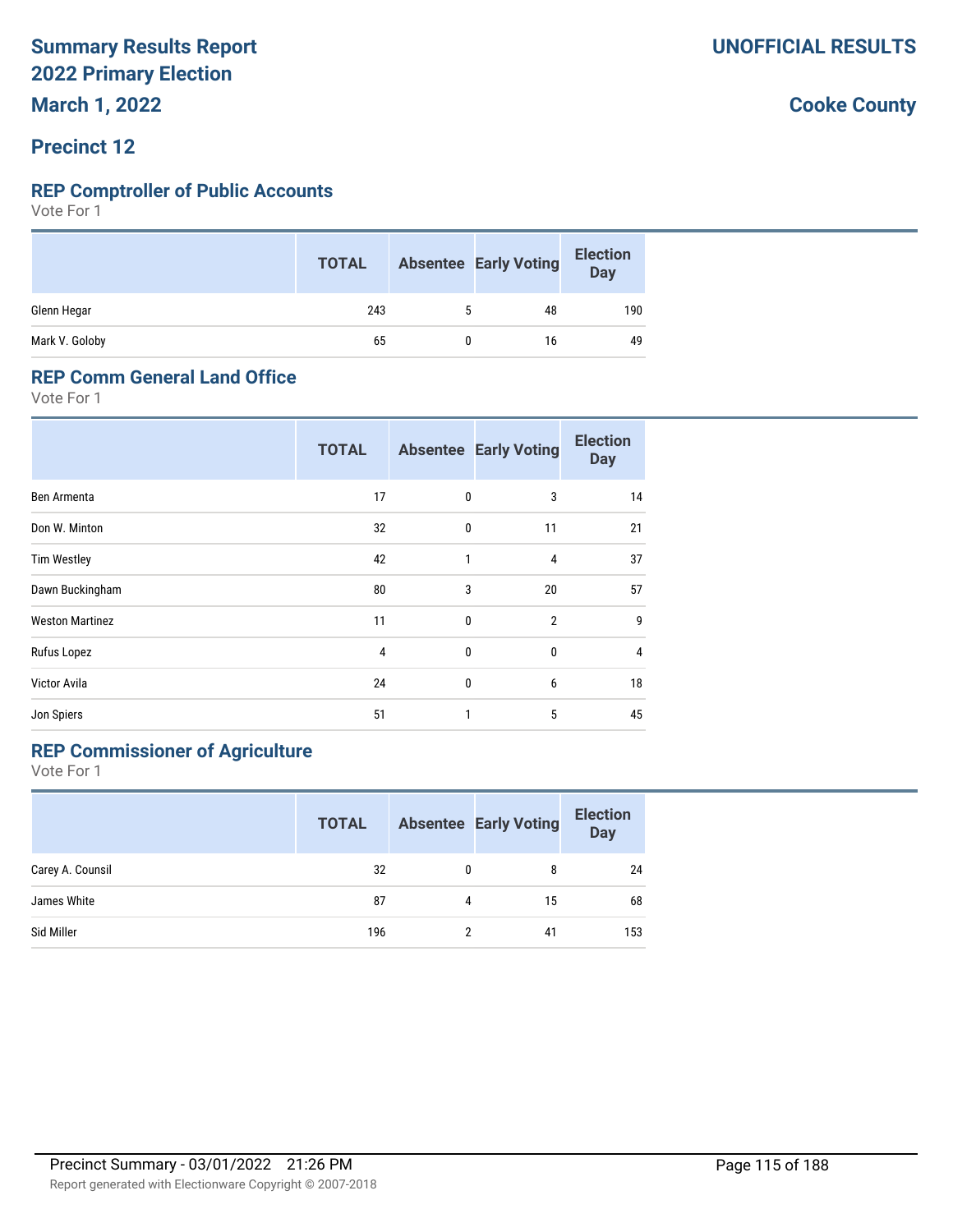# Summary Results Report
# 2022 Primary Election
## March 1, 2022

**UNOFFICIAL RESULTS**

**Cooke County**

## Precinct 12

### REP Comptroller of Public Accounts

Vote For 1

| | TOTAL | Absentee | Early Voting | Election Day |
|---|---|---|---|---|
| Glenn Hegar | 243 | 5 | 48 | 190 |
| Mark V. Goloby | 65 | 0 | 16 | 49 |

### REP Comm General Land Office

Vote For 1

| | TOTAL | Absentee | Early Voting | Election Day |
|---|---|---|---|---|
| Ben Armenta | 17 | 0 | 3 | 14 |
| Don W. Minton | 32 | 0 | 11 | 21 |
| Tim Westley | 42 | 1 | 4 | 37 |
| Dawn Buckingham | 80 | 3 | 20 | 57 |
| Weston Martinez | 11 | 0 | 2 | 9 |
| Rufus Lopez | 4 | 0 | 0 | 4 |
| Victor Avila | 24 | 0 | 6 | 18 |
| Jon Spiers | 51 | 1 | 5 | 45 |

### REP Commissioner of Agriculture

Vote For 1

| | TOTAL | Absentee | Early Voting | Election Day |
|---|---|---|---|---|
| Carey A. Counsil | 32 | 0 | 8 | 24 |
| James White | 87 | 4 | 15 | 68 |
| Sid Miller | 196 | 2 | 41 | 153 |

Precinct Summary - 03/01/2022 21:26 PM

Report generated with Electionware Copyright © 2007-2018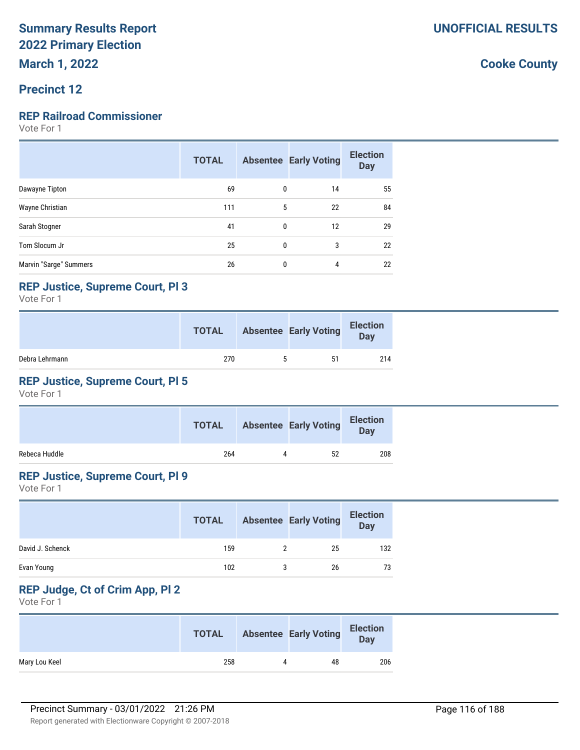# Summary Results Report

# 2022 Primary Election

**UNOFFICIAL RESULTS**

**March 1, 2022**

**Cooke County**

## Precinct 12

### REP Railroad Commissioner

Vote For 1

| | TOTAL | Absentee | Early Voting | Election Day |
|---|---|---|---|---|
| Dawayne Tipton | 69 | 0 | 14 | 55 |
| Wayne Christian | 111 | 5 | 22 | 84 |
| Sarah Stogner | 41 | 0 | 12 | 29 |
| Tom Slocum Jr | 25 | 0 | 3 | 22 |
| Marvin "Sarge" Summers | 26 | 0 | 4 | 22 |

### REP Justice, Supreme Court, Pl 3

Vote For 1

| | TOTAL | Absentee | Early Voting | Election Day |
|---|---|---|---|---|
| Debra Lehrmann | 270 | 5 | 51 | 214 |

### REP Justice, Supreme Court, Pl 5

Vote For 1

| | TOTAL | Absentee | Early Voting | Election Day |
|---|---|---|---|---|
| Rebeca Huddle | 264 | 4 | 52 | 208 |

### REP Justice, Supreme Court, Pl 9

Vote For 1

| | TOTAL | Absentee | Early Voting | Election Day |
|---|---|---|---|---|
| David J. Schenck | 159 | 2 | 25 | 132 |
| Evan Young | 102 | 3 | 26 | 73 |

### REP Judge, Ct of Crim App, Pl 2

Vote For 1

| | TOTAL | Absentee | Early Voting | Election Day |
|---|---|---|---|---|
| Mary Lou Keel | 258 | 4 | 48 | 206 |

Precinct Summary - 03/01/2022 21:26 PM

Report generated with Electionware Copyright © 2007-2018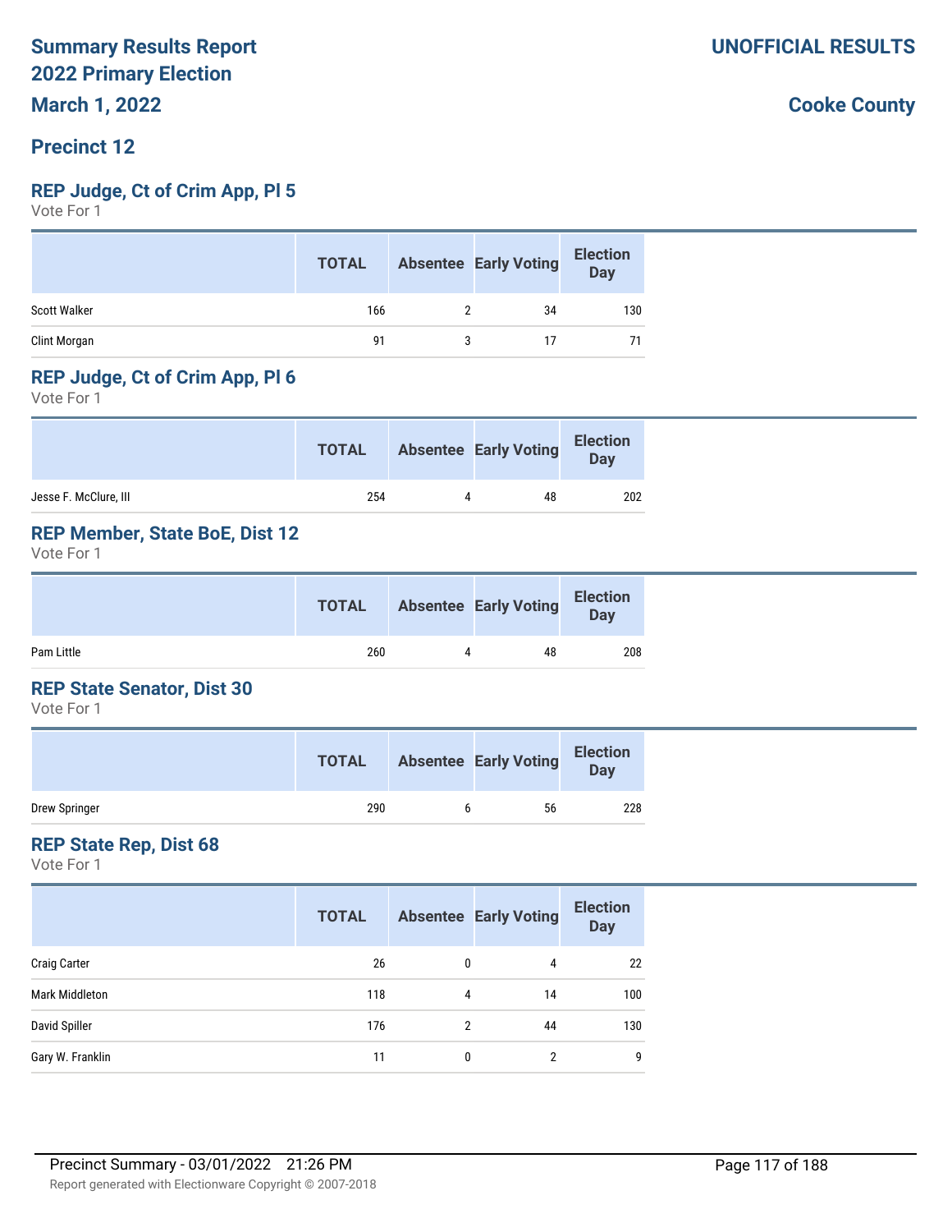**Summary Results Report**
**2022 Primary Election**
**March 1, 2022**

**UNOFFICIAL RESULTS**

**Cooke County**

## Precinct 12

### REP Judge, Ct of Crim App, Pl 5

Vote For 1

| | TOTAL | Absentee | Early Voting | Election Day |
|---|---|---|---|---|
| Scott Walker | 166 | 2 | 34 | 130 |
| Clint Morgan | 91 | 3 | 17 | 71 |

### REP Judge, Ct of Crim App, Pl 6

Vote For 1

| | TOTAL | Absentee | Early Voting | Election Day |
|---|---|---|---|---|
| Jesse F. McClure, III | 254 | 4 | 48 | 202 |

### REP Member, State BoE, Dist 12

Vote For 1

| | TOTAL | Absentee | Early Voting | Election Day |
|---|---|---|---|---|
| Pam Little | 260 | 4 | 48 | 208 |

### REP State Senator, Dist 30

Vote For 1

| | TOTAL | Absentee | Early Voting | Election Day |
|---|---|---|---|---|
| Drew Springer | 290 | 6 | 56 | 228 |

### REP State Rep, Dist 68

Vote For 1

| | TOTAL | Absentee | Early Voting | Election Day |
|---|---|---|---|---|
| Craig Carter | 26 | 0 | 4 | 22 |
| Mark Middleton | 118 | 4 | 14 | 100 |
| David Spiller | 176 | 2 | 44 | 130 |
| Gary W. Franklin | 11 | 0 | 2 | 9 |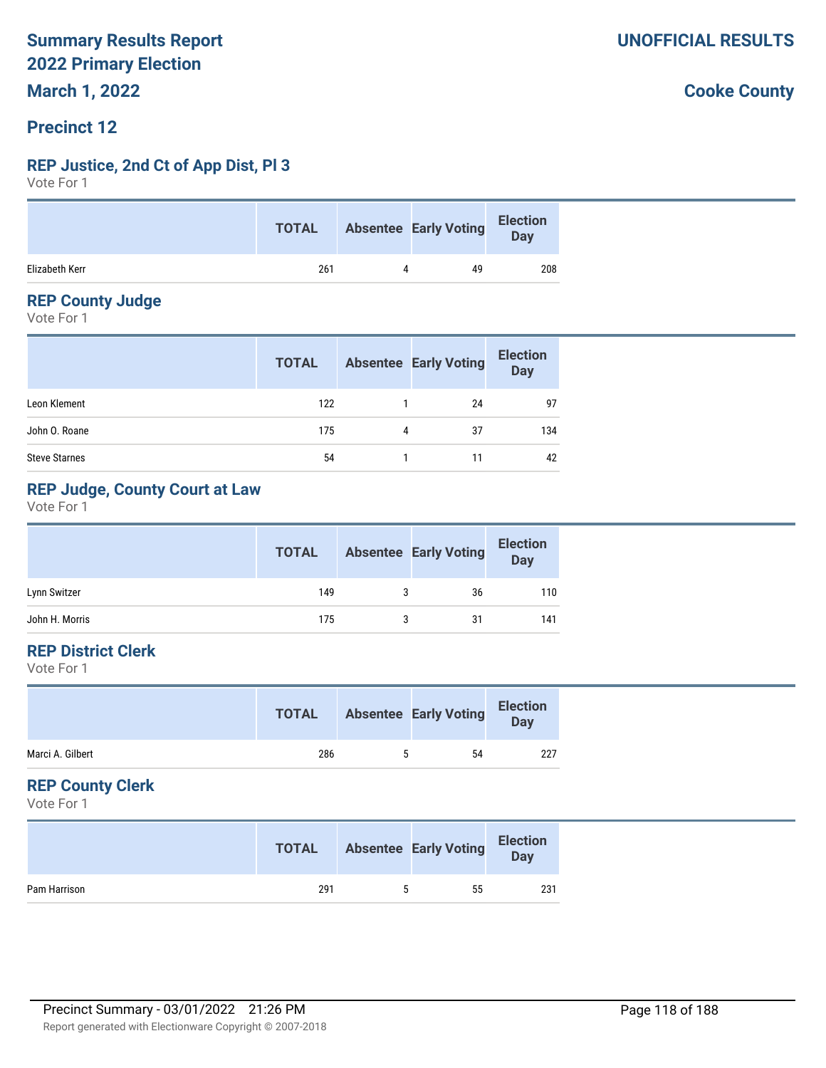# Summary Results Report
# 2022 Primary Election
# March 1, 2022

**UNOFFICIAL RESULTS**

**Cooke County**

## Precinct 12

### REP Justice, 2nd Ct of App Dist, Pl 3

Vote For 1

| | TOTAL | Absentee | Early Voting | Election Day |
|---|---|---|---|---|
| Elizabeth Kerr | 261 | 4 | 49 | 208 |

### REP County Judge

Vote For 1

| | TOTAL | Absentee | Early Voting | Election Day |
|---|---|---|---|---|
| Leon Klement | 122 | 1 | 24 | 97 |
| John O. Roane | 175 | 4 | 37 | 134 |
| Steve Starnes | 54 | 1 | 11 | 42 |

### REP Judge, County Court at Law

Vote For 1

| | TOTAL | Absentee | Early Voting | Election Day |
|---|---|---|---|---|
| Lynn Switzer | 149 | 3 | 36 | 110 |
| John H. Morris | 175 | 3 | 31 | 141 |

### REP District Clerk

Vote For 1

| | TOTAL | Absentee | Early Voting | Election Day |
|---|---|---|---|---|
| Marci A. Gilbert | 286 | 5 | 54 | 227 |

### REP County Clerk

Vote For 1

| | TOTAL | Absentee | Early Voting | Election Day |
|---|---|---|---|---|
| Pam Harrison | 291 | 5 | 55 | 231 |

Precinct Summary - 03/01/2022 21:26 PM

Report generated with Electionware Copyright © 2007-2018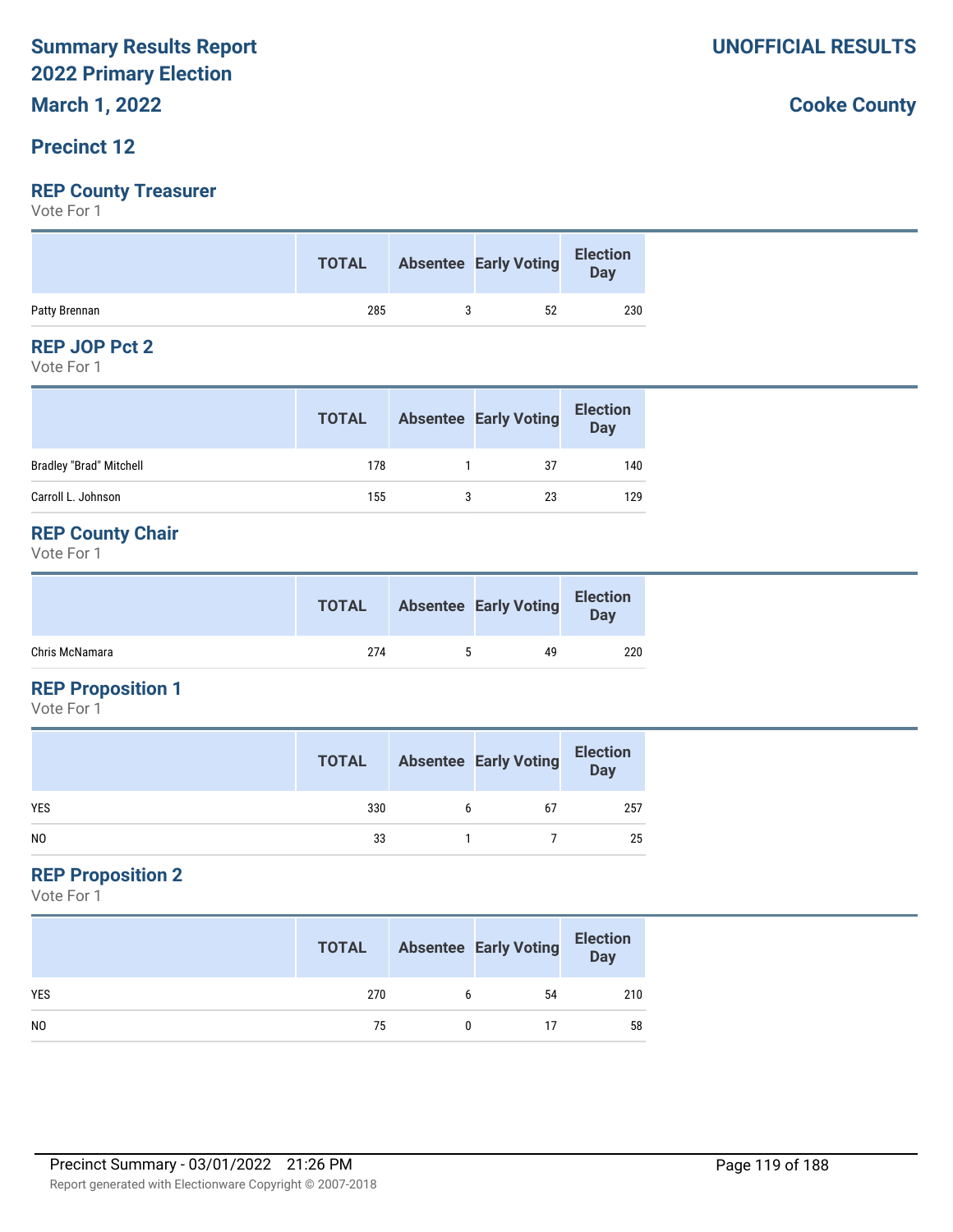# Summary Results Report
# 2022 Primary Election
## March 1, 2022

**UNOFFICIAL RESULTS**

**Cooke County**

## Precinct 12

### REP County Treasurer
Vote For 1

| | TOTAL | Absentee | Early Voting | Election Day |
|---|---|---|---|---|
| Patty Brennan | 285 | 3 | 52 | 230 |

### REP JOP Pct 2
Vote For 1

| | TOTAL | Absentee | Early Voting | Election Day |
|---|---|---|---|---|
| Bradley "Brad" Mitchell | 178 | 1 | 37 | 140 |
| Carroll L. Johnson | 155 | 3 | 23 | 129 |

### REP County Chair
Vote For 1

| | TOTAL | Absentee | Early Voting | Election Day |
|---|---|---|---|---|
| Chris McNamara | 274 | 5 | 49 | 220 |

### REP Proposition 1
Vote For 1

| | TOTAL | Absentee | Early Voting | Election Day |
|---|---|---|---|---|
| YES | 330 | 6 | 67 | 257 |
| NO | 33 | 1 | 7 | 25 |

### REP Proposition 2
Vote For 1

| | TOTAL | Absentee | Early Voting | Election Day |
|---|---|---|---|---|
| YES | 270 | 6 | 54 | 210 |
| NO | 75 | 0 | 17 | 58 |

Precinct Summary - 03/01/2022 21:26 PM

Report generated with Electionware Copyright © 2007-2018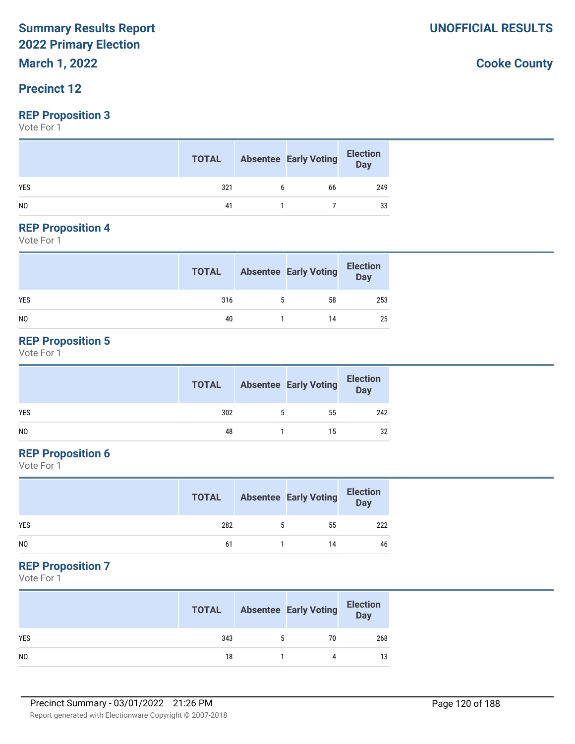# Summary Results Report
# 2022 Primary Election
# March 1, 2022

**UNOFFICIAL RESULTS**

**Cooke County**

## Precinct 12

### REP Proposition 3

Vote For 1

| | TOTAL | Absentee | Early Voting | Election Day |
|---|---|---|---|---|
| YES | 321 | 6 | 66 | 249 |
| NO | 41 | 1 | 7 | 33 |

### REP Proposition 4

Vote For 1

| | TOTAL | Absentee | Early Voting | Election Day |
|---|---|---|---|---|
| YES | 316 | 5 | 58 | 253 |
| NO | 40 | 1 | 14 | 25 |

### REP Proposition 5

Vote For 1

| | TOTAL | Absentee | Early Voting | Election Day |
|---|---|---|---|---|
| YES | 302 | 5 | 55 | 242 |
| NO | 48 | 1 | 15 | 32 |

### REP Proposition 6

Vote For 1

| | TOTAL | Absentee | Early Voting | Election Day |
|---|---|---|---|---|
| YES | 282 | 5 | 55 | 222 |
| NO | 61 | 1 | 14 | 46 |

### REP Proposition 7

Vote For 1

| | TOTAL | Absentee | Early Voting | Election Day |
|---|---|---|---|---|
| YES | 343 | 5 | 70 | 268 |
| NO | 18 | 1 | 4 | 13 |

Precinct Summary - 03/01/2022 21:26 PM

Report generated with Electionware Copyright © 2007-2018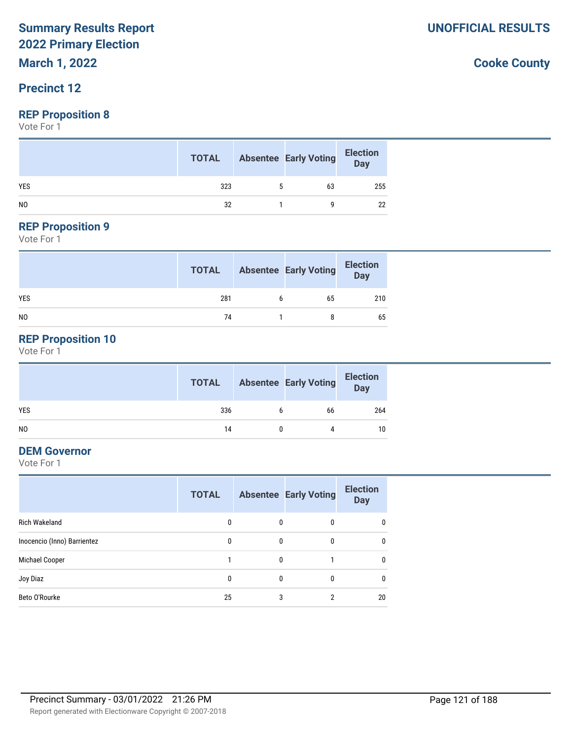# Summary Results Report 2022 Primary Election

**March 1, 2022**

**UNOFFICIAL RESULTS**

**Cooke County**

## Precinct 12

### REP Proposition 8

Vote For 1

| | TOTAL | Absentee | Early Voting | Election Day |
|---|---|---|---|---|
| YES | 323 | 5 | 63 | 255 |
| NO | 32 | 1 | 9 | 22 |

### REP Proposition 9

Vote For 1

| | TOTAL | Absentee | Early Voting | Election Day |
|---|---|---|---|---|
| YES | 281 | 6 | 65 | 210 |
| NO | 74 | 1 | 8 | 65 |

### REP Proposition 10

Vote For 1

| | TOTAL | Absentee | Early Voting | Election Day |
|---|---|---|---|---|
| YES | 336 | 6 | 66 | 264 |
| NO | 14 | 0 | 4 | 10 |

### DEM Governor

Vote For 1

| | TOTAL | Absentee | Early Voting | Election Day |
|---|---|---|---|---|
| Rich Wakeland | 0 | 0 | 0 | 0 |
| Inocencio (Inno) Barrientez | 0 | 0 | 0 | 0 |
| Michael Cooper | 1 | 0 | 1 | 0 |
| Joy Diaz | 0 | 0 | 0 | 0 |
| Beto O'Rourke | 25 | 3 | 2 | 20 |

Precinct Summary - 03/01/2022 21:26 PM

Report generated with Electionware Copyright © 2007-2018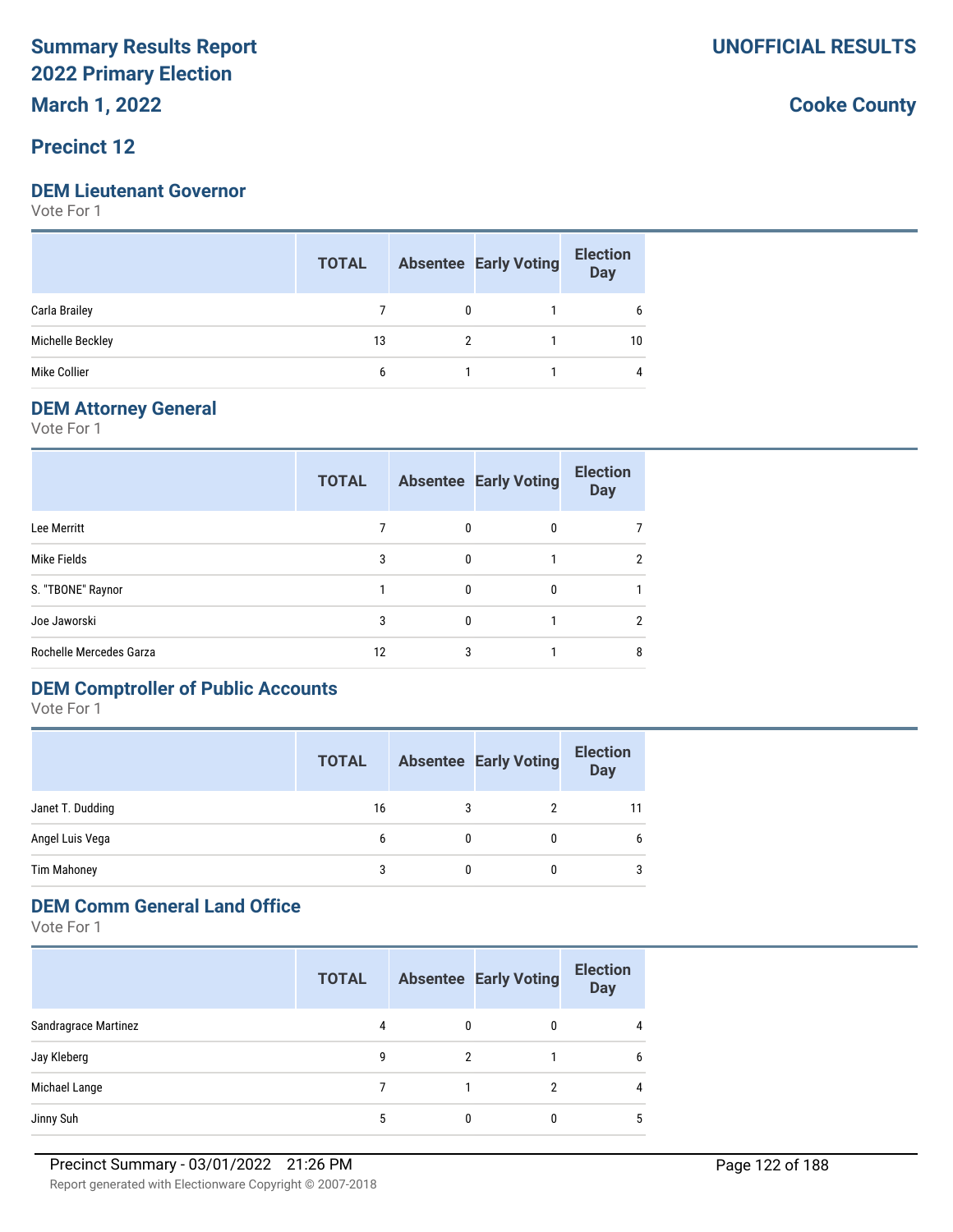# Summary Results Report
# 2022 Primary Election
# March 1, 2022

**UNOFFICIAL RESULTS**

**Cooke County**

## Precinct 12

### DEM Lieutenant Governor

Vote For 1

| | TOTAL | Absentee | Early Voting | Election Day |
|---|---|---|---|---|
| Carla Brailey | 7 | 0 | 1 | 6 |
| Michelle Beckley | 13 | 2 | 1 | 10 |
| Mike Collier | 6 | 1 | 1 | 4 |

### DEM Attorney General

Vote For 1

| | TOTAL | Absentee | Early Voting | Election Day |
|---|---|---|---|---|
| Lee Merritt | 7 | 0 | 0 | 7 |
| Mike Fields | 3 | 0 | 1 | 2 |
| S. "TBONE" Raynor | 1 | 0 | 0 | 1 |
| Joe Jaworski | 3 | 0 | 1 | 2 |
| Rochelle Mercedes Garza | 12 | 3 | 1 | 8 |

### DEM Comptroller of Public Accounts

Vote For 1

| | TOTAL | Absentee | Early Voting | Election Day |
|---|---|---|---|---|
| Janet T. Dudding | 16 | 3 | 2 | 11 |
| Angel Luis Vega | 6 | 0 | 0 | 6 |
| Tim Mahoney | 3 | 0 | 0 | 3 |

### DEM Comm General Land Office

Vote For 1

| | TOTAL | Absentee | Early Voting | Election Day |
|---|---|---|---|---|
| Sandragrace Martinez | 4 | 0 | 0 | 4 |
| Jay Kleberg | 9 | 2 | 1 | 6 |
| Michael Lange | 7 | 1 | 2 | 4 |
| Jinny Suh | 5 | 0 | 0 | 5 |

Precinct Summary - 03/01/2022 21:26 PM

Report generated with Electionware Copyright © 2007-2018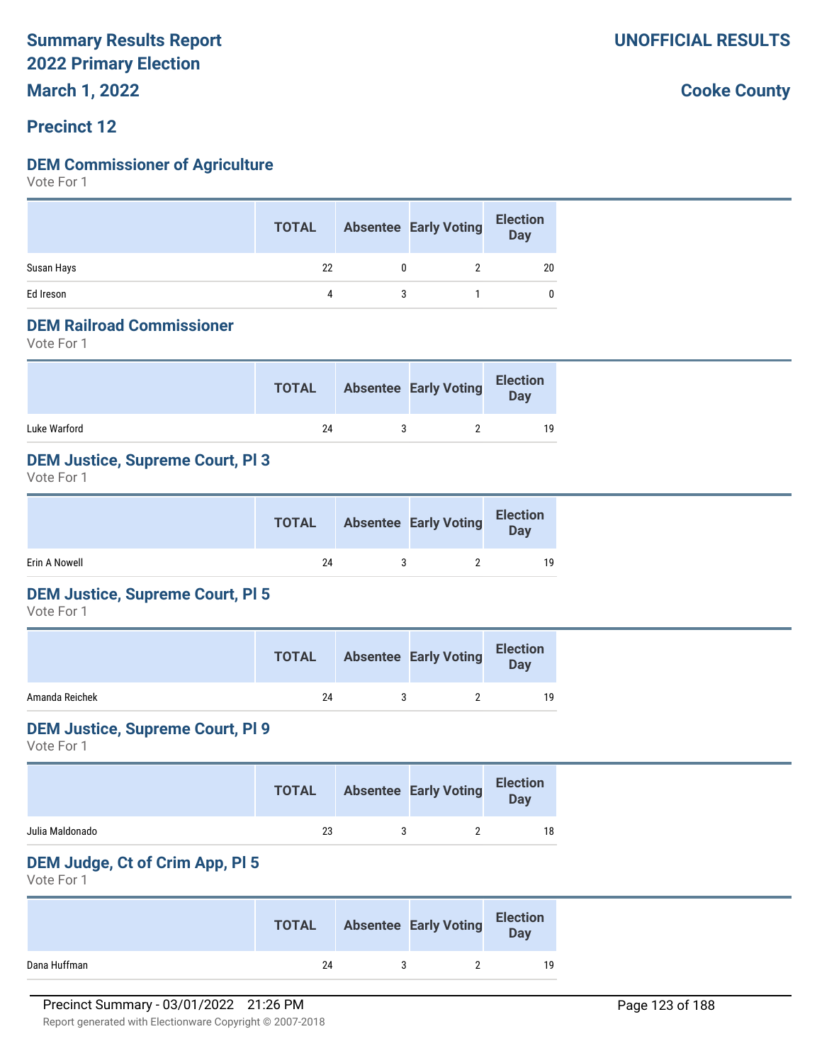# Summary Results Report

# 2022 Primary Election

**UNOFFICIAL RESULTS**

**March 1, 2022**

**Cooke County**

## Precinct 12

### DEM Commissioner of Agriculture

Vote For 1

| | TOTAL | Absentee | Early Voting | Election Day |
|---|---|---|---|---|
| Susan Hays | 22 | 0 | 2 | 20 |
| Ed Ireson | 4 | 3 | 1 | 0 |

### DEM Railroad Commissioner

Vote For 1

| | TOTAL | Absentee | Early Voting | Election Day |
|---|---|---|---|---|
| Luke Warford | 24 | 3 | 2 | 19 |

### DEM Justice, Supreme Court, Pl 3

Vote For 1

| | TOTAL | Absentee | Early Voting | Election Day |
|---|---|---|---|---|
| Erin A Nowell | 24 | 3 | 2 | 19 |

### DEM Justice, Supreme Court, Pl 5

Vote For 1

| | TOTAL | Absentee | Early Voting | Election Day |
|---|---|---|---|---|
| Amanda Reichek | 24 | 3 | 2 | 19 |

### DEM Justice, Supreme Court, Pl 9

Vote For 1

| | TOTAL | Absentee | Early Voting | Election Day |
|---|---|---|---|---|
| Julia Maldonado | 23 | 3 | 2 | 18 |

### DEM Judge, Ct of Crim App, Pl 5

Vote For 1

| | TOTAL | Absentee | Early Voting | Election Day |
|---|---|---|---|---|
| Dana Huffman | 24 | 3 | 2 | 19 |

Precinct Summary - 03/01/2022 21:26 PM

Report generated with Electionware Copyright © 2007-2018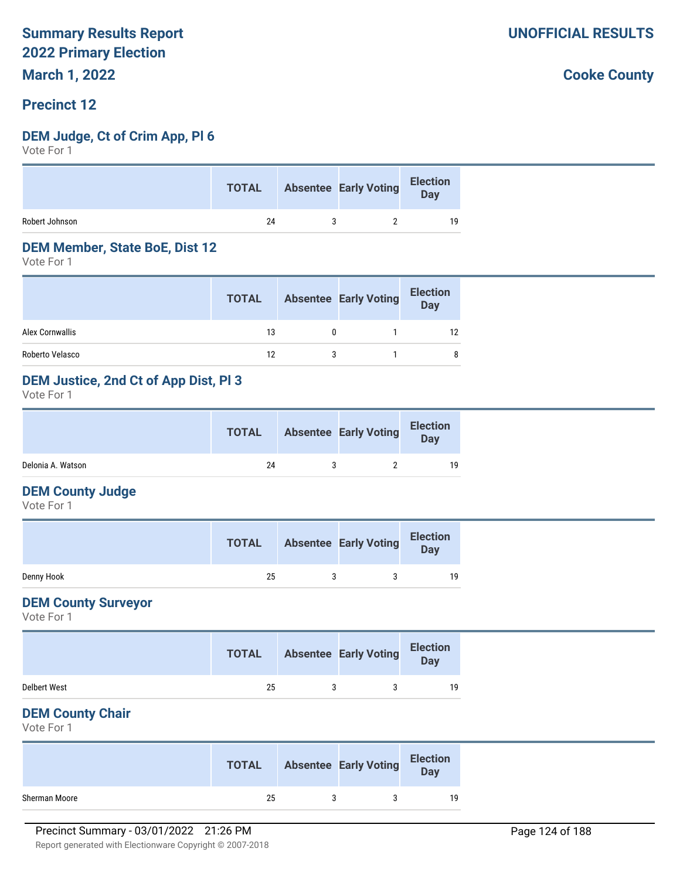# Summary Results Report
# 2022 Primary Election
# March 1, 2022

**UNOFFICIAL RESULTS**

**Cooke County**

## Precinct 12

### DEM Judge, Ct of Crim App, Pl 6
Vote For 1

| | TOTAL | Absentee | Early Voting | Election Day |
|---|---|---|---|---|
| Robert Johnson | 24 | 3 | 2 | 19 |

### DEM Member, State BoE, Dist 12
Vote For 1

| | TOTAL | Absentee | Early Voting | Election Day |
|---|---|---|---|---|
| Alex Cornwallis | 13 | 0 | 1 | 12 |
| Roberto Velasco | 12 | 3 | 1 | 8 |

### DEM Justice, 2nd Ct of App Dist, Pl 3
Vote For 1

| | TOTAL | Absentee | Early Voting | Election Day |
|---|---|---|---|---|
| Delonia A. Watson | 24 | 3 | 2 | 19 |

### DEM County Judge
Vote For 1

| | TOTAL | Absentee | Early Voting | Election Day |
|---|---|---|---|---|
| Denny Hook | 25 | 3 | 3 | 19 |

### DEM County Surveyor
Vote For 1

| | TOTAL | Absentee | Early Voting | Election Day |
|---|---|---|---|---|
| Delbert West | 25 | 3 | 3 | 19 |

### DEM County Chair
Vote For 1

| | TOTAL | Absentee | Early Voting | Election Day |
|---|---|---|---|---|
| Sherman Moore | 25 | 3 | 3 | 19 |

Precinct Summary - 03/01/2022 21:26 PM

Report generated with Electionware Copyright © 2007-2018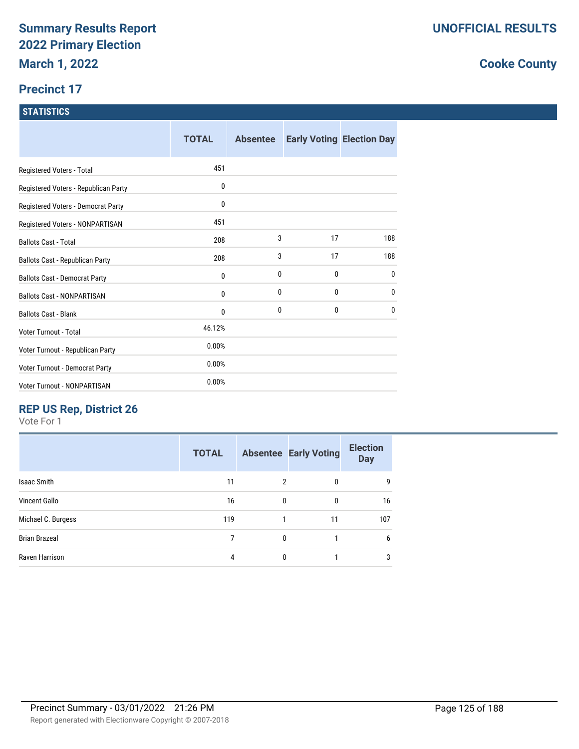# Summary Results Report
# 2022 Primary Election
# March 1, 2022

**UNOFFICIAL RESULTS**

**Cooke County**

## Precinct 17

### STATISTICS

| | TOTAL | Absentee | Early Voting | Election Day |
|---|---|---|---|---|
| Registered Voters - Total | 451 | | | |
| Registered Voters - Republican Party | 0 | | | |
| Registered Voters - Democrat Party | 0 | | | |
| Registered Voters - NONPARTISAN | 451 | | | |
| Ballots Cast - Total | 208 | 3 | 17 | 188 |
| Ballots Cast - Republican Party | 208 | 3 | 17 | 188 |
| Ballots Cast - Democrat Party | 0 | 0 | 0 | 0 |
| Ballots Cast - NONPARTISAN | 0 | 0 | 0 | 0 |
| Ballots Cast - Blank | 0 | 0 | 0 | 0 |
| Voter Turnout - Total | 46.12% | | | |
| Voter Turnout - Republican Party | 0.00% | | | |
| Voter Turnout - Democrat Party | 0.00% | | | |
| Voter Turnout - NONPARTISAN | 0.00% | | | |

### REP US Rep, District 26

Vote For 1

| | TOTAL | Absentee | Early Voting | Election Day |
|---|---|---|---|---|
| Isaac Smith | 11 | 2 | 0 | 9 |
| Vincent Gallo | 16 | 0 | 0 | 16 |
| Michael C. Burgess | 119 | 1 | 11 | 107 |
| Brian Brazeal | 7 | 0 | 1 | 6 |
| Raven Harrison | 4 | 0 | 1 | 3 |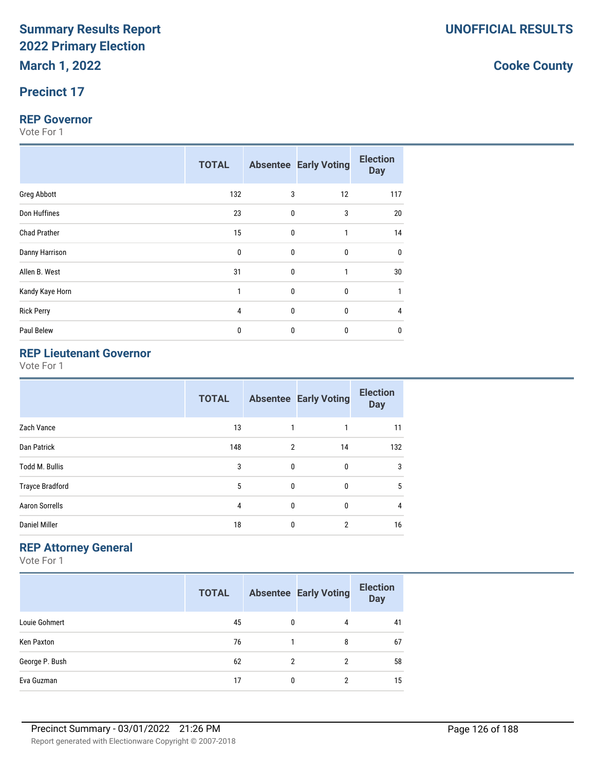# Summary Results Report
# 2022 Primary Election
# March 1, 2022

**UNOFFICIAL RESULTS**

**Cooke County**

## Precinct 17

### REP Governor

Vote For 1

| | TOTAL | Absentee | Early Voting | Election Day |
|---|---|---|---|---|
| Greg Abbott | 132 | 3 | 12 | 117 |
| Don Huffines | 23 | 0 | 3 | 20 |
| Chad Prather | 15 | 0 | 1 | 14 |
| Danny Harrison | 0 | 0 | 0 | 0 |
| Allen B. West | 31 | 0 | 1 | 30 |
| Kandy Kaye Horn | 1 | 0 | 0 | 1 |
| Rick Perry | 4 | 0 | 0 | 4 |
| Paul Belew | 0 | 0 | 0 | 0 |

### REP Lieutenant Governor

Vote For 1

| | TOTAL | Absentee | Early Voting | Election Day |
|---|---|---|---|---|
| Zach Vance | 13 | 1 | 1 | 11 |
| Dan Patrick | 148 | 2 | 14 | 132 |
| Todd M. Bullis | 3 | 0 | 0 | 3 |
| Trayce Bradford | 5 | 0 | 0 | 5 |
| Aaron Sorrells | 4 | 0 | 0 | 4 |
| Daniel Miller | 18 | 0 | 2 | 16 |

### REP Attorney General

Vote For 1

| | TOTAL | Absentee | Early Voting | Election Day |
|---|---|---|---|---|
| Louie Gohmert | 45 | 0 | 4 | 41 |
| Ken Paxton | 76 | 1 | 8 | 67 |
| George P. Bush | 62 | 2 | 2 | 58 |
| Eva Guzman | 17 | 0 | 2 | 15 |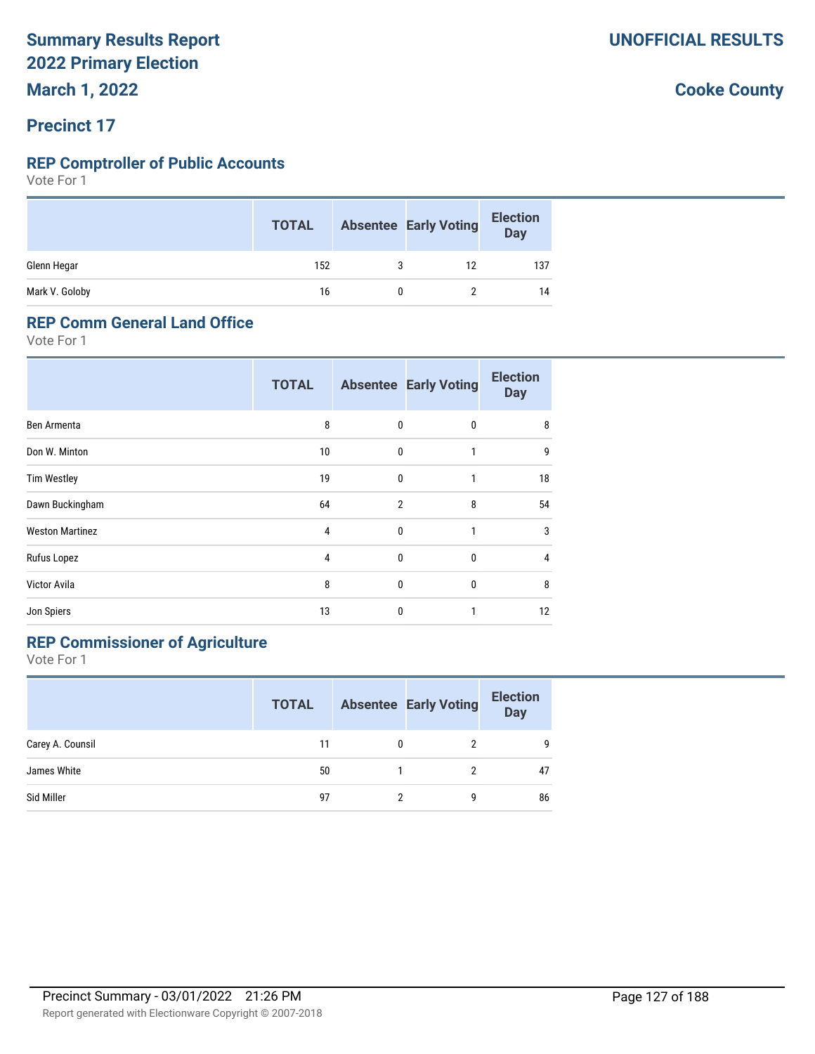# Summary Results Report 2022 Primary Election

**March 1, 2022**

**UNOFFICIAL RESULTS**

**Cooke County**

## Precinct 17

### REP Comptroller of Public Accounts

Vote For 1

| | TOTAL | Absentee | Early Voting | Election Day |
|---|---|---|---|---|
| Glenn Hegar | 152 | 3 | 12 | 137 |
| Mark V. Goloby | 16 | 0 | 2 | 14 |

### REP Comm General Land Office

Vote For 1

| | TOTAL | Absentee | Early Voting | Election Day |
|---|---|---|---|---|
| Ben Armenta | 8 | 0 | 0 | 8 |
| Don W. Minton | 10 | 0 | 1 | 9 |
| Tim Westley | 19 | 0 | 1 | 18 |
| Dawn Buckingham | 64 | 2 | 8 | 54 |
| Weston Martinez | 4 | 0 | 1 | 3 |
| Rufus Lopez | 4 | 0 | 0 | 4 |
| Victor Avila | 8 | 0 | 0 | 8 |
| Jon Spiers | 13 | 0 | 1 | 12 |

### REP Commissioner of Agriculture

Vote For 1

| | TOTAL | Absentee | Early Voting | Election Day |
|---|---|---|---|---|
| Carey A. Counsil | 11 | 0 | 2 | 9 |
| James White | 50 | 1 | 2 | 47 |
| Sid Miller | 97 | 2 | 9 | 86 |

Precinct Summary - 03/01/2022 21:26 PM

Report generated with Electionware Copyright © 2007-2018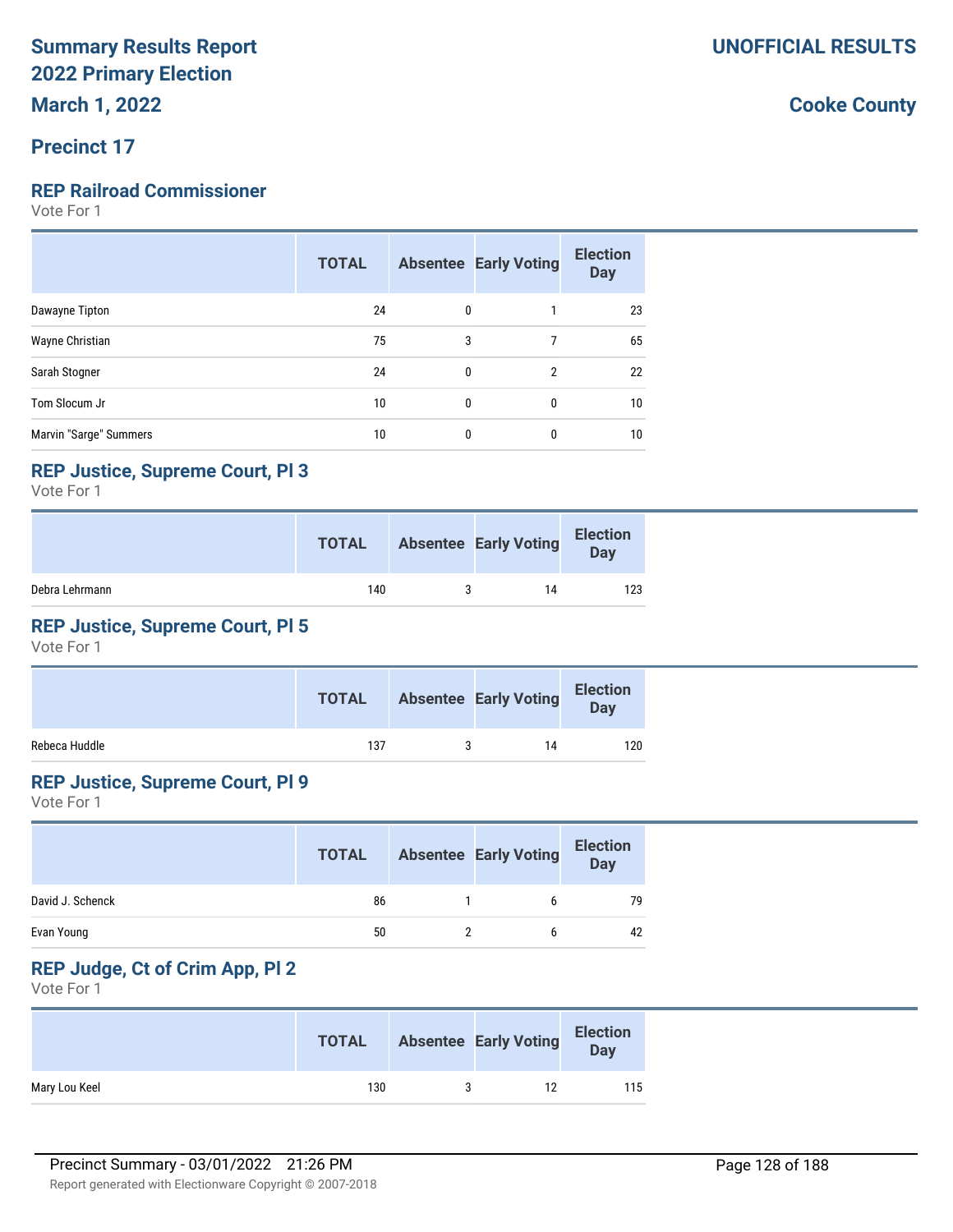# Summary Results Report
# 2022 Primary Election
# March 1, 2022

**UNOFFICIAL RESULTS**

**Cooke County**

## Precinct 17

### REP Railroad Commissioner

Vote For 1

| | TOTAL | Absentee | Early Voting | Election Day |
|---|---|---|---|---|
| Dawayne Tipton | 24 | 0 | 1 | 23 |
| Wayne Christian | 75 | 3 | 7 | 65 |
| Sarah Stogner | 24 | 0 | 2 | 22 |
| Tom Slocum Jr | 10 | 0 | 0 | 10 |
| Marvin "Sarge" Summers | 10 | 0 | 0 | 10 |

### REP Justice, Supreme Court, Pl 3

Vote For 1

| | TOTAL | Absentee | Early Voting | Election Day |
|---|---|---|---|---|
| Debra Lehrmann | 140 | 3 | 14 | 123 |

### REP Justice, Supreme Court, Pl 5

Vote For 1

| | TOTAL | Absentee | Early Voting | Election Day |
|---|---|---|---|---|
| Rebeca Huddle | 137 | 3 | 14 | 120 |

### REP Justice, Supreme Court, Pl 9

Vote For 1

| | TOTAL | Absentee | Early Voting | Election Day |
|---|---|---|---|---|
| David J. Schenck | 86 | 1 | 6 | 79 |
| Evan Young | 50 | 2 | 6 | 42 |

### REP Judge, Ct of Crim App, Pl 2

Vote For 1

| | TOTAL | Absentee | Early Voting | Election Day |
|---|---|---|---|---|
| Mary Lou Keel | 130 | 3 | 12 | 115 |

Precinct Summary - 03/01/2022 21:26 PM

Report generated with Electionware Copyright © 2007-2018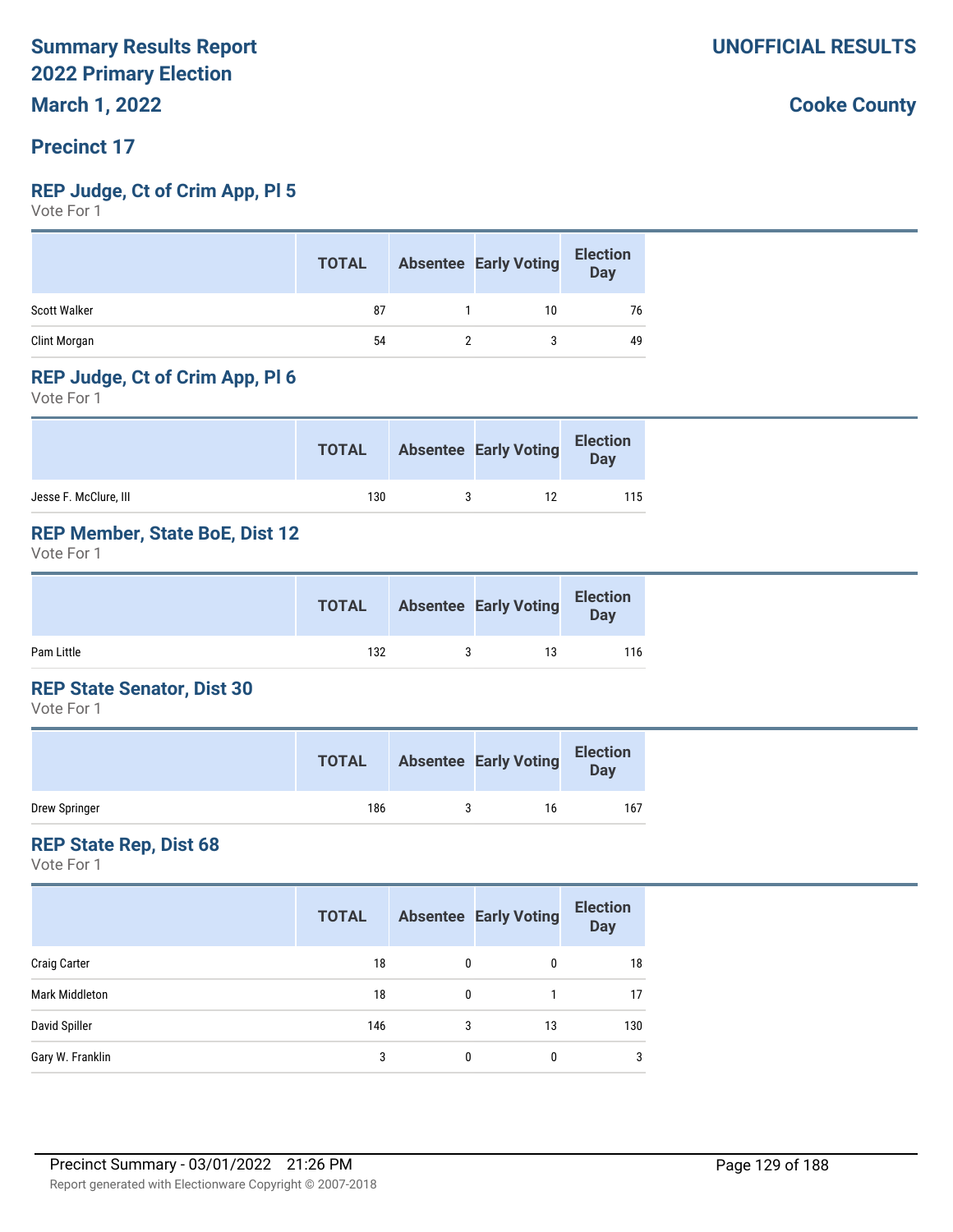# Summary Results Report
# 2022 Primary Election
# March 1, 2022

**UNOFFICIAL RESULTS**

**Cooke County**

## Precinct 17

### REP Judge, Ct of Crim App, Pl 5

Vote For 1

| | TOTAL | Absentee | Early Voting | Election Day |
|---|---|---|---|---|
| Scott Walker | 87 | 1 | 10 | 76 |
| Clint Morgan | 54 | 2 | 3 | 49 |

### REP Judge, Ct of Crim App, Pl 6

Vote For 1

| | TOTAL | Absentee | Early Voting | Election Day |
|---|---|---|---|---|
| Jesse F. McClure, III | 130 | 3 | 12 | 115 |

### REP Member, State BoE, Dist 12

Vote For 1

| | TOTAL | Absentee | Early Voting | Election Day |
|---|---|---|---|---|
| Pam Little | 132 | 3 | 13 | 116 |

### REP State Senator, Dist 30

Vote For 1

| | TOTAL | Absentee | Early Voting | Election Day |
|---|---|---|---|---|
| Drew Springer | 186 | 3 | 16 | 167 |

### REP State Rep, Dist 68

Vote For 1

| | TOTAL | Absentee | Early Voting | Election Day |
|---|---|---|---|---|
| Craig Carter | 18 | 0 | 0 | 18 |
| Mark Middleton | 18 | 0 | 1 | 17 |
| David Spiller | 146 | 3 | 13 | 130 |
| Gary W. Franklin | 3 | 0 | 0 | 3 |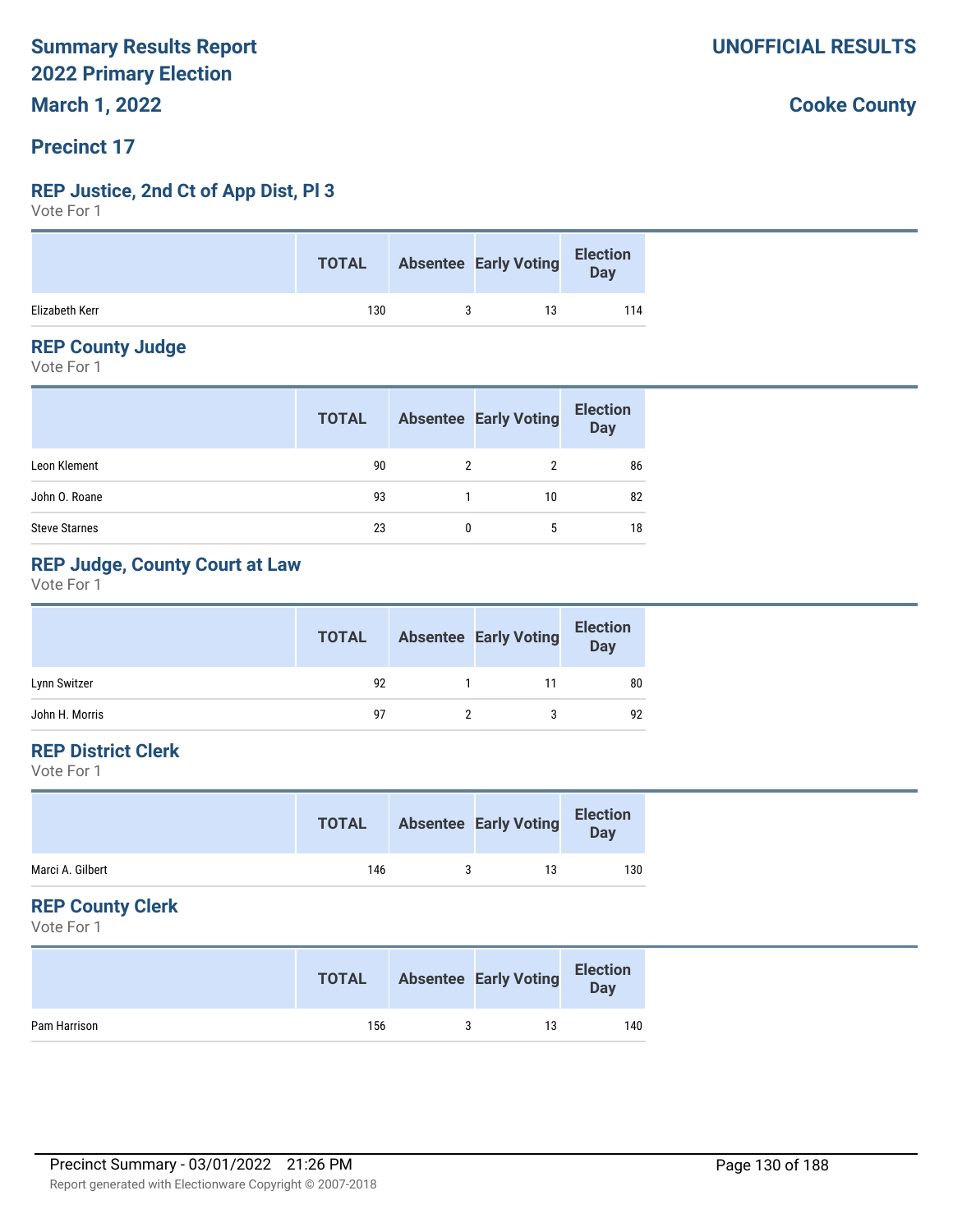# Summary Results Report
# 2022 Primary Election
# March 1, 2022

**UNOFFICIAL RESULTS**

**Cooke County**

## Precinct 17

### REP Justice, 2nd Ct of App Dist, Pl 3

Vote For 1

| | TOTAL | Absentee | Early Voting | Election Day |
|---|---|---|---|---|
| Elizabeth Kerr | 130 | 3 | 13 | 114 |

### REP County Judge

Vote For 1

| | TOTAL | Absentee | Early Voting | Election Day |
|---|---|---|---|---|
| Leon Klement | 90 | 2 | 2 | 86 |
| John O. Roane | 93 | 1 | 10 | 82 |
| Steve Starnes | 23 | 0 | 5 | 18 |

### REP Judge, County Court at Law

Vote For 1

| | TOTAL | Absentee | Early Voting | Election Day |
|---|---|---|---|---|
| Lynn Switzer | 92 | 1 | 11 | 80 |
| John H. Morris | 97 | 2 | 3 | 92 |

### REP District Clerk

Vote For 1

| | TOTAL | Absentee | Early Voting | Election Day |
|---|---|---|---|---|
| Marci A. Gilbert | 146 | 3 | 13 | 130 |

### REP County Clerk

Vote For 1

| | TOTAL | Absentee | Early Voting | Election Day |
|---|---|---|---|---|
| Pam Harrison | 156 | 3 | 13 | 140 |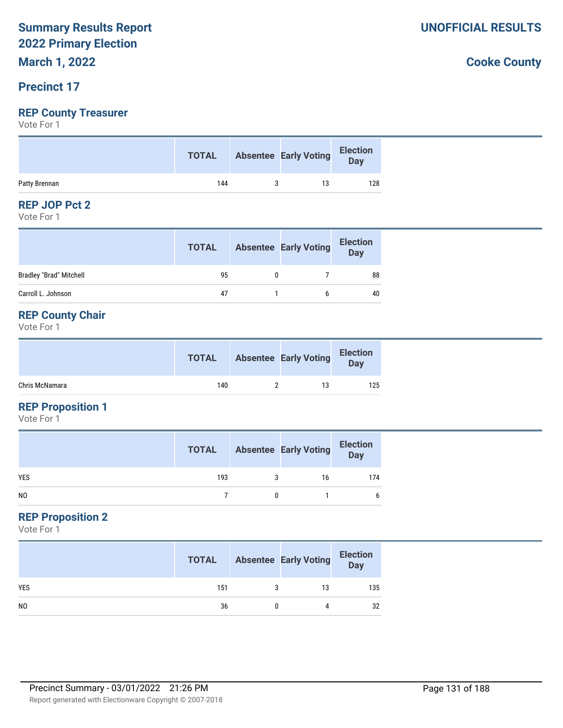# Summary Results Report
# 2022 Primary Election
# March 1, 2022

**UNOFFICIAL RESULTS**

**Cooke County**

## Precinct 17

### REP County Treasurer

Vote For 1

| | TOTAL | Absentee | Early Voting | Election Day |
|---|---|---|---|---|
| Patty Brennan | 144 | 3 | 13 | 128 |

### REP JOP Pct 2

Vote For 1

| | TOTAL | Absentee | Early Voting | Election Day |
|---|---|---|---|---|
| Bradley "Brad" Mitchell | 95 | 0 | 7 | 88 |
| Carroll L. Johnson | 47 | 1 | 6 | 40 |

### REP County Chair

Vote For 1

| | TOTAL | Absentee | Early Voting | Election Day |
|---|---|---|---|---|
| Chris McNamara | 140 | 2 | 13 | 125 |

### REP Proposition 1

Vote For 1

| | TOTAL | Absentee | Early Voting | Election Day |
|---|---|---|---|---|
| YES | 193 | 3 | 16 | 174 |
| NO | 7 | 0 | 1 | 6 |

### REP Proposition 2

Vote For 1

| | TOTAL | Absentee | Early Voting | Election Day |
|---|---|---|---|---|
| YES | 151 | 3 | 13 | 135 |
| NO | 36 | 0 | 4 | 32 |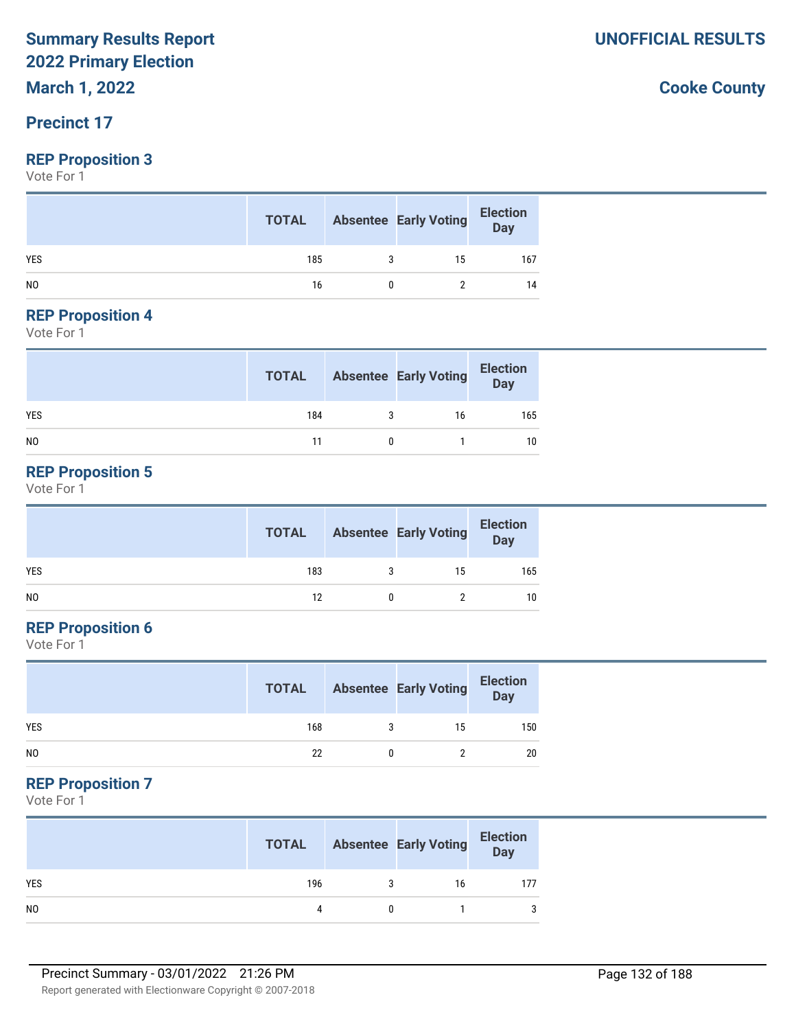# Summary Results Report
# 2022 Primary Election
# March 1, 2022

**UNOFFICIAL RESULTS**

**Cooke County**

## Precinct 17

### REP Proposition 3

Vote For 1

| | TOTAL | Absentee | Early Voting | Election Day |
|---|---|---|---|---|
| YES | 185 | 3 | 15 | 167 |
| NO | 16 | 0 | 2 | 14 |

### REP Proposition 4

Vote For 1

| | TOTAL | Absentee | Early Voting | Election Day |
|---|---|---|---|---|
| YES | 184 | 3 | 16 | 165 |
| NO | 11 | 0 | 1 | 10 |

### REP Proposition 5

Vote For 1

| | TOTAL | Absentee | Early Voting | Election Day |
|---|---|---|---|---|
| YES | 183 | 3 | 15 | 165 |
| NO | 12 | 0 | 2 | 10 |

### REP Proposition 6

Vote For 1

| | TOTAL | Absentee | Early Voting | Election Day |
|---|---|---|---|---|
| YES | 168 | 3 | 15 | 150 |
| NO | 22 | 0 | 2 | 20 |

### REP Proposition 7

Vote For 1

| | TOTAL | Absentee | Early Voting | Election Day |
|---|---|---|---|---|
| YES | 196 | 3 | 16 | 177 |
| NO | 4 | 0 | 1 | 3 |

Precinct Summary - 03/01/2022 21:26 PM

Report generated with Electionware Copyright © 2007-2018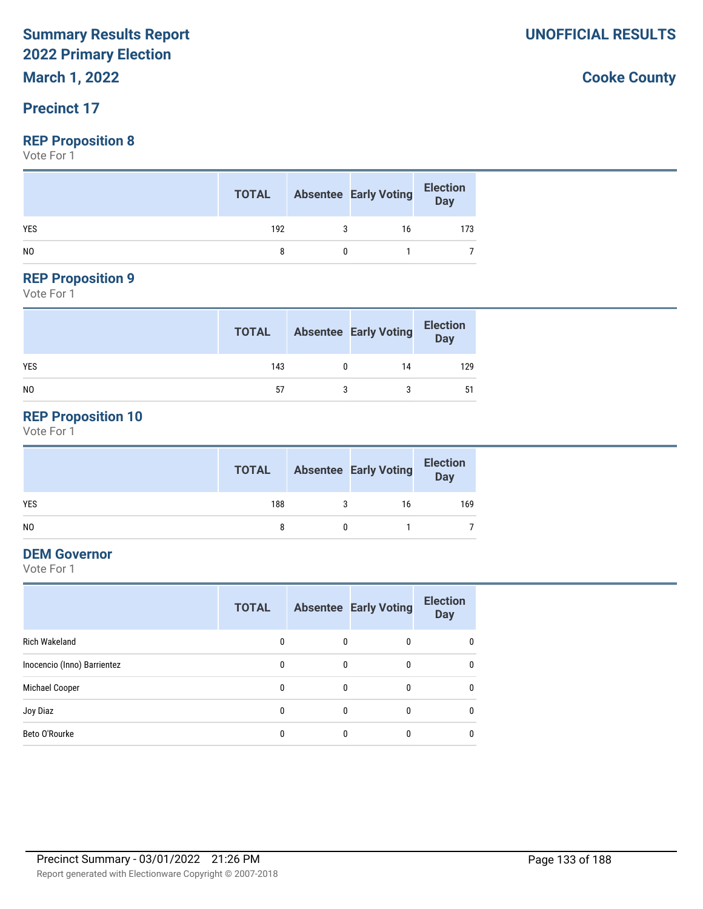# Summary Results Report
# 2022 Primary Election
## March 1, 2022

**UNOFFICIAL RESULTS**

**Cooke County**

## Precinct 17

### REP Proposition 8
Vote For 1

| | TOTAL | Absentee | Early Voting | Election Day |
|---|---|---|---|---|
| YES | 192 | 3 | 16 | 173 |
| NO | 8 | 0 | 1 | 7 |

### REP Proposition 9
Vote For 1

| | TOTAL | Absentee | Early Voting | Election Day |
|---|---|---|---|---|
| YES | 143 | 0 | 14 | 129 |
| NO | 57 | 3 | 3 | 51 |

### REP Proposition 10
Vote For 1

| | TOTAL | Absentee | Early Voting | Election Day |
|---|---|---|---|---|
| YES | 188 | 3 | 16 | 169 |
| NO | 8 | 0 | 1 | 7 |

### DEM Governor
Vote For 1

| | TOTAL | Absentee | Early Voting | Election Day |
|---|---|---|---|---|
| Rich Wakeland | 0 | 0 | 0 | 0 |
| Inocencio (Inno) Barrientez | 0 | 0 | 0 | 0 |
| Michael Cooper | 0 | 0 | 0 | 0 |
| Joy Diaz | 0 | 0 | 0 | 0 |
| Beto O'Rourke | 0 | 0 | 0 | 0 |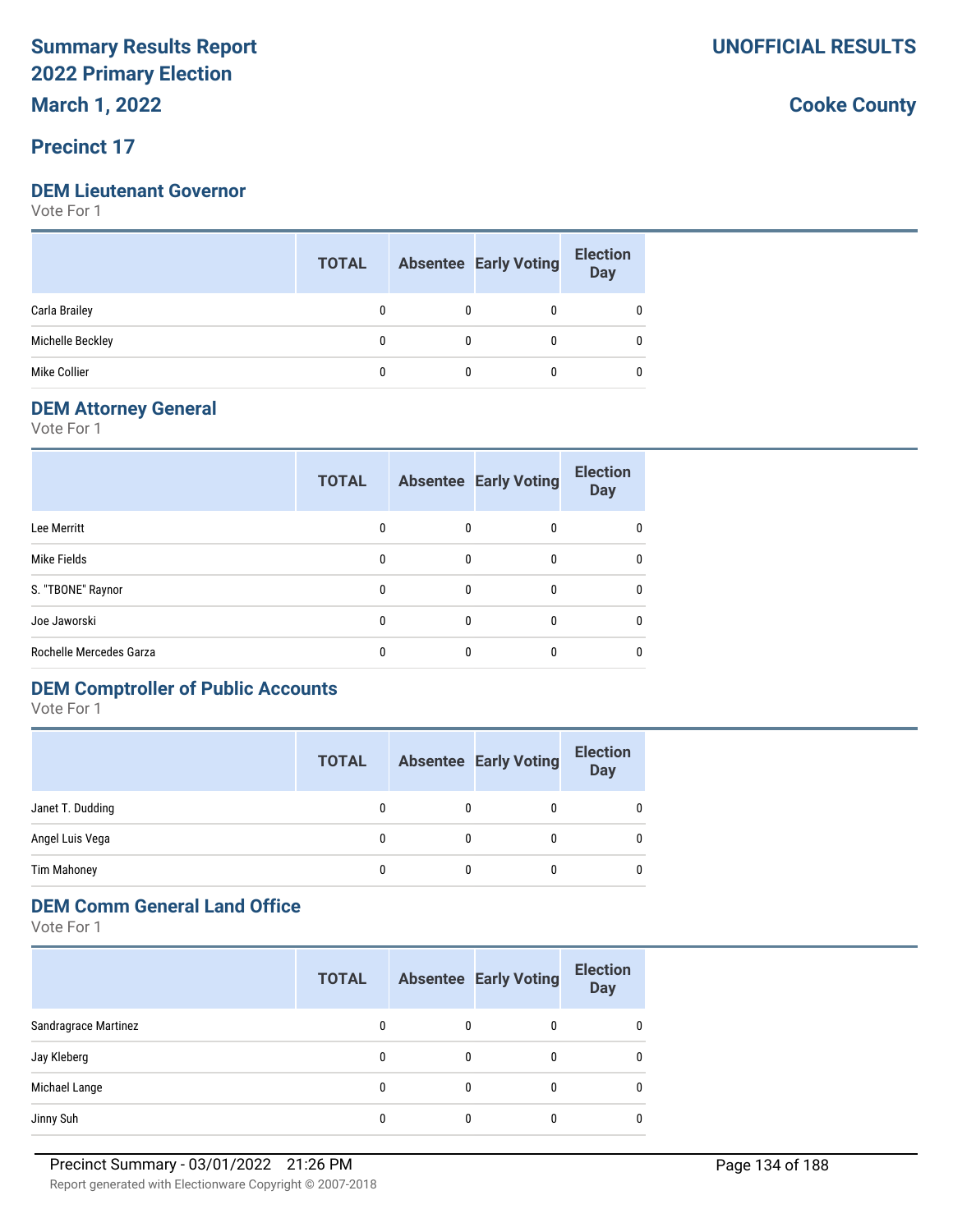# Summary Results Report
# 2022 Primary Election
## March 1, 2022

**UNOFFICIAL RESULTS**

**Cooke County**

## Precinct 17

### DEM Lieutenant Governor

Vote For 1

| | TOTAL | Absentee | Early Voting | Election Day |
|---|---|---|---|---|
| Carla Brailey | 0 | 0 | 0 | 0 |
| Michelle Beckley | 0 | 0 | 0 | 0 |
| Mike Collier | 0 | 0 | 0 | 0 |

### DEM Attorney General

Vote For 1

| | TOTAL | Absentee | Early Voting | Election Day |
|---|---|---|---|---|
| Lee Merritt | 0 | 0 | 0 | 0 |
| Mike Fields | 0 | 0 | 0 | 0 |
| S. "TBONE" Raynor | 0 | 0 | 0 | 0 |
| Joe Jaworski | 0 | 0 | 0 | 0 |
| Rochelle Mercedes Garza | 0 | 0 | 0 | 0 |

### DEM Comptroller of Public Accounts

Vote For 1

| | TOTAL | Absentee | Early Voting | Election Day |
|---|---|---|---|---|
| Janet T. Dudding | 0 | 0 | 0 | 0 |
| Angel Luis Vega | 0 | 0 | 0 | 0 |
| Tim Mahoney | 0 | 0 | 0 | 0 |

### DEM Comm General Land Office

Vote For 1

| | TOTAL | Absentee | Early Voting | Election Day |
|---|---|---|---|---|
| Sandragrace Martinez | 0 | 0 | 0 | 0 |
| Jay Kleberg | 0 | 0 | 0 | 0 |
| Michael Lange | 0 | 0 | 0 | 0 |
| Jinny Suh | 0 | 0 | 0 | 0 |

Precinct Summary - 03/01/2022 21:26 PM

Report generated with Electionware Copyright © 2007-2018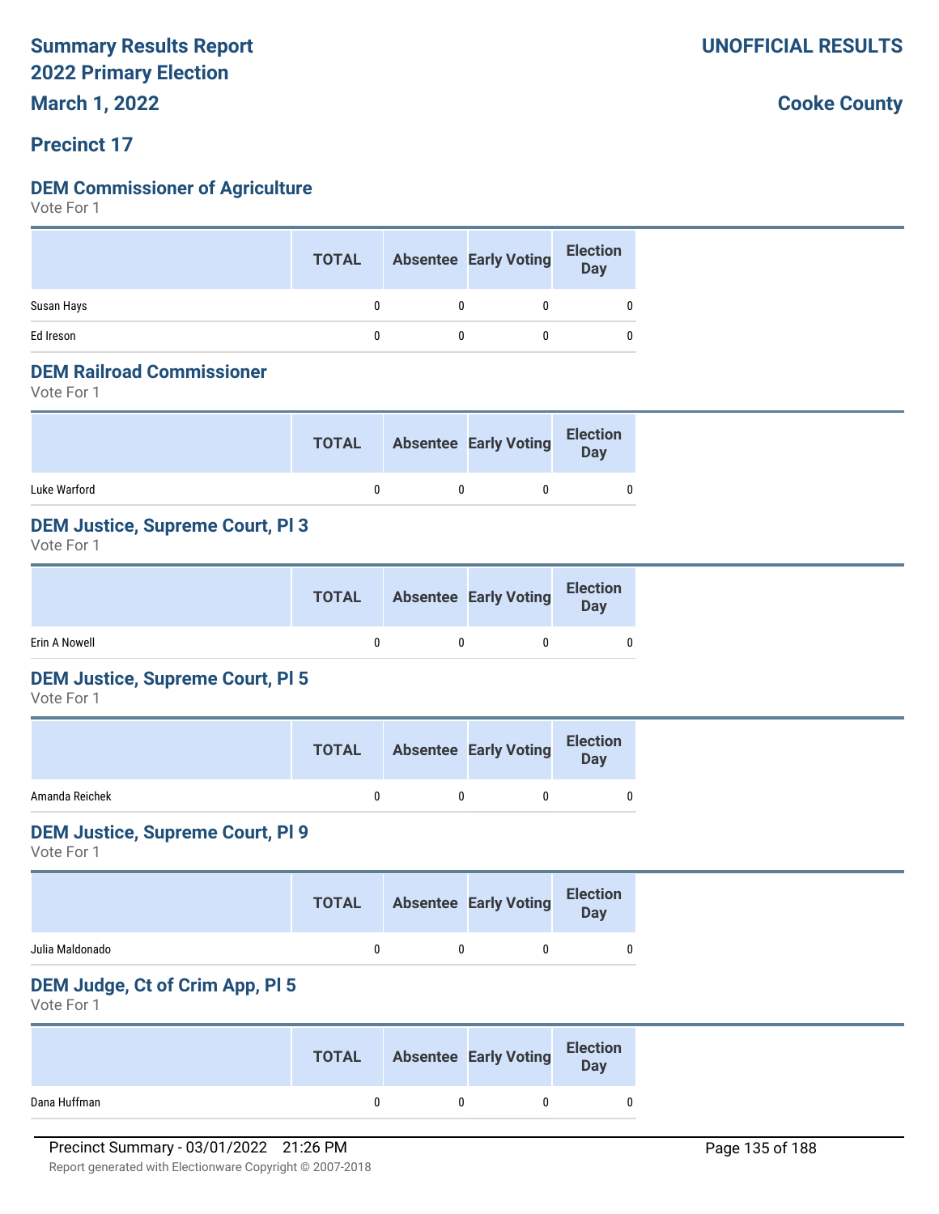# Summary Results Report
## 2022 Primary Election
## March 1, 2022

**UNOFFICIAL RESULTS**

**Cooke County**

## Precinct 17

### DEM Commissioner of Agriculture
Vote For 1

| | TOTAL | Absentee | Early Voting | Election Day |
|---|---|---|---|---|
| Susan Hays | 0 | 0 | 0 | 0 |
| Ed Ireson | 0 | 0 | 0 | 0 |

### DEM Railroad Commissioner
Vote For 1

| | TOTAL | Absentee | Early Voting | Election Day |
|---|---|---|---|---|
| Luke Warford | 0 | 0 | 0 | 0 |

### DEM Justice, Supreme Court, Pl 3
Vote For 1

| | TOTAL | Absentee | Early Voting | Election Day |
|---|---|---|---|---|
| Erin A Nowell | 0 | 0 | 0 | 0 |

### DEM Justice, Supreme Court, Pl 5
Vote For 1

| | TOTAL | Absentee | Early Voting | Election Day |
|---|---|---|---|---|
| Amanda Reichek | 0 | 0 | 0 | 0 |

### DEM Justice, Supreme Court, Pl 9
Vote For 1

| | TOTAL | Absentee | Early Voting | Election Day |
|---|---|---|---|---|
| Julia Maldonado | 0 | 0 | 0 | 0 |

### DEM Judge, Ct of Crim App, Pl 5
Vote For 1

| | TOTAL | Absentee | Early Voting | Election Day |
|---|---|---|---|---|
| Dana Huffman | 0 | 0 | 0 | 0 |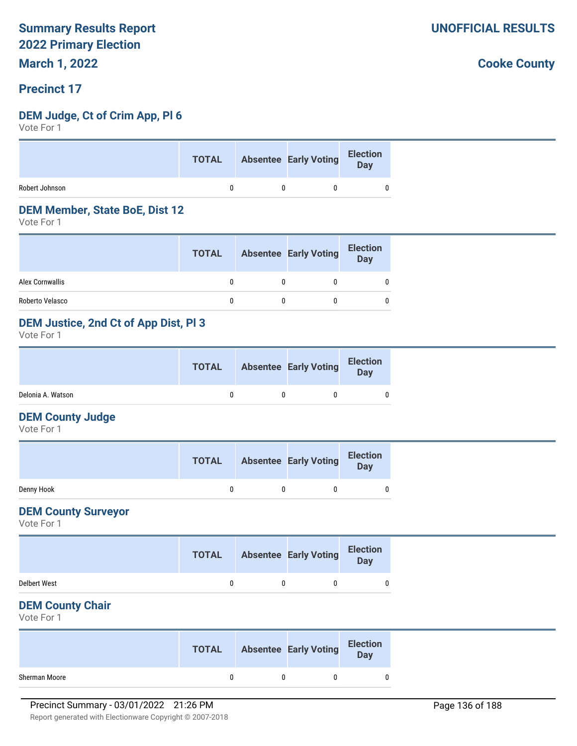# Summary Results Report
# 2022 Primary Election
# March 1, 2022

**UNOFFICIAL RESULTS**

**Cooke County**

## Precinct 17

### DEM Judge, Ct of Crim App, Pl 6

Vote For 1

| | TOTAL | Absentee | Early Voting | Election Day |
|---|---|---|---|---|
| Robert Johnson | 0 | 0 | 0 | 0 |

### DEM Member, State BoE, Dist 12

Vote For 1

| | TOTAL | Absentee | Early Voting | Election Day |
|---|---|---|---|---|
| Alex Cornwallis | 0 | 0 | 0 | 0 |
| Roberto Velasco | 0 | 0 | 0 | 0 |

### DEM Justice, 2nd Ct of App Dist, Pl 3

Vote For 1

| | TOTAL | Absentee | Early Voting | Election Day |
|---|---|---|---|---|
| Delonia A. Watson | 0 | 0 | 0 | 0 |

### DEM County Judge

Vote For 1

| | TOTAL | Absentee | Early Voting | Election Day |
|---|---|---|---|---|
| Denny Hook | 0 | 0 | 0 | 0 |

### DEM County Surveyor

Vote For 1

| | TOTAL | Absentee | Early Voting | Election Day |
|---|---|---|---|---|
| Delbert West | 0 | 0 | 0 | 0 |

### DEM County Chair

Vote For 1

| | TOTAL | Absentee | Early Voting | Election Day |
|---|---|---|---|---|
| Sherman Moore | 0 | 0 | 0 | 0 |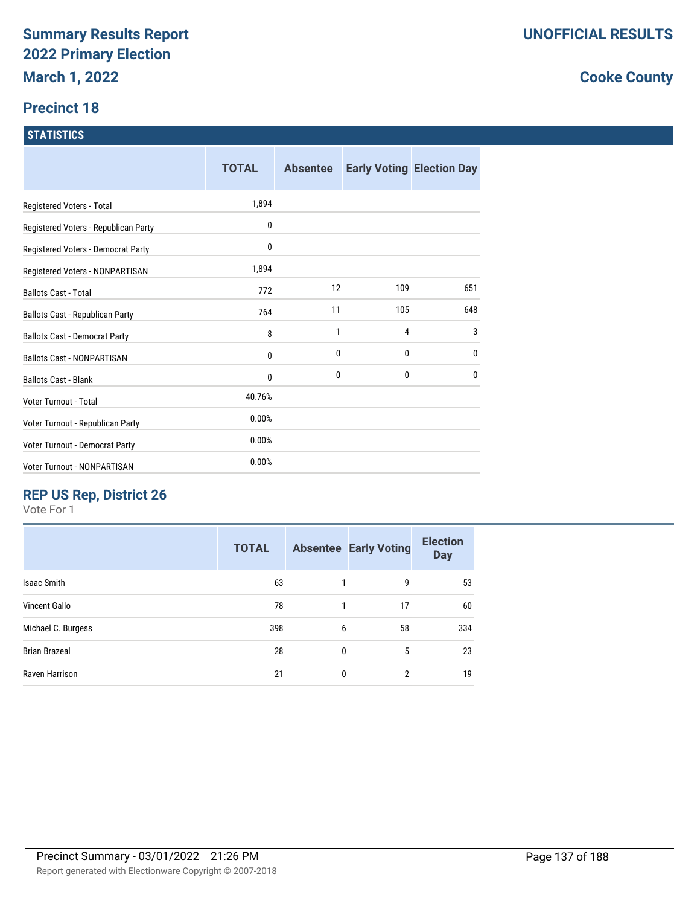# Summary Results Report
# 2022 Primary Election
# March 1, 2022

**UNOFFICIAL RESULTS**

**Cooke County**

## Precinct 18

### STATISTICS

| | TOTAL | Absentee | Early Voting | Election Day |
|---|---|---|---|---|
| Registered Voters - Total | 1,894 | | | |
| Registered Voters - Republican Party | 0 | | | |
| Registered Voters - Democrat Party | 0 | | | |
| Registered Voters - NONPARTISAN | 1,894 | | | |
| Ballots Cast - Total | 772 | 12 | 109 | 651 |
| Ballots Cast - Republican Party | 764 | 11 | 105 | 648 |
| Ballots Cast - Democrat Party | 8 | 1 | 4 | 3 |
| Ballots Cast - NONPARTISAN | 0 | 0 | 0 | 0 |
| Ballots Cast - Blank | 0 | 0 | 0 | 0 |
| Voter Turnout - Total | 40.76% | | | |
| Voter Turnout - Republican Party | 0.00% | | | |
| Voter Turnout - Democrat Party | 0.00% | | | |
| Voter Turnout - NONPARTISAN | 0.00% | | | |

### REP US Rep, District 26

Vote For 1

| | TOTAL | Absentee | Early Voting | Election Day |
|---|---|---|---|---|
| Isaac Smith | 63 | 1 | 9 | 53 |
| Vincent Gallo | 78 | 1 | 17 | 60 |
| Michael C. Burgess | 398 | 6 | 58 | 334 |
| Brian Brazeal | 28 | 0 | 5 | 23 |
| Raven Harrison | 21 | 0 | 2 | 19 |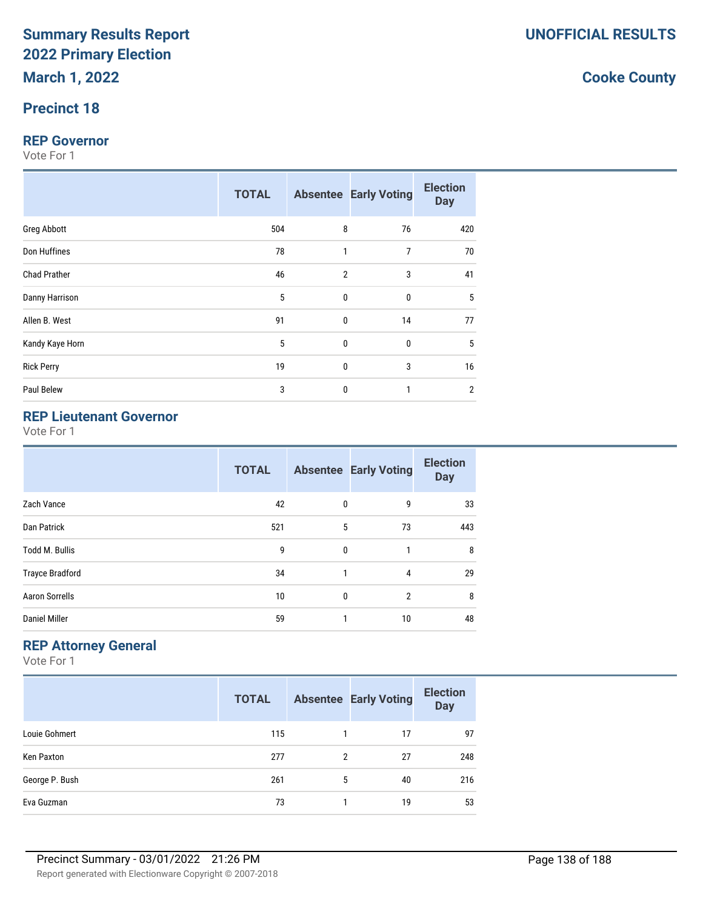# Summary Results Report 2022 Primary Election

**March 1, 2022**

**UNOFFICIAL RESULTS**

**Cooke County**

## Precinct 18

### REP Governor

Vote For 1

| | TOTAL | Absentee | Early Voting | Election Day |
|---|---|---|---|---|
| Greg Abbott | 504 | 8 | 76 | 420 |
| Don Huffines | 78 | 1 | 7 | 70 |
| Chad Prather | 46 | 2 | 3 | 41 |
| Danny Harrison | 5 | 0 | 0 | 5 |
| Allen B. West | 91 | 0 | 14 | 77 |
| Kandy Kaye Horn | 5 | 0 | 0 | 5 |
| Rick Perry | 19 | 0 | 3 | 16 |
| Paul Belew | 3 | 0 | 1 | 2 |

### REP Lieutenant Governor

Vote For 1

| | TOTAL | Absentee | Early Voting | Election Day |
|---|---|---|---|---|
| Zach Vance | 42 | 0 | 9 | 33 |
| Dan Patrick | 521 | 5 | 73 | 443 |
| Todd M. Bullis | 9 | 0 | 1 | 8 |
| Trayce Bradford | 34 | 1 | 4 | 29 |
| Aaron Sorrells | 10 | 0 | 2 | 8 |
| Daniel Miller | 59 | 1 | 10 | 48 |

### REP Attorney General

Vote For 1

| | TOTAL | Absentee | Early Voting | Election Day |
|---|---|---|---|---|
| Louie Gohmert | 115 | 1 | 17 | 97 |
| Ken Paxton | 277 | 2 | 27 | 248 |
| George P. Bush | 261 | 5 | 40 | 216 |
| Eva Guzman | 73 | 1 | 19 | 53 |

Precinct Summary - 03/01/2022 21:26 PM

Report generated with Electionware Copyright © 2007-2018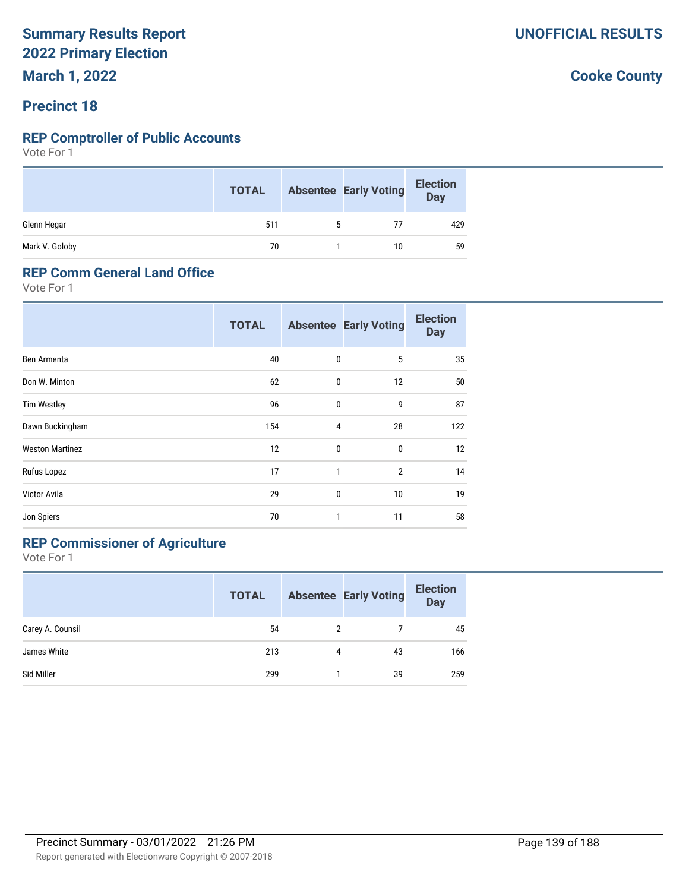# Summary Results Report
# 2022 Primary Election
### March 1, 2022

**UNOFFICIAL RESULTS**

**Cooke County**

### Precinct 18

## REP Comptroller of Public Accounts

Vote For 1

| | TOTAL | Absentee | Early Voting | Election Day |
|---|---|---|---|---|
| Glenn Hegar | 511 | 5 | 77 | 429 |
| Mark V. Goloby | 70 | 1 | 10 | 59 |

## REP Comm General Land Office

Vote For 1

| | TOTAL | Absentee | Early Voting | Election Day |
|---|---|---|---|---|
| Ben Armenta | 40 | 0 | 5 | 35 |
| Don W. Minton | 62 | 0 | 12 | 50 |
| Tim Westley | 96 | 0 | 9 | 87 |
| Dawn Buckingham | 154 | 4 | 28 | 122 |
| Weston Martinez | 12 | 0 | 0 | 12 |
| Rufus Lopez | 17 | 1 | 2 | 14 |
| Victor Avila | 29 | 0 | 10 | 19 |
| Jon Spiers | 70 | 1 | 11 | 58 |

## REP Commissioner of Agriculture

Vote For 1

| | TOTAL | Absentee | Early Voting | Election Day |
|---|---|---|---|---|
| Carey A. Counsil | 54 | 2 | 7 | 45 |
| James White | 213 | 4 | 43 | 166 |
| Sid Miller | 299 | 1 | 39 | 259 |

Precinct Summary - 03/01/2022 21:26 PM

Report generated with Electionware Copyright © 2007-2018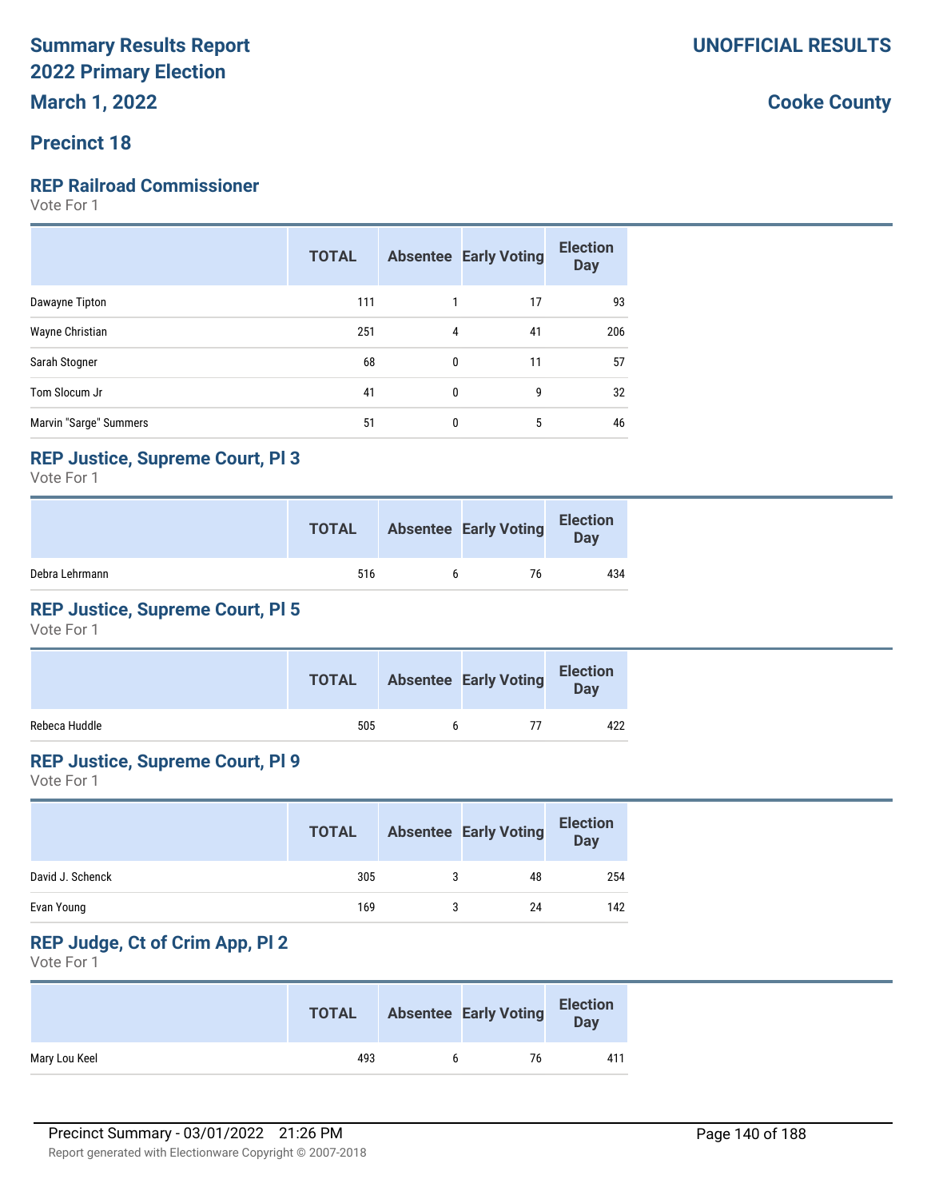# Summary Results Report
# 2022 Primary Election
# March 1, 2022

**UNOFFICIAL RESULTS**

**Cooke County**

## Precinct 18

### REP Railroad Commissioner

Vote For 1

| | TOTAL | Absentee | Early Voting | Election Day |
|---|---|---|---|---|
| Dawayne Tipton | 111 | 1 | 17 | 93 |
| Wayne Christian | 251 | 4 | 41 | 206 |
| Sarah Stogner | 68 | 0 | 11 | 57 |
| Tom Slocum Jr | 41 | 0 | 9 | 32 |
| Marvin "Sarge" Summers | 51 | 0 | 5 | 46 |

### REP Justice, Supreme Court, Pl 3

Vote For 1

| | TOTAL | Absentee | Early Voting | Election Day |
|---|---|---|---|---|
| Debra Lehrmann | 516 | 6 | 76 | 434 |

### REP Justice, Supreme Court, Pl 5

Vote For 1

| | TOTAL | Absentee | Early Voting | Election Day |
|---|---|---|---|---|
| Rebeca Huddle | 505 | 6 | 77 | 422 |

### REP Justice, Supreme Court, Pl 9

Vote For 1

| | TOTAL | Absentee | Early Voting | Election Day |
|---|---|---|---|---|
| David J. Schenck | 305 | 3 | 48 | 254 |
| Evan Young | 169 | 3 | 24 | 142 |

### REP Judge, Ct of Crim App, Pl 2

Vote For 1

| | TOTAL | Absentee | Early Voting | Election Day |
|---|---|---|---|---|
| Mary Lou Keel | 493 | 6 | 76 | 411 |

Precinct Summary - 03/01/2022 21:26 PM

Report generated with Electionware Copyright © 2007-2018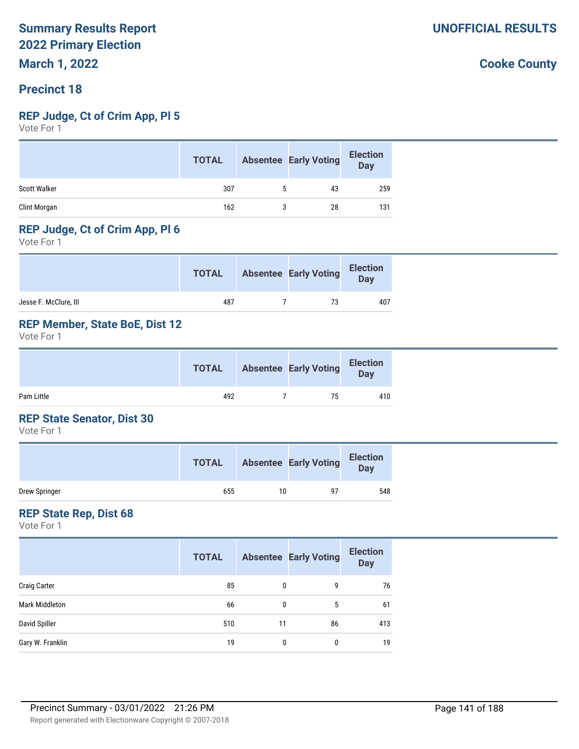# Summary Results Report
# 2022 Primary Election
# March 1, 2022

**UNOFFICIAL RESULTS**

**Cooke County**

## Precinct 18

### REP Judge, Ct of Crim App, Pl 5

Vote For 1

| | TOTAL | Absentee | Early Voting | Election Day |
|---|---|---|---|---|
| Scott Walker | 307 | 5 | 43 | 259 |
| Clint Morgan | 162 | 3 | 28 | 131 |

### REP Judge, Ct of Crim App, Pl 6

Vote For 1

| | TOTAL | Absentee | Early Voting | Election Day |
|---|---|---|---|---|
| Jesse F. McClure, III | 487 | 7 | 73 | 407 |

### REP Member, State BoE, Dist 12

Vote For 1

| | TOTAL | Absentee | Early Voting | Election Day |
|---|---|---|---|---|
| Pam Little | 492 | 7 | 75 | 410 |

### REP State Senator, Dist 30

Vote For 1

| | TOTAL | Absentee | Early Voting | Election Day |
|---|---|---|---|---|
| Drew Springer | 655 | 10 | 97 | 548 |

### REP State Rep, Dist 68

Vote For 1

| | TOTAL | Absentee | Early Voting | Election Day |
|---|---|---|---|---|
| Craig Carter | 85 | 0 | 9 | 76 |
| Mark Middleton | 66 | 0 | 5 | 61 |
| David Spiller | 510 | 11 | 86 | 413 |
| Gary W. Franklin | 19 | 0 | 0 | 19 |

Precinct Summary - 03/01/2022 21:26 PM

Report generated with Electionware Copyright © 2007-2018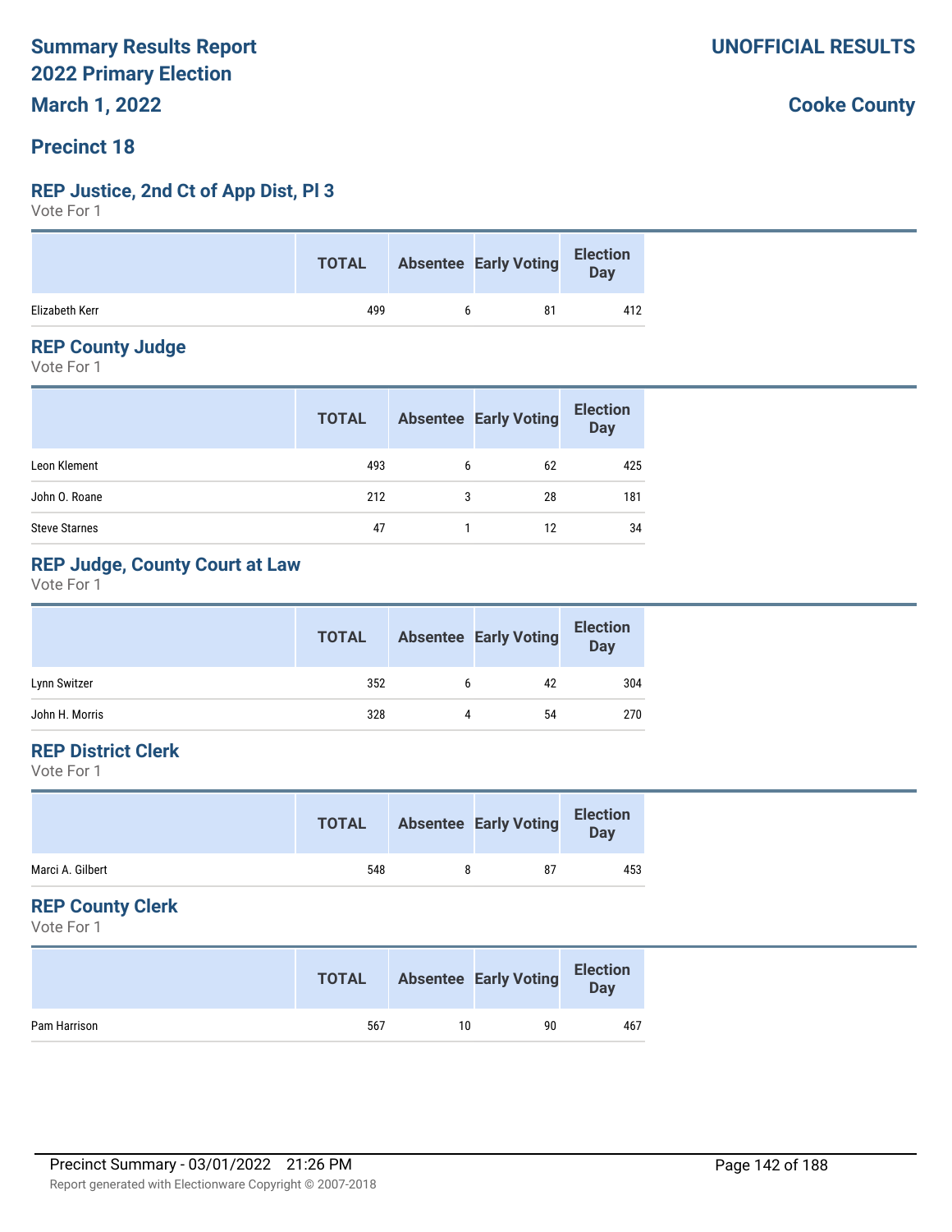# Summary Results Report
# 2022 Primary Election
# March 1, 2022

**UNOFFICIAL RESULTS**

**Cooke County**

## Precinct 18

### REP Justice, 2nd Ct of App Dist, Pl 3
Vote For 1

| | TOTAL | Absentee | Early Voting | Election Day |
|---|---|---|---|---|
| Elizabeth Kerr | 499 | 6 | 81 | 412 |

### REP County Judge
Vote For 1

| | TOTAL | Absentee | Early Voting | Election Day |
|---|---|---|---|---|
| Leon Klement | 493 | 6 | 62 | 425 |
| John O. Roane | 212 | 3 | 28 | 181 |
| Steve Starnes | 47 | 1 | 12 | 34 |

### REP Judge, County Court at Law
Vote For 1

| | TOTAL | Absentee | Early Voting | Election Day |
|---|---|---|---|---|
| Lynn Switzer | 352 | 6 | 42 | 304 |
| John H. Morris | 328 | 4 | 54 | 270 |

### REP District Clerk
Vote For 1

| | TOTAL | Absentee | Early Voting | Election Day |
|---|---|---|---|---|
| Marci A. Gilbert | 548 | 8 | 87 | 453 |

### REP County Clerk
Vote For 1

| | TOTAL | Absentee | Early Voting | Election Day |
|---|---|---|---|---|
| Pam Harrison | 567 | 10 | 90 | 467 |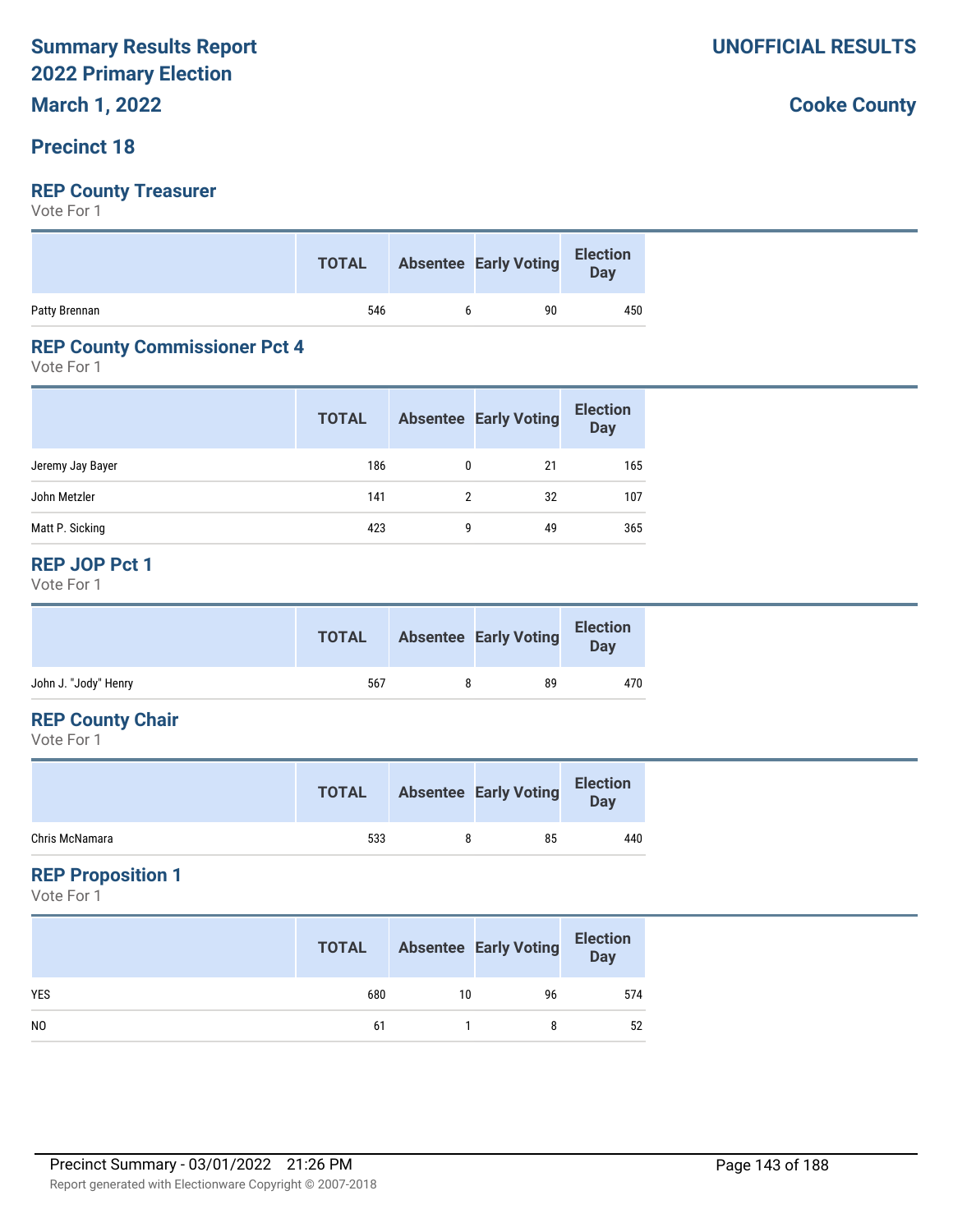# Summary Results Report
# 2022 Primary Election
## March 1, 2022

**UNOFFICIAL RESULTS**

**Cooke County**

## Precinct 18

### REP County Treasurer
Vote For 1

| | TOTAL | Absentee | Early Voting | Election Day |
|---|---|---|---|---|
| Patty Brennan | 546 | 6 | 90 | 450 |

### REP County Commissioner Pct 4
Vote For 1

| | TOTAL | Absentee | Early Voting | Election Day |
|---|---|---|---|---|
| Jeremy Jay Bayer | 186 | 0 | 21 | 165 |
| John Metzler | 141 | 2 | 32 | 107 |
| Matt P. Sicking | 423 | 9 | 49 | 365 |

### REP JOP Pct 1
Vote For 1

| | TOTAL | Absentee | Early Voting | Election Day |
|---|---|---|---|---|
| John J. "Jody" Henry | 567 | 8 | 89 | 470 |

### REP County Chair
Vote For 1

| | TOTAL | Absentee | Early Voting | Election Day |
|---|---|---|---|---|
| Chris McNamara | 533 | 8 | 85 | 440 |

### REP Proposition 1
Vote For 1

| | TOTAL | Absentee | Early Voting | Election Day |
|---|---|---|---|---|
| YES | 680 | 10 | 96 | 574 |
| NO | 61 | 1 | 8 | 52 |

Precinct Summary - 03/01/2022 21:26 PM

Report generated with Electionware Copyright © 2007-2018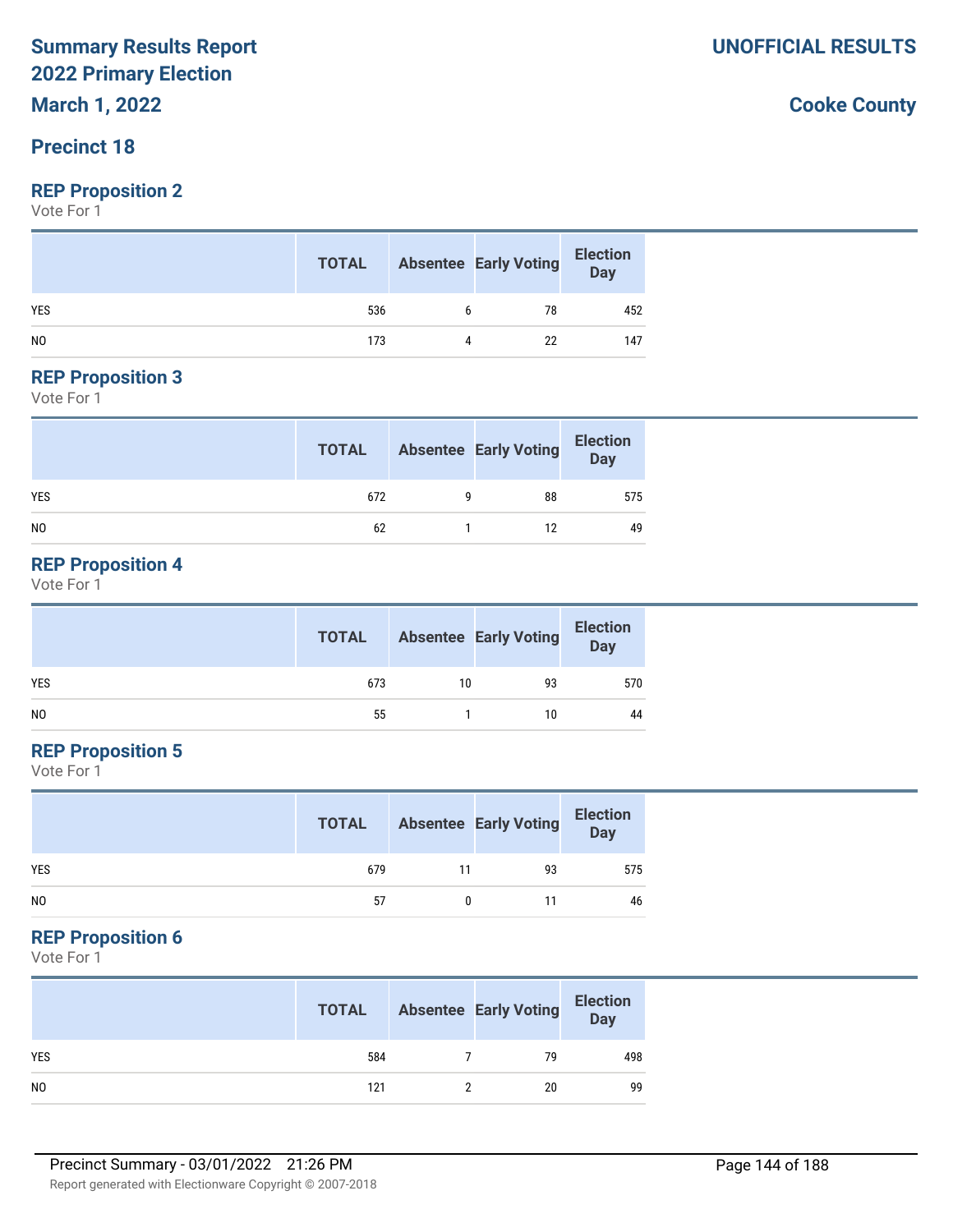# Summary Results Report
# 2022 Primary Election
# March 1, 2022

**UNOFFICIAL RESULTS**

**Cooke County**

## Precinct 18

### REP Proposition 2

Vote For 1

| | TOTAL | Absentee | Early Voting | Election Day |
|---|---|---|---|---|
| YES | 536 | 6 | 78 | 452 |
| NO | 173 | 4 | 22 | 147 |

### REP Proposition 3

Vote For 1

| | TOTAL | Absentee | Early Voting | Election Day |
|---|---|---|---|---|
| YES | 672 | 9 | 88 | 575 |
| NO | 62 | 1 | 12 | 49 |

### REP Proposition 4

Vote For 1

| | TOTAL | Absentee | Early Voting | Election Day |
|---|---|---|---|---|
| YES | 673 | 10 | 93 | 570 |
| NO | 55 | 1 | 10 | 44 |

### REP Proposition 5

Vote For 1

| | TOTAL | Absentee | Early Voting | Election Day |
|---|---|---|---|---|
| YES | 679 | 11 | 93 | 575 |
| NO | 57 | 0 | 11 | 46 |

### REP Proposition 6

Vote For 1

| | TOTAL | Absentee | Early Voting | Election Day |
|---|---|---|---|---|
| YES | 584 | 7 | 79 | 498 |
| NO | 121 | 2 | 20 | 99 |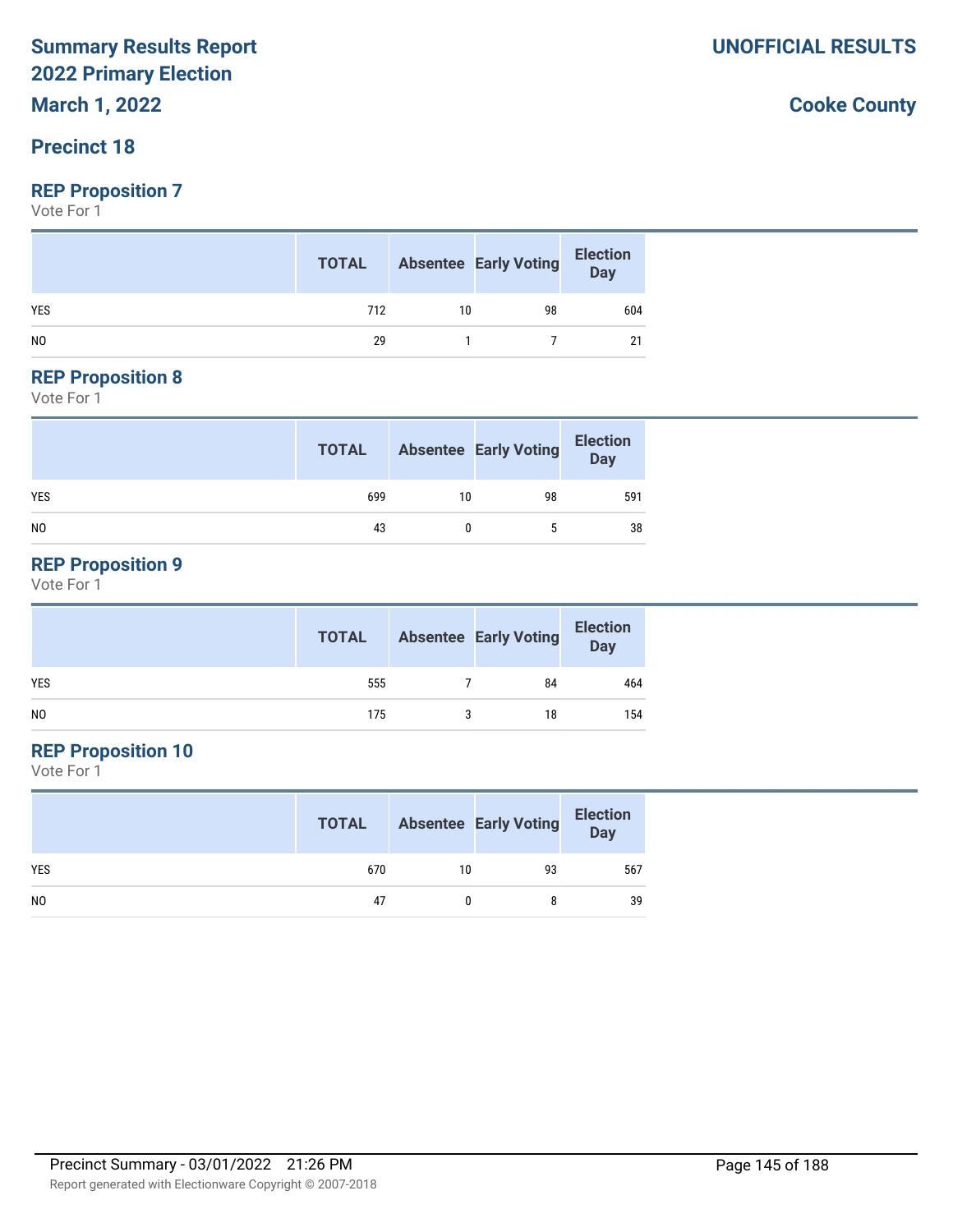# Summary Results Report
## 2022 Primary Election
## March 1, 2022

**UNOFFICIAL RESULTS**

**Cooke County**

## Precinct 18

### REP Proposition 7
Vote For 1

| | TOTAL | Absentee | Early Voting | Election Day |
|---|---|---|---|---|
| YES | 712 | 10 | 98 | 604 |
| NO | 29 | 1 | 7 | 21 |

### REP Proposition 8
Vote For 1

| | TOTAL | Absentee | Early Voting | Election Day |
|---|---|---|---|---|
| YES | 699 | 10 | 98 | 591 |
| NO | 43 | 0 | 5 | 38 |

### REP Proposition 9
Vote For 1

| | TOTAL | Absentee | Early Voting | Election Day |
|---|---|---|---|---|
| YES | 555 | 7 | 84 | 464 |
| NO | 175 | 3 | 18 | 154 |

### REP Proposition 10
Vote For 1

| | TOTAL | Absentee | Early Voting | Election Day |
|---|---|---|---|---|
| YES | 670 | 10 | 93 | 567 |
| NO | 47 | 0 | 8 | 39 |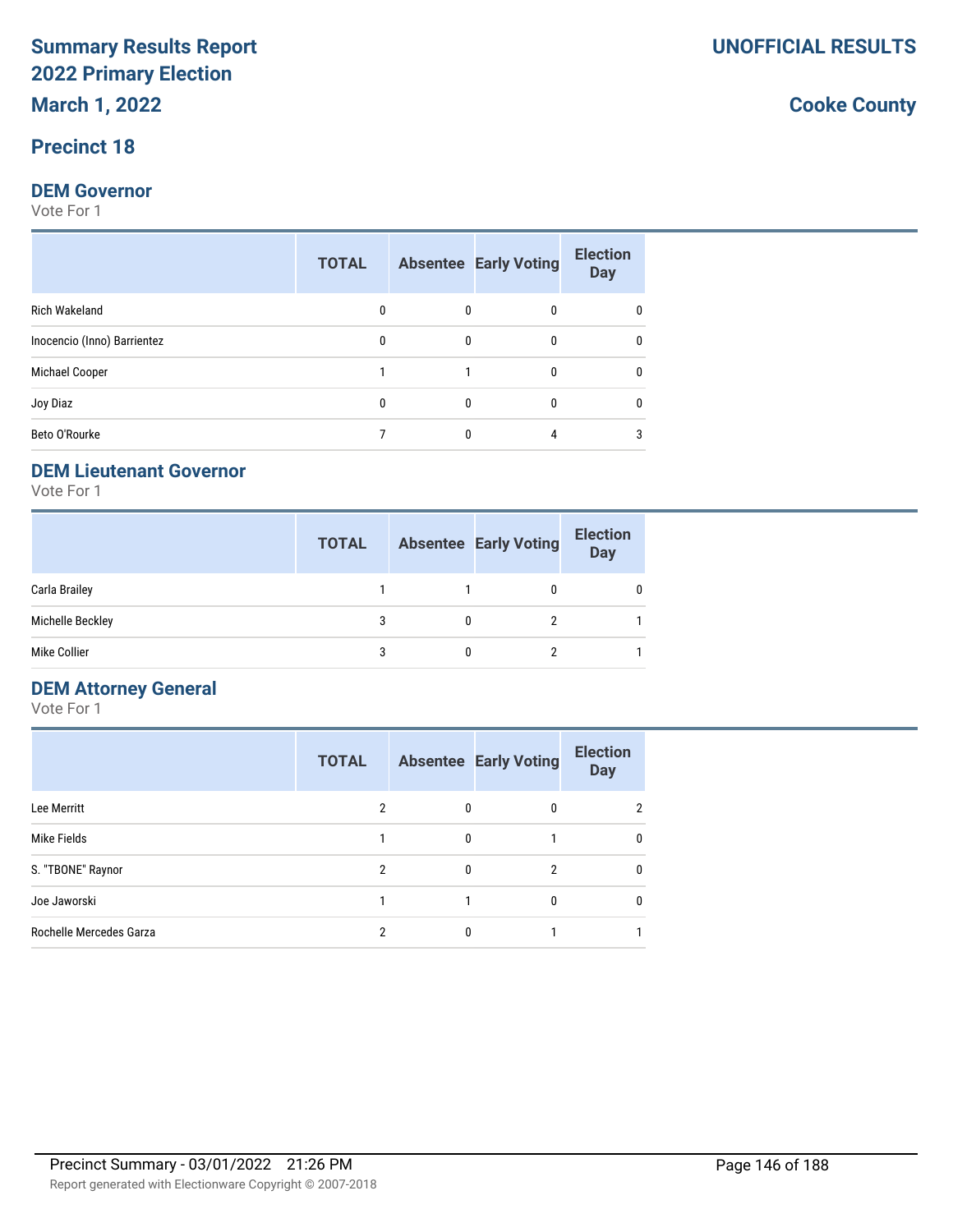# Summary Results Report
# 2022 Primary Election
## March 1, 2022

**UNOFFICIAL RESULTS**

**Cooke County**

## Precinct 18

### DEM Governor

Vote For 1

| | TOTAL | Absentee | Early Voting | Election Day |
|---|---|---|---|---|
| Rich Wakeland | 0 | 0 | 0 | 0 |
| Inocencio (Inno) Barrientez | 0 | 0 | 0 | 0 |
| Michael Cooper | 1 | 1 | 0 | 0 |
| Joy Diaz | 0 | 0 | 0 | 0 |
| Beto O'Rourke | 7 | 0 | 4 | 3 |

### DEM Lieutenant Governor

Vote For 1

| | TOTAL | Absentee | Early Voting | Election Day |
|---|---|---|---|---|
| Carla Brailey | 1 | 1 | 0 | 0 |
| Michelle Beckley | 3 | 0 | 2 | 1 |
| Mike Collier | 3 | 0 | 2 | 1 |

### DEM Attorney General

Vote For 1

| | TOTAL | Absentee | Early Voting | Election Day |
|---|---|---|---|---|
| Lee Merritt | 2 | 0 | 0 | 2 |
| Mike Fields | 1 | 0 | 1 | 0 |
| S. "TBONE" Raynor | 2 | 0 | 2 | 0 |
| Joe Jaworski | 1 | 1 | 0 | 0 |
| Rochelle Mercedes Garza | 2 | 0 | 1 | 1 |

Precinct Summary - 03/01/2022 21:26 PM

Report generated with Electionware Copyright © 2007-2018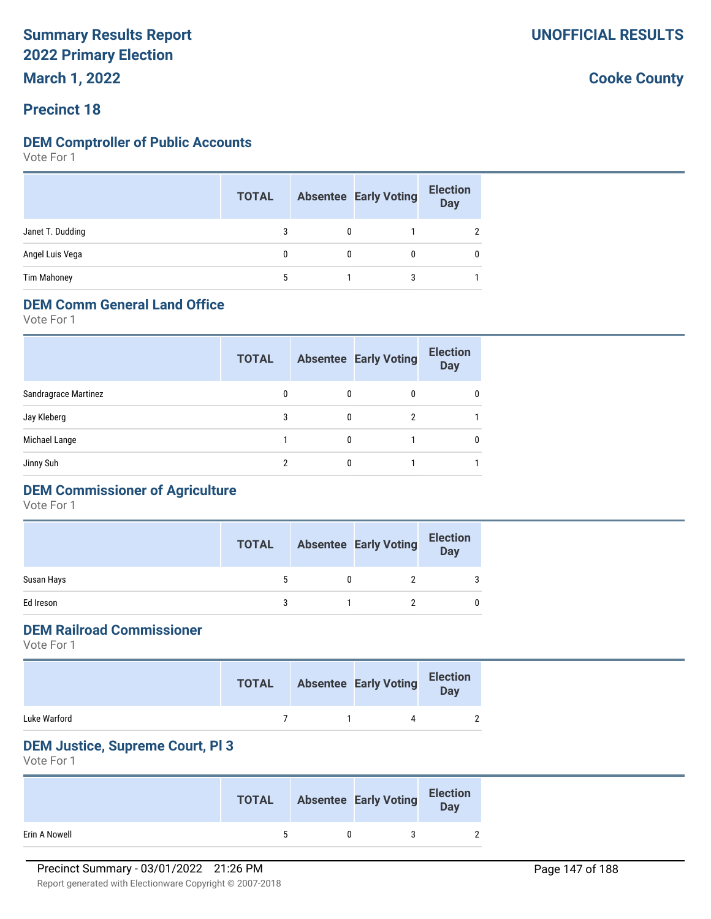# Summary Results Report
# 2022 Primary Election
# March 1, 2022

**UNOFFICIAL RESULTS**

**Cooke County**

## Precinct 18

### DEM Comptroller of Public Accounts

Vote For 1

| | TOTAL | Absentee | Early Voting | Election Day |
|---|---|---|---|---|
| Janet T. Dudding | 3 | 0 | 1 | 2 |
| Angel Luis Vega | 0 | 0 | 0 | 0 |
| Tim Mahoney | 5 | 1 | 3 | 1 |

### DEM Comm General Land Office

Vote For 1

| | TOTAL | Absentee | Early Voting | Election Day |
|---|---|---|---|---|
| Sandragrace Martinez | 0 | 0 | 0 | 0 |
| Jay Kleberg | 3 | 0 | 2 | 1 |
| Michael Lange | 1 | 0 | 1 | 0 |
| Jinny Suh | 2 | 0 | 1 | 1 |

### DEM Commissioner of Agriculture

Vote For 1

| | TOTAL | Absentee | Early Voting | Election Day |
|---|---|---|---|---|
| Susan Hays | 5 | 0 | 2 | 3 |
| Ed Ireson | 3 | 1 | 2 | 0 |

### DEM Railroad Commissioner

Vote For 1

| | TOTAL | Absentee | Early Voting | Election Day |
|---|---|---|---|---|
| Luke Warford | 7 | 1 | 4 | 2 |

### DEM Justice, Supreme Court, Pl 3

Vote For 1

| | TOTAL | Absentee | Early Voting | Election Day |
|---|---|---|---|---|
| Erin A Nowell | 5 | 0 | 3 | 2 |

Precinct Summary - 03/01/2022 21:26 PM

Report generated with Electionware Copyright © 2007-2018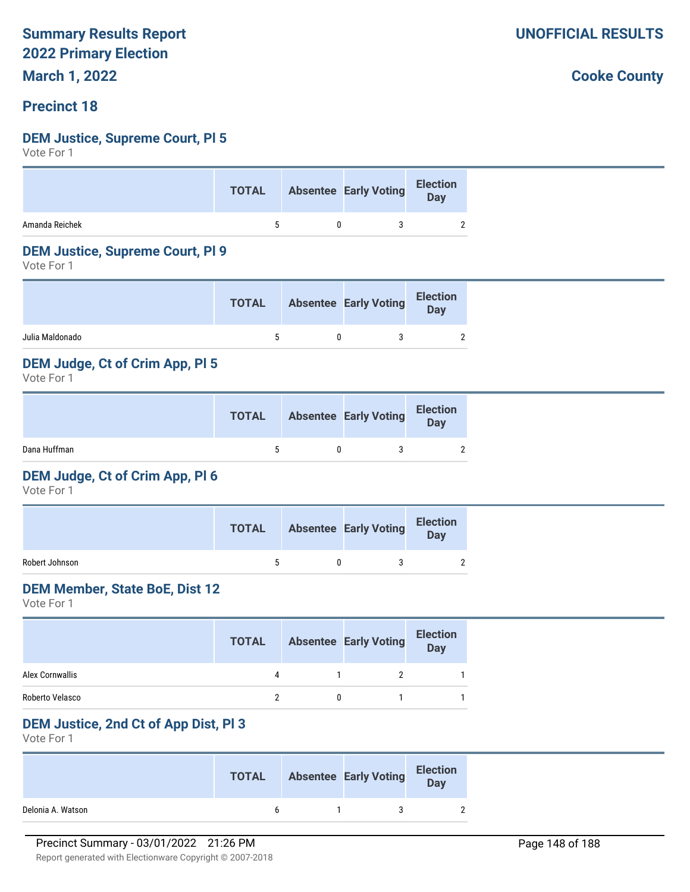**Summary Results Report**
**2022 Primary Election**
**March 1, 2022**

**UNOFFICIAL RESULTS**

**Cooke County**

## Precinct 18

### DEM Justice, Supreme Court, Pl 5
Vote For 1

| | TOTAL | Absentee | Early Voting | Election Day |
|---|---|---|---|---|
| Amanda Reichek | 5 | 0 | 3 | 2 |

### DEM Justice, Supreme Court, Pl 9
Vote For 1

| | TOTAL | Absentee | Early Voting | Election Day |
|---|---|---|---|---|
| Julia Maldonado | 5 | 0 | 3 | 2 |

### DEM Judge, Ct of Crim App, Pl 5
Vote For 1

| | TOTAL | Absentee | Early Voting | Election Day |
|---|---|---|---|---|
| Dana Huffman | 5 | 0 | 3 | 2 |

### DEM Judge, Ct of Crim App, Pl 6
Vote For 1

| | TOTAL | Absentee | Early Voting | Election Day |
|---|---|---|---|---|
| Robert Johnson | 5 | 0 | 3 | 2 |

### DEM Member, State BoE, Dist 12
Vote For 1

| | TOTAL | Absentee | Early Voting | Election Day |
|---|---|---|---|---|
| Alex Cornwallis | 4 | 1 | 2 | 1 |
| Roberto Velasco | 2 | 0 | 1 | 1 |

### DEM Justice, 2nd Ct of App Dist, Pl 3
Vote For 1

| | TOTAL | Absentee | Early Voting | Election Day |
|---|---|---|---|---|
| Delonia A. Watson | 6 | 1 | 3 | 2 |

Precinct Summary - 03/01/2022 21:26 PM

Report generated with Electionware Copyright © 2007-2018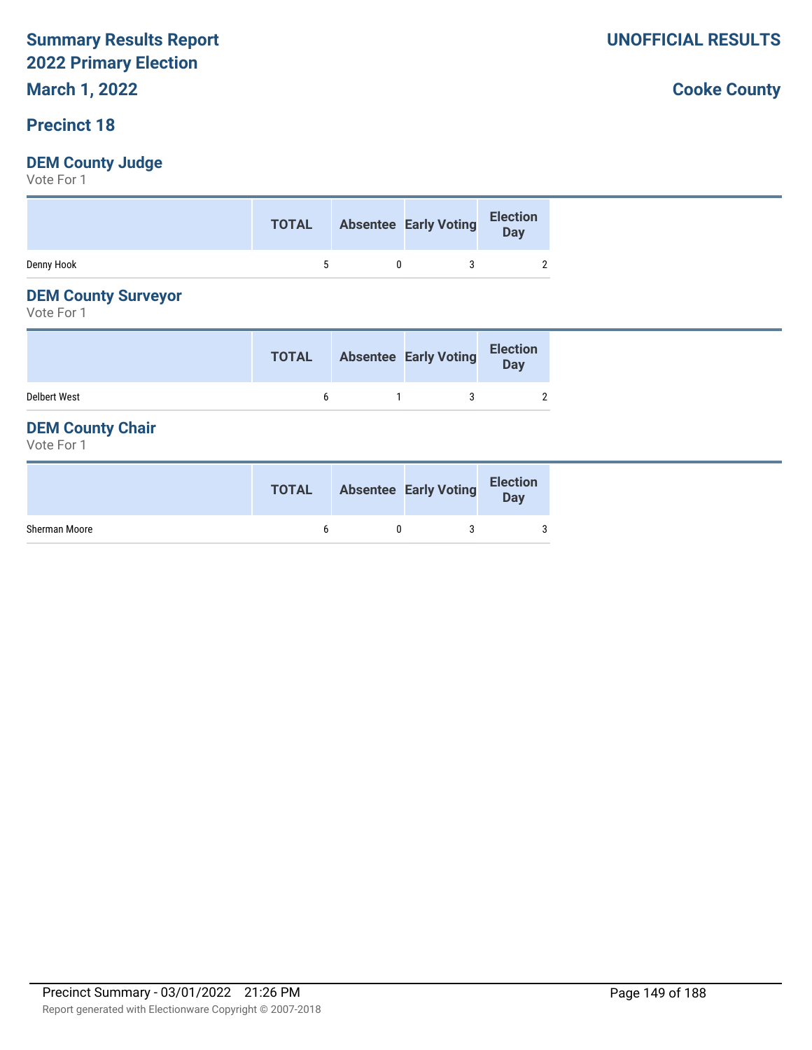# Summary Results Report
# 2022 Primary Election
# March 1, 2022

**UNOFFICIAL RESULTS**

**Cooke County**

## Precinct 18

### DEM County Judge

Vote For 1

| | TOTAL | Absentee | Early Voting | Election Day |
|---|---|---|---|---|
| Denny Hook | 5 | 0 | 3 | 2 |

### DEM County Surveyor

Vote For 1

| | TOTAL | Absentee | Early Voting | Election Day |
|---|---|---|---|---|
| Delbert West | 6 | 1 | 3 | 2 |

### DEM County Chair

Vote For 1

| | TOTAL | Absentee | Early Voting | Election Day |
|---|---|---|---|---|
| Sherman Moore | 6 | 0 | 3 | 3 |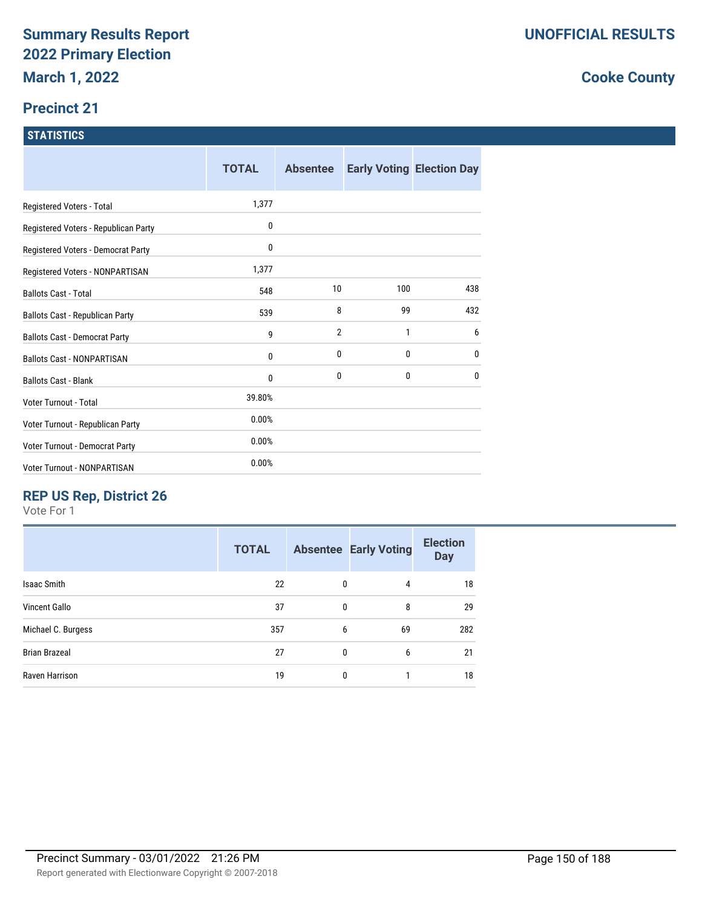# Summary Results Report
## 2022 Primary Election
### March 1, 2022

**UNOFFICIAL RESULTS**

**Cooke County**

### Precinct 21

## STATISTICS

| | TOTAL | Absentee | Early Voting | Election Day |
|---|---|---|---|---|
| Registered Voters - Total | 1,377 | | | |
| Registered Voters - Republican Party | 0 | | | |
| Registered Voters - Democrat Party | 0 | | | |
| Registered Voters - NONPARTISAN | 1,377 | | | |
| Ballots Cast - Total | 548 | 10 | 100 | 438 |
| Ballots Cast - Republican Party | 539 | 8 | 99 | 432 |
| Ballots Cast - Democrat Party | 9 | 2 | 1 | 6 |
| Ballots Cast - NONPARTISAN | 0 | 0 | 0 | 0 |
| Ballots Cast - Blank | 0 | 0 | 0 | 0 |
| Voter Turnout - Total | 39.80% | | | |
| Voter Turnout - Republican Party | 0.00% | | | |
| Voter Turnout - Democrat Party | 0.00% | | | |
| Voter Turnout - NONPARTISAN | 0.00% | | | |

## REP US Rep, District 26

Vote For 1

| | TOTAL | Absentee | Early Voting | Election Day |
|---|---|---|---|---|
| Isaac Smith | 22 | 0 | 4 | 18 |
| Vincent Gallo | 37 | 0 | 8 | 29 |
| Michael C. Burgess | 357 | 6 | 69 | 282 |
| Brian Brazeal | 27 | 0 | 6 | 21 |
| Raven Harrison | 19 | 0 | 1 | 18 |

Precinct Summary - 03/01/2022 21:26 PM

Report generated with Electionware Copyright © 2007-2018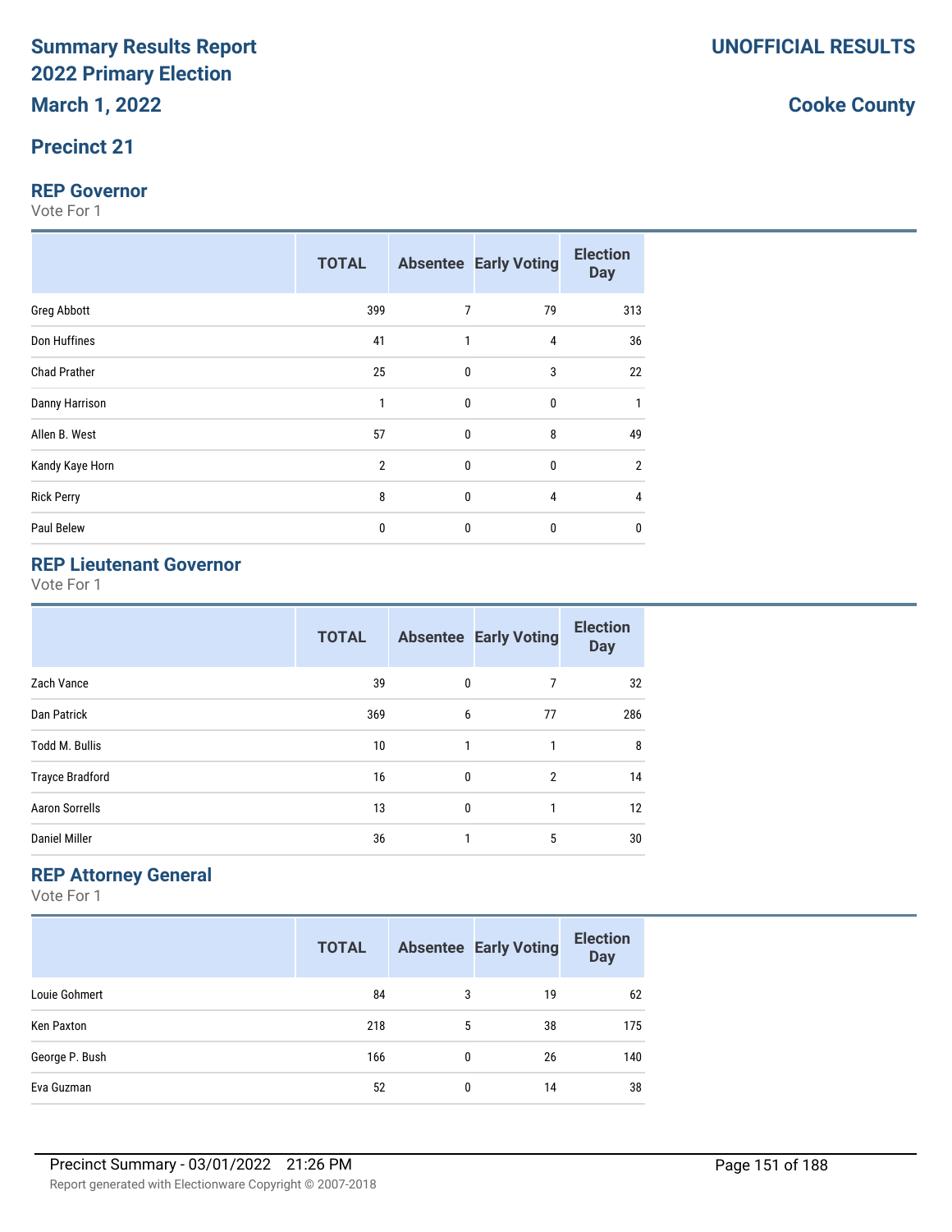# Summary Results Report
# 2022 Primary Election

**UNOFFICIAL RESULTS**

**March 1, 2022**

**Cooke County**

## Precinct 21

### REP Governor

Vote For 1

| | TOTAL | Absentee | Early Voting | Election Day |
|---|---|---|---|---|
| Greg Abbott | 399 | 7 | 79 | 313 |
| Don Huffines | 41 | 1 | 4 | 36 |
| Chad Prather | 25 | 0 | 3 | 22 |
| Danny Harrison | 1 | 0 | 0 | 1 |
| Allen B. West | 57 | 0 | 8 | 49 |
| Kandy Kaye Horn | 2 | 0 | 0 | 2 |
| Rick Perry | 8 | 0 | 4 | 4 |
| Paul Belew | 0 | 0 | 0 | 0 |

### REP Lieutenant Governor

Vote For 1

| | TOTAL | Absentee | Early Voting | Election Day |
|---|---|---|---|---|
| Zach Vance | 39 | 0 | 7 | 32 |
| Dan Patrick | 369 | 6 | 77 | 286 |
| Todd M. Bullis | 10 | 1 | 1 | 8 |
| Trayce Bradford | 16 | 0 | 2 | 14 |
| Aaron Sorrells | 13 | 0 | 1 | 12 |
| Daniel Miller | 36 | 1 | 5 | 30 |

### REP Attorney General

Vote For 1

| | TOTAL | Absentee | Early Voting | Election Day |
|---|---|---|---|---|
| Louie Gohmert | 84 | 3 | 19 | 62 |
| Ken Paxton | 218 | 5 | 38 | 175 |
| George P. Bush | 166 | 0 | 26 | 140 |
| Eva Guzman | 52 | 0 | 14 | 38 |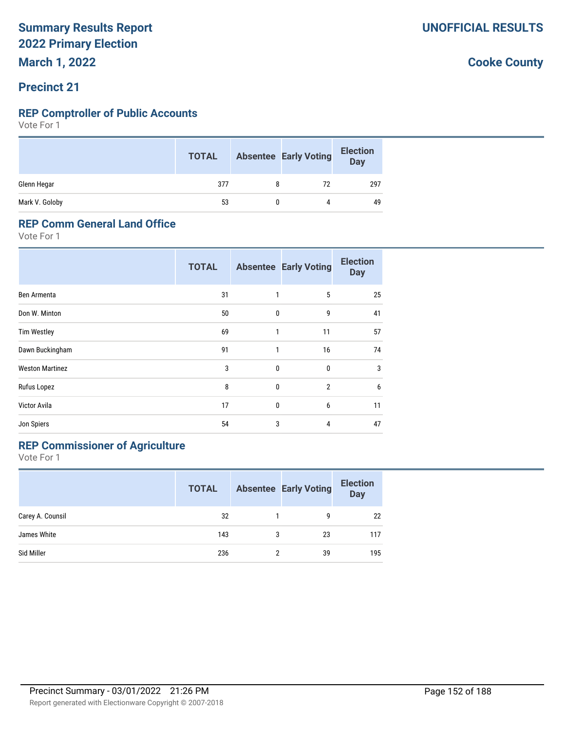# Summary Results Report
# 2022 Primary Election
## March 1, 2022

**UNOFFICIAL RESULTS**

**Cooke County**

## Precinct 21

### REP Comptroller of Public Accounts

Vote For 1

| | TOTAL | Absentee | Early Voting | Election Day |
|---|---|---|---|---|
| Glenn Hegar | 377 | 8 | 72 | 297 |
| Mark V. Goloby | 53 | 0 | 4 | 49 |

### REP Comm General Land Office

Vote For 1

| | TOTAL | Absentee | Early Voting | Election Day |
|---|---|---|---|---|
| Ben Armenta | 31 | 1 | 5 | 25 |
| Don W. Minton | 50 | 0 | 9 | 41 |
| Tim Westley | 69 | 1 | 11 | 57 |
| Dawn Buckingham | 91 | 1 | 16 | 74 |
| Weston Martinez | 3 | 0 | 0 | 3 |
| Rufus Lopez | 8 | 0 | 2 | 6 |
| Victor Avila | 17 | 0 | 6 | 11 |
| Jon Spiers | 54 | 3 | 4 | 47 |

### REP Commissioner of Agriculture

Vote For 1

| | TOTAL | Absentee | Early Voting | Election Day |
|---|---|---|---|---|
| Carey A. Counsil | 32 | 1 | 9 | 22 |
| James White | 143 | 3 | 23 | 117 |
| Sid Miller | 236 | 2 | 39 | 195 |

Precinct Summary - 03/01/2022 21:26 PM

Report generated with Electionware Copyright © 2007-2018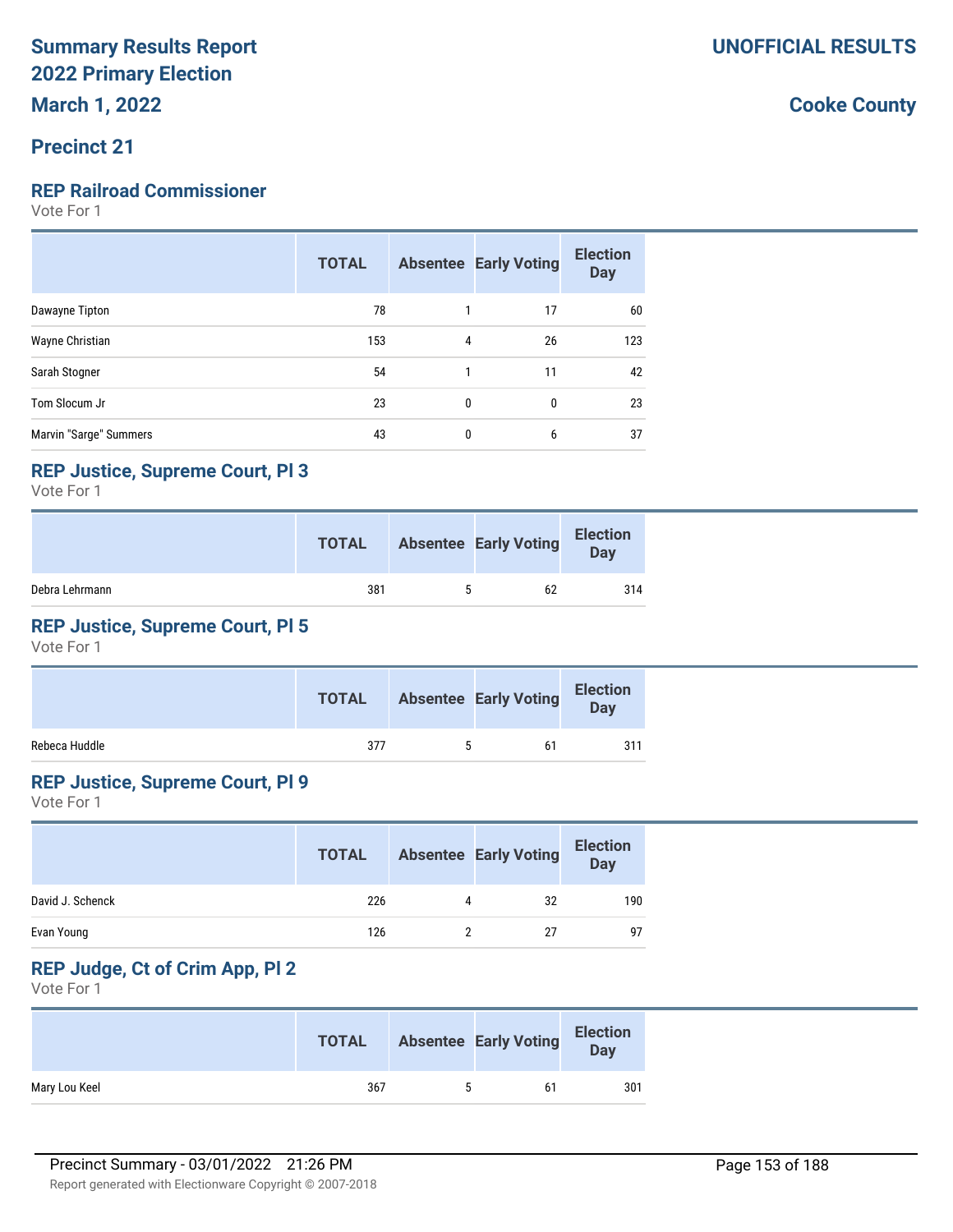# Summary Results Report
# 2022 Primary Election
# March 1, 2022

**UNOFFICIAL RESULTS**

**Cooke County**

## Precinct 21

### REP Railroad Commissioner

Vote For 1

| | TOTAL | Absentee | Early Voting | Election Day |
|---|---|---|---|---|
| Dawayne Tipton | 78 | 1 | 17 | 60 |
| Wayne Christian | 153 | 4 | 26 | 123 |
| Sarah Stogner | 54 | 1 | 11 | 42 |
| Tom Slocum Jr | 23 | 0 | 0 | 23 |
| Marvin "Sarge" Summers | 43 | 0 | 6 | 37 |

### REP Justice, Supreme Court, Pl 3

Vote For 1

| | TOTAL | Absentee | Early Voting | Election Day |
|---|---|---|---|---|
| Debra Lehrmann | 381 | 5 | 62 | 314 |

### REP Justice, Supreme Court, Pl 5

Vote For 1

| | TOTAL | Absentee | Early Voting | Election Day |
|---|---|---|---|---|
| Rebeca Huddle | 377 | 5 | 61 | 311 |

### REP Justice, Supreme Court, Pl 9

Vote For 1

| | TOTAL | Absentee | Early Voting | Election Day |
|---|---|---|---|---|
| David J. Schenck | 226 | 4 | 32 | 190 |
| Evan Young | 126 | 2 | 27 | 97 |

### REP Judge, Ct of Crim App, Pl 2

Vote For 1

| | TOTAL | Absentee | Early Voting | Election Day |
|---|---|---|---|---|
| Mary Lou Keel | 367 | 5 | 61 | 301 |

Precinct Summary - 03/01/2022 21:26 PM

Report generated with Electionware Copyright © 2007-2018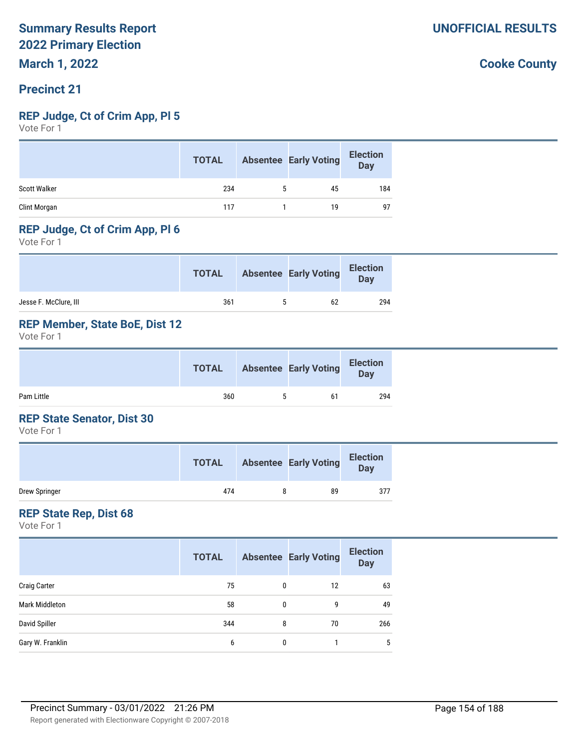# Summary Results Report
# 2022 Primary Election
# March 1, 2022

**UNOFFICIAL RESULTS**

**Cooke County**

## Precinct 21

### REP Judge, Ct of Crim App, Pl 5

Vote For 1

| | TOTAL | Absentee | Early Voting | Election Day |
|---|---|---|---|---|
| Scott Walker | 234 | 5 | 45 | 184 |
| Clint Morgan | 117 | 1 | 19 | 97 |

### REP Judge, Ct of Crim App, Pl 6

Vote For 1

| | TOTAL | Absentee | Early Voting | Election Day |
|---|---|---|---|---|
| Jesse F. McClure, III | 361 | 5 | 62 | 294 |

### REP Member, State BoE, Dist 12

Vote For 1

| | TOTAL | Absentee | Early Voting | Election Day |
|---|---|---|---|---|
| Pam Little | 360 | 5 | 61 | 294 |

### REP State Senator, Dist 30

Vote For 1

| | TOTAL | Absentee | Early Voting | Election Day |
|---|---|---|---|---|
| Drew Springer | 474 | 8 | 89 | 377 |

### REP State Rep, Dist 68

Vote For 1

| | TOTAL | Absentee | Early Voting | Election Day |
|---|---|---|---|---|
| Craig Carter | 75 | 0 | 12 | 63 |
| Mark Middleton | 58 | 0 | 9 | 49 |
| David Spiller | 344 | 8 | 70 | 266 |
| Gary W. Franklin | 6 | 0 | 1 | 5 |

Precinct Summary - 03/01/2022 21:26 PM

Report generated with Electionware Copyright © 2007-2018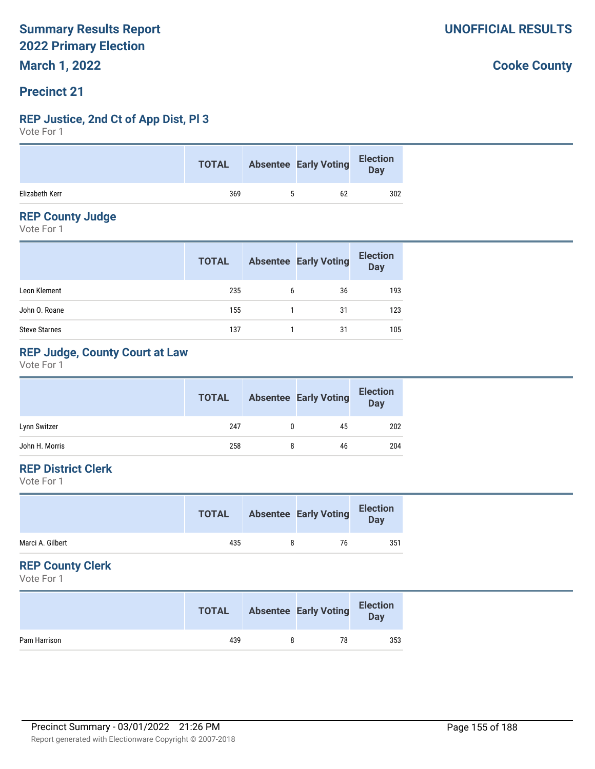# Summary Results Report
# 2022 Primary Election
# March 1, 2022

**UNOFFICIAL RESULTS**

**Cooke County**

## Precinct 21

### REP Justice, 2nd Ct of App Dist, Pl 3

Vote For 1

| | TOTAL | Absentee | Early Voting | Election Day |
|---|---|---|---|---|
| Elizabeth Kerr | 369 | 5 | 62 | 302 |

### REP County Judge

Vote For 1

| | TOTAL | Absentee | Early Voting | Election Day |
|---|---|---|---|---|
| Leon Klement | 235 | 6 | 36 | 193 |
| John O. Roane | 155 | 1 | 31 | 123 |
| Steve Starnes | 137 | 1 | 31 | 105 |

### REP Judge, County Court at Law

Vote For 1

| | TOTAL | Absentee | Early Voting | Election Day |
|---|---|---|---|---|
| Lynn Switzer | 247 | 0 | 45 | 202 |
| John H. Morris | 258 | 8 | 46 | 204 |

### REP District Clerk

Vote For 1

| | TOTAL | Absentee | Early Voting | Election Day |
|---|---|---|---|---|
| Marci A. Gilbert | 435 | 8 | 76 | 351 |

### REP County Clerk

Vote For 1

| | TOTAL | Absentee | Early Voting | Election Day |
|---|---|---|---|---|
| Pam Harrison | 439 | 8 | 78 | 353 |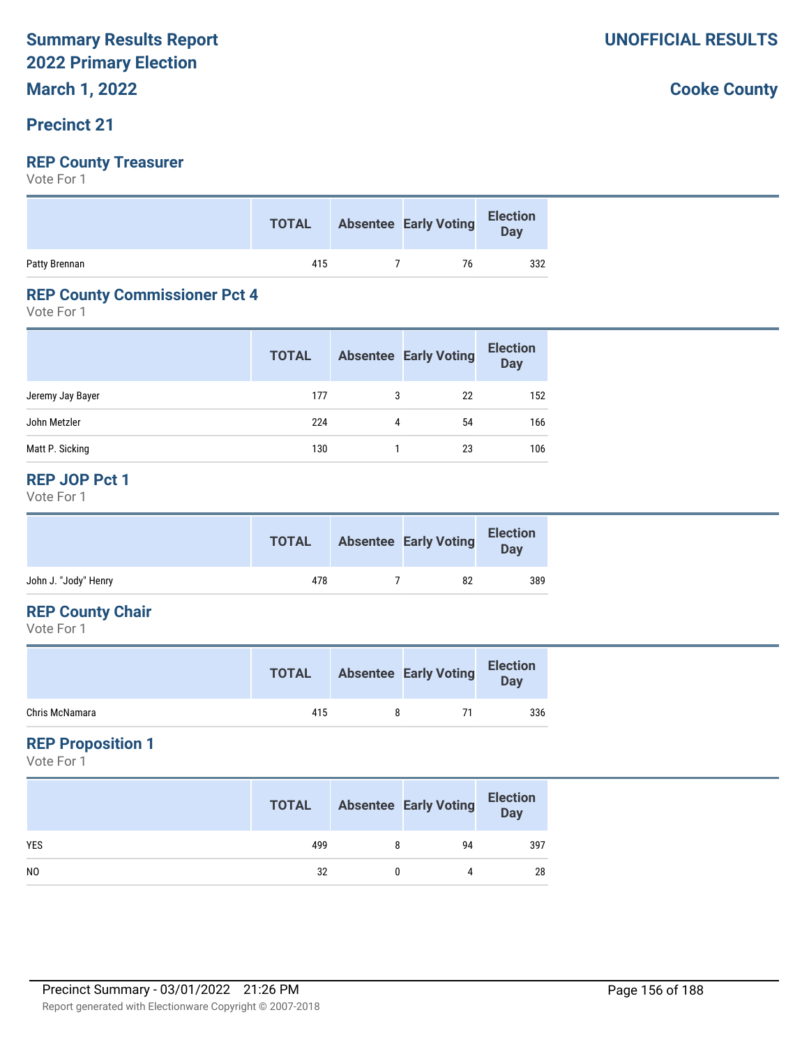**Summary Results Report**
**2022 Primary Election**
**March 1, 2022**

**UNOFFICIAL RESULTS**

**Cooke County**

## Precinct 21

### REP County Treasurer

Vote For 1

| | TOTAL | Absentee | Early Voting | Election Day |
|---|---|---|---|---|
| Patty Brennan | 415 | 7 | 76 | 332 |

### REP County Commissioner Pct 4

Vote For 1

| | TOTAL | Absentee | Early Voting | Election Day |
|---|---|---|---|---|
| Jeremy Jay Bayer | 177 | 3 | 22 | 152 |
| John Metzler | 224 | 4 | 54 | 166 |
| Matt P. Sicking | 130 | 1 | 23 | 106 |

### REP JOP Pct 1

Vote For 1

| | TOTAL | Absentee | Early Voting | Election Day |
|---|---|---|---|---|
| John J. "Jody" Henry | 478 | 7 | 82 | 389 |

### REP County Chair

Vote For 1

| | TOTAL | Absentee | Early Voting | Election Day |
|---|---|---|---|---|
| Chris McNamara | 415 | 8 | 71 | 336 |

### REP Proposition 1

Vote For 1

| | TOTAL | Absentee | Early Voting | Election Day |
|---|---|---|---|---|
| YES | 499 | 8 | 94 | 397 |
| NO | 32 | 0 | 4 | 28 |

Precinct Summary - 03/01/2022 21:26 PM

Report generated with Electionware Copyright © 2007-2018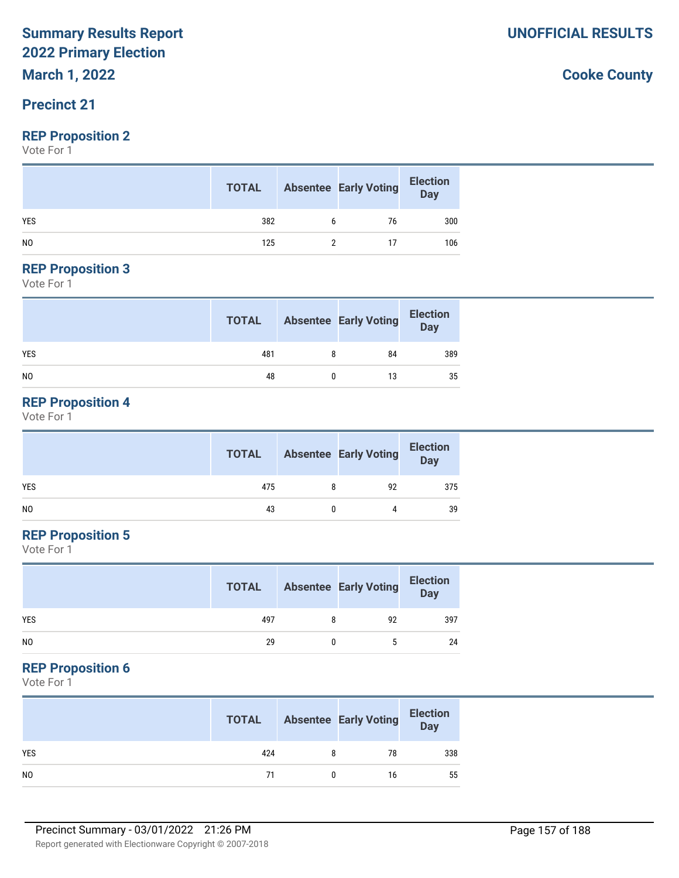# Summary Results Report
# 2022 Primary Election
# March 1, 2022

**UNOFFICIAL RESULTS**

**Cooke County**

## Precinct 21

### REP Proposition 2

Vote For 1

| | TOTAL | Absentee | Early Voting | Election Day |
|---|---|---|---|---|
| YES | 382 | 6 | 76 | 300 |
| NO | 125 | 2 | 17 | 106 |

### REP Proposition 3

Vote For 1

| | TOTAL | Absentee | Early Voting | Election Day |
|---|---|---|---|---|
| YES | 481 | 8 | 84 | 389 |
| NO | 48 | 0 | 13 | 35 |

### REP Proposition 4

Vote For 1

| | TOTAL | Absentee | Early Voting | Election Day |
|---|---|---|---|---|
| YES | 475 | 8 | 92 | 375 |
| NO | 43 | 0 | 4 | 39 |

### REP Proposition 5

Vote For 1

| | TOTAL | Absentee | Early Voting | Election Day |
|---|---|---|---|---|
| YES | 497 | 8 | 92 | 397 |
| NO | 29 | 0 | 5 | 24 |

### REP Proposition 6

Vote For 1

| | TOTAL | Absentee | Early Voting | Election Day |
|---|---|---|---|---|
| YES | 424 | 8 | 78 | 338 |
| NO | 71 | 0 | 16 | 55 |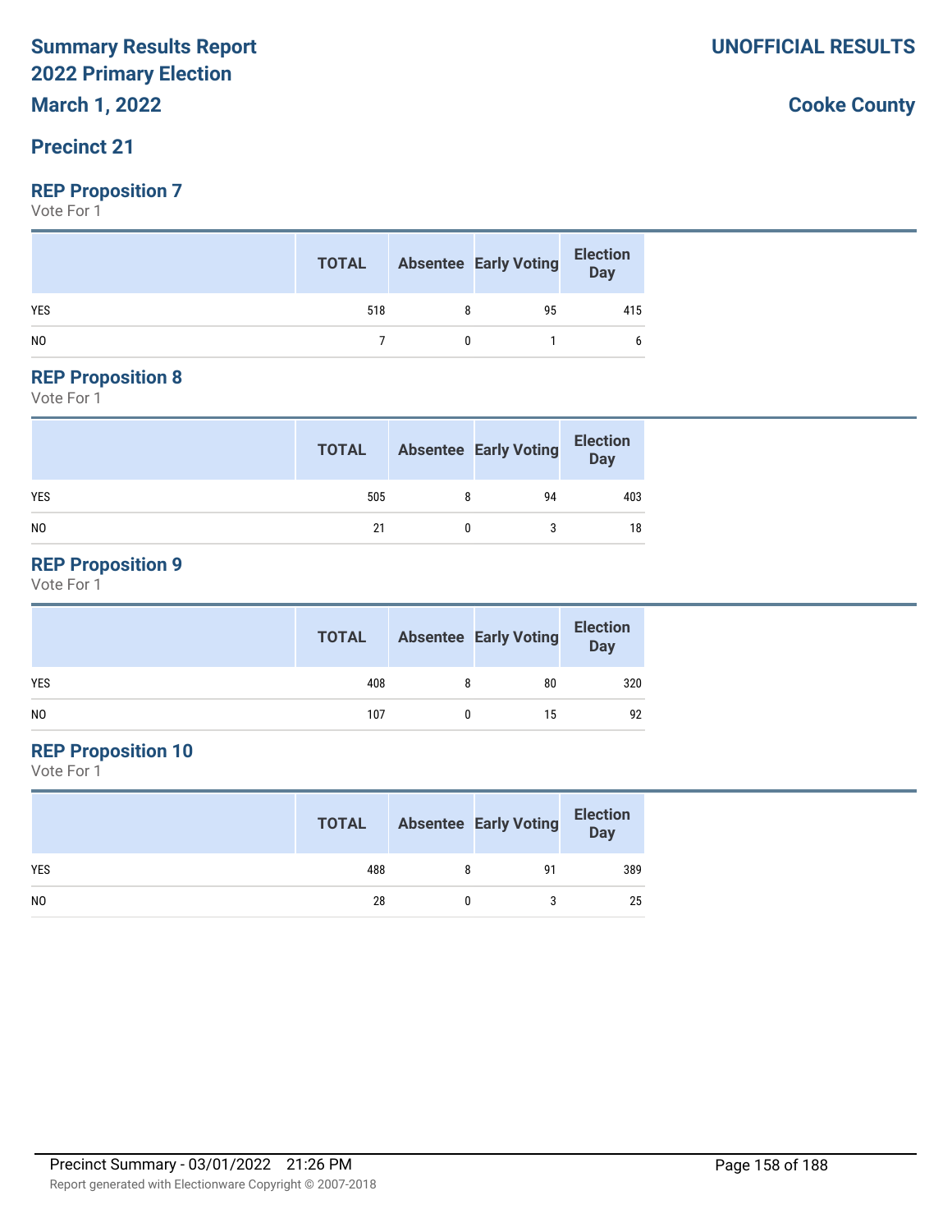**Summary Results Report**
**2022 Primary Election**
**March 1, 2022**

**UNOFFICIAL RESULTS**

**Cooke County**

## Precinct 21

### REP Proposition 7

Vote For 1

| | TOTAL | Absentee | Early Voting | Election Day |
|---|---|---|---|---|
| YES | 518 | 8 | 95 | 415 |
| NO | 7 | 0 | 1 | 6 |

### REP Proposition 8

Vote For 1

| | TOTAL | Absentee | Early Voting | Election Day |
|---|---|---|---|---|
| YES | 505 | 8 | 94 | 403 |
| NO | 21 | 0 | 3 | 18 |

### REP Proposition 9

Vote For 1

| | TOTAL | Absentee | Early Voting | Election Day |
|---|---|---|---|---|
| YES | 408 | 8 | 80 | 320 |
| NO | 107 | 0 | 15 | 92 |

### REP Proposition 10

Vote For 1

| | TOTAL | Absentee | Early Voting | Election Day |
|---|---|---|---|---|
| YES | 488 | 8 | 91 | 389 |
| NO | 28 | 0 | 3 | 25 |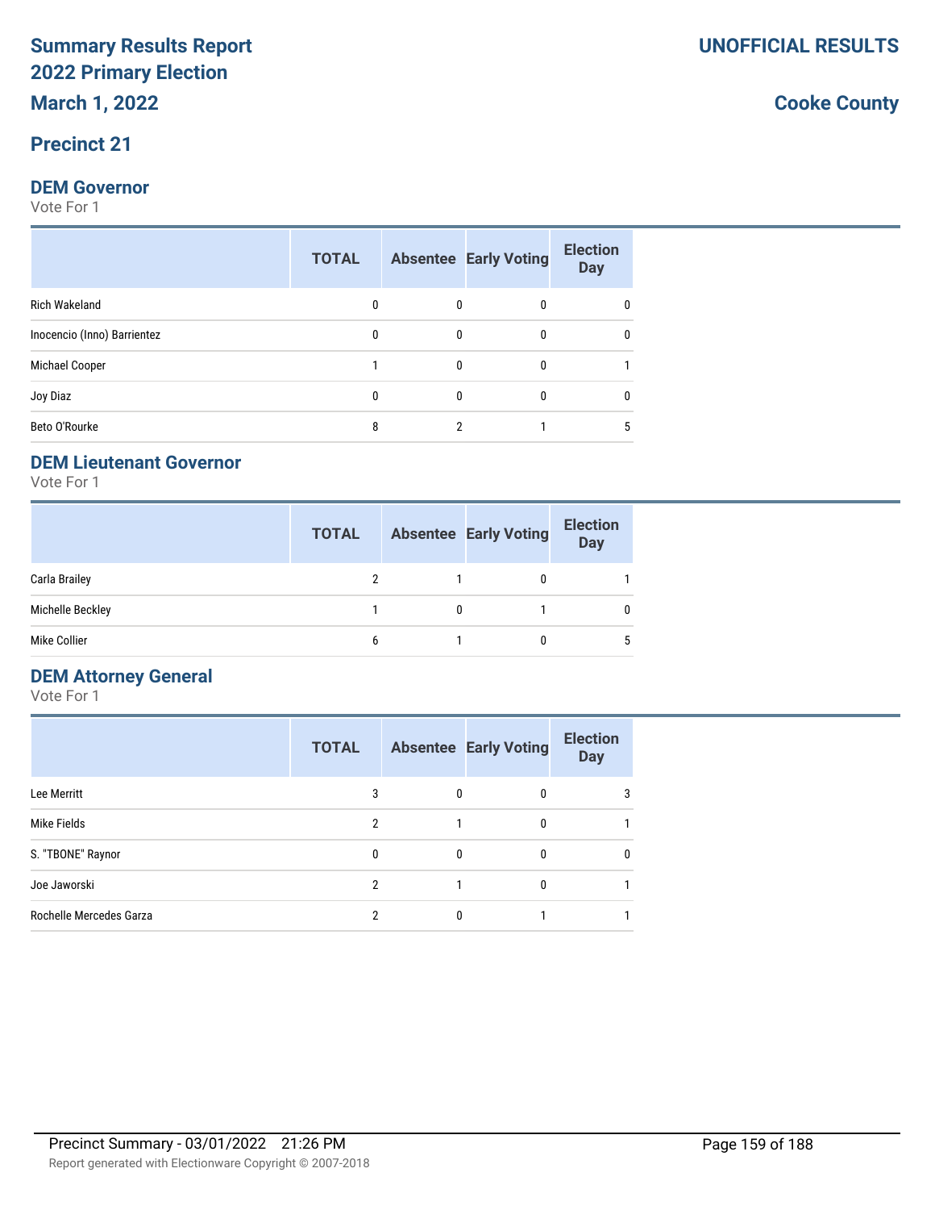# Summary Results Report
# 2022 Primary Election
## March 1, 2022

**UNOFFICIAL RESULTS**

**Cooke County**

## Precinct 21

### DEM Governor
Vote For 1

| | TOTAL | Absentee | Early Voting | Election Day |
|---|---|---|---|---|
| Rich Wakeland | 0 | 0 | 0 | 0 |
| Inocencio (Inno) Barrientez | 0 | 0 | 0 | 0 |
| Michael Cooper | 1 | 0 | 0 | 1 |
| Joy Diaz | 0 | 0 | 0 | 0 |
| Beto O'Rourke | 8 | 2 | 1 | 5 |

### DEM Lieutenant Governor
Vote For 1

| | TOTAL | Absentee | Early Voting | Election Day |
|---|---|---|---|---|
| Carla Brailey | 2 | 1 | 0 | 1 |
| Michelle Beckley | 1 | 0 | 1 | 0 |
| Mike Collier | 6 | 1 | 0 | 5 |

### DEM Attorney General
Vote For 1

| | TOTAL | Absentee | Early Voting | Election Day |
|---|---|---|---|---|
| Lee Merritt | 3 | 0 | 0 | 3 |
| Mike Fields | 2 | 1 | 0 | 1 |
| S. "TBONE" Raynor | 0 | 0 | 0 | 0 |
| Joe Jaworski | 2 | 1 | 0 | 1 |
| Rochelle Mercedes Garza | 2 | 0 | 1 | 1 |

Precinct Summary - 03/01/2022 21:26 PM

Report generated with Electionware Copyright © 2007-2018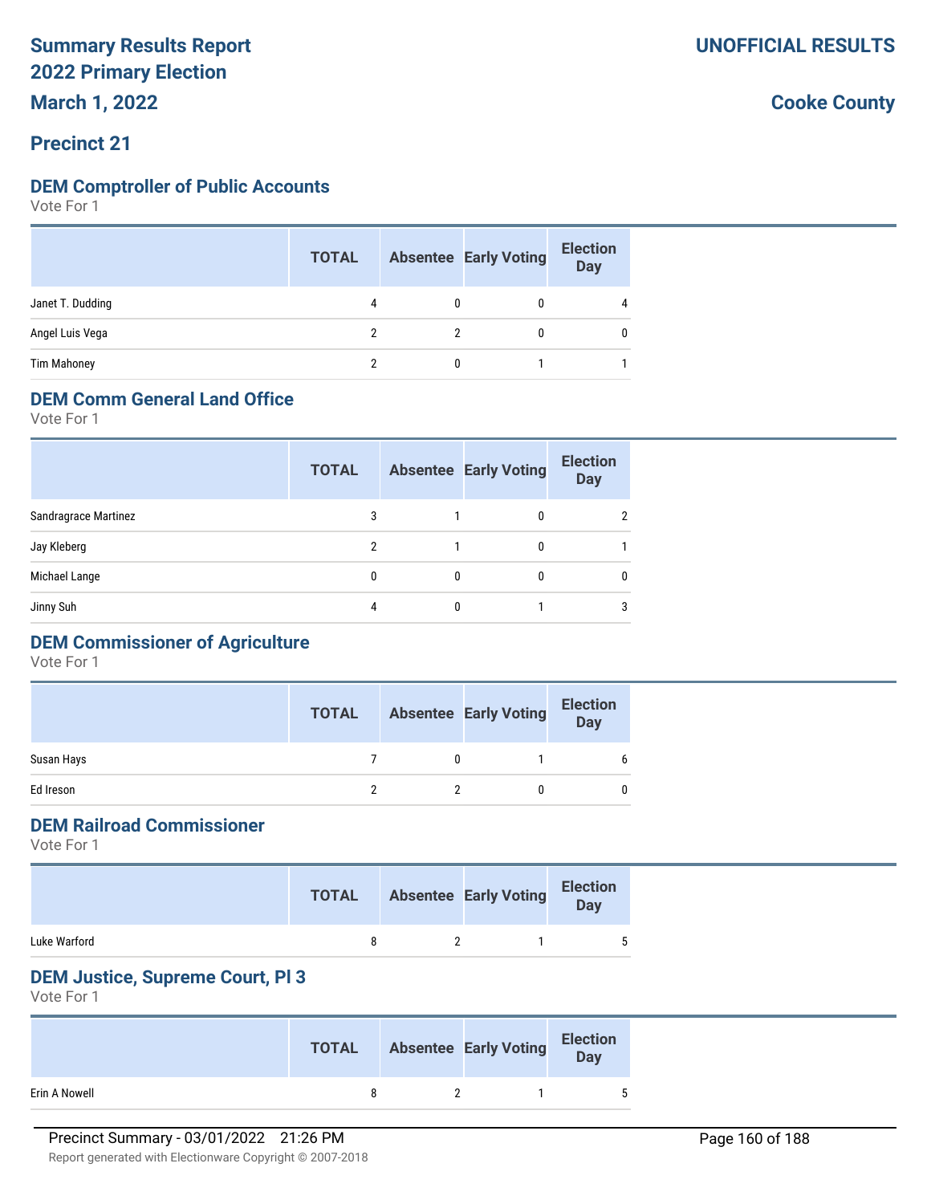# Summary Results Report
# 2022 Primary Election
## March 1, 2022

**UNOFFICIAL RESULTS**

**Cooke County**

## Precinct 21

### DEM Comptroller of Public Accounts

Vote For 1

| | TOTAL | Absentee | Early Voting | Election Day |
|---|---|---|---|---|
| Janet T. Dudding | 4 | 0 | 0 | 4 |
| Angel Luis Vega | 2 | 2 | 0 | 0 |
| Tim Mahoney | 2 | 0 | 1 | 1 |

### DEM Comm General Land Office

Vote For 1

| | TOTAL | Absentee | Early Voting | Election Day |
|---|---|---|---|---|
| Sandragrace Martinez | 3 | 1 | 0 | 2 |
| Jay Kleberg | 2 | 1 | 0 | 1 |
| Michael Lange | 0 | 0 | 0 | 0 |
| Jinny Suh | 4 | 0 | 1 | 3 |

### DEM Commissioner of Agriculture

Vote For 1

| | TOTAL | Absentee | Early Voting | Election Day |
|---|---|---|---|---|
| Susan Hays | 7 | 0 | 1 | 6 |
| Ed Ireson | 2 | 2 | 0 | 0 |

### DEM Railroad Commissioner

Vote For 1

| | TOTAL | Absentee | Early Voting | Election Day |
|---|---|---|---|---|
| Luke Warford | 8 | 2 | 1 | 5 |

### DEM Justice, Supreme Court, Pl 3

Vote For 1

| | TOTAL | Absentee | Early Voting | Election Day |
|---|---|---|---|---|
| Erin A Nowell | 8 | 2 | 1 | 5 |

Precinct Summary - 03/01/2022 21:26 PM

Report generated with Electionware Copyright © 2007-2018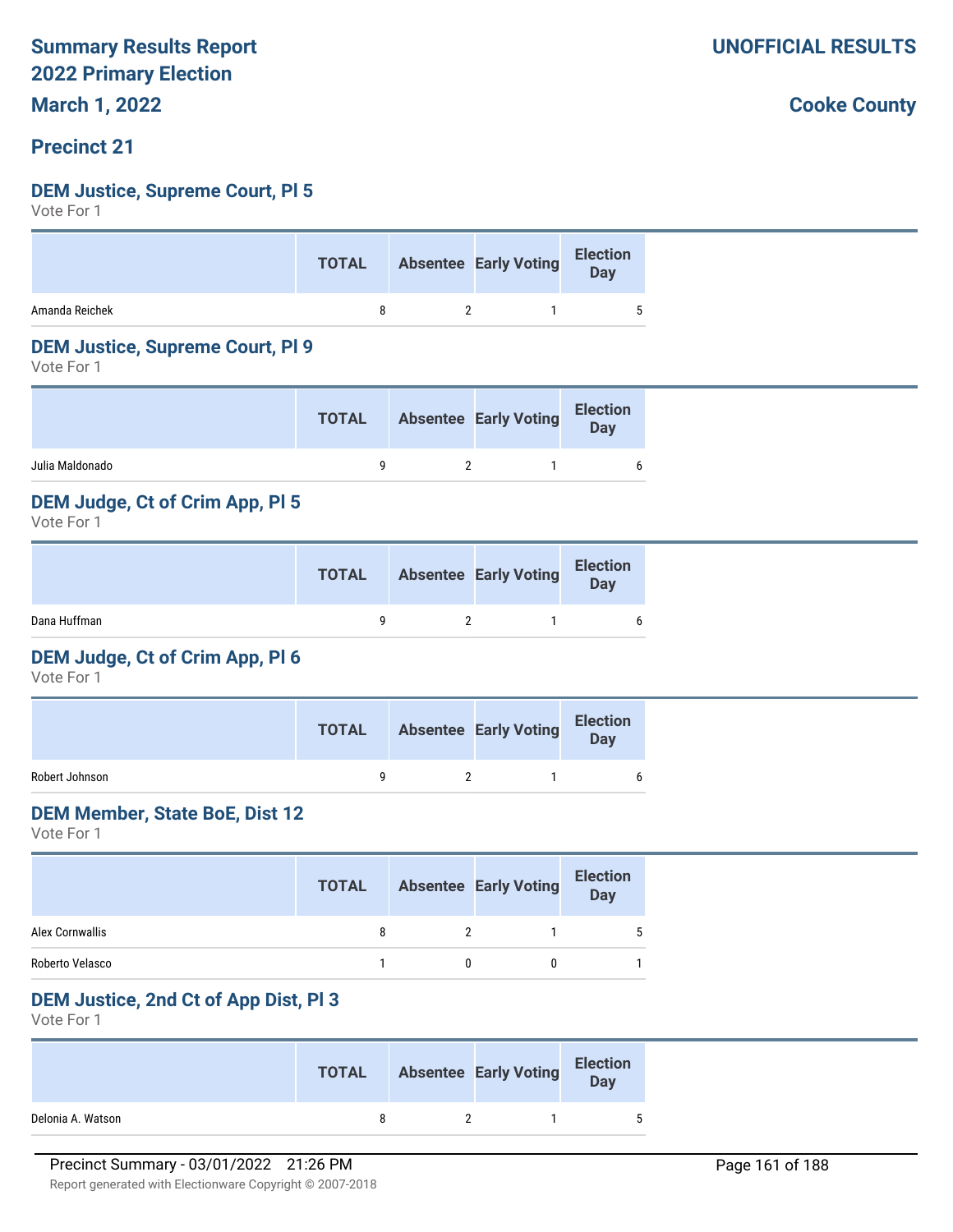# Summary Results Report
# 2022 Primary Election
# March 1, 2022

**UNOFFICIAL RESULTS**

**Cooke County**

## Precinct 21

### DEM Justice, Supreme Court, Pl 5
Vote For 1

| | TOTAL | Absentee | Early Voting | Election Day |
|---|---|---|---|---|
| Amanda Reichek | 8 | 2 | 1 | 5 |

### DEM Justice, Supreme Court, Pl 9
Vote For 1

| | TOTAL | Absentee | Early Voting | Election Day |
|---|---|---|---|---|
| Julia Maldonado | 9 | 2 | 1 | 6 |

### DEM Judge, Ct of Crim App, Pl 5
Vote For 1

| | TOTAL | Absentee | Early Voting | Election Day |
|---|---|---|---|---|
| Dana Huffman | 9 | 2 | 1 | 6 |

### DEM Judge, Ct of Crim App, Pl 6
Vote For 1

| | TOTAL | Absentee | Early Voting | Election Day |
|---|---|---|---|---|
| Robert Johnson | 9 | 2 | 1 | 6 |

### DEM Member, State BoE, Dist 12
Vote For 1

| | TOTAL | Absentee | Early Voting | Election Day |
|---|---|---|---|---|
| Alex Cornwallis | 8 | 2 | 1 | 5 |
| Roberto Velasco | 1 | 0 | 0 | 1 |

### DEM Justice, 2nd Ct of App Dist, Pl 3
Vote For 1

| | TOTAL | Absentee | Early Voting | Election Day |
|---|---|---|---|---|
| Delonia A. Watson | 8 | 2 | 1 | 5 |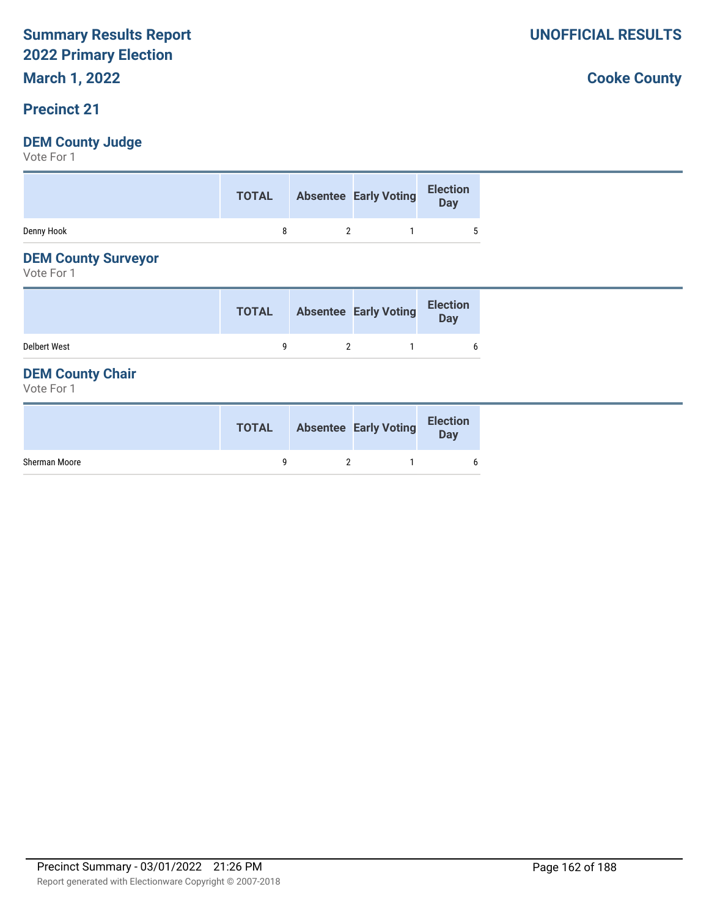# Summary Results Report
## 2022 Primary Election
## March 1, 2022

**UNOFFICIAL RESULTS**

**Cooke County**

## Precinct 21

### DEM County Judge

Vote For 1

| | TOTAL | Absentee | Early Voting | Election Day |
|---|---|---|---|---|
| Denny Hook | 8 | 2 | 1 | 5 |

### DEM County Surveyor

Vote For 1

| | TOTAL | Absentee | Early Voting | Election Day |
|---|---|---|---|---|
| Delbert West | 9 | 2 | 1 | 6 |

### DEM County Chair

Vote For 1

| | TOTAL | Absentee | Early Voting | Election Day |
|---|---|---|---|---|
| Sherman Moore | 9 | 2 | 1 | 6 |

Precinct Summary - 03/01/2022 21:26 PM

Report generated with Electionware Copyright © 2007-2018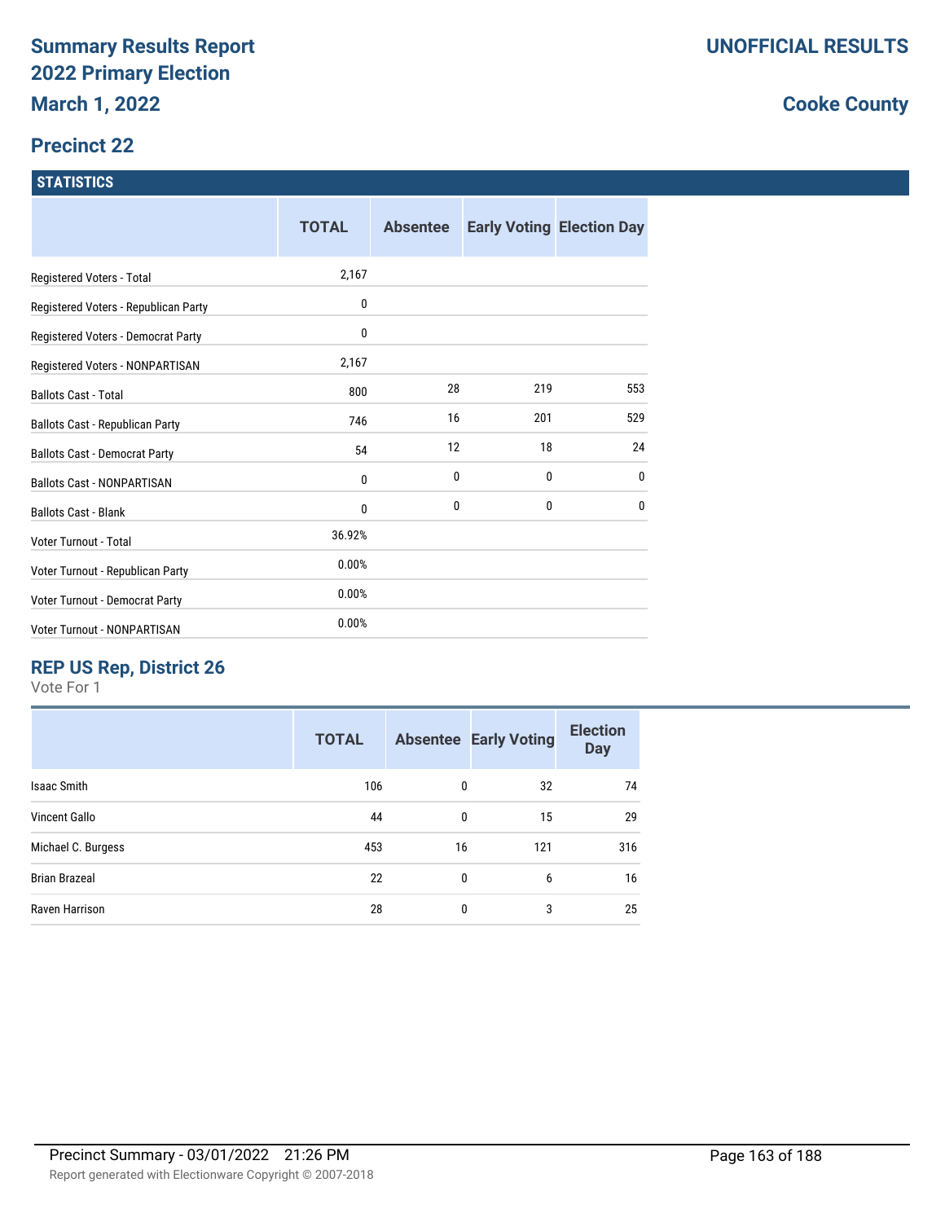# Summary Results Report
# 2022 Primary Election
### March 1, 2022

**UNOFFICIAL RESULTS**

**Cooke County**

## Precinct 22

### STATISTICS

| | TOTAL | Absentee | Early Voting | Election Day |
|---|---|---|---|---|
| Registered Voters - Total | 2,167 | | | |
| Registered Voters - Republican Party | 0 | | | |
| Registered Voters - Democrat Party | 0 | | | |
| Registered Voters - NONPARTISAN | 2,167 | | | |
| Ballots Cast - Total | 800 | 28 | 219 | 553 |
| Ballots Cast - Republican Party | 746 | 16 | 201 | 529 |
| Ballots Cast - Democrat Party | 54 | 12 | 18 | 24 |
| Ballots Cast - NONPARTISAN | 0 | 0 | 0 | 0 |
| Ballots Cast - Blank | 0 | 0 | 0 | 0 |
| Voter Turnout - Total | 36.92% | | | |
| Voter Turnout - Republican Party | 0.00% | | | |
| Voter Turnout - Democrat Party | 0.00% | | | |
| Voter Turnout - NONPARTISAN | 0.00% | | | |

### REP US Rep, District 26

Vote For 1

| | TOTAL | Absentee | Early Voting | Election Day |
|---|---|---|---|---|
| Isaac Smith | 106 | 0 | 32 | 74 |
| Vincent Gallo | 44 | 0 | 15 | 29 |
| Michael C. Burgess | 453 | 16 | 121 | 316 |
| Brian Brazeal | 22 | 0 | 6 | 16 |
| Raven Harrison | 28 | 0 | 3 | 25 |

Precinct Summary - 03/01/2022 21:26 PM

Report generated with Electionware Copyright © 2007-2018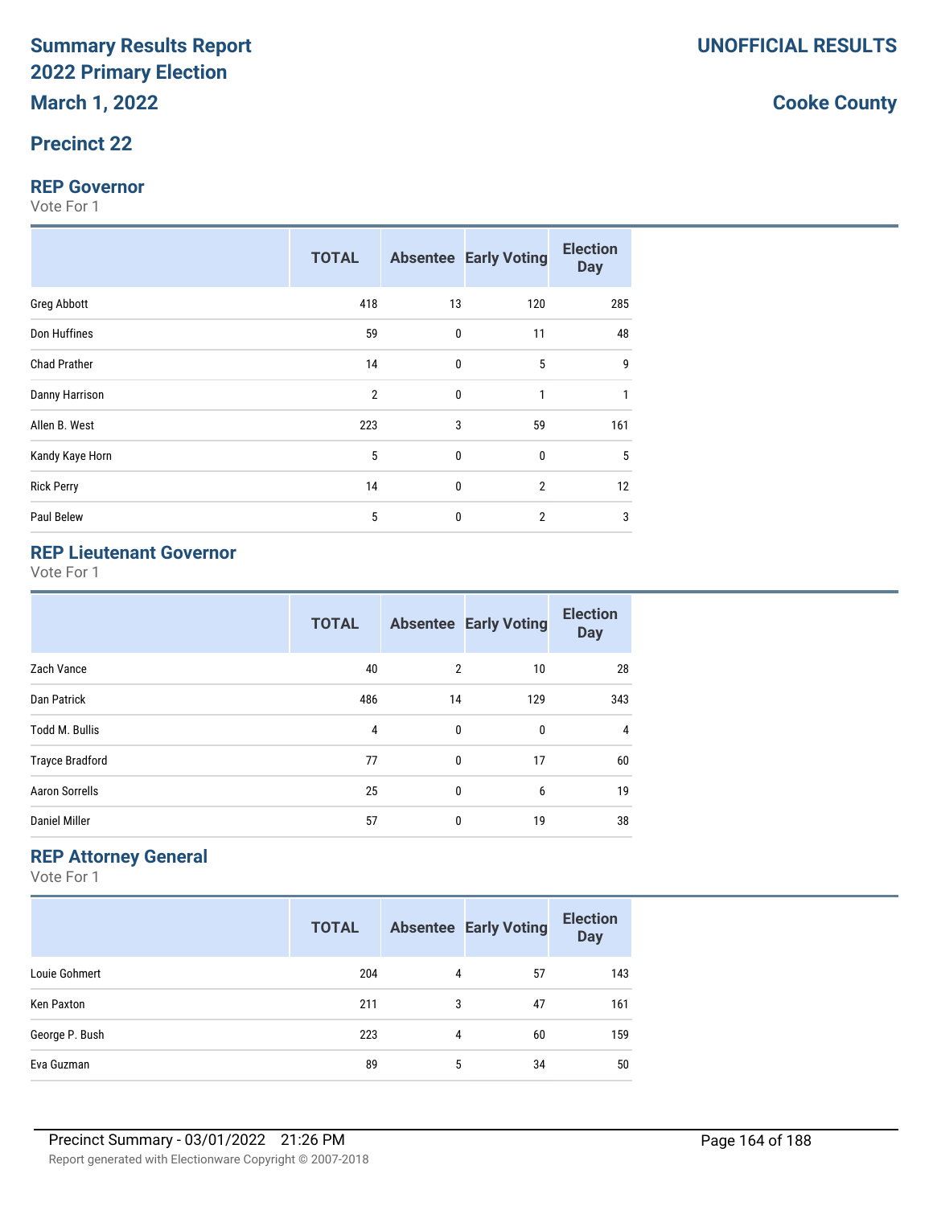# Summary Results Report
# 2022 Primary Election
## March 1, 2022

**UNOFFICIAL RESULTS**

**Cooke County**

## Precinct 22

### REP Governor
Vote For 1

| | TOTAL | Absentee | Early Voting | Election Day |
|---|---|---|---|---|
| Greg Abbott | 418 | 13 | 120 | 285 |
| Don Huffines | 59 | 0 | 11 | 48 |
| Chad Prather | 14 | 0 | 5 | 9 |
| Danny Harrison | 2 | 0 | 1 | 1 |
| Allen B. West | 223 | 3 | 59 | 161 |
| Kandy Kaye Horn | 5 | 0 | 0 | 5 |
| Rick Perry | 14 | 0 | 2 | 12 |
| Paul Belew | 5 | 0 | 2 | 3 |

### REP Lieutenant Governor
Vote For 1

| | TOTAL | Absentee | Early Voting | Election Day |
|---|---|---|---|---|
| Zach Vance | 40 | 2 | 10 | 28 |
| Dan Patrick | 486 | 14 | 129 | 343 |
| Todd M. Bullis | 4 | 0 | 0 | 4 |
| Trayce Bradford | 77 | 0 | 17 | 60 |
| Aaron Sorrells | 25 | 0 | 6 | 19 |
| Daniel Miller | 57 | 0 | 19 | 38 |

### REP Attorney General
Vote For 1

| | TOTAL | Absentee | Early Voting | Election Day |
|---|---|---|---|---|
| Louie Gohmert | 204 | 4 | 57 | 143 |
| Ken Paxton | 211 | 3 | 47 | 161 |
| George P. Bush | 223 | 4 | 60 | 159 |
| Eva Guzman | 89 | 5 | 34 | 50 |

Precinct Summary - 03/01/2022 21:26 PM

Report generated with Electionware Copyright © 2007-2018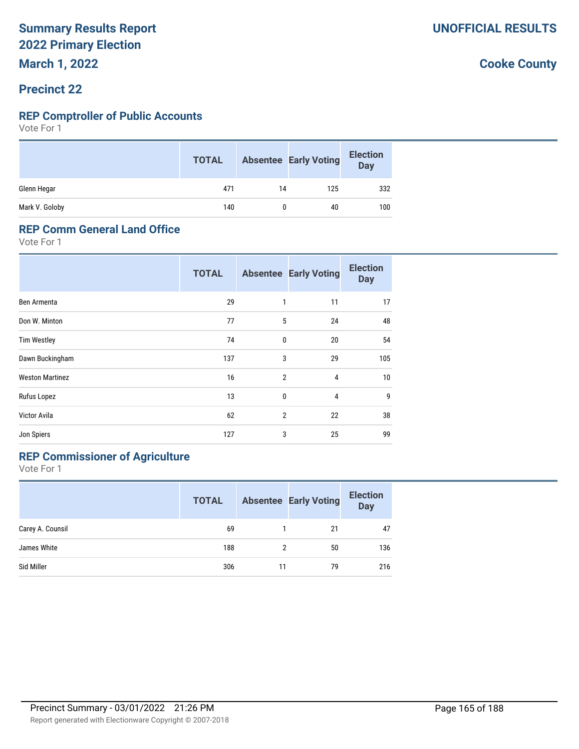# Summary Results Report
# 2022 Primary Election
# March 1, 2022

**UNOFFICIAL RESULTS**

**Cooke County**

## Precinct 22

### REP Comptroller of Public Accounts

Vote For 1

| | TOTAL | Absentee | Early Voting | Election Day |
|---|---|---|---|---|
| Glenn Hegar | 471 | 14 | 125 | 332 |
| Mark V. Goloby | 140 | 0 | 40 | 100 |

### REP Comm General Land Office

Vote For 1

| | TOTAL | Absentee | Early Voting | Election Day |
|---|---|---|---|---|
| Ben Armenta | 29 | 1 | 11 | 17 |
| Don W. Minton | 77 | 5 | 24 | 48 |
| Tim Westley | 74 | 0 | 20 | 54 |
| Dawn Buckingham | 137 | 3 | 29 | 105 |
| Weston Martinez | 16 | 2 | 4 | 10 |
| Rufus Lopez | 13 | 0 | 4 | 9 |
| Victor Avila | 62 | 2 | 22 | 38 |
| Jon Spiers | 127 | 3 | 25 | 99 |

### REP Commissioner of Agriculture

Vote For 1

| | TOTAL | Absentee | Early Voting | Election Day |
|---|---|---|---|---|
| Carey A. Counsil | 69 | 1 | 21 | 47 |
| James White | 188 | 2 | 50 | 136 |
| Sid Miller | 306 | 11 | 79 | 216 |

Precinct Summary - 03/01/2022 21:26 PM

Report generated with Electionware Copyright © 2007-2018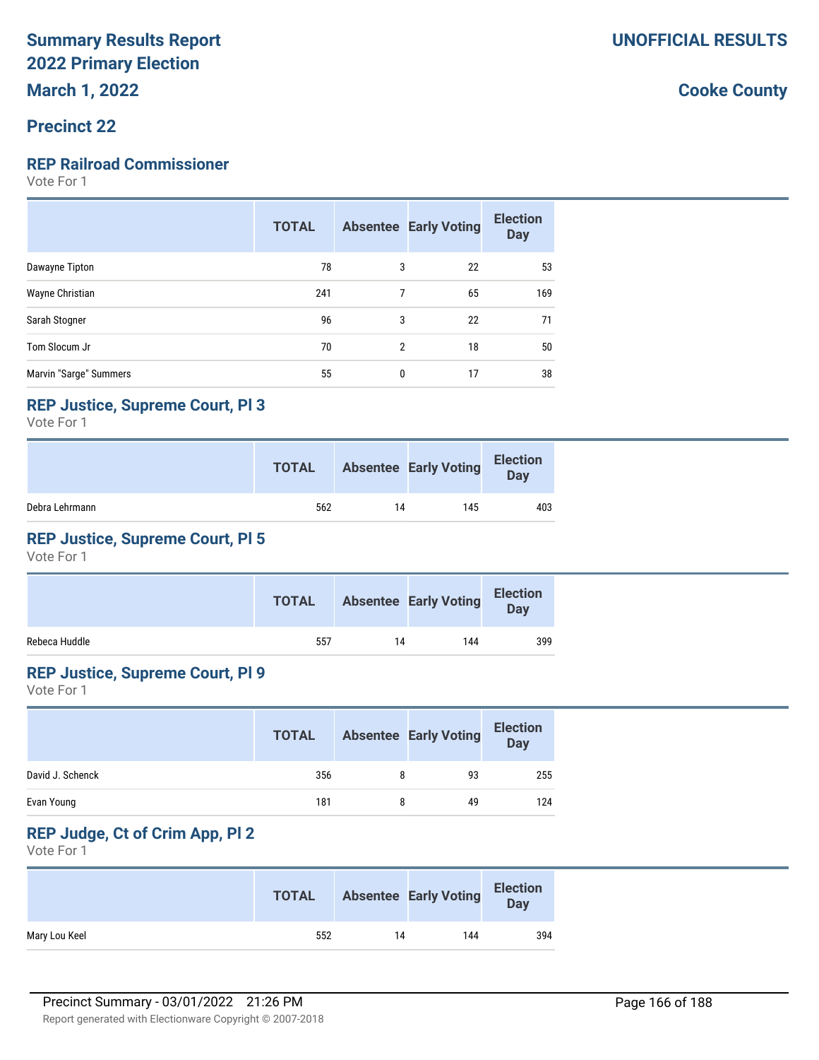# Summary Results Report
# 2022 Primary Election
# March 1, 2022

**UNOFFICIAL RESULTS**

**Cooke County**

## Precinct 22

### REP Railroad Commissioner

Vote For 1

| | TOTAL | Absentee | Early Voting | Election Day |
|---|---|---|---|---|
| Dawayne Tipton | 78 | 3 | 22 | 53 |
| Wayne Christian | 241 | 7 | 65 | 169 |
| Sarah Stogner | 96 | 3 | 22 | 71 |
| Tom Slocum Jr | 70 | 2 | 18 | 50 |
| Marvin "Sarge" Summers | 55 | 0 | 17 | 38 |

### REP Justice, Supreme Court, Pl 3

Vote For 1

| | TOTAL | Absentee | Early Voting | Election Day |
|---|---|---|---|---|
| Debra Lehrmann | 562 | 14 | 145 | 403 |

### REP Justice, Supreme Court, Pl 5

Vote For 1

| | TOTAL | Absentee | Early Voting | Election Day |
|---|---|---|---|---|
| Rebeca Huddle | 557 | 14 | 144 | 399 |

### REP Justice, Supreme Court, Pl 9

Vote For 1

| | TOTAL | Absentee | Early Voting | Election Day |
|---|---|---|---|---|
| David J. Schenck | 356 | 8 | 93 | 255 |
| Evan Young | 181 | 8 | 49 | 124 |

### REP Judge, Ct of Crim App, Pl 2

Vote For 1

| | TOTAL | Absentee | Early Voting | Election Day |
|---|---|---|---|---|
| Mary Lou Keel | 552 | 14 | 144 | 394 |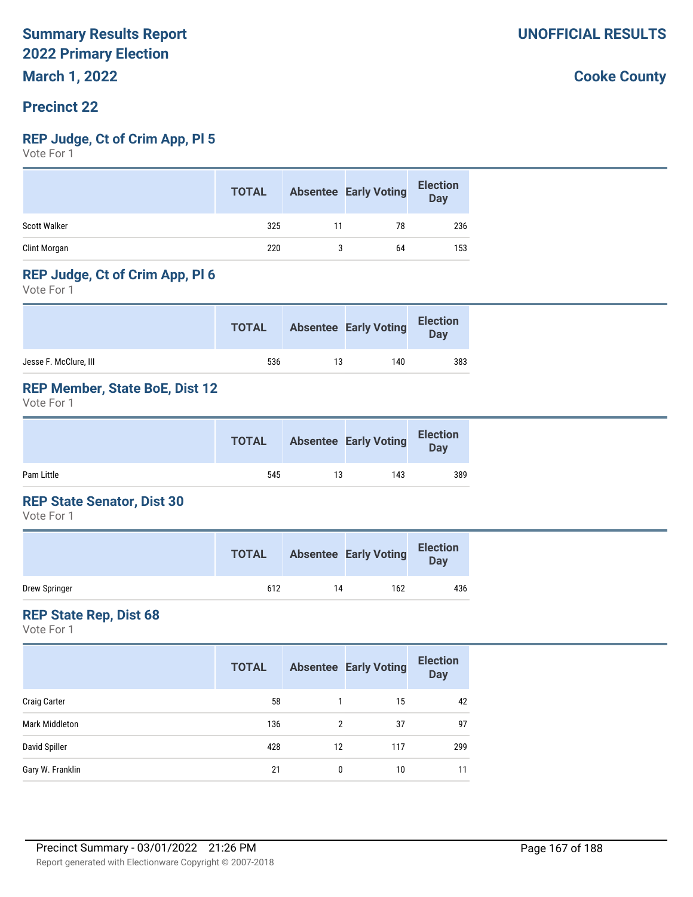# Summary Results Report
# 2022 Primary Election
## March 1, 2022

**UNOFFICIAL RESULTS**

**Cooke County**

## Precinct 22

### REP Judge, Ct of Crim App, Pl 5

Vote For 1

| | TOTAL | Absentee | Early Voting | Election Day |
|---|---|---|---|---|
| Scott Walker | 325 | 11 | 78 | 236 |
| Clint Morgan | 220 | 3 | 64 | 153 |

### REP Judge, Ct of Crim App, Pl 6

Vote For 1

| | TOTAL | Absentee | Early Voting | Election Day |
|---|---|---|---|---|
| Jesse F. McClure, III | 536 | 13 | 140 | 383 |

### REP Member, State BoE, Dist 12

Vote For 1

| | TOTAL | Absentee | Early Voting | Election Day |
|---|---|---|---|---|
| Pam Little | 545 | 13 | 143 | 389 |

### REP State Senator, Dist 30

Vote For 1

| | TOTAL | Absentee | Early Voting | Election Day |
|---|---|---|---|---|
| Drew Springer | 612 | 14 | 162 | 436 |

### REP State Rep, Dist 68

Vote For 1

| | TOTAL | Absentee | Early Voting | Election Day |
|---|---|---|---|---|
| Craig Carter | 58 | 1 | 15 | 42 |
| Mark Middleton | 136 | 2 | 37 | 97 |
| David Spiller | 428 | 12 | 117 | 299 |
| Gary W. Franklin | 21 | 0 | 10 | 11 |

Precinct Summary - 03/01/2022 21:26 PM

Report generated with Electionware Copyright © 2007-2018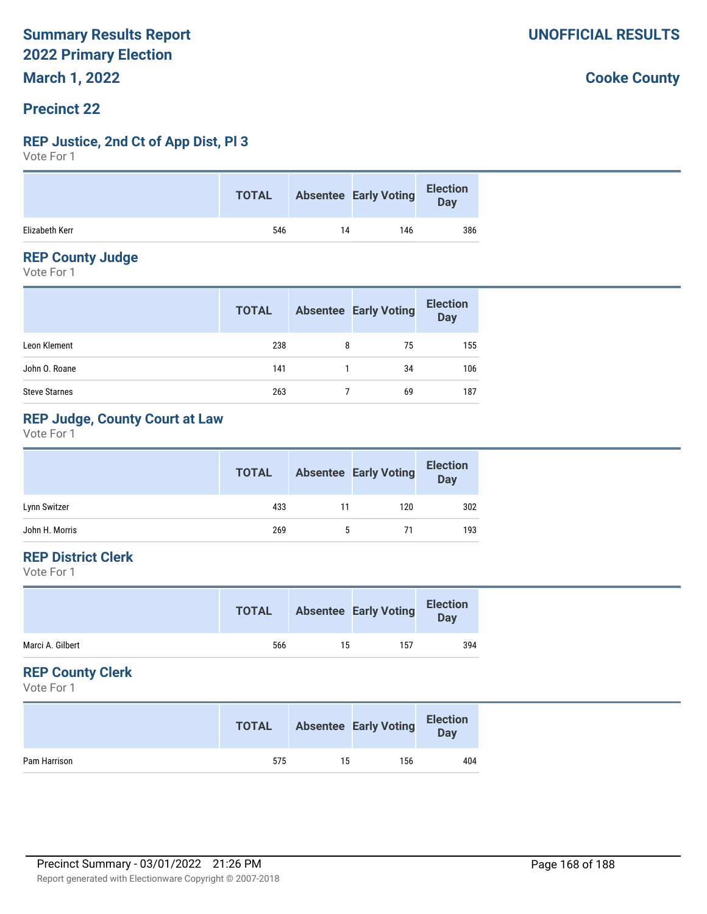# Summary Results Report
# 2022 Primary Election
# March 1, 2022

**UNOFFICIAL RESULTS**

**Cooke County**

## Precinct 22

### REP Justice, 2nd Ct of App Dist, Pl 3

Vote For 1

| | TOTAL | Absentee | Early Voting | Election Day |
|---|---|---|---|---|
| Elizabeth Kerr | 546 | 14 | 146 | 386 |

### REP County Judge

Vote For 1

| | TOTAL | Absentee | Early Voting | Election Day |
|---|---|---|---|---|
| Leon Klement | 238 | 8 | 75 | 155 |
| John O. Roane | 141 | 1 | 34 | 106 |
| Steve Starnes | 263 | 7 | 69 | 187 |

### REP Judge, County Court at Law

Vote For 1

| | TOTAL | Absentee | Early Voting | Election Day |
|---|---|---|---|---|
| Lynn Switzer | 433 | 11 | 120 | 302 |
| John H. Morris | 269 | 5 | 71 | 193 |

### REP District Clerk

Vote For 1

| | TOTAL | Absentee | Early Voting | Election Day |
|---|---|---|---|---|
| Marci A. Gilbert | 566 | 15 | 157 | 394 |

### REP County Clerk

Vote For 1

| | TOTAL | Absentee | Early Voting | Election Day |
|---|---|---|---|---|
| Pam Harrison | 575 | 15 | 156 | 404 |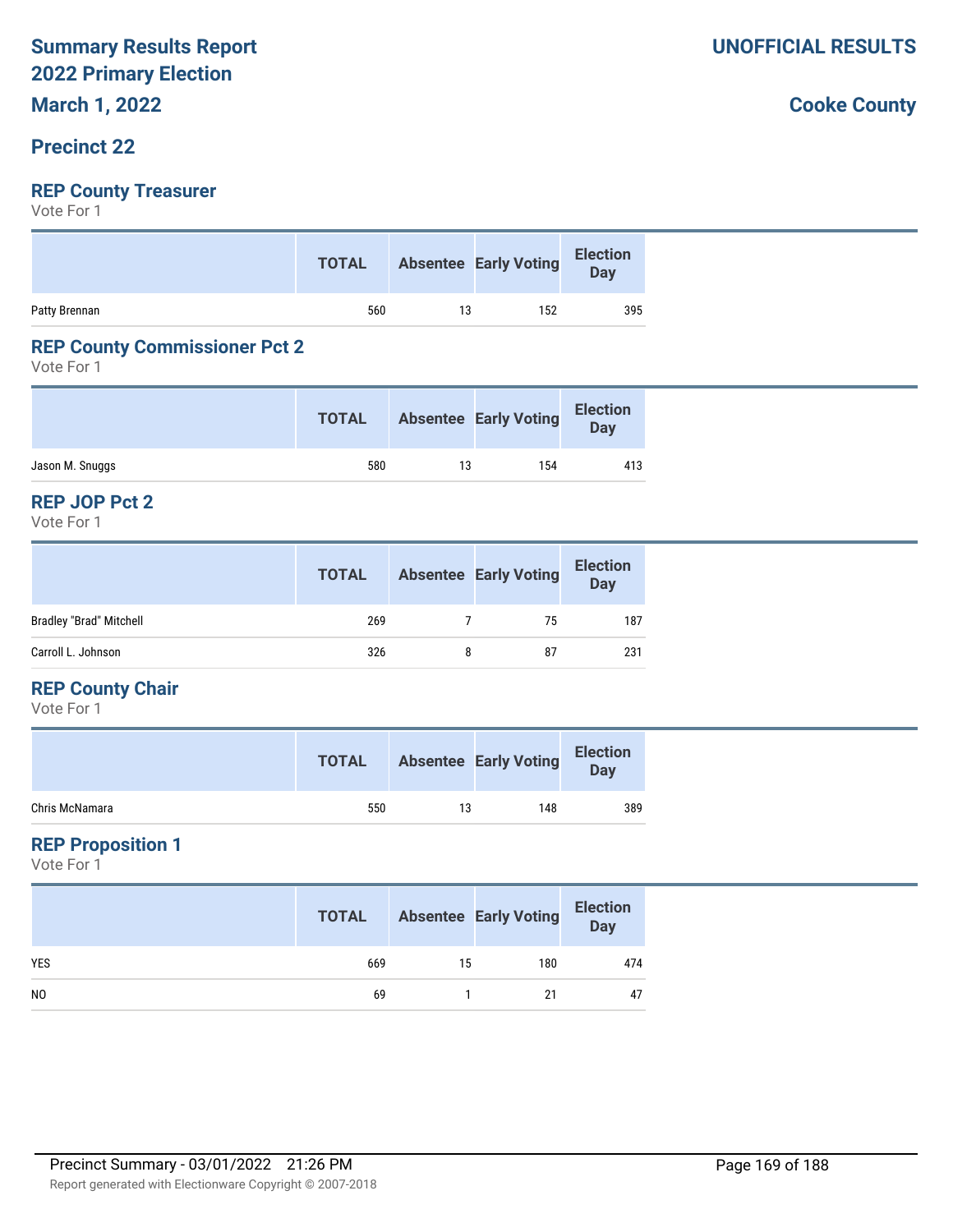# Summary Results Report
# 2022 Primary Election
## March 1, 2022

**UNOFFICIAL RESULTS**

**Cooke County**

## Precinct 22

### REP County Treasurer
Vote For 1

| | TOTAL | Absentee | Early Voting | Election Day |
|---|---|---|---|---|
| Patty Brennan | 560 | 13 | 152 | 395 |

### REP County Commissioner Pct 2
Vote For 1

| | TOTAL | Absentee | Early Voting | Election Day |
|---|---|---|---|---|
| Jason M. Snuggs | 580 | 13 | 154 | 413 |

### REP JOP Pct 2
Vote For 1

| | TOTAL | Absentee | Early Voting | Election Day |
|---|---|---|---|---|
| Bradley "Brad" Mitchell | 269 | 7 | 75 | 187 |
| Carroll L. Johnson | 326 | 8 | 87 | 231 |

### REP County Chair
Vote For 1

| | TOTAL | Absentee | Early Voting | Election Day |
|---|---|---|---|---|
| Chris McNamara | 550 | 13 | 148 | 389 |

### REP Proposition 1
Vote For 1

| | TOTAL | Absentee | Early Voting | Election Day |
|---|---|---|---|---|
| YES | 669 | 15 | 180 | 474 |
| NO | 69 | 1 | 21 | 47 |

Precinct Summary - 03/01/2022 21:26 PM

Report generated with Electionware Copyright © 2007-2018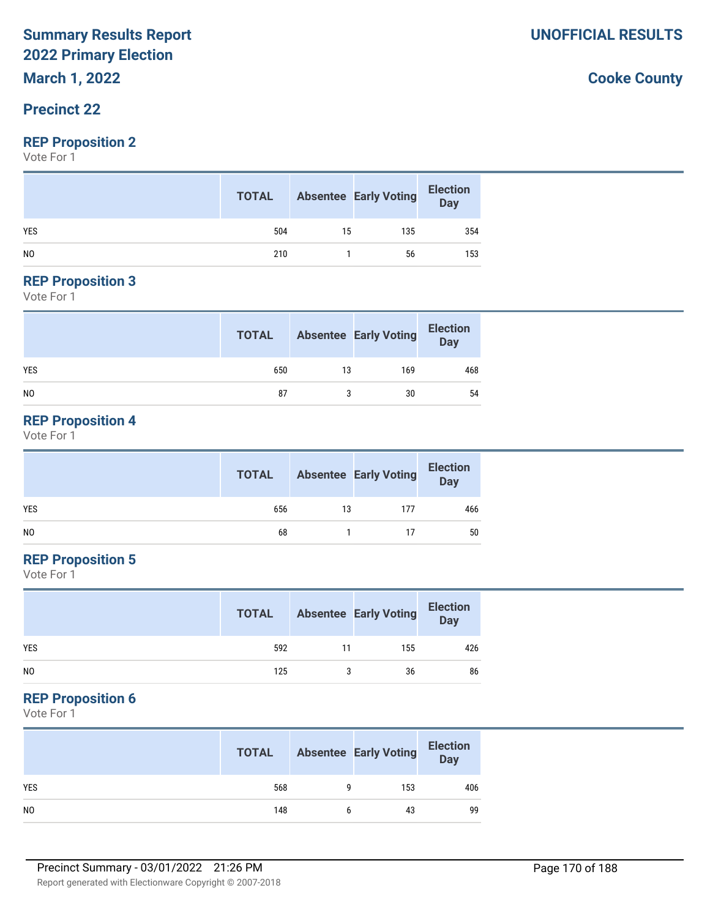# Summary Results Report
# 2022 Primary Election
# March 1, 2022

**UNOFFICIAL RESULTS**

**Cooke County**

## Precinct 22

### REP Proposition 2

Vote For 1

| | TOTAL | Absentee | Early Voting | Election Day |
|---|---|---|---|---|
| YES | 504 | 15 | 135 | 354 |
| NO | 210 | 1 | 56 | 153 |

### REP Proposition 3

Vote For 1

| | TOTAL | Absentee | Early Voting | Election Day |
|---|---|---|---|---|
| YES | 650 | 13 | 169 | 468 |
| NO | 87 | 3 | 30 | 54 |

### REP Proposition 4

Vote For 1

| | TOTAL | Absentee | Early Voting | Election Day |
|---|---|---|---|---|
| YES | 656 | 13 | 177 | 466 |
| NO | 68 | 1 | 17 | 50 |

### REP Proposition 5

Vote For 1

| | TOTAL | Absentee | Early Voting | Election Day |
|---|---|---|---|---|
| YES | 592 | 11 | 155 | 426 |
| NO | 125 | 3 | 36 | 86 |

### REP Proposition 6

Vote For 1

| | TOTAL | Absentee | Early Voting | Election Day |
|---|---|---|---|---|
| YES | 568 | 9 | 153 | 406 |
| NO | 148 | 6 | 43 | 99 |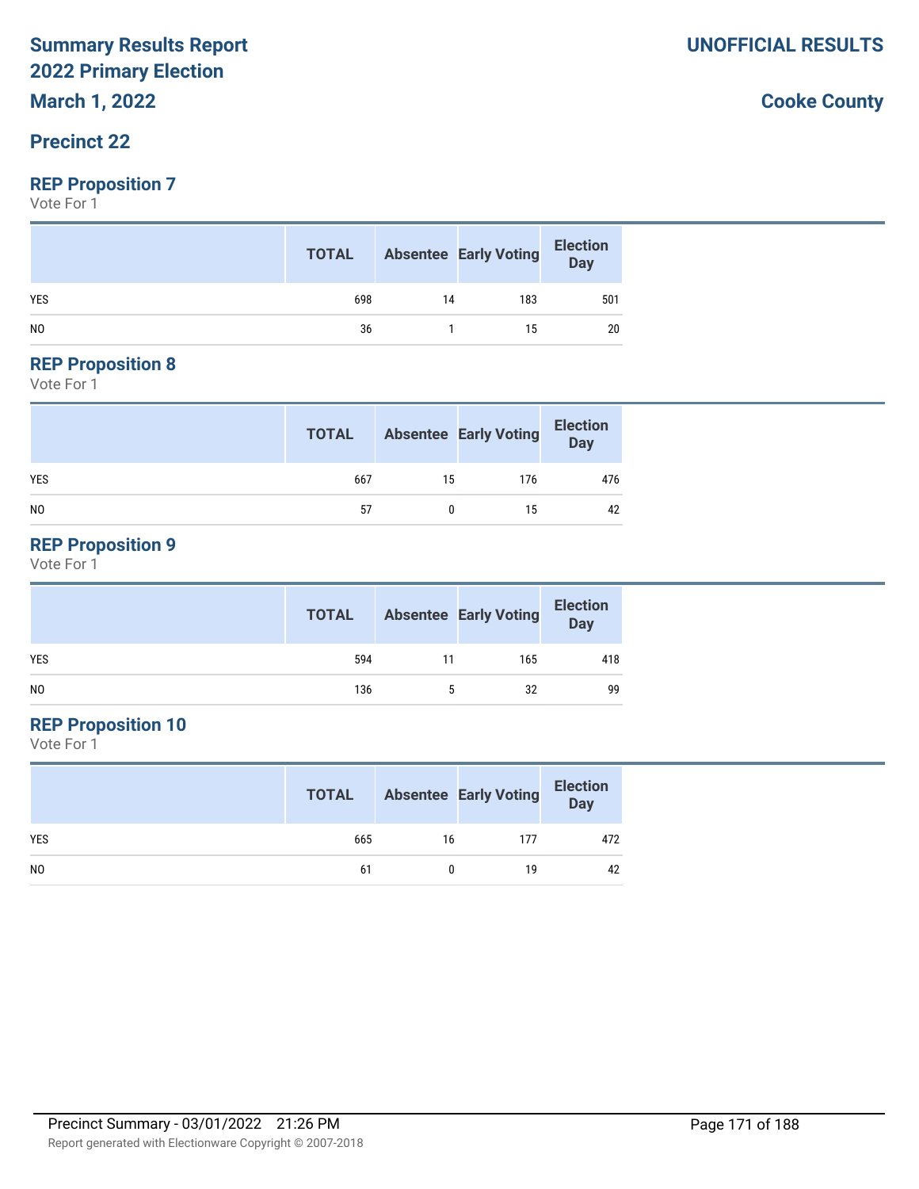# Summary Results Report
# 2022 Primary Election
## March 1, 2022

**UNOFFICIAL RESULTS**

**Cooke County**

## Precinct 22

### REP Proposition 7
Vote For 1

| | TOTAL | Absentee | Early Voting | Election Day |
|---|---|---|---|---|
| YES | 698 | 14 | 183 | 501 |
| NO | 36 | 1 | 15 | 20 |

### REP Proposition 8
Vote For 1

| | TOTAL | Absentee | Early Voting | Election Day |
|---|---|---|---|---|
| YES | 667 | 15 | 176 | 476 |
| NO | 57 | 0 | 15 | 42 |

### REP Proposition 9
Vote For 1

| | TOTAL | Absentee | Early Voting | Election Day |
|---|---|---|---|---|
| YES | 594 | 11 | 165 | 418 |
| NO | 136 | 5 | 32 | 99 |

### REP Proposition 10
Vote For 1

| | TOTAL | Absentee | Early Voting | Election Day |
|---|---|---|---|---|
| YES | 665 | 16 | 177 | 472 |
| NO | 61 | 0 | 19 | 42 |

Precinct Summary - 03/01/2022 21:26 PM

Report generated with Electionware Copyright © 2007-2018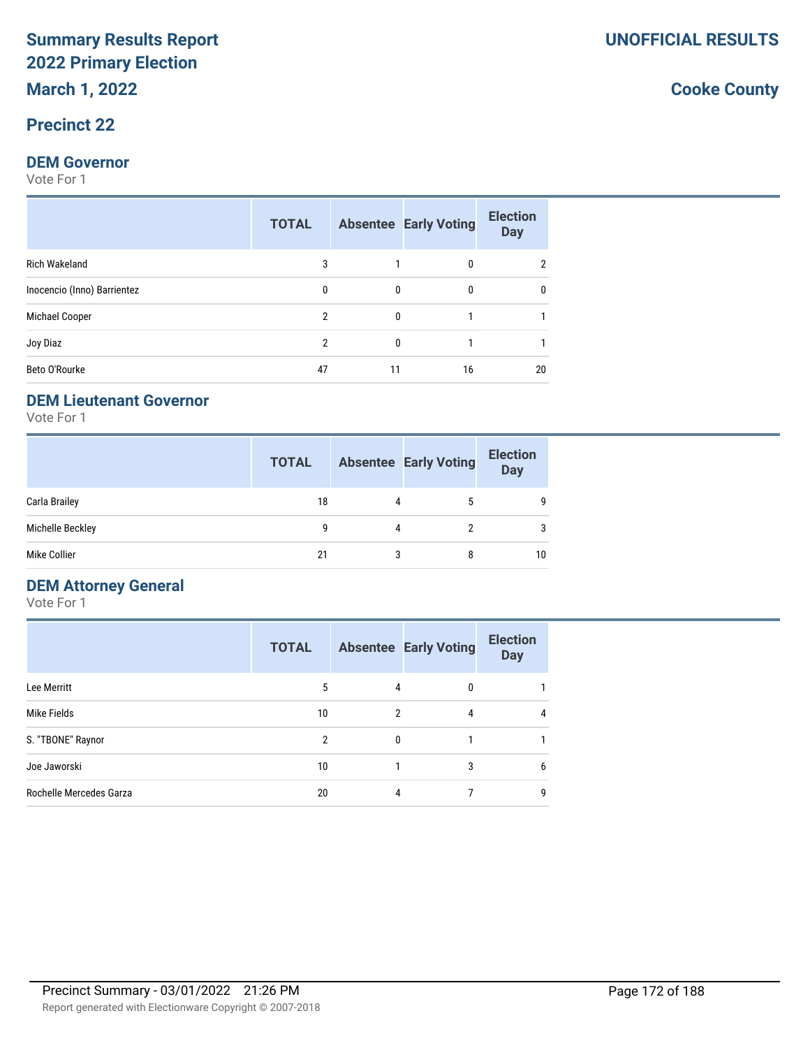# Summary Results Report
# 2022 Primary Election
## March 1, 2022

**UNOFFICIAL RESULTS**

**Cooke County**

## Precinct 22

### DEM Governor

Vote For 1

| | TOTAL | Absentee | Early Voting | Election Day |
|---|---|---|---|---|
| Rich Wakeland | 3 | 1 | 0 | 2 |
| Inocencio (Inno) Barrientez | 0 | 0 | 0 | 0 |
| Michael Cooper | 2 | 0 | 1 | 1 |
| Joy Diaz | 2 | 0 | 1 | 1 |
| Beto O'Rourke | 47 | 11 | 16 | 20 |

### DEM Lieutenant Governor

Vote For 1

| | TOTAL | Absentee | Early Voting | Election Day |
|---|---|---|---|---|
| Carla Brailey | 18 | 4 | 5 | 9 |
| Michelle Beckley | 9 | 4 | 2 | 3 |
| Mike Collier | 21 | 3 | 8 | 10 |

### DEM Attorney General

Vote For 1

| | TOTAL | Absentee | Early Voting | Election Day |
|---|---|---|---|---|
| Lee Merritt | 5 | 4 | 0 | 1 |
| Mike Fields | 10 | 2 | 4 | 4 |
| S. "TBONE" Raynor | 2 | 0 | 1 | 1 |
| Joe Jaworski | 10 | 1 | 3 | 6 |
| Rochelle Mercedes Garza | 20 | 4 | 7 | 9 |

Precinct Summary - 03/01/2022 21:26 PM

Report generated with Electionware Copyright © 2007-2018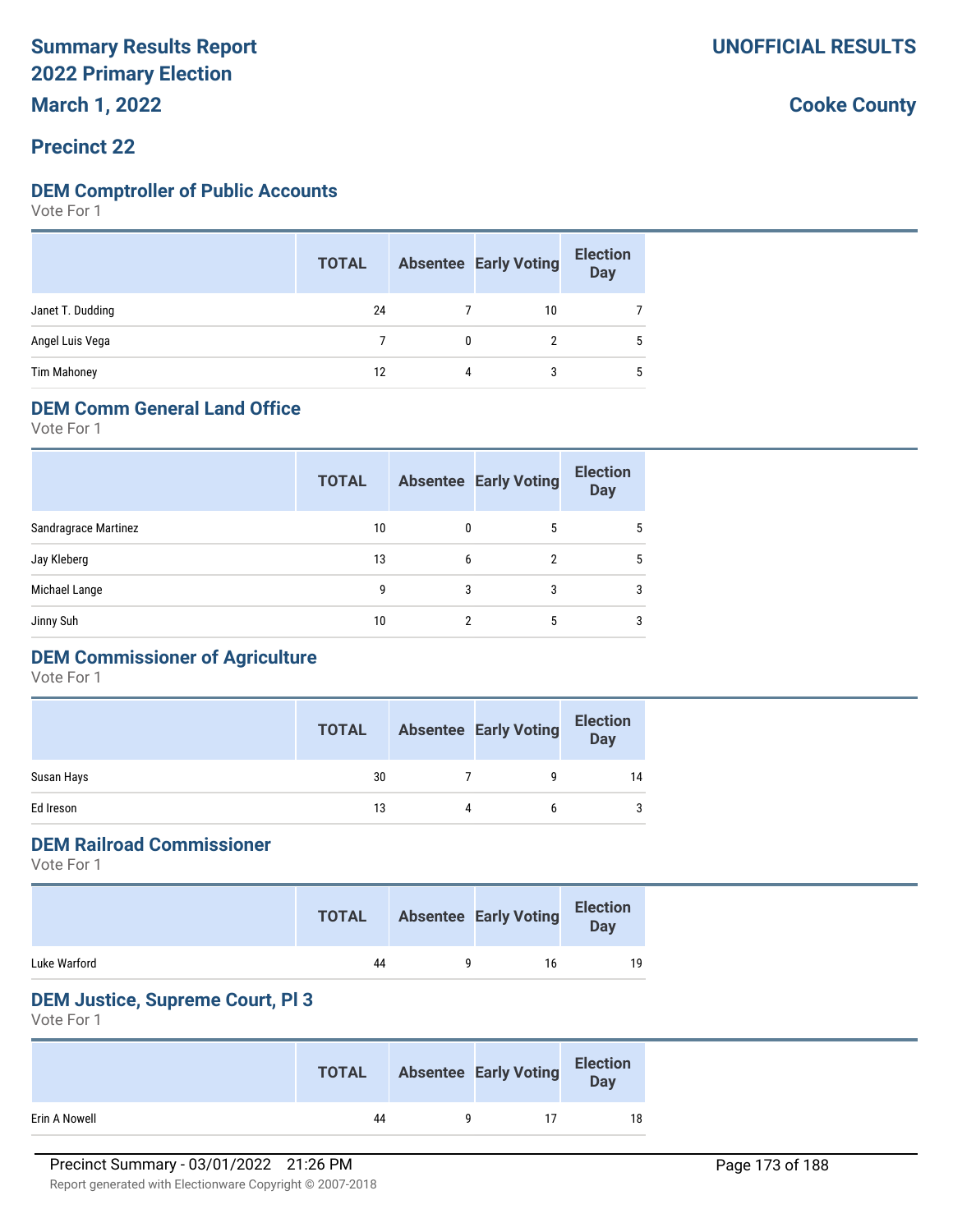# Summary Results Report
## 2022 Primary Election
## March 1, 2022

**UNOFFICIAL RESULTS**

**Cooke County**

## Precinct 22

### DEM Comptroller of Public Accounts

Vote For 1

| | TOTAL | Absentee | Early Voting | Election Day |
|---|---|---|---|---|
| Janet T. Dudding | 24 | 7 | 10 | 7 |
| Angel Luis Vega | 7 | 0 | 2 | 5 |
| Tim Mahoney | 12 | 4 | 3 | 5 |

### DEM Comm General Land Office

Vote For 1

| | TOTAL | Absentee | Early Voting | Election Day |
|---|---|---|---|---|
| Sandragrace Martinez | 10 | 0 | 5 | 5 |
| Jay Kleberg | 13 | 6 | 2 | 5 |
| Michael Lange | 9 | 3 | 3 | 3 |
| Jinny Suh | 10 | 2 | 5 | 3 |

### DEM Commissioner of Agriculture

Vote For 1

| | TOTAL | Absentee | Early Voting | Election Day |
|---|---|---|---|---|
| Susan Hays | 30 | 7 | 9 | 14 |
| Ed Ireson | 13 | 4 | 6 | 3 |

### DEM Railroad Commissioner

Vote For 1

| | TOTAL | Absentee | Early Voting | Election Day |
|---|---|---|---|---|
| Luke Warford | 44 | 9 | 16 | 19 |

### DEM Justice, Supreme Court, Pl 3

Vote For 1

| | TOTAL | Absentee | Early Voting | Election Day |
|---|---|---|---|---|
| Erin A Nowell | 44 | 9 | 17 | 18 |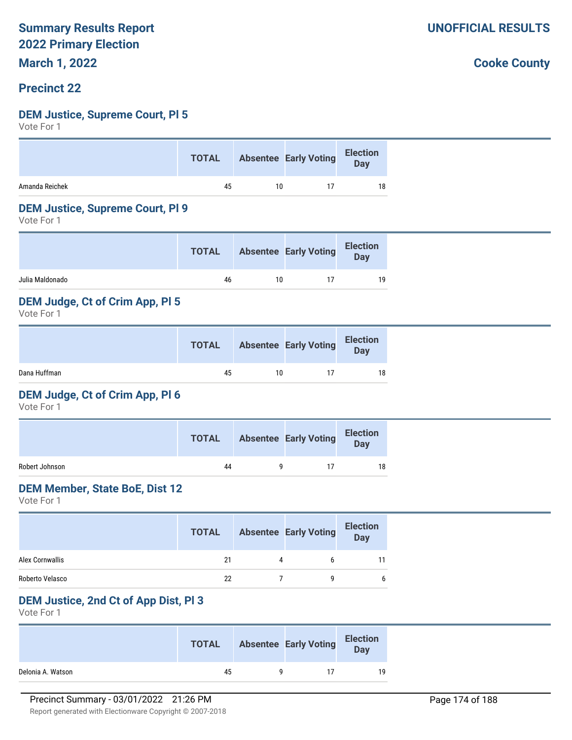# Summary Results Report
# 2022 Primary Election
# March 1, 2022

**UNOFFICIAL RESULTS**

**Cooke County**

## Precinct 22

### DEM Justice, Supreme Court, Pl 5
Vote For 1

| | TOTAL | Absentee | Early Voting | Election Day |
|---|---|---|---|---|
| Amanda Reichek | 45 | 10 | 17 | 18 |

### DEM Justice, Supreme Court, Pl 9
Vote For 1

| | TOTAL | Absentee | Early Voting | Election Day |
|---|---|---|---|---|
| Julia Maldonado | 46 | 10 | 17 | 19 |

### DEM Judge, Ct of Crim App, Pl 5
Vote For 1

| | TOTAL | Absentee | Early Voting | Election Day |
|---|---|---|---|---|
| Dana Huffman | 45 | 10 | 17 | 18 |

### DEM Judge, Ct of Crim App, Pl 6
Vote For 1

| | TOTAL | Absentee | Early Voting | Election Day |
|---|---|---|---|---|
| Robert Johnson | 44 | 9 | 17 | 18 |

### DEM Member, State BoE, Dist 12
Vote For 1

| | TOTAL | Absentee | Early Voting | Election Day |
|---|---|---|---|---|
| Alex Cornwallis | 21 | 4 | 6 | 11 |
| Roberto Velasco | 22 | 7 | 9 | 6 |

### DEM Justice, 2nd Ct of App Dist, Pl 3
Vote For 1

| | TOTAL | Absentee | Early Voting | Election Day |
|---|---|---|---|---|
| Delonia A. Watson | 45 | 9 | 17 | 19 |

Precinct Summary - 03/01/2022 21:26 PM

Report generated with Electionware Copyright © 2007-2018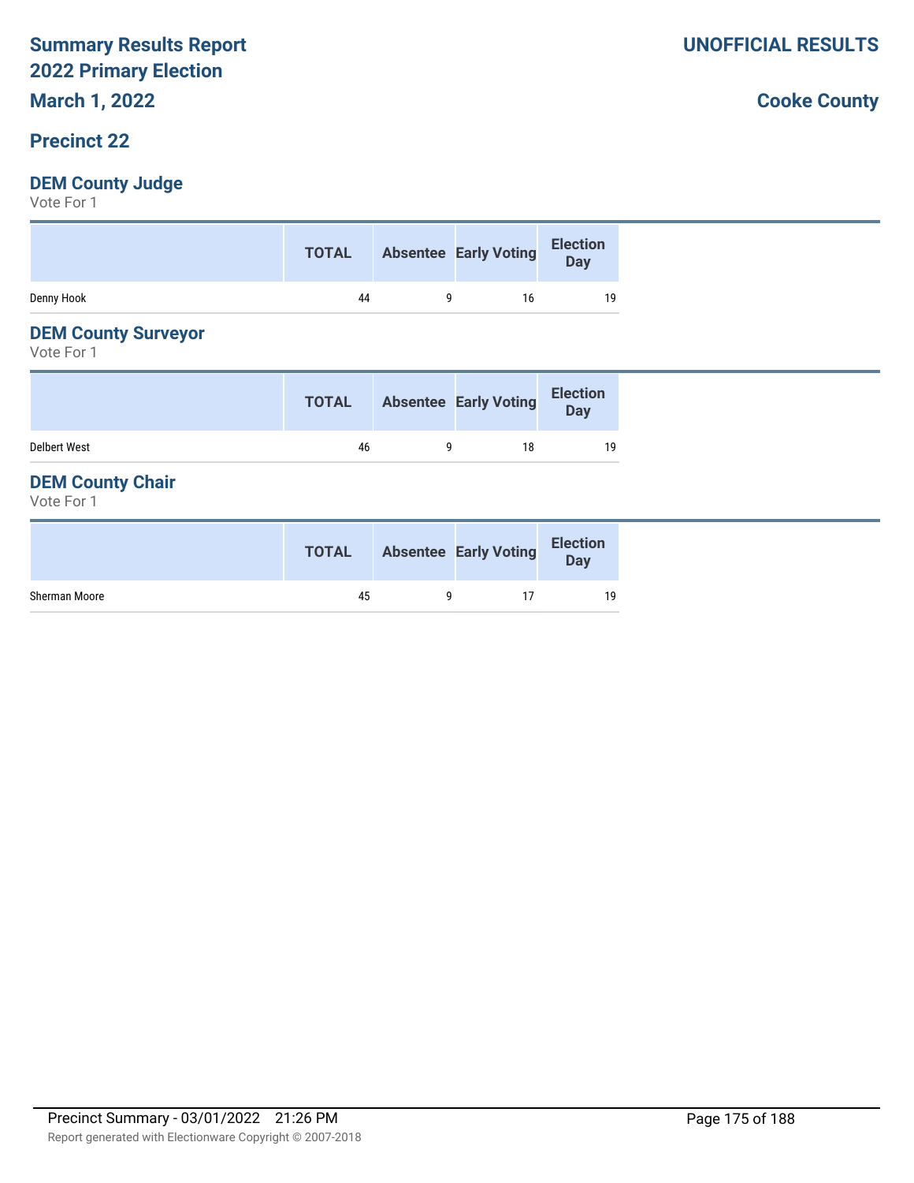# Summary Results Report
# 2022 Primary Election
# March 1, 2022

**UNOFFICIAL RESULTS**

**Cooke County**

## Precinct 22

### DEM County Judge

Vote For 1

| | TOTAL | Absentee | Early Voting | Election Day |
|---|---|---|---|---|
| Denny Hook | 44 | 9 | 16 | 19 |

### DEM County Surveyor

Vote For 1

| | TOTAL | Absentee | Early Voting | Election Day |
|---|---|---|---|---|
| Delbert West | 46 | 9 | 18 | 19 |

### DEM County Chair

Vote For 1

| | TOTAL | Absentee | Early Voting | Election Day |
|---|---|---|---|---|
| Sherman Moore | 45 | 9 | 17 | 19 |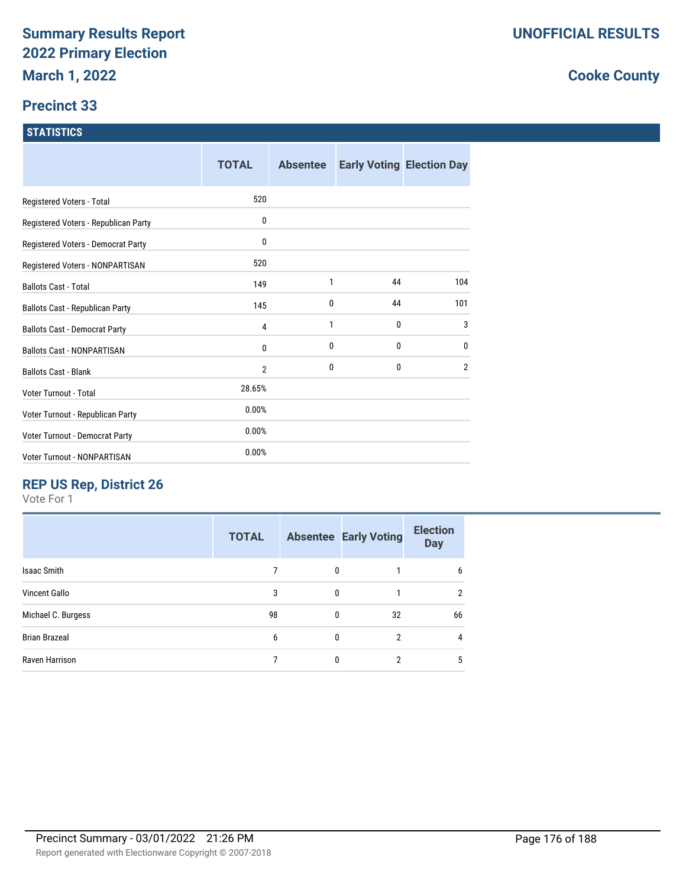# Summary Results Report
# 2022 Primary Election
### March 1, 2022

**UNOFFICIAL RESULTS**

**Cooke County**

## Precinct 33

### STATISTICS

| | TOTAL | Absentee | Early Voting | Election Day |
|---|---|---|---|---|
| Registered Voters - Total | 520 | | | |
| Registered Voters - Republican Party | 0 | | | |
| Registered Voters - Democrat Party | 0 | | | |
| Registered Voters - NONPARTISAN | 520 | | | |
| Ballots Cast - Total | 149 | 1 | 44 | 104 |
| Ballots Cast - Republican Party | 145 | 0 | 44 | 101 |
| Ballots Cast - Democrat Party | 4 | 1 | 0 | 3 |
| Ballots Cast - NONPARTISAN | 0 | 0 | 0 | 0 |
| Ballots Cast - Blank | 2 | 0 | 0 | 2 |
| Voter Turnout - Total | 28.65% | | | |
| Voter Turnout - Republican Party | 0.00% | | | |
| Voter Turnout - Democrat Party | 0.00% | | | |
| Voter Turnout - NONPARTISAN | 0.00% | | | |

### REP US Rep, District 26

Vote For 1

| | TOTAL | Absentee | Early Voting | Election Day |
|---|---|---|---|---|
| Isaac Smith | 7 | 0 | 1 | 6 |
| Vincent Gallo | 3 | 0 | 1 | 2 |
| Michael C. Burgess | 98 | 0 | 32 | 66 |
| Brian Brazeal | 6 | 0 | 2 | 4 |
| Raven Harrison | 7 | 0 | 2 | 5 |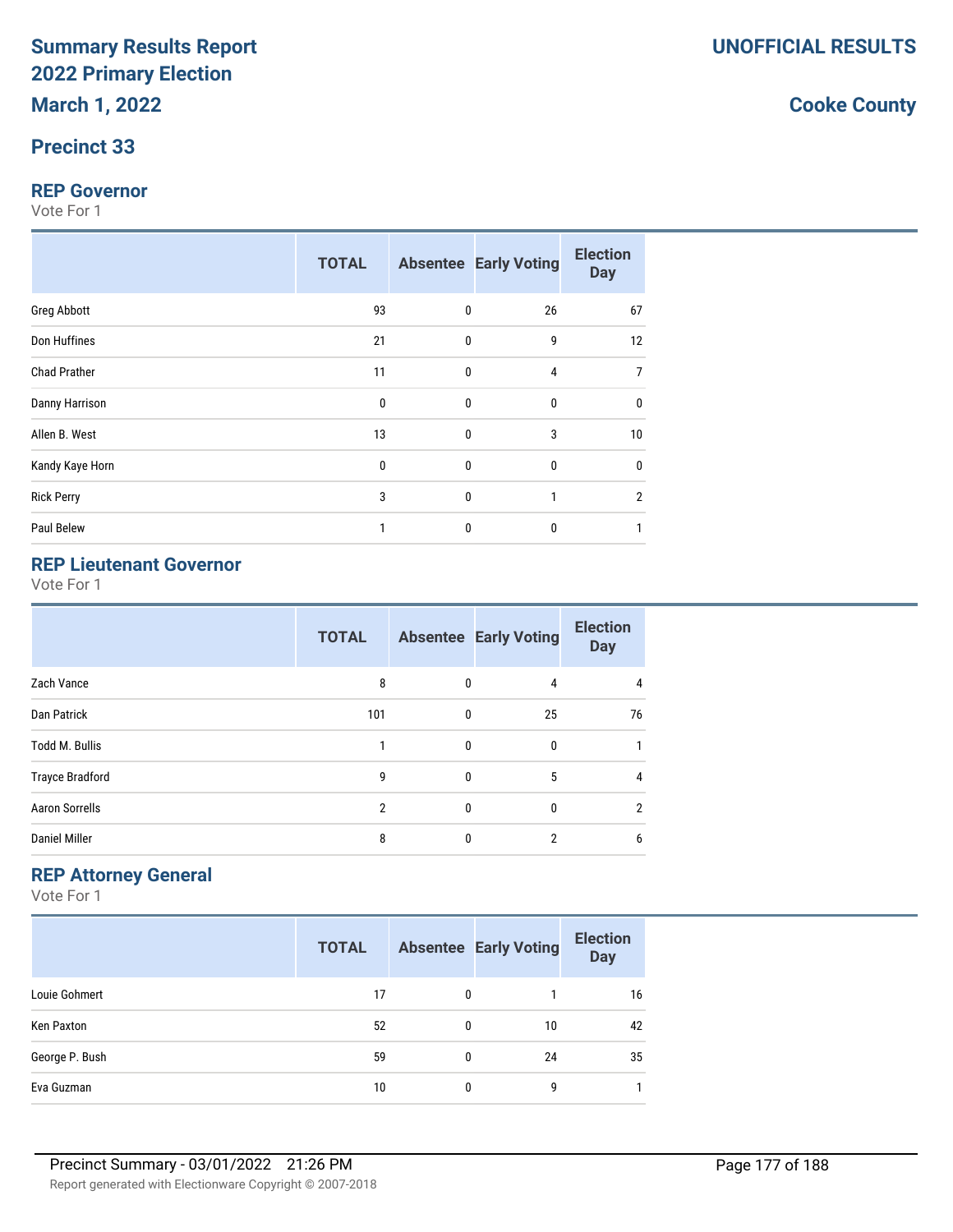# Summary Results Report
# 2022 Primary Election
# March 1, 2022

**UNOFFICIAL RESULTS**

**Cooke County**

## Precinct 33

### REP Governor

Vote For 1

| | TOTAL | Absentee | Early Voting | Election Day |
|---|---|---|---|---|
| Greg Abbott | 93 | 0 | 26 | 67 |
| Don Huffines | 21 | 0 | 9 | 12 |
| Chad Prather | 11 | 0 | 4 | 7 |
| Danny Harrison | 0 | 0 | 0 | 0 |
| Allen B. West | 13 | 0 | 3 | 10 |
| Kandy Kaye Horn | 0 | 0 | 0 | 0 |
| Rick Perry | 3 | 0 | 1 | 2 |
| Paul Belew | 1 | 0 | 0 | 1 |

### REP Lieutenant Governor

Vote For 1

| | TOTAL | Absentee | Early Voting | Election Day |
|---|---|---|---|---|
| Zach Vance | 8 | 0 | 4 | 4 |
| Dan Patrick | 101 | 0 | 25 | 76 |
| Todd M. Bullis | 1 | 0 | 0 | 1 |
| Trayce Bradford | 9 | 0 | 5 | 4 |
| Aaron Sorrells | 2 | 0 | 0 | 2 |
| Daniel Miller | 8 | 0 | 2 | 6 |

### REP Attorney General

Vote For 1

| | TOTAL | Absentee | Early Voting | Election Day |
|---|---|---|---|---|
| Louie Gohmert | 17 | 0 | 1 | 16 |
| Ken Paxton | 52 | 0 | 10 | 42 |
| George P. Bush | 59 | 0 | 24 | 35 |
| Eva Guzman | 10 | 0 | 9 | 1 |

Precinct Summary - 03/01/2022 21:26 PM

Report generated with Electionware Copyright © 2007-2018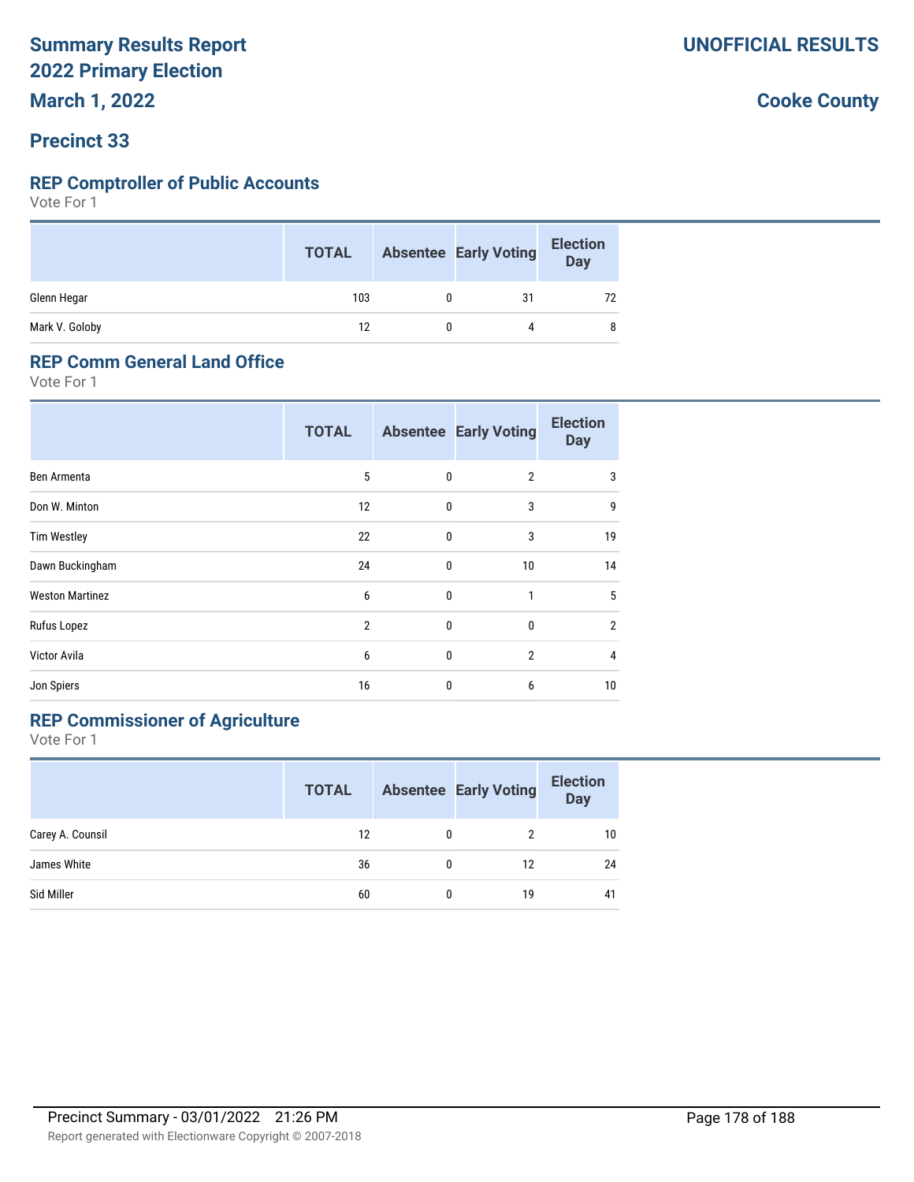# Summary Results Report
# 2022 Primary Election
# March 1, 2022

**UNOFFICIAL RESULTS**

**Cooke County**

## Precinct 33

### REP Comptroller of Public Accounts

Vote For 1

| | TOTAL | Absentee | Early Voting | Election Day |
|---|---|---|---|---|
| Glenn Hegar | 103 | 0 | 31 | 72 |
| Mark V. Goloby | 12 | 0 | 4 | 8 |

### REP Comm General Land Office

Vote For 1

| | TOTAL | Absentee | Early Voting | Election Day |
|---|---|---|---|---|
| Ben Armenta | 5 | 0 | 2 | 3 |
| Don W. Minton | 12 | 0 | 3 | 9 |
| Tim Westley | 22 | 0 | 3 | 19 |
| Dawn Buckingham | 24 | 0 | 10 | 14 |
| Weston Martinez | 6 | 0 | 1 | 5 |
| Rufus Lopez | 2 | 0 | 0 | 2 |
| Victor Avila | 6 | 0 | 2 | 4 |
| Jon Spiers | 16 | 0 | 6 | 10 |

### REP Commissioner of Agriculture

Vote For 1

| | TOTAL | Absentee | Early Voting | Election Day |
|---|---|---|---|---|
| Carey A. Counsil | 12 | 0 | 2 | 10 |
| James White | 36 | 0 | 12 | 24 |
| Sid Miller | 60 | 0 | 19 | 41 |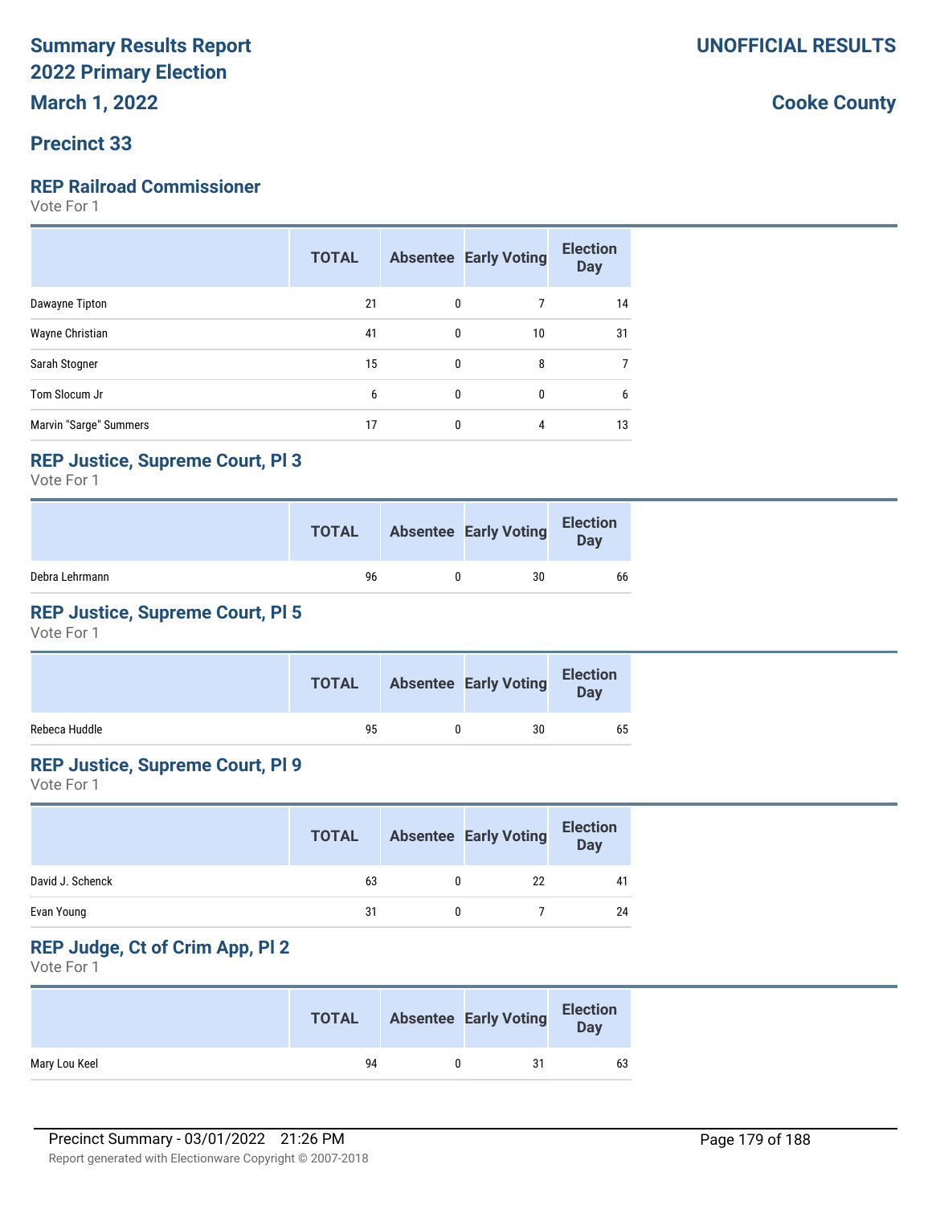# Summary Results Report
# 2022 Primary Election
# March 1, 2022

**UNOFFICIAL RESULTS**

**Cooke County**

## Precinct 33

### REP Railroad Commissioner
Vote For 1

| | TOTAL | Absentee | Early Voting | Election Day |
|---|---|---|---|---|
| Dawayne Tipton | 21 | 0 | 7 | 14 |
| Wayne Christian | 41 | 0 | 10 | 31 |
| Sarah Stogner | 15 | 0 | 8 | 7 |
| Tom Slocum Jr | 6 | 0 | 0 | 6 |
| Marvin "Sarge" Summers | 17 | 0 | 4 | 13 |

### REP Justice, Supreme Court, Pl 3
Vote For 1

| | TOTAL | Absentee | Early Voting | Election Day |
|---|---|---|---|---|
| Debra Lehrmann | 96 | 0 | 30 | 66 |

### REP Justice, Supreme Court, Pl 5
Vote For 1

| | TOTAL | Absentee | Early Voting | Election Day |
|---|---|---|---|---|
| Rebeca Huddle | 95 | 0 | 30 | 65 |

### REP Justice, Supreme Court, Pl 9
Vote For 1

| | TOTAL | Absentee | Early Voting | Election Day |
|---|---|---|---|---|
| David J. Schenck | 63 | 0 | 22 | 41 |
| Evan Young | 31 | 0 | 7 | 24 |

### REP Judge, Ct of Crim App, Pl 2
Vote For 1

| | TOTAL | Absentee | Early Voting | Election Day |
|---|---|---|---|---|
| Mary Lou Keel | 94 | 0 | 31 | 63 |

Precinct Summary - 03/01/2022 21:26 PM

Report generated with Electionware Copyright © 2007-2018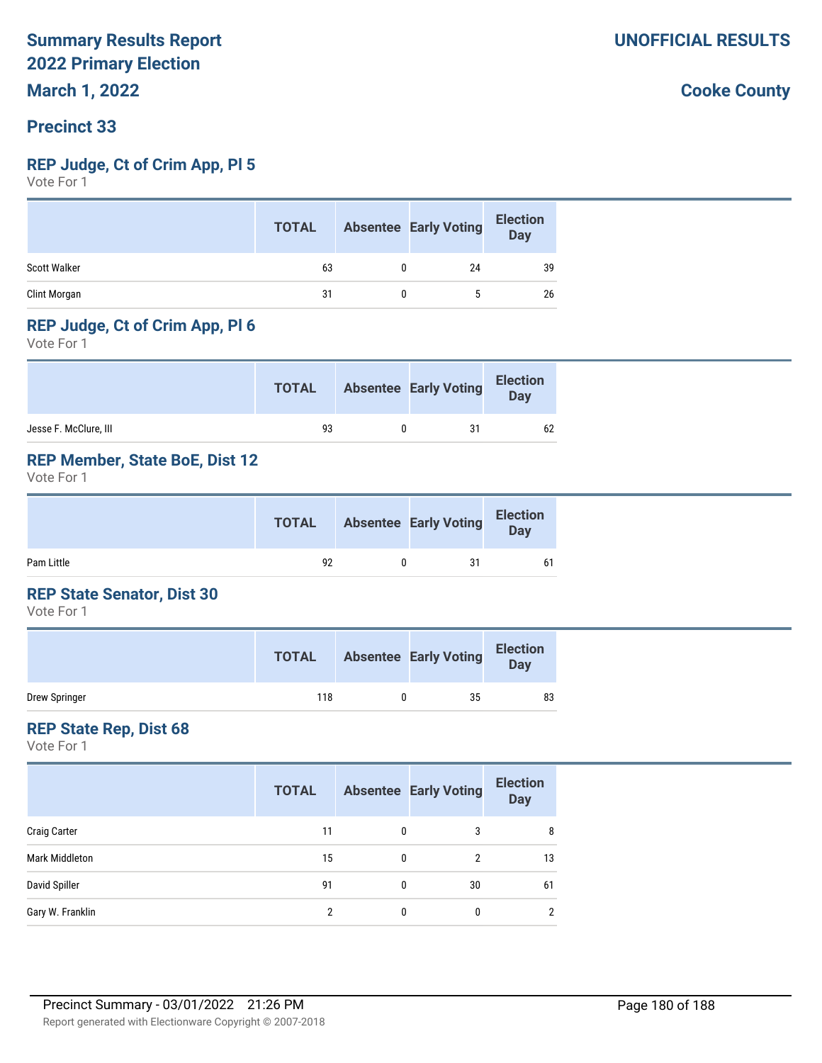**Summary Results Report**
**2022 Primary Election**
**March 1, 2022**

**UNOFFICIAL RESULTS**

**Cooke County**

## Precinct 33

### REP Judge, Ct of Crim App, Pl 5

Vote For 1

| | TOTAL | Absentee | Early Voting | Election Day |
|---|---|---|---|---|
| Scott Walker | 63 | 0 | 24 | 39 |
| Clint Morgan | 31 | 0 | 5 | 26 |

### REP Judge, Ct of Crim App, Pl 6

Vote For 1

| | TOTAL | Absentee | Early Voting | Election Day |
|---|---|---|---|---|
| Jesse F. McClure, III | 93 | 0 | 31 | 62 |

### REP Member, State BoE, Dist 12

Vote For 1

| | TOTAL | Absentee | Early Voting | Election Day |
|---|---|---|---|---|
| Pam Little | 92 | 0 | 31 | 61 |

### REP State Senator, Dist 30

Vote For 1

| | TOTAL | Absentee | Early Voting | Election Day |
|---|---|---|---|---|
| Drew Springer | 118 | 0 | 35 | 83 |

### REP State Rep, Dist 68

Vote For 1

| | TOTAL | Absentee | Early Voting | Election Day |
|---|---|---|---|---|
| Craig Carter | 11 | 0 | 3 | 8 |
| Mark Middleton | 15 | 0 | 2 | 13 |
| David Spiller | 91 | 0 | 30 | 61 |
| Gary W. Franklin | 2 | 0 | 0 | 2 |

Precinct Summary - 03/01/2022 21:26 PM

Report generated with Electionware Copyright © 2007-2018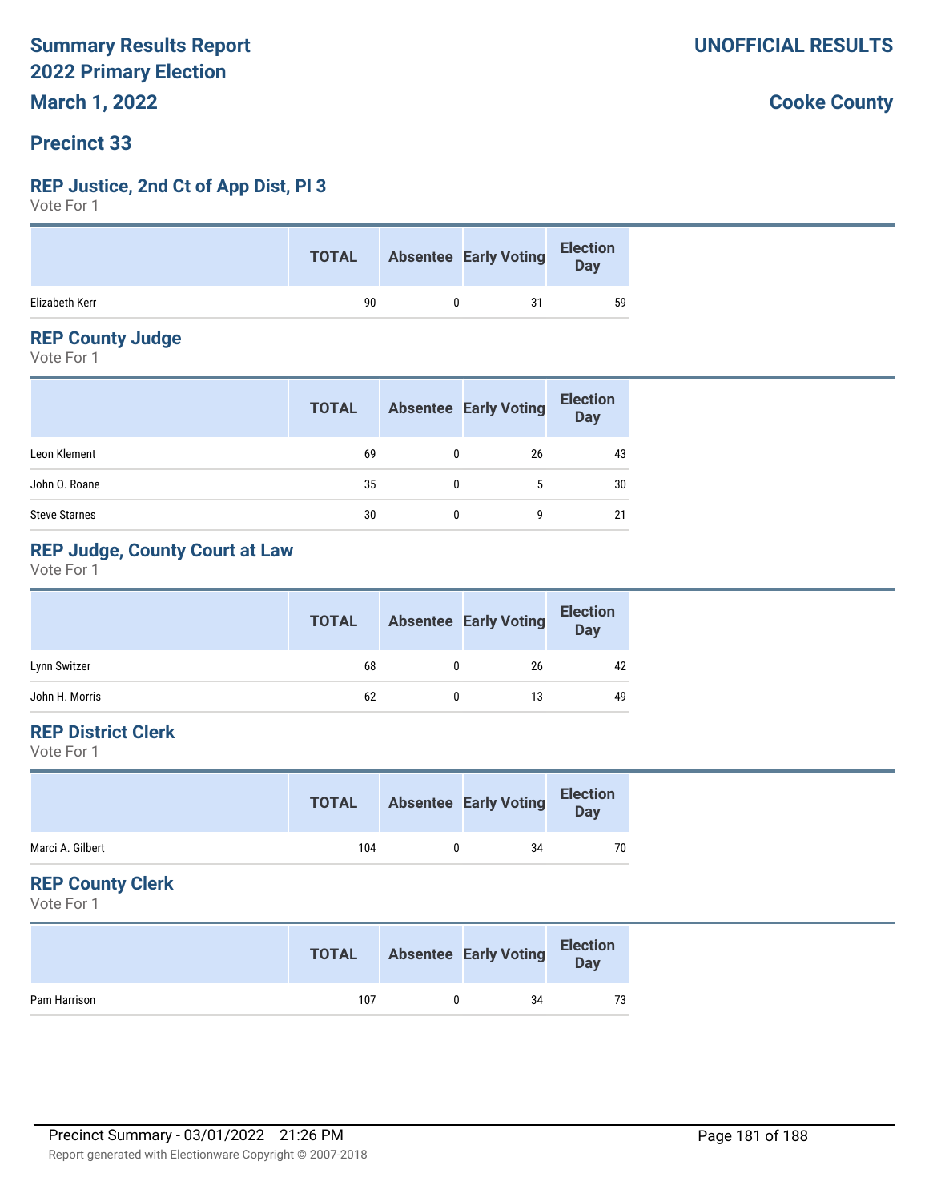# Summary Results Report
# 2022 Primary Election
# March 1, 2022

**UNOFFICIAL RESULTS**

**Cooke County**

## Precinct 33

### REP Justice, 2nd Ct of App Dist, Pl 3
Vote For 1

| | TOTAL | Absentee | Early Voting | Election Day |
|---|---|---|---|---|
| Elizabeth Kerr | 90 | 0 | 31 | 59 |

### REP County Judge
Vote For 1

| | TOTAL | Absentee | Early Voting | Election Day |
|---|---|---|---|---|
| Leon Klement | 69 | 0 | 26 | 43 |
| John O. Roane | 35 | 0 | 5 | 30 |
| Steve Starnes | 30 | 0 | 9 | 21 |

### REP Judge, County Court at Law
Vote For 1

| | TOTAL | Absentee | Early Voting | Election Day |
|---|---|---|---|---|
| Lynn Switzer | 68 | 0 | 26 | 42 |
| John H. Morris | 62 | 0 | 13 | 49 |

### REP District Clerk
Vote For 1

| | TOTAL | Absentee | Early Voting | Election Day |
|---|---|---|---|---|
| Marci A. Gilbert | 104 | 0 | 34 | 70 |

### REP County Clerk
Vote For 1

| | TOTAL | Absentee | Early Voting | Election Day |
|---|---|---|---|---|
| Pam Harrison | 107 | 0 | 34 | 73 |

Precinct Summary - 03/01/2022 21:26 PM

Report generated with Electionware Copyright © 2007-2018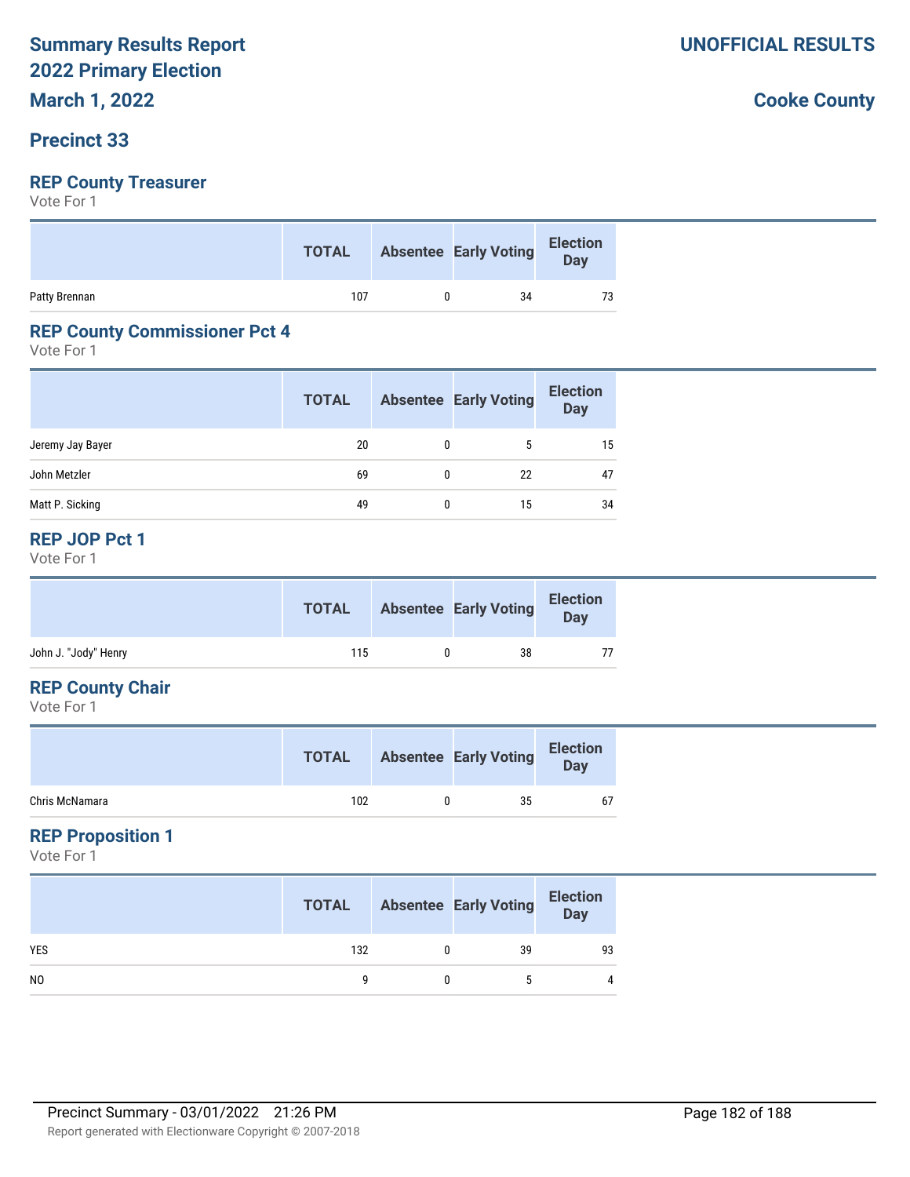# Summary Results Report
# 2022 Primary Election
## March 1, 2022

**UNOFFICIAL RESULTS**

**Cooke County**

## Precinct 33

### REP County Treasurer

Vote For 1

| | TOTAL | Absentee | Early Voting | Election Day |
|---|---|---|---|---|
| Patty Brennan | 107 | 0 | 34 | 73 |

### REP County Commissioner Pct 4

Vote For 1

| | TOTAL | Absentee | Early Voting | Election Day |
|---|---|---|---|---|
| Jeremy Jay Bayer | 20 | 0 | 5 | 15 |
| John Metzler | 69 | 0 | 22 | 47 |
| Matt P. Sicking | 49 | 0 | 15 | 34 |

### REP JOP Pct 1

Vote For 1

| | TOTAL | Absentee | Early Voting | Election Day |
|---|---|---|---|---|
| John J. "Jody" Henry | 115 | 0 | 38 | 77 |

### REP County Chair

Vote For 1

| | TOTAL | Absentee | Early Voting | Election Day |
|---|---|---|---|---|
| Chris McNamara | 102 | 0 | 35 | 67 |

### REP Proposition 1

Vote For 1

| | TOTAL | Absentee | Early Voting | Election Day |
|---|---|---|---|---|
| YES | 132 | 0 | 39 | 93 |
| NO | 9 | 0 | 5 | 4 |

Precinct Summary - 03/01/2022 21:26 PM

Report generated with Electionware Copyright © 2007-2018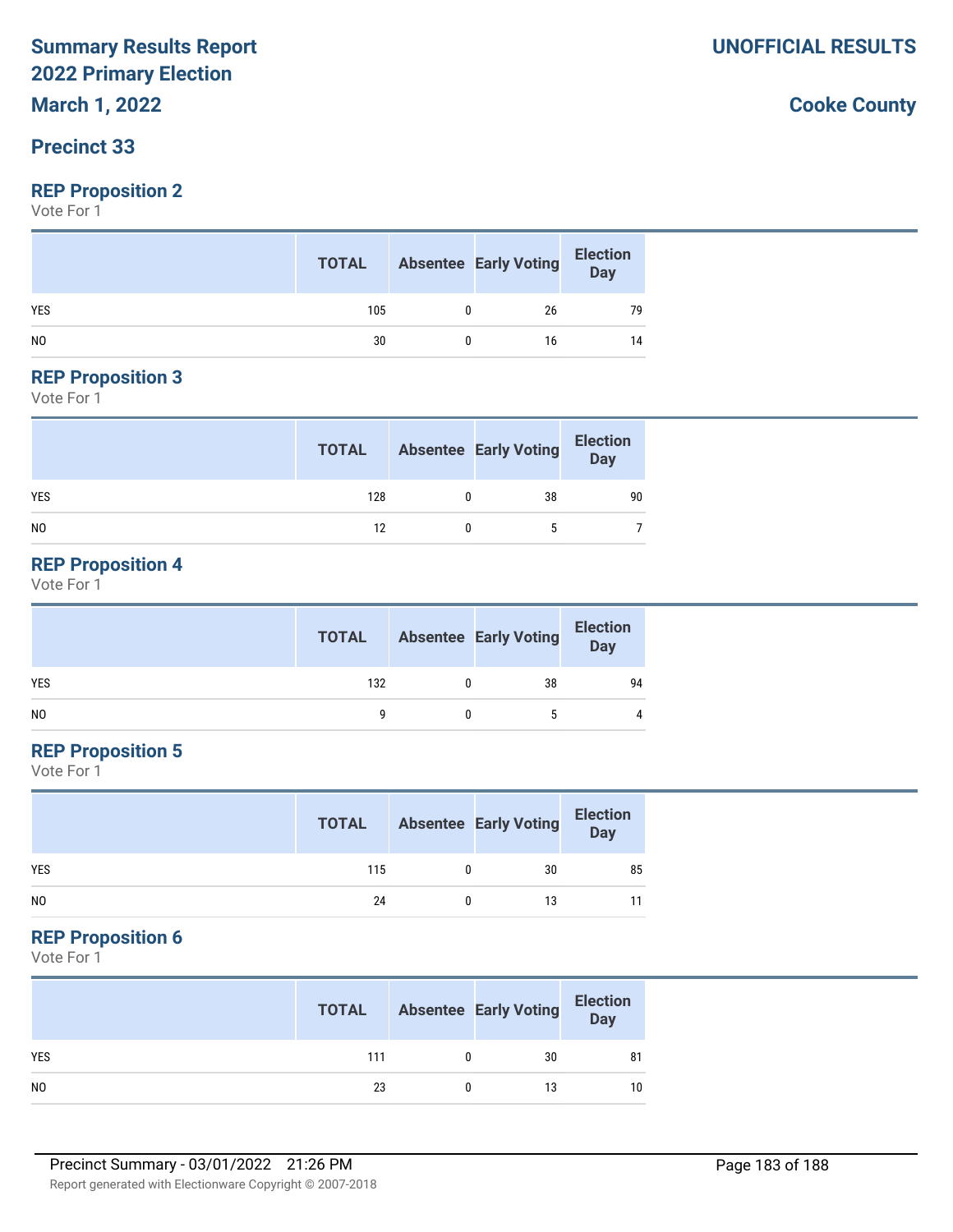# Summary Results Report
# 2022 Primary Election
# March 1, 2022

**UNOFFICIAL RESULTS**

**Cooke County**

## Precinct 33

### REP Proposition 2
Vote For 1

| | TOTAL | Absentee | Early Voting | Election Day |
|---|---|---|---|---|
| YES | 105 | 0 | 26 | 79 |
| NO | 30 | 0 | 16 | 14 |

### REP Proposition 3
Vote For 1

| | TOTAL | Absentee | Early Voting | Election Day |
|---|---|---|---|---|
| YES | 128 | 0 | 38 | 90 |
| NO | 12 | 0 | 5 | 7 |

### REP Proposition 4
Vote For 1

| | TOTAL | Absentee | Early Voting | Election Day |
|---|---|---|---|---|
| YES | 132 | 0 | 38 | 94 |
| NO | 9 | 0 | 5 | 4 |

### REP Proposition 5
Vote For 1

| | TOTAL | Absentee | Early Voting | Election Day |
|---|---|---|---|---|
| YES | 115 | 0 | 30 | 85 |
| NO | 24 | 0 | 13 | 11 |

### REP Proposition 6
Vote For 1

| | TOTAL | Absentee | Early Voting | Election Day |
|---|---|---|---|---|
| YES | 111 | 0 | 30 | 81 |
| NO | 23 | 0 | 13 | 10 |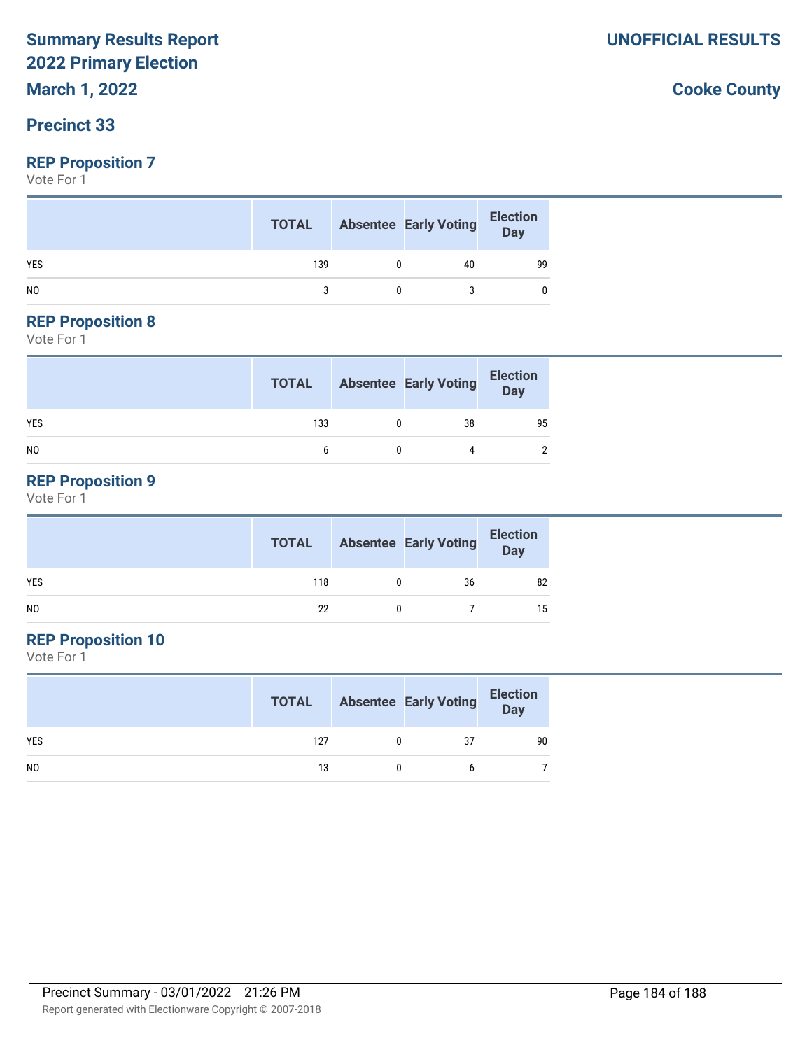# Summary Results Report
# 2022 Primary Election
# March 1, 2022

**UNOFFICIAL RESULTS**

**Cooke County**

## Precinct 33

### REP Proposition 7

Vote For 1

| | TOTAL | Absentee | Early Voting | Election Day |
|---|---|---|---|---|
| YES | 139 | 0 | 40 | 99 |
| NO | 3 | 0 | 3 | 0 |

### REP Proposition 8

Vote For 1

| | TOTAL | Absentee | Early Voting | Election Day |
|---|---|---|---|---|
| YES | 133 | 0 | 38 | 95 |
| NO | 6 | 0 | 4 | 2 |

### REP Proposition 9

Vote For 1

| | TOTAL | Absentee | Early Voting | Election Day |
|---|---|---|---|---|
| YES | 118 | 0 | 36 | 82 |
| NO | 22 | 0 | 7 | 15 |

### REP Proposition 10

Vote For 1

| | TOTAL | Absentee | Early Voting | Election Day |
|---|---|---|---|---|
| YES | 127 | 0 | 37 | 90 |
| NO | 13 | 0 | 6 | 7 |

Precinct Summary - 03/01/2022 21:26 PM

Report generated with Electionware Copyright © 2007-2018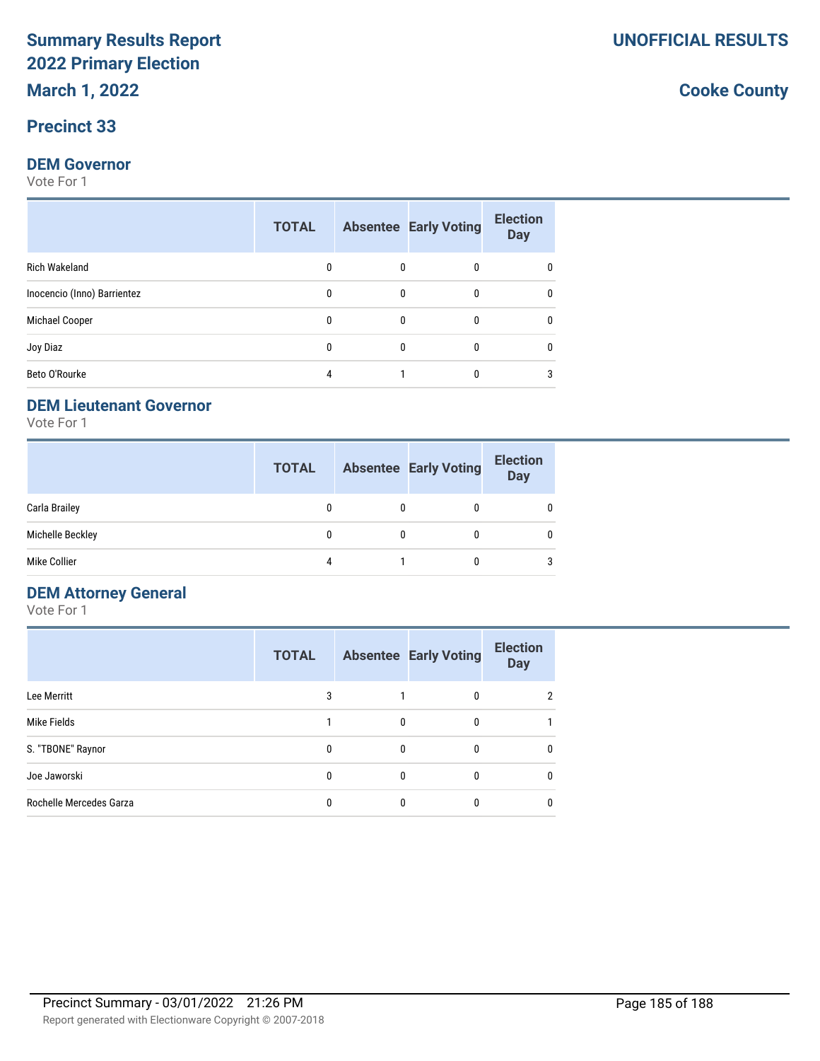# Summary Results Report
# 2022 Primary Election
### March 1, 2022

**UNOFFICIAL RESULTS**

**Cooke County**

## Precinct 33

### DEM Governor

Vote For 1

| | TOTAL | Absentee | Early Voting | Election Day |
|---|---|---|---|---|
| Rich Wakeland | 0 | 0 | 0 | 0 |
| Inocencio (Inno) Barrientez | 0 | 0 | 0 | 0 |
| Michael Cooper | 0 | 0 | 0 | 0 |
| Joy Diaz | 0 | 0 | 0 | 0 |
| Beto O'Rourke | 4 | 1 | 0 | 3 |

### DEM Lieutenant Governor

Vote For 1

| | TOTAL | Absentee | Early Voting | Election Day |
|---|---|---|---|---|
| Carla Brailey | 0 | 0 | 0 | 0 |
| Michelle Beckley | 0 | 0 | 0 | 0 |
| Mike Collier | 4 | 1 | 0 | 3 |

### DEM Attorney General

Vote For 1

| | TOTAL | Absentee | Early Voting | Election Day |
|---|---|---|---|---|
| Lee Merritt | 3 | 1 | 0 | 2 |
| Mike Fields | 1 | 0 | 0 | 1 |
| S. "TBONE" Raynor | 0 | 0 | 0 | 0 |
| Joe Jaworski | 0 | 0 | 0 | 0 |
| Rochelle Mercedes Garza | 0 | 0 | 0 | 0 |

Precinct Summary - 03/01/2022 21:26 PM

Report generated with Electionware Copyright © 2007-2018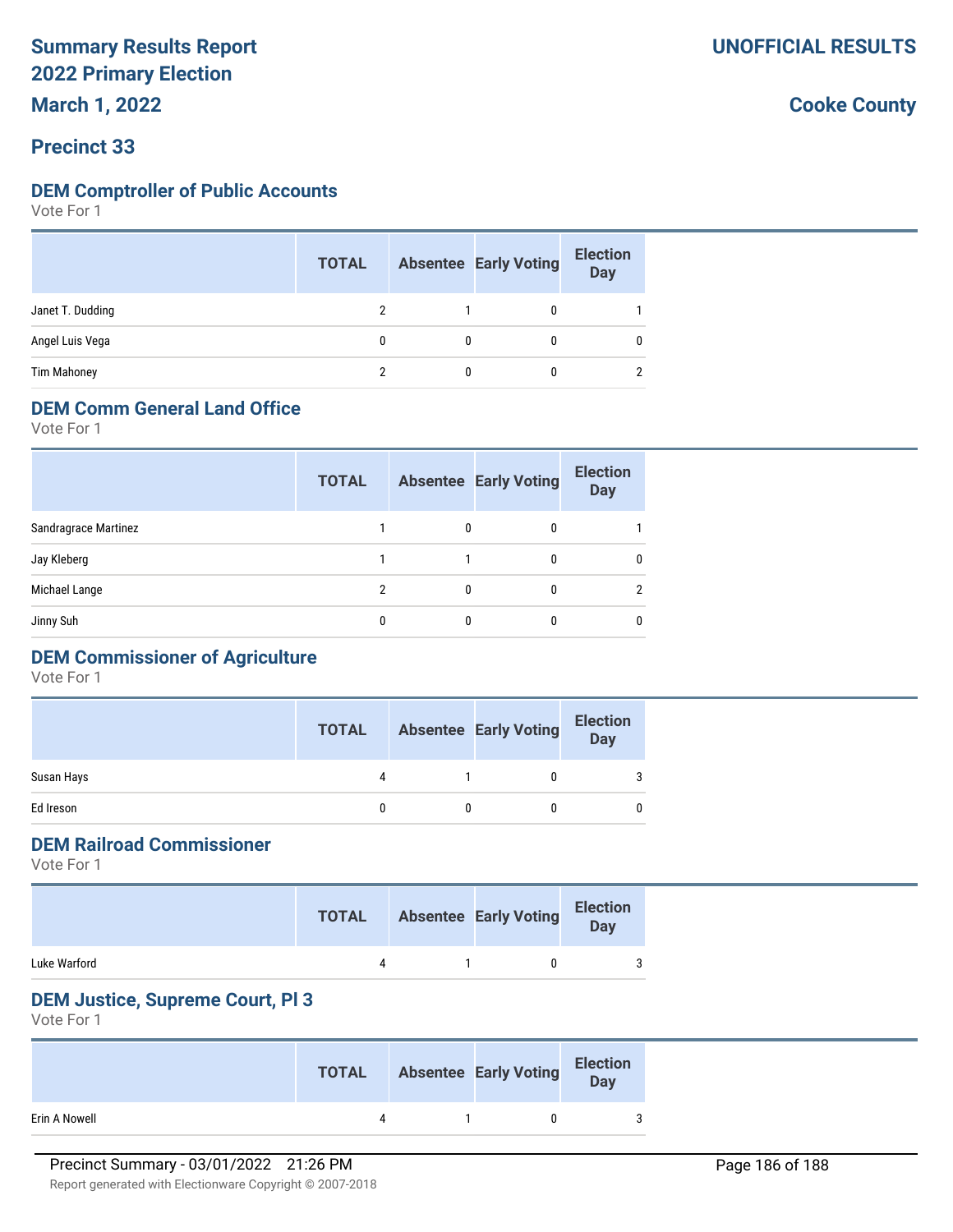# Summary Results Report
# 2022 Primary Election
# March 1, 2022

**UNOFFICIAL RESULTS**

**Cooke County**

## Precinct 33

### DEM Comptroller of Public Accounts

Vote For 1

| | TOTAL | Absentee | Early Voting | Election Day |
|---|---|---|---|---|
| Janet T. Dudding | 2 | 1 | 0 | 1 |
| Angel Luis Vega | 0 | 0 | 0 | 0 |
| Tim Mahoney | 2 | 0 | 0 | 2 |

### DEM Comm General Land Office

Vote For 1

| | TOTAL | Absentee | Early Voting | Election Day |
|---|---|---|---|---|
| Sandragrace Martinez | 1 | 0 | 0 | 1 |
| Jay Kleberg | 1 | 1 | 0 | 0 |
| Michael Lange | 2 | 0 | 0 | 2 |
| Jinny Suh | 0 | 0 | 0 | 0 |

### DEM Commissioner of Agriculture

Vote For 1

| | TOTAL | Absentee | Early Voting | Election Day |
|---|---|---|---|---|
| Susan Hays | 4 | 1 | 0 | 3 |
| Ed Ireson | 0 | 0 | 0 | 0 |

### DEM Railroad Commissioner

Vote For 1

| | TOTAL | Absentee | Early Voting | Election Day |
|---|---|---|---|---|
| Luke Warford | 4 | 1 | 0 | 3 |

### DEM Justice, Supreme Court, Pl 3

Vote For 1

| | TOTAL | Absentee | Early Voting | Election Day |
|---|---|---|---|---|
| Erin A Nowell | 4 | 1 | 0 | 3 |

Precinct Summary - 03/01/2022 21:26 PM

Report generated with Electionware Copyright © 2007-2018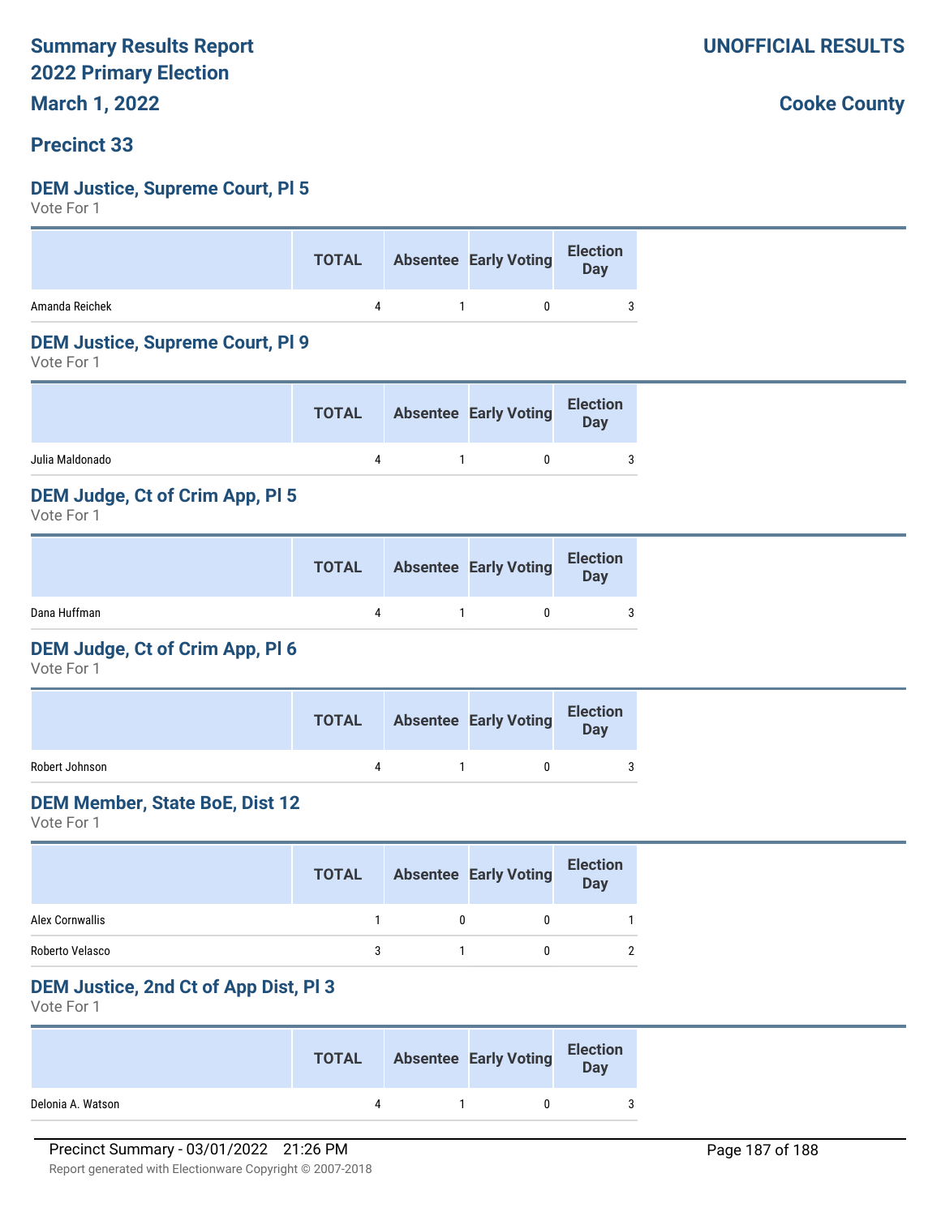# Summary Results Report
# 2022 Primary Election
# March 1, 2022

**UNOFFICIAL RESULTS**

**Cooke County**

## Precinct 33

### DEM Justice, Supreme Court, Pl 5

Vote For 1

| | TOTAL | Absentee | Early Voting | Election Day |
|---|---|---|---|---|
| Amanda Reichek | 4 | 1 | 0 | 3 |

### DEM Justice, Supreme Court, Pl 9

Vote For 1

| | TOTAL | Absentee | Early Voting | Election Day |
|---|---|---|---|---|
| Julia Maldonado | 4 | 1 | 0 | 3 |

### DEM Judge, Ct of Crim App, Pl 5

Vote For 1

| | TOTAL | Absentee | Early Voting | Election Day |
|---|---|---|---|---|
| Dana Huffman | 4 | 1 | 0 | 3 |

### DEM Judge, Ct of Crim App, Pl 6

Vote For 1

| | TOTAL | Absentee | Early Voting | Election Day |
|---|---|---|---|---|
| Robert Johnson | 4 | 1 | 0 | 3 |

### DEM Member, State BoE, Dist 12

Vote For 1

| | TOTAL | Absentee | Early Voting | Election Day |
|---|---|---|---|---|
| Alex Cornwallis | 1 | 0 | 0 | 1 |
| Roberto Velasco | 3 | 1 | 0 | 2 |

### DEM Justice, 2nd Ct of App Dist, Pl 3

Vote For 1

| | TOTAL | Absentee | Early Voting | Election Day |
|---|---|---|---|---|
| Delonia A. Watson | 4 | 1 | 0 | 3 |

Precinct Summary - 03/01/2022 21:26 PM

Report generated with Electionware Copyright © 2007-2018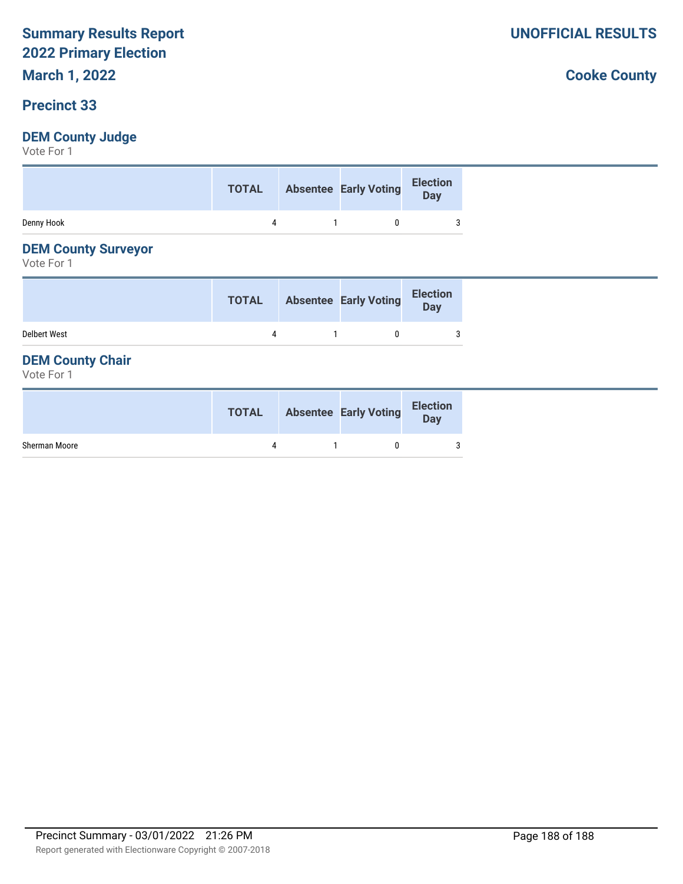# Summary Results Report
# 2022 Primary Election
## March 1, 2022

**UNOFFICIAL RESULTS**

**Cooke County**

## Precinct 33

### DEM County Judge

Vote For 1

| | TOTAL | Absentee | Early Voting | Election Day |
|---|---|---|---|---|
| Denny Hook | 4 | 1 | 0 | 3 |

### DEM County Surveyor

Vote For 1

| | TOTAL | Absentee | Early Voting | Election Day |
|---|---|---|---|---|
| Delbert West | 4 | 1 | 0 | 3 |

### DEM County Chair

Vote For 1

| | TOTAL | Absentee | Early Voting | Election Day |
|---|---|---|---|---|
| Sherman Moore | 4 | 1 | 0 | 3 |